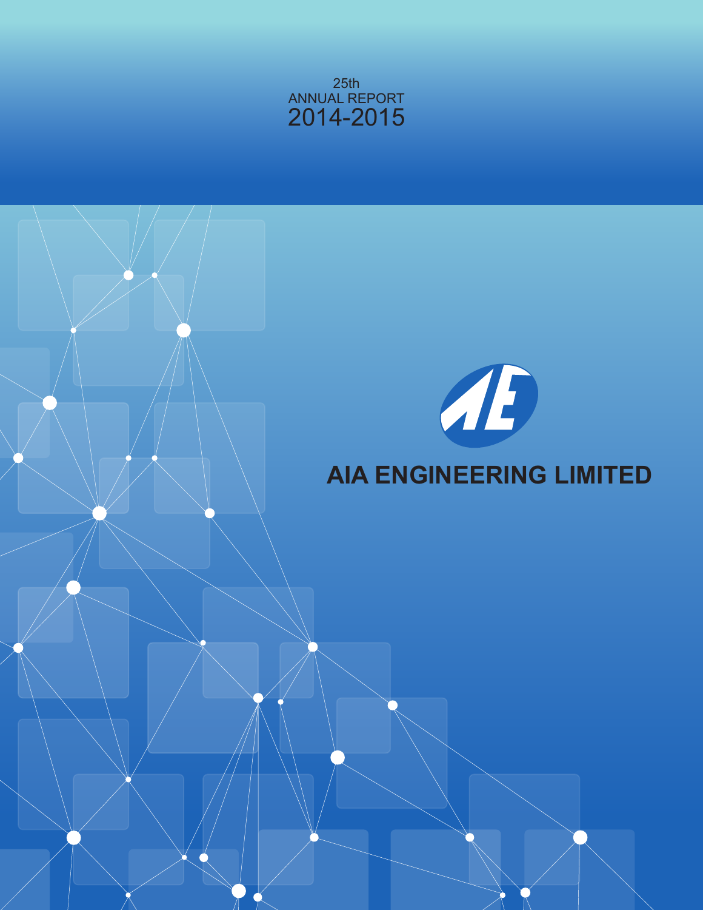25th

ANNUAL REPORT

2014-2015

# AIA ENGINEERING LIMITED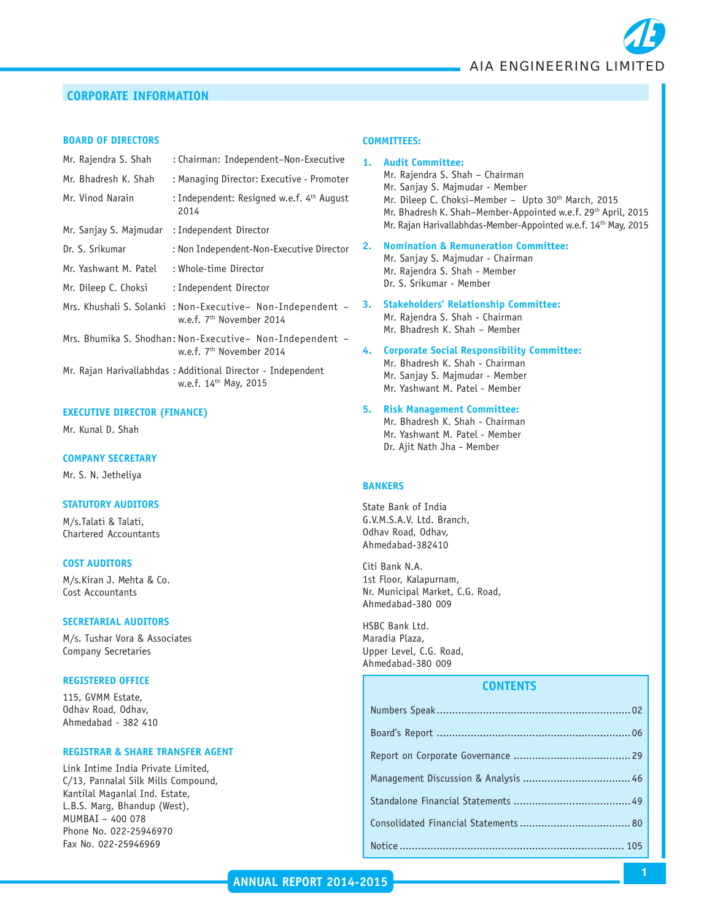# CORPORATE INFORMATION

## BOARD OF DIRECTORS

| | |
|---|---|
| Mr. Rajendra S. Shah | : Chairman: Independent–Non-Executive |
| Mr. Bhadresh K. Shah | : Managing Director: Executive - Promoter |
| Mr. Vinod Narain | : Independent: Resigned w.e.f. 4th August 2014 |
| Mr. Sanjay S. Majmudar | : Independent Director |
| Dr. S. Srikumar | : Non Independent-Non-Executive Director |
| Mr. Yashwant M. Patel | : Whole-time Director |
| Mr. Dileep C. Choksi | : Independent Director |
| Mrs. Khushali S. Solanki | : Non-Executive– Non-Independent – w.e.f. 7th November 2014 |
| Mrs. Bhumika S. Shodhan | : Non-Executive– Non-Independent – w.e.f. 7th November 2014 |
| Mr. Rajan Harivallabhdas | : Additional Director - Independent w.e.f. 14th May, 2015 |

## EXECUTIVE DIRECTOR (FINANCE)

Mr. Kunal D. Shah

## COMPANY SECRETARY

Mr. S. N. Jetheliya

## STATUTORY AUDITORS

M/s.Talati & Talati,
Chartered Accountants

## COST AUDITORS

M/s.Kiran J. Mehta & Co.
Cost Accountants

## SECRETARIAL AUDITORS

M/s. Tushar Vora & Associates
Company Secretaries

## REGISTERED OFFICE

115, GVMM Estate,
Odhav Road, Odhav,
Ahmedabad - 382 410

## REGISTRAR & SHARE TRANSFER AGENT

Link Intime India Private Limited,
C/13, Pannalal Silk Mills Compound,
Kantilal Maganlal Ind. Estate,
L.B.S. Marg, Bhandup (West),
MUMBAI – 400 078
Phone No. 022-25946970
Fax No. 022-25946969

## COMMITTEES:

1. **Audit Committee:**
   Mr. Rajendra S. Shah – Chairman
   Mr. Sanjay S. Majmudar - Member
   Mr. Dileep C. Choksi–Member – Upto 30th March, 2015
   Mr. Bhadresh K. Shah–Member-Appointed w.e.f. 29th April, 2015
   Mr. Rajan Harivallabhdas-Member-Appointed w.e.f. 14th May, 2015

2. **Nomination & Remuneration Committee:**
   Mr. Sanjay S. Majmudar - Chairman
   Mr. Rajendra S. Shah - Member
   Dr. S. Srikumar - Member

3. **Stakeholders' Relationship Committee:**
   Mr. Rajendra S. Shah - Chairman
   Mr. Bhadresh K. Shah – Member

4. **Corporate Social Responsibility Committee:**
   Mr. Bhadresh K. Shah - Chairman
   Mr. Sanjay S. Majmudar - Member
   Mr. Yashwant M. Patel - Member

5. **Risk Management Committee:**
   Mr. Bhadresh K. Shah - Chairman
   Mr. Yashwant M. Patel - Member
   Dr. Ajit Nath Jha - Member

## BANKERS

State Bank of India
G.V.M.S.A.V. Ltd. Branch,
Odhav Road, Odhav,
Ahmedabad-382410

Citi Bank N.A.
1st Floor, Kalapurnam,
Nr. Municipal Market, C.G. Road,
Ahmedabad-380 009

HSBC Bank Ltd.
Maradia Plaza,
Upper Level, C.G. Road,
Ahmedabad-380 009

## CONTENTS

| | |
|---|---|
| Numbers Speak | 02 |
| Board's Report | 06 |
| Report on Corporate Governance | 29 |
| Management Discussion & Analysis | 46 |
| Standalone Financial Statements | 49 |
| Consolidated Financial Statements | 80 |
| Notice | 105 |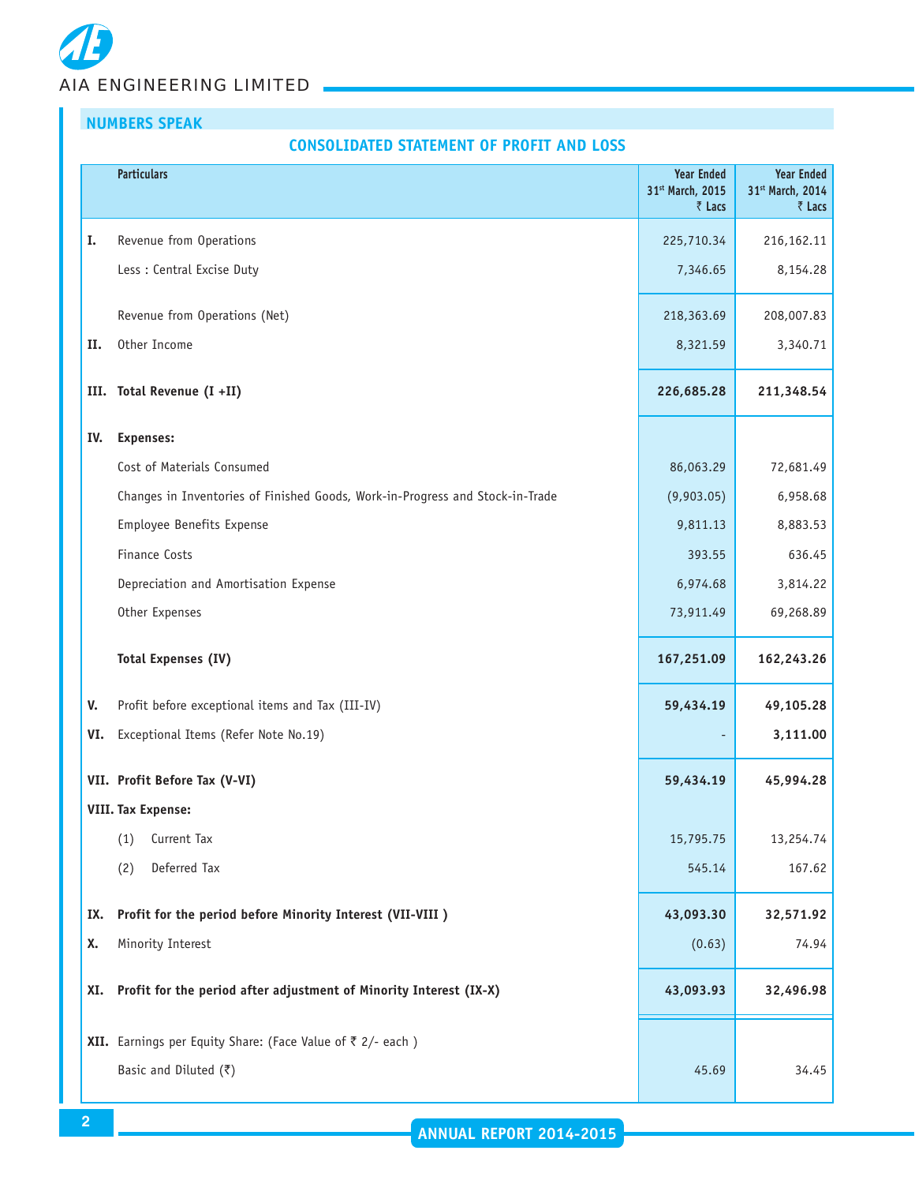## NUMBERS SPEAK

### CONSOLIDATED STATEMENT OF PROFIT AND LOSS

| | Particulars | Year Ended 31st March, 2015 ₹ Lacs | Year Ended 31st March, 2014 ₹ Lacs |
|---|---|---|---|
| I. | Revenue from Operations | 225,710.34 | 216,162.11 |
| | Less : Central Excise Duty | 7,346.65 | 8,154.28 |
| | Revenue from Operations (Net) | 218,363.69 | 208,007.83 |
| II. | Other Income | 8,321.59 | 3,340.71 |
| **III.** | **Total Revenue (I +II)** | **226,685.28** | **211,348.54** |
| **IV.** | **Expenses:** | | |
| | Cost of Materials Consumed | 86,063.29 | 72,681.49 |
| | Changes in Inventories of Finished Goods, Work-in-Progress and Stock-in-Trade | (9,903.05) | 6,958.68 |
| | Employee Benefits Expense | 9,811.13 | 8,883.53 |
| | Finance Costs | 393.55 | 636.45 |
| | Depreciation and Amortisation Expense | 6,974.68 | 3,814.22 |
| | Other Expenses | 73,911.49 | 69,268.89 |
| | **Total Expenses (IV)** | **167,251.09** | **162,243.26** |
| V. | Profit before exceptional items and Tax (III-IV) | **59,434.19** | **49,105.28** |
| VI. | Exceptional Items (Refer Note No.19) | - | **3,111.00** |
| **VII.** | **Profit Before Tax (V-VI)** | **59,434.19** | **45,994.28** |
| **VIII.** | **Tax Expense:** | | |
| | (1) Current Tax | 15,795.75 | 13,254.74 |
| | (2) Deferred Tax | 545.14 | 167.62 |
| **IX.** | **Profit for the period before Minority Interest (VII-VIII )** | **43,093.30** | **32,571.92** |
| X. | Minority Interest | (0.63) | 74.94 |
| **XI.** | **Profit for the period after adjustment of Minority Interest (IX-X)** | **43,093.93** | **32,496.98** |
| **XII.** | Earnings per Equity Share: (Face Value of ₹ 2/- each ) | | |
| | Basic and Diluted (₹) | 45.69 | 34.45 |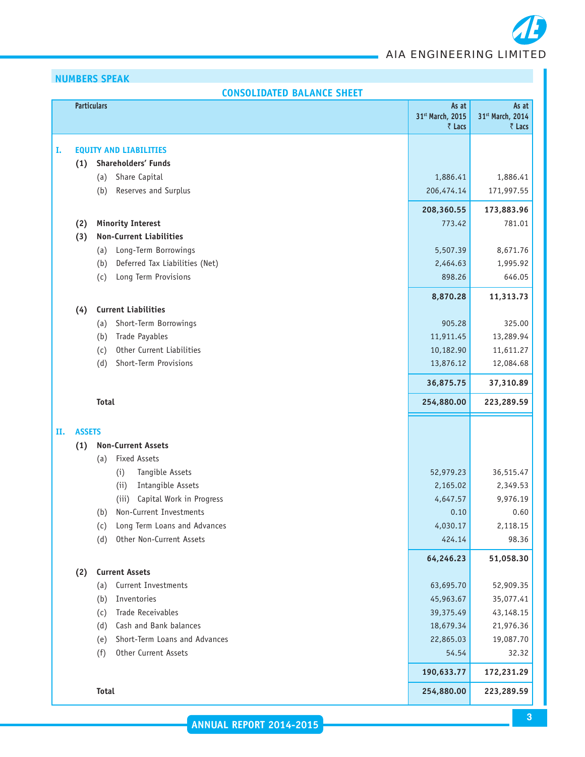## NUMBERS SPEAK

### CONSOLIDATED BALANCE SHEET

| Particulars | As at 31st March, 2015 ₹ Lacs | As at 31st March, 2014 ₹ Lacs |
|---|---|---|
| **I. EQUITY AND LIABILITIES** | | |
| **(1) Shareholders' Funds** | | |
| (a) Share Capital | 1,886.41 | 1,886.41 |
| (b) Reserves and Surplus | 206,474.14 | 171,997.55 |
| | **208,360.55** | **173,883.96** |
| **(2) Minority Interest** | 773.42 | 781.01 |
| **(3) Non-Current Liabilities** | | |
| (a) Long-Term Borrowings | 5,507.39 | 8,671.76 |
| (b) Deferred Tax Liabilities (Net) | 2,464.63 | 1,995.92 |
| (c) Long Term Provisions | 898.26 | 646.05 |
| | **8,870.28** | **11,313.73** |
| **(4) Current Liabilities** | | |
| (a) Short-Term Borrowings | 905.28 | 325.00 |
| (b) Trade Payables | 11,911.45 | 13,289.94 |
| (c) Other Current Liabilities | 10,182.90 | 11,611.27 |
| (d) Short-Term Provisions | 13,876.12 | 12,084.68 |
| | **36,875.75** | **37,310.89** |
| **Total** | **254,880.00** | **223,289.59** |
| **II. ASSETS** | | |
| **(1) Non-Current Assets** | | |
| (a) Fixed Assets | | |
| (i) Tangible Assets | 52,979.23 | 36,515.47 |
| (ii) Intangible Assets | 2,165.02 | 2,349.53 |
| (iii) Capital Work in Progress | 4,647.57 | 9,976.19 |
| (b) Non-Current Investments | 0.10 | 0.60 |
| (c) Long Term Loans and Advances | 4,030.17 | 2,118.15 |
| (d) Other Non-Current Assets | 424.14 | 98.36 |
| | **64,246.23** | **51,058.30** |
| **(2) Current Assets** | | |
| (a) Current Investments | 63,695.70 | 52,909.35 |
| (b) Inventories | 45,963.67 | 35,077.41 |
| (c) Trade Receivables | 39,375.49 | 43,148.15 |
| (d) Cash and Bank balances | 18,679.34 | 21,976.36 |
| (e) Short-Term Loans and Advances | 22,865.03 | 19,087.70 |
| (f) Other Current Assets | 54.54 | 32.32 |
| | **190,633.77** | **172,231.29** |
| **Total** | **254,880.00** | **223,289.59** |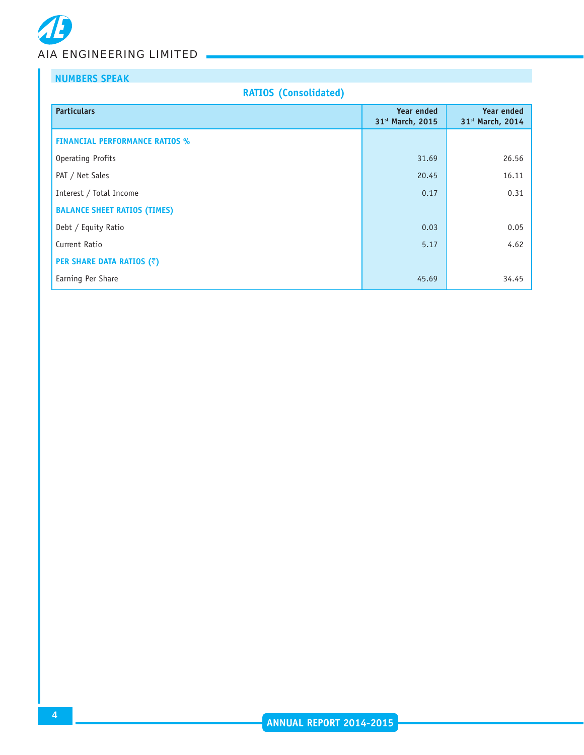## NUMBERS SPEAK

### RATIOS (Consolidated)

| Particulars | Year ended 31st March, 2015 | Year ended 31st March, 2014 |
|---|---|---|
| **FINANCIAL PERFORMANCE RATIOS %** | | |
| Operating Profits | 31.69 | 26.56 |
| PAT / Net Sales | 20.45 | 16.11 |
| Interest / Total Income | 0.17 | 0.31 |
| **BALANCE SHEET RATIOS (TIMES)** | | |
| Debt / Equity Ratio | 0.03 | 0.05 |
| Current Ratio | 5.17 | 4.62 |
| **PER SHARE DATA RATIOS (₹)** | | |
| Earning Per Share | 45.69 | 34.45 |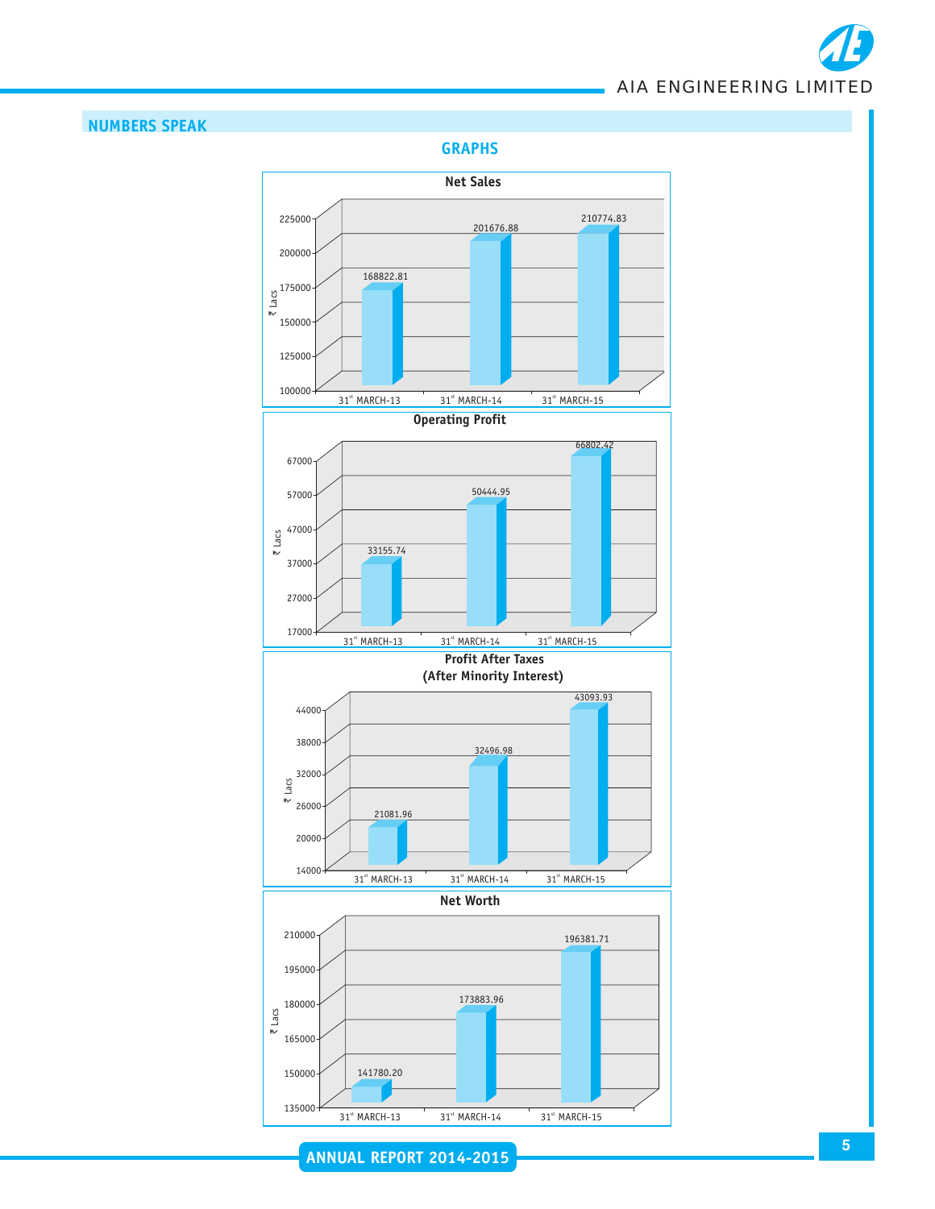## NUMBERS SPEAK

### GRAPHS

**Net Sales**

₹ Lacs

| | 31st MARCH-13 | 31st MARCH-14 | 31st MARCH-15 |
|---|---|---|---|
| Net Sales | 168822.81 | 201676.88 | 210774.83 |

**Operating Profit**

₹ Lacs

| | 31st MARCH-13 | 31st MARCH-14 | 31st MARCH-15 |
|---|---|---|---|
| Operating Profit | 33155.74 | 50444.95 | 66802.42 |

**Profit After Taxes (After Minority Interest)**

₹ Lacs

| | 31st MARCH-13 | 31st MARCH-14 | 31st MARCH-15 |
|---|---|---|---|
| Profit After Taxes (After Minority Interest) | 21081.96 | 32496.98 | 43093.93 |

**Net Worth**

₹ Lacs

| | 31st MARCH-13 | 31st MARCH-14 | 31st MARCH-15 |
|---|---|---|---|
| Net Worth | 141780.20 | 173883.96 | 196381.71 |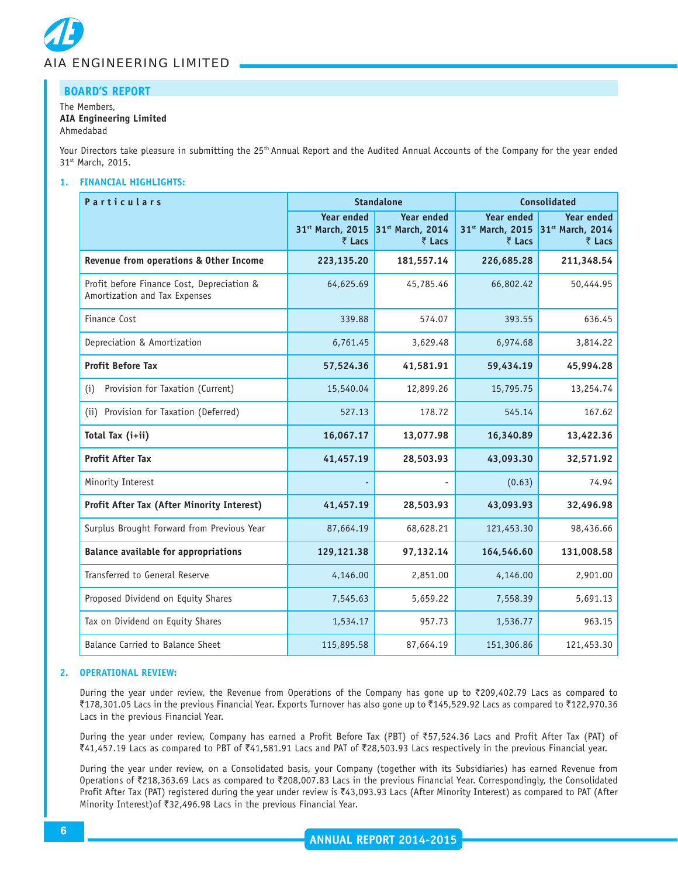## BOARD'S REPORT

The Members,
**AIA Engineering Limited**
Ahmedabad

Your Directors take pleasure in submitting the 25th Annual Report and the Audited Annual Accounts of the Company for the year ended 31st March, 2015.

### 1. FINANCIAL HIGHLIGHTS:

| Particulars | Standalone | | Consolidated | |
|---|---|---|---|---|
| | Year ended 31st March, 2015 ₹ Lacs | Year ended 31st March, 2014 ₹ Lacs | Year ended 31st March, 2015 ₹ Lacs | Year ended 31st March, 2014 ₹ Lacs |
| **Revenue from operations & Other Income** | **223,135.20** | **181,557.14** | **226,685.28** | **211,348.54** |
| Profit before Finance Cost, Depreciation & Amortization and Tax Expenses | 64,625.69 | 45,785.46 | 66,802.42 | 50,444.95 |
| Finance Cost | 339.88 | 574.07 | 393.55 | 636.45 |
| Depreciation & Amortization | 6,761.45 | 3,629.48 | 6,974.68 | 3,814.22 |
| **Profit Before Tax** | **57,524.36** | **41,581.91** | **59,434.19** | **45,994.28** |
| (i) Provision for Taxation (Current) | 15,540.04 | 12,899.26 | 15,795.75 | 13,254.74 |
| (ii) Provision for Taxation (Deferred) | 527.13 | 178.72 | 545.14 | 167.62 |
| **Total Tax (i+ii)** | **16,067.17** | **13,077.98** | **16,340.89** | **13,422.36** |
| **Profit After Tax** | **41,457.19** | **28,503.93** | **43,093.30** | **32,571.92** |
| Minority Interest | - | - | (0.63) | 74.94 |
| **Profit After Tax (After Minority Interest)** | **41,457.19** | **28,503.93** | **43,093.93** | **32,496.98** |
| Surplus Brought Forward from Previous Year | 87,664.19 | 68,628.21 | 121,453.30 | 98,436.66 |
| **Balance available for appropriations** | **129,121.38** | **97,132.14** | **164,546.60** | **131,008.58** |
| Transferred to General Reserve | 4,146.00 | 2,851.00 | 4,146.00 | 2,901.00 |
| Proposed Dividend on Equity Shares | 7,545.63 | 5,659.22 | 7,558.39 | 5,691.13 |
| Tax on Dividend on Equity Shares | 1,534.17 | 957.73 | 1,536.77 | 963.15 |
| Balance Carried to Balance Sheet | 115,895.58 | 87,664.19 | 151,306.86 | 121,453.30 |

### 2. OPERATIONAL REVIEW:

During the year under review, the Revenue from Operations of the Company has gone up to ₹209,402.79 Lacs as compared to ₹178,301.05 Lacs in the previous Financial Year. Exports Turnover has also gone up to ₹145,529.92 Lacs as compared to ₹122,970.36 Lacs in the previous Financial Year.

During the year under review, Company has earned a Profit Before Tax (PBT) of ₹57,524.36 Lacs and Profit After Tax (PAT) of ₹41,457.19 Lacs as compared to PBT of ₹41,581.91 Lacs and PAT of ₹28,503.93 Lacs respectively in the previous Financial year.

During the year under review, on a Consolidated basis, your Company (together with its Subsidiaries) has earned Revenue from Operations of ₹218,363.69 Lacs as compared to ₹208,007.83 Lacs in the previous Financial Year. Correspondingly, the Consolidated Profit After Tax (PAT) registered during the year under review is ₹43,093.93 Lacs (After Minority Interest) as compared to PAT (After Minority Interest)of ₹32,496.98 Lacs in the previous Financial Year.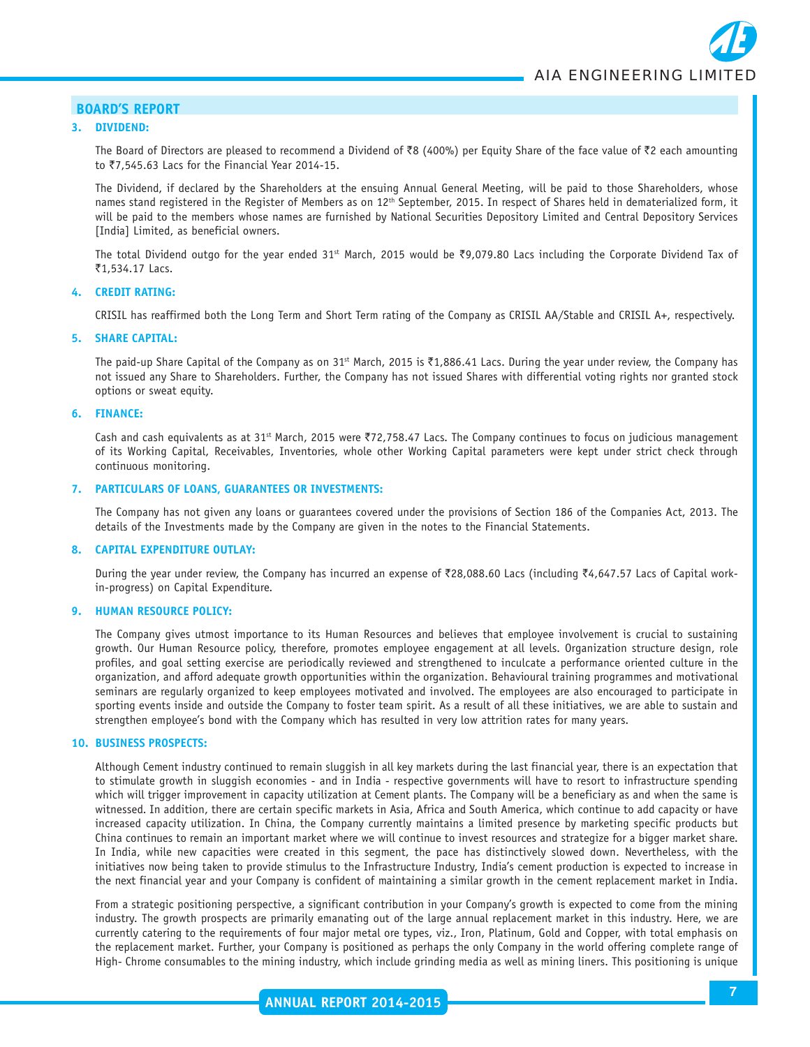## BOARD'S REPORT

### 3. DIVIDEND:

The Board of Directors are pleased to recommend a Dividend of ₹8 (400%) per Equity Share of the face value of ₹2 each amounting to ₹7,545.63 Lacs for the Financial Year 2014-15.

The Dividend, if declared by the Shareholders at the ensuing Annual General Meeting, will be paid to those Shareholders, whose names stand registered in the Register of Members as on 12th September, 2015. In respect of Shares held in dematerialized form, it will be paid to the members whose names are furnished by National Securities Depository Limited and Central Depository Services [India] Limited, as beneficial owners.

The total Dividend outgo for the year ended 31st March, 2015 would be ₹9,079.80 Lacs including the Corporate Dividend Tax of ₹1,534.17 Lacs.

### 4. CREDIT RATING:

CRISIL has reaffirmed both the Long Term and Short Term rating of the Company as CRISIL AA/Stable and CRISIL A+, respectively.

### 5. SHARE CAPITAL:

The paid-up Share Capital of the Company as on 31st March, 2015 is ₹1,886.41 Lacs. During the year under review, the Company has not issued any Share to Shareholders. Further, the Company has not issued Shares with differential voting rights nor granted stock options or sweat equity.

### 6. FINANCE:

Cash and cash equivalents as at 31st March, 2015 were ₹72,758.47 Lacs. The Company continues to focus on judicious management of its Working Capital, Receivables, Inventories, whole other Working Capital parameters were kept under strict check through continuous monitoring.

### 7. PARTICULARS OF LOANS, GUARANTEES OR INVESTMENTS:

The Company has not given any loans or guarantees covered under the provisions of Section 186 of the Companies Act, 2013. The details of the Investments made by the Company are given in the notes to the Financial Statements.

### 8. CAPITAL EXPENDITURE OUTLAY:

During the year under review, the Company has incurred an expense of ₹28,088.60 Lacs (including ₹4,647.57 Lacs of Capital work-in-progress) on Capital Expenditure.

### 9. HUMAN RESOURCE POLICY:

The Company gives utmost importance to its Human Resources and believes that employee involvement is crucial to sustaining growth. Our Human Resource policy, therefore, promotes employee engagement at all levels. Organization structure design, role profiles, and goal setting exercise are periodically reviewed and strengthened to inculcate a performance oriented culture in the organization, and afford adequate growth opportunities within the organization. Behavioural training programmes and motivational seminars are regularly organized to keep employees motivated and involved. The employees are also encouraged to participate in sporting events inside and outside the Company to foster team spirit. As a result of all these initiatives, we are able to sustain and strengthen employee's bond with the Company which has resulted in very low attrition rates for many years.

### 10. BUSINESS PROSPECTS:

Although Cement industry continued to remain sluggish in all key markets during the last financial year, there is an expectation that to stimulate growth in sluggish economies - and in India - respective governments will have to resort to infrastructure spending which will trigger improvement in capacity utilization at Cement plants. The Company will be a beneficiary as and when the same is witnessed. In addition, there are certain specific markets in Asia, Africa and South America, which continue to add capacity or have increased capacity utilization. In China, the Company currently maintains a limited presence by marketing specific products but China continues to remain an important market where we will continue to invest resources and strategize for a bigger market share. In India, while new capacities were created in this segment, the pace has distinctively slowed down. Nevertheless, with the initiatives now being taken to provide stimulus to the Infrastructure Industry, India's cement production is expected to increase in the next financial year and your Company is confident of maintaining a similar growth in the cement replacement market in India.

From a strategic positioning perspective, a significant contribution in your Company's growth is expected to come from the mining industry. The growth prospects are primarily emanating out of the large annual replacement market in this industry. Here, we are currently catering to the requirements of four major metal ore types, viz., Iron, Platinum, Gold and Copper, with total emphasis on the replacement market. Further, your Company is positioned as perhaps the only Company in the world offering complete range of High- Chrome consumables to the mining industry, which include grinding media as well as mining liners. This positioning is unique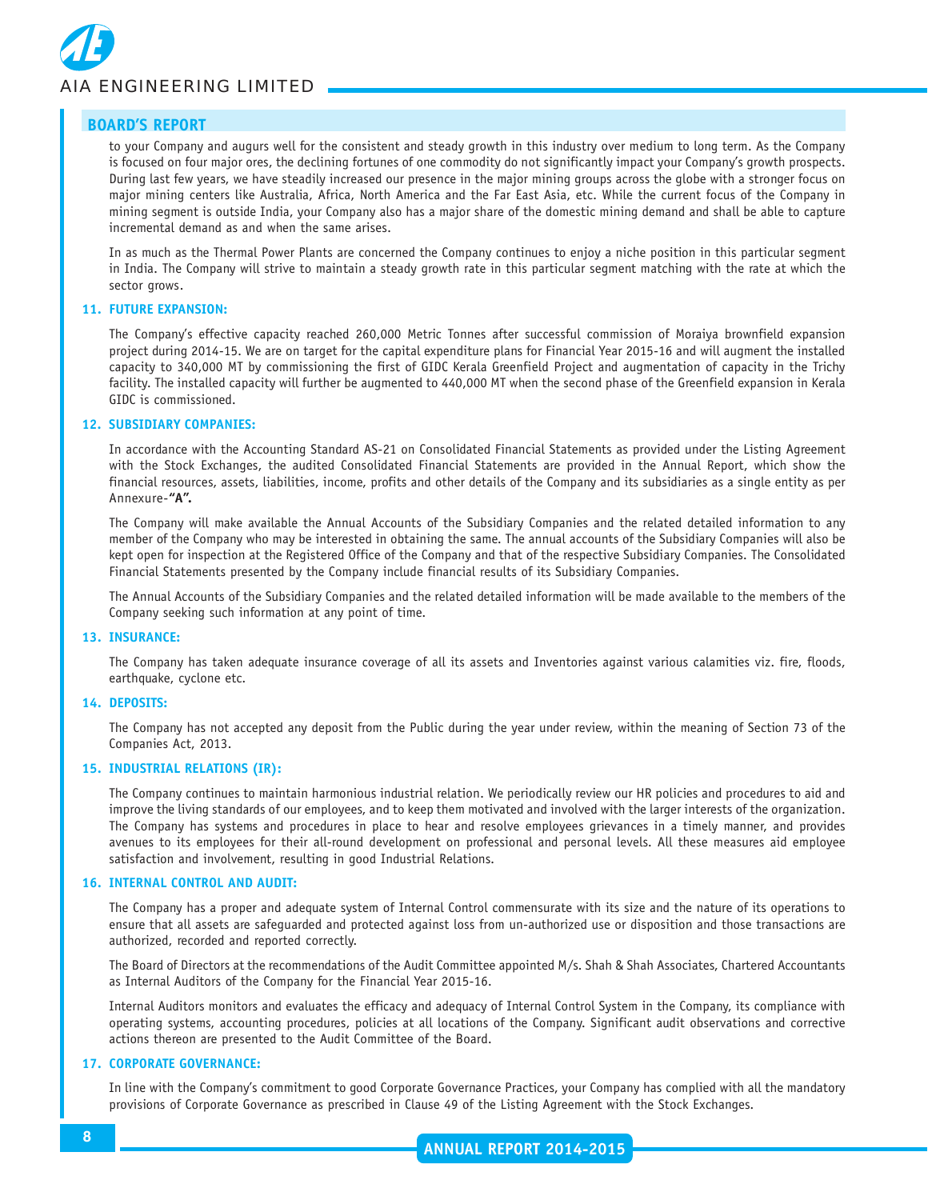## BOARD'S REPORT

to your Company and augurs well for the consistent and steady growth in this industry over medium to long term. As the Company is focused on four major ores, the declining fortunes of one commodity do not significantly impact your Company's growth prospects. During last few years, we have steadily increased our presence in the major mining groups across the globe with a stronger focus on major mining centers like Australia, Africa, North America and the Far East Asia, etc. While the current focus of the Company in mining segment is outside India, your Company also has a major share of the domestic mining demand and shall be able to capture incremental demand as and when the same arises.

In as much as the Thermal Power Plants are concerned the Company continues to enjoy a niche position in this particular segment in India. The Company will strive to maintain a steady growth rate in this particular segment matching with the rate at which the sector grows.

### 11. FUTURE EXPANSION:

The Company's effective capacity reached 260,000 Metric Tonnes after successful commission of Moraiya brownfield expansion project during 2014-15. We are on target for the capital expenditure plans for Financial Year 2015-16 and will augment the installed capacity to 340,000 MT by commissioning the first of GIDC Kerala Greenfield Project and augmentation of capacity in the Trichy facility. The installed capacity will further be augmented to 440,000 MT when the second phase of the Greenfield expansion in Kerala GIDC is commissioned.

### 12. SUBSIDIARY COMPANIES:

In accordance with the Accounting Standard AS-21 on Consolidated Financial Statements as provided under the Listing Agreement with the Stock Exchanges, the audited Consolidated Financial Statements are provided in the Annual Report, which show the financial resources, assets, liabilities, income, profits and other details of the Company and its subsidiaries as a single entity as per Annexure-**"A".**

The Company will make available the Annual Accounts of the Subsidiary Companies and the related detailed information to any member of the Company who may be interested in obtaining the same. The annual accounts of the Subsidiary Companies will also be kept open for inspection at the Registered Office of the Company and that of the respective Subsidiary Companies. The Consolidated Financial Statements presented by the Company include financial results of its Subsidiary Companies.

The Annual Accounts of the Subsidiary Companies and the related detailed information will be made available to the members of the Company seeking such information at any point of time.

### 13. INSURANCE:

The Company has taken adequate insurance coverage of all its assets and Inventories against various calamities viz. fire, floods, earthquake, cyclone etc.

### 14. DEPOSITS:

The Company has not accepted any deposit from the Public during the year under review, within the meaning of Section 73 of the Companies Act, 2013.

### 15. INDUSTRIAL RELATIONS (IR):

The Company continues to maintain harmonious industrial relation. We periodically review our HR policies and procedures to aid and improve the living standards of our employees, and to keep them motivated and involved with the larger interests of the organization. The Company has systems and procedures in place to hear and resolve employees grievances in a timely manner, and provides avenues to its employees for their all-round development on professional and personal levels. All these measures aid employee satisfaction and involvement, resulting in good Industrial Relations.

### 16. INTERNAL CONTROL AND AUDIT:

The Company has a proper and adequate system of Internal Control commensurate with its size and the nature of its operations to ensure that all assets are safeguarded and protected against loss from un-authorized use or disposition and those transactions are authorized, recorded and reported correctly.

The Board of Directors at the recommendations of the Audit Committee appointed M/s. Shah & Shah Associates, Chartered Accountants as Internal Auditors of the Company for the Financial Year 2015-16.

Internal Auditors monitors and evaluates the efficacy and adequacy of Internal Control System in the Company, its compliance with operating systems, accounting procedures, policies at all locations of the Company. Significant audit observations and corrective actions thereon are presented to the Audit Committee of the Board.

### 17. CORPORATE GOVERNANCE:

In line with the Company's commitment to good Corporate Governance Practices, your Company has complied with all the mandatory provisions of Corporate Governance as prescribed in Clause 49 of the Listing Agreement with the Stock Exchanges.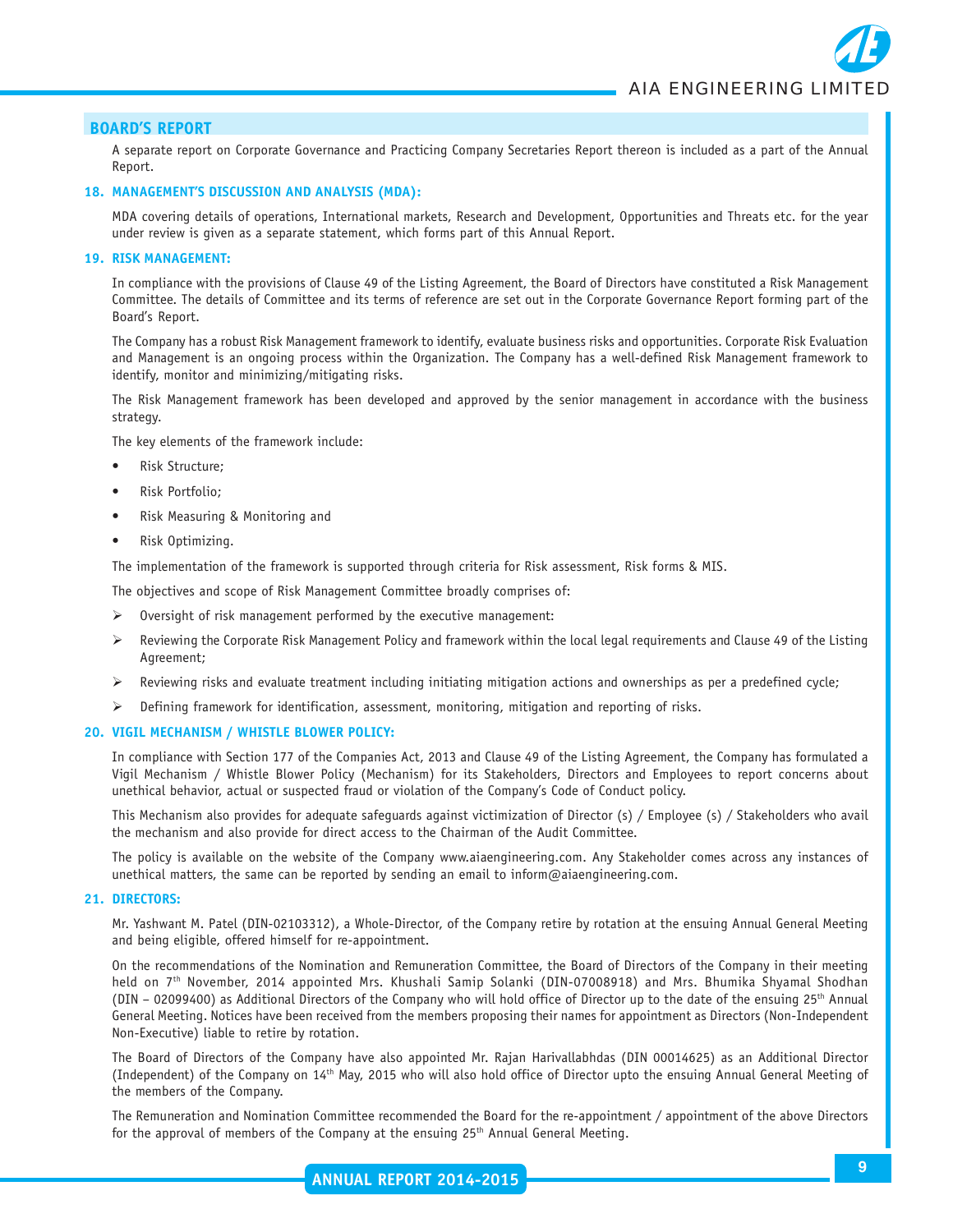## BOARD'S REPORT

A separate report on Corporate Governance and Practicing Company Secretaries Report thereon is included as a part of the Annual Report.

### 18. MANAGEMENT'S DISCUSSION AND ANALYSIS (MDA):

MDA covering details of operations, International markets, Research and Development, Opportunities and Threats etc. for the year under review is given as a separate statement, which forms part of this Annual Report.

### 19. RISK MANAGEMENT:

In compliance with the provisions of Clause 49 of the Listing Agreement, the Board of Directors have constituted a Risk Management Committee. The details of Committee and its terms of reference are set out in the Corporate Governance Report forming part of the Board's Report.

The Company has a robust Risk Management framework to identify, evaluate business risks and opportunities. Corporate Risk Evaluation and Management is an ongoing process within the Organization. The Company has a well-defined Risk Management framework to identify, monitor and minimizing/mitigating risks.

The Risk Management framework has been developed and approved by the senior management in accordance with the business strategy.

The key elements of the framework include:

- Risk Structure;
- Risk Portfolio;
- Risk Measuring & Monitoring and
- Risk Optimizing.

The implementation of the framework is supported through criteria for Risk assessment, Risk forms & MIS.

The objectives and scope of Risk Management Committee broadly comprises of:

- Oversight of risk management performed by the executive management:
- Reviewing the Corporate Risk Management Policy and framework within the local legal requirements and Clause 49 of the Listing Agreement;
- Reviewing risks and evaluate treatment including initiating mitigation actions and ownerships as per a predefined cycle;
- Defining framework for identification, assessment, monitoring, mitigation and reporting of risks.

### 20. VIGIL MECHANISM / WHISTLE BLOWER POLICY:

In compliance with Section 177 of the Companies Act, 2013 and Clause 49 of the Listing Agreement, the Company has formulated a Vigil Mechanism / Whistle Blower Policy (Mechanism) for its Stakeholders, Directors and Employees to report concerns about unethical behavior, actual or suspected fraud or violation of the Company's Code of Conduct policy.

This Mechanism also provides for adequate safeguards against victimization of Director (s) / Employee (s) / Stakeholders who avail the mechanism and also provide for direct access to the Chairman of the Audit Committee.

The policy is available on the website of the Company www.aiaengineering.com. Any Stakeholder comes across any instances of unethical matters, the same can be reported by sending an email to inform@aiaengineering.com.

### 21. DIRECTORS:

Mr. Yashwant M. Patel (DIN-02103312), a Whole-Director, of the Company retire by rotation at the ensuing Annual General Meeting and being eligible, offered himself for re-appointment.

On the recommendations of the Nomination and Remuneration Committee, the Board of Directors of the Company in their meeting held on 7th November, 2014 appointed Mrs. Khushali Samip Solanki (DIN-07008918) and Mrs. Bhumika Shyamal Shodhan (DIN – 02099400) as Additional Directors of the Company who will hold office of Director up to the date of the ensuing 25th Annual General Meeting. Notices have been received from the members proposing their names for appointment as Directors (Non-Independent Non-Executive) liable to retire by rotation.

The Board of Directors of the Company have also appointed Mr. Rajan Harivallabhdas (DIN 00014625) as an Additional Director (Independent) of the Company on 14th May, 2015 who will also hold office of Director upto the ensuing Annual General Meeting of the members of the Company.

The Remuneration and Nomination Committee recommended the Board for the re-appointment / appointment of the above Directors for the approval of members of the Company at the ensuing 25th Annual General Meeting.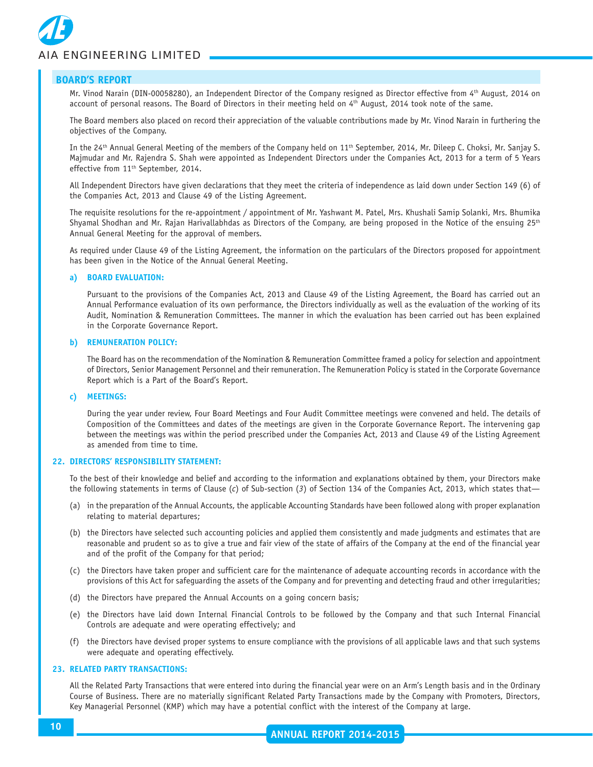## BOARD'S REPORT

Mr. Vinod Narain (DIN-00058280), an Independent Director of the Company resigned as Director effective from 4th August, 2014 on account of personal reasons. The Board of Directors in their meeting held on 4th August, 2014 took note of the same.

The Board members also placed on record their appreciation of the valuable contributions made by Mr. Vinod Narain in furthering the objectives of the Company.

In the 24th Annual General Meeting of the members of the Company held on 11th September, 2014, Mr. Dileep C. Choksi, Mr. Sanjay S. Majmudar and Mr. Rajendra S. Shah were appointed as Independent Directors under the Companies Act, 2013 for a term of 5 Years effective from 11th September, 2014.

All Independent Directors have given declarations that they meet the criteria of independence as laid down under Section 149 (6) of the Companies Act, 2013 and Clause 49 of the Listing Agreement.

The requisite resolutions for the re-appointment / appointment of Mr. Yashwant M. Patel, Mrs. Khushali Samip Solanki, Mrs. Bhumika Shyamal Shodhan and Mr. Rajan Harivallabhdas as Directors of the Company, are being proposed in the Notice of the ensuing 25th Annual General Meeting for the approval of members.

As required under Clause 49 of the Listing Agreement, the information on the particulars of the Directors proposed for appointment has been given in the Notice of the Annual General Meeting.

**a) BOARD EVALUATION:**

Pursuant to the provisions of the Companies Act, 2013 and Clause 49 of the Listing Agreement, the Board has carried out an Annual Performance evaluation of its own performance, the Directors individually as well as the evaluation of the working of its Audit, Nomination & Remuneration Committees. The manner in which the evaluation has been carried out has been explained in the Corporate Governance Report.

**b) REMUNERATION POLICY:**

The Board has on the recommendation of the Nomination & Remuneration Committee framed a policy for selection and appointment of Directors, Senior Management Personnel and their remuneration. The Remuneration Policy is stated in the Corporate Governance Report which is a Part of the Board's Report.

**c) MEETINGS:**

During the year under review, Four Board Meetings and Four Audit Committee meetings were convened and held. The details of Composition of the Committees and dates of the meetings are given in the Corporate Governance Report. The intervening gap between the meetings was within the period prescribed under the Companies Act, 2013 and Clause 49 of the Listing Agreement as amended from time to time.

### 22. DIRECTORS' RESPONSIBILITY STATEMENT:

To the best of their knowledge and belief and according to the information and explanations obtained by them, your Directors make the following statements in terms of Clause (*c*) of Sub-section (*3*) of Section 134 of the Companies Act, 2013, which states that—

(a) in the preparation of the Annual Accounts, the applicable Accounting Standards have been followed along with proper explanation relating to material departures;

(b) the Directors have selected such accounting policies and applied them consistently and made judgments and estimates that are reasonable and prudent so as to give a true and fair view of the state of affairs of the Company at the end of the financial year and of the profit of the Company for that period;

(c) the Directors have taken proper and sufficient care for the maintenance of adequate accounting records in accordance with the provisions of this Act for safeguarding the assets of the Company and for preventing and detecting fraud and other irregularities;

(d) the Directors have prepared the Annual Accounts on a going concern basis;

(e) the Directors have laid down Internal Financial Controls to be followed by the Company and that such Internal Financial Controls are adequate and were operating effectively; and

(f) the Directors have devised proper systems to ensure compliance with the provisions of all applicable laws and that such systems were adequate and operating effectively.

### 23. RELATED PARTY TRANSACTIONS:

All the Related Party Transactions that were entered into during the financial year were on an Arm's Length basis and in the Ordinary Course of Business. There are no materially significant Related Party Transactions made by the Company with Promoters, Directors, Key Managerial Personnel (KMP) which may have a potential conflict with the interest of the Company at large.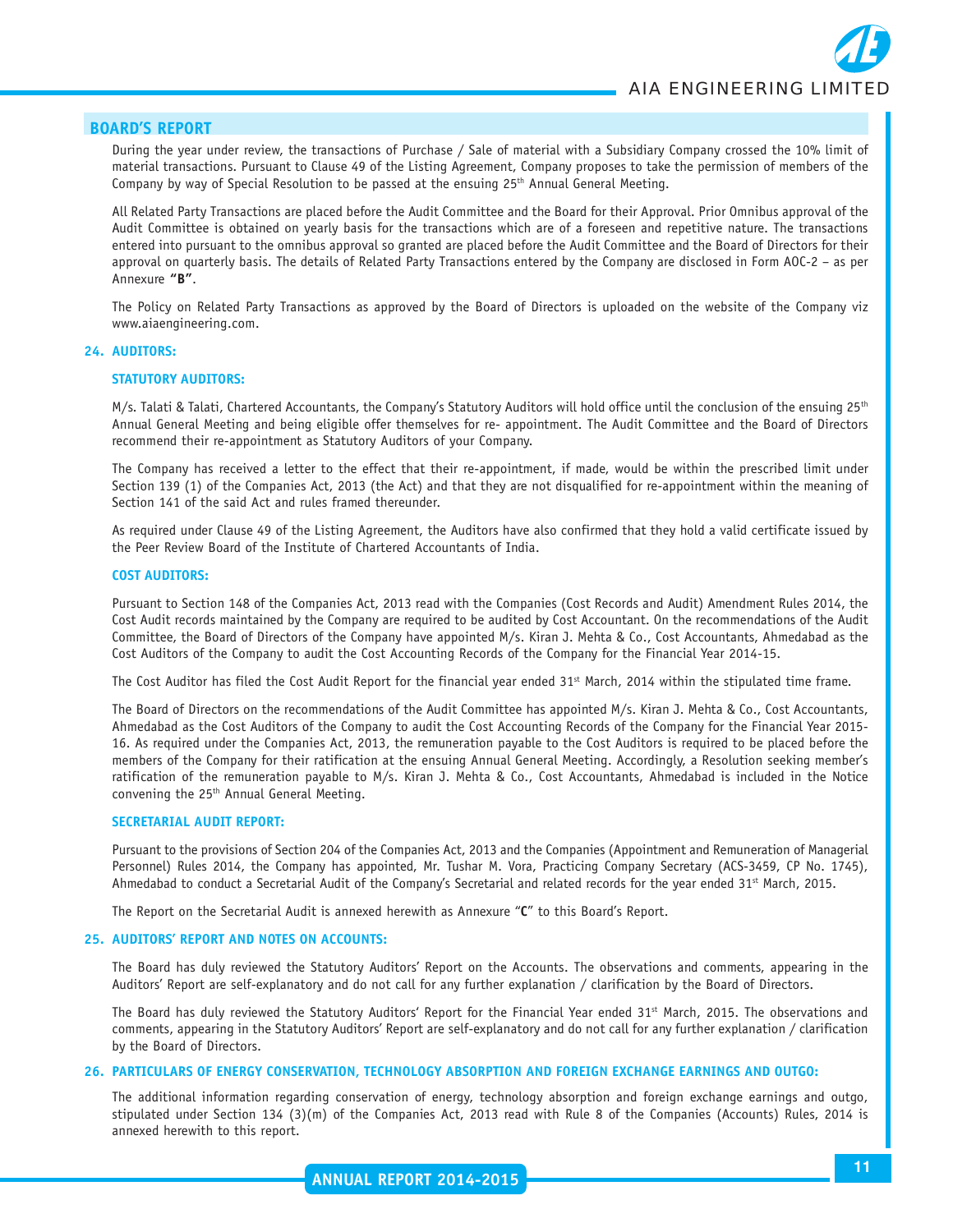## BOARD'S REPORT

During the year under review, the transactions of Purchase / Sale of material with a Subsidiary Company crossed the 10% limit of material transactions. Pursuant to Clause 49 of the Listing Agreement, Company proposes to take the permission of members of the Company by way of Special Resolution to be passed at the ensuing 25th Annual General Meeting.

All Related Party Transactions are placed before the Audit Committee and the Board for their Approval. Prior Omnibus approval of the Audit Committee is obtained on yearly basis for the transactions which are of a foreseen and repetitive nature. The transactions entered into pursuant to the omnibus approval so granted are placed before the Audit Committee and the Board of Directors for their approval on quarterly basis. The details of Related Party Transactions entered by the Company are disclosed in Form AOC-2 – as per Annexure **"B"**.

The Policy on Related Party Transactions as approved by the Board of Directors is uploaded on the website of the Company viz www.aiaengineering.com.

### 24. AUDITORS:

#### STATUTORY AUDITORS:

M/s. Talati & Talati, Chartered Accountants, the Company's Statutory Auditors will hold office until the conclusion of the ensuing 25th Annual General Meeting and being eligible offer themselves for re- appointment. The Audit Committee and the Board of Directors recommend their re-appointment as Statutory Auditors of your Company.

The Company has received a letter to the effect that their re-appointment, if made, would be within the prescribed limit under Section 139 (1) of the Companies Act, 2013 (the Act) and that they are not disqualified for re-appointment within the meaning of Section 141 of the said Act and rules framed thereunder.

As required under Clause 49 of the Listing Agreement, the Auditors have also confirmed that they hold a valid certificate issued by the Peer Review Board of the Institute of Chartered Accountants of India.

#### COST AUDITORS:

Pursuant to Section 148 of the Companies Act, 2013 read with the Companies (Cost Records and Audit) Amendment Rules 2014, the Cost Audit records maintained by the Company are required to be audited by Cost Accountant. On the recommendations of the Audit Committee, the Board of Directors of the Company have appointed M/s. Kiran J. Mehta & Co., Cost Accountants, Ahmedabad as the Cost Auditors of the Company to audit the Cost Accounting Records of the Company for the Financial Year 2014-15.

The Cost Auditor has filed the Cost Audit Report for the financial year ended 31st March, 2014 within the stipulated time frame.

The Board of Directors on the recommendations of the Audit Committee has appointed M/s. Kiran J. Mehta & Co., Cost Accountants, Ahmedabad as the Cost Auditors of the Company to audit the Cost Accounting Records of the Company for the Financial Year 2015-16. As required under the Companies Act, 2013, the remuneration payable to the Cost Auditors is required to be placed before the members of the Company for their ratification at the ensuing Annual General Meeting. Accordingly, a Resolution seeking member's ratification of the remuneration payable to M/s. Kiran J. Mehta & Co., Cost Accountants, Ahmedabad is included in the Notice convening the 25th Annual General Meeting.

#### SECRETARIAL AUDIT REPORT:

Pursuant to the provisions of Section 204 of the Companies Act, 2013 and the Companies (Appointment and Remuneration of Managerial Personnel) Rules 2014, the Company has appointed, Mr. Tushar M. Vora, Practicing Company Secretary (ACS-3459, CP No. 1745), Ahmedabad to conduct a Secretarial Audit of the Company's Secretarial and related records for the year ended 31st March, 2015.

The Report on the Secretarial Audit is annexed herewith as Annexure "**C**" to this Board's Report.

### 25. AUDITORS' REPORT AND NOTES ON ACCOUNTS:

The Board has duly reviewed the Statutory Auditors' Report on the Accounts. The observations and comments, appearing in the Auditors' Report are self-explanatory and do not call for any further explanation / clarification by the Board of Directors.

The Board has duly reviewed the Statutory Auditors' Report for the Financial Year ended 31st March, 2015. The observations and comments, appearing in the Statutory Auditors' Report are self-explanatory and do not call for any further explanation / clarification by the Board of Directors.

### 26. PARTICULARS OF ENERGY CONSERVATION, TECHNOLOGY ABSORPTION AND FOREIGN EXCHANGE EARNINGS AND OUTGO:

The additional information regarding conservation of energy, technology absorption and foreign exchange earnings and outgo, stipulated under Section 134 (3)(m) of the Companies Act, 2013 read with Rule 8 of the Companies (Accounts) Rules, 2014 is annexed herewith to this report.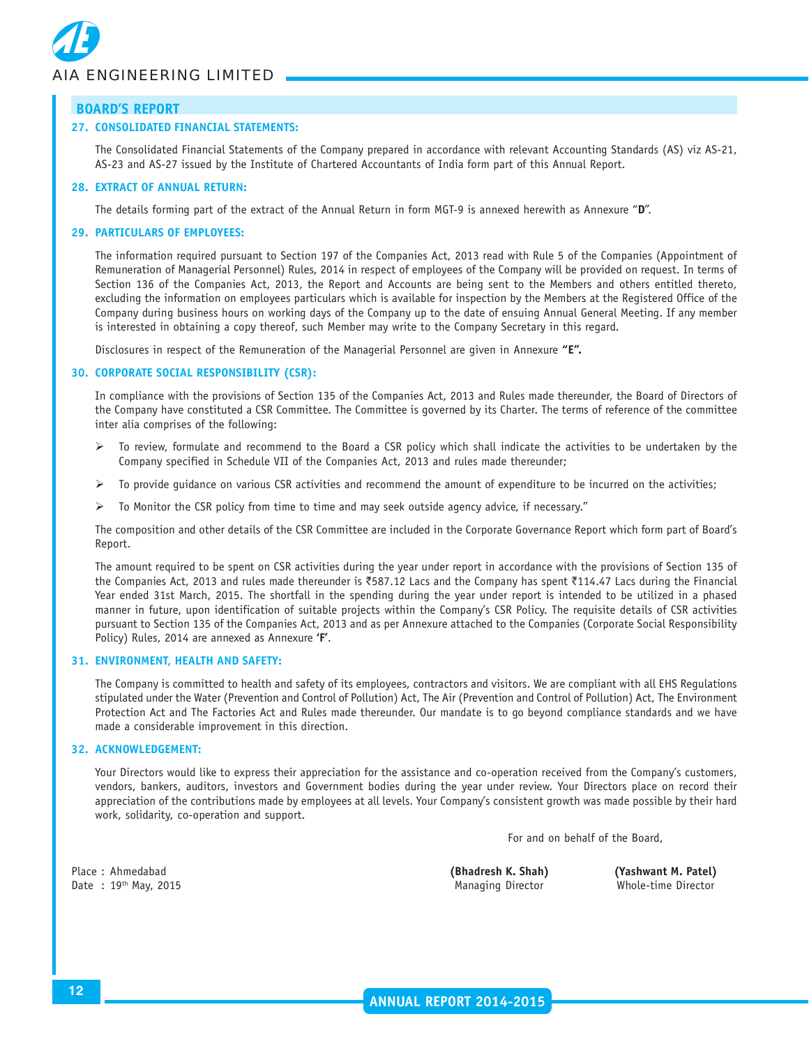## BOARD'S REPORT

### 27. CONSOLIDATED FINANCIAL STATEMENTS:

The Consolidated Financial Statements of the Company prepared in accordance with relevant Accounting Standards (AS) viz AS-21, AS-23 and AS-27 issued by the Institute of Chartered Accountants of India form part of this Annual Report.

### 28. EXTRACT OF ANNUAL RETURN:

The details forming part of the extract of the Annual Return in form MGT-9 is annexed herewith as Annexure "**D**".

### 29. PARTICULARS OF EMPLOYEES:

The information required pursuant to Section 197 of the Companies Act, 2013 read with Rule 5 of the Companies (Appointment of Remuneration of Managerial Personnel) Rules, 2014 in respect of employees of the Company will be provided on request. In terms of Section 136 of the Companies Act, 2013, the Report and Accounts are being sent to the Members and others entitled thereto, excluding the information on employees particulars which is available for inspection by the Members at the Registered Office of the Company during business hours on working days of the Company up to the date of ensuing Annual General Meeting. If any member is interested in obtaining a copy thereof, such Member may write to the Company Secretary in this regard.

Disclosures in respect of the Remuneration of the Managerial Personnel are given in Annexure **"E".**

### 30. CORPORATE SOCIAL RESPONSIBILITY (CSR):

In compliance with the provisions of Section 135 of the Companies Act, 2013 and Rules made thereunder, the Board of Directors of the Company have constituted a CSR Committee. The Committee is governed by its Charter. The terms of reference of the committee inter alia comprises of the following:

- To review, formulate and recommend to the Board a CSR policy which shall indicate the activities to be undertaken by the Company specified in Schedule VII of the Companies Act, 2013 and rules made thereunder;
- To provide guidance on various CSR activities and recommend the amount of expenditure to be incurred on the activities;
- To Monitor the CSR policy from time to time and may seek outside agency advice, if necessary."

The composition and other details of the CSR Committee are included in the Corporate Governance Report which form part of Board's Report.

The amount required to be spent on CSR activities during the year under report in accordance with the provisions of Section 135 of the Companies Act, 2013 and rules made thereunder is ₹587.12 Lacs and the Company has spent ₹114.47 Lacs during the Financial Year ended 31st March, 2015. The shortfall in the spending during the year under report is intended to be utilized in a phased manner in future, upon identification of suitable projects within the Company's CSR Policy. The requisite details of CSR activities pursuant to Section 135 of the Companies Act, 2013 and as per Annexure attached to the Companies (Corporate Social Responsibility Policy) Rules, 2014 are annexed as Annexure **'F'**.

### 31. ENVIRONMENT, HEALTH AND SAFETY:

The Company is committed to health and safety of its employees, contractors and visitors. We are compliant with all EHS Regulations stipulated under the Water (Prevention and Control of Pollution) Act, The Air (Prevention and Control of Pollution) Act, The Environment Protection Act and The Factories Act and Rules made thereunder. Our mandate is to go beyond compliance standards and we have made a considerable improvement in this direction.

### 32. ACKNOWLEDGEMENT:

Your Directors would like to express their appreciation for the assistance and co-operation received from the Company's customers, vendors, bankers, auditors, investors and Government bodies during the year under review. Your Directors place on record their appreciation of the contributions made by employees at all levels. Your Company's consistent growth was made possible by their hard work, solidarity, co-operation and support.

For and on behalf of the Board,

Place : Ahmedabad
Date : 19th May, 2015

**(Bhadresh K. Shah)**
Managing Director

**(Yashwant M. Patel)**
Whole-time Director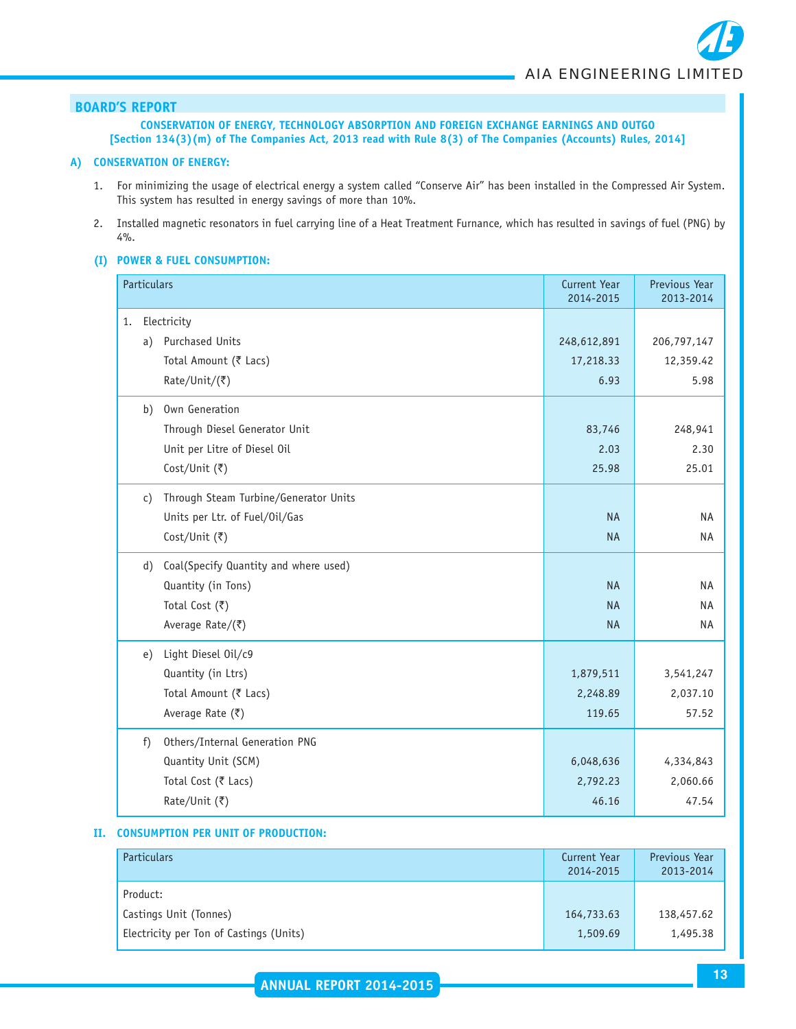## BOARD'S REPORT

**CONSERVATION OF ENERGY, TECHNOLOGY ABSORPTION AND FOREIGN EXCHANGE EARNINGS AND OUTGO**
**[Section 134(3)(m) of The Companies Act, 2013 read with Rule 8(3) of The Companies (Accounts) Rules, 2014]**

### A) CONSERVATION OF ENERGY:

1. For minimizing the usage of electrical energy a system called "Conserve Air" has been installed in the Compressed Air System. This system has resulted in energy savings of more than 10%.

2. Installed magnetic resonators in fuel carrying line of a Heat Treatment Furnance, which has resulted in savings of fuel (PNG) by 4%.

#### (I) POWER & FUEL CONSUMPTION:

| Particulars | Current Year 2014-2015 | Previous Year 2013-2014 |
|---|---|---|
| 1. Electricity | | |
| a) Purchased Units | 248,612,891 | 206,797,147 |
| Total Amount (₹ Lacs) | 17,218.33 | 12,359.42 |
| Rate/Unit/(₹) | 6.93 | 5.98 |
| b) Own Generation | | |
| Through Diesel Generator Unit | 83,746 | 248,941 |
| Unit per Litre of Diesel Oil | 2.03 | 2.30 |
| Cost/Unit (₹) | 25.98 | 25.01 |
| c) Through Steam Turbine/Generator Units | | |
| Units per Ltr. of Fuel/Oil/Gas | NA | NA |
| Cost/Unit (₹) | NA | NA |
| d) Coal(Specify Quantity and where used) | | |
| Quantity (in Tons) | NA | NA |
| Total Cost (₹) | NA | NA |
| Average Rate/(₹) | NA | NA |
| e) Light Diesel Oil/c9 | | |
| Quantity (in Ltrs) | 1,879,511 | 3,541,247 |
| Total Amount (₹ Lacs) | 2,248.89 | 2,037.10 |
| Average Rate (₹) | 119.65 | 57.52 |
| f) Others/Internal Generation PNG | | |
| Quantity Unit (SCM) | 6,048,636 | 4,334,843 |
| Total Cost (₹ Lacs) | 2,792.23 | 2,060.66 |
| Rate/Unit (₹) | 46.16 | 47.54 |

#### II. CONSUMPTION PER UNIT OF PRODUCTION:

| Particulars | Current Year 2014-2015 | Previous Year 2013-2014 |
|---|---|---|
| Product: | | |
| Castings Unit (Tonnes) | 164,733.63 | 138,457.62 |
| Electricity per Ton of Castings (Units) | 1,509.69 | 1,495.38 |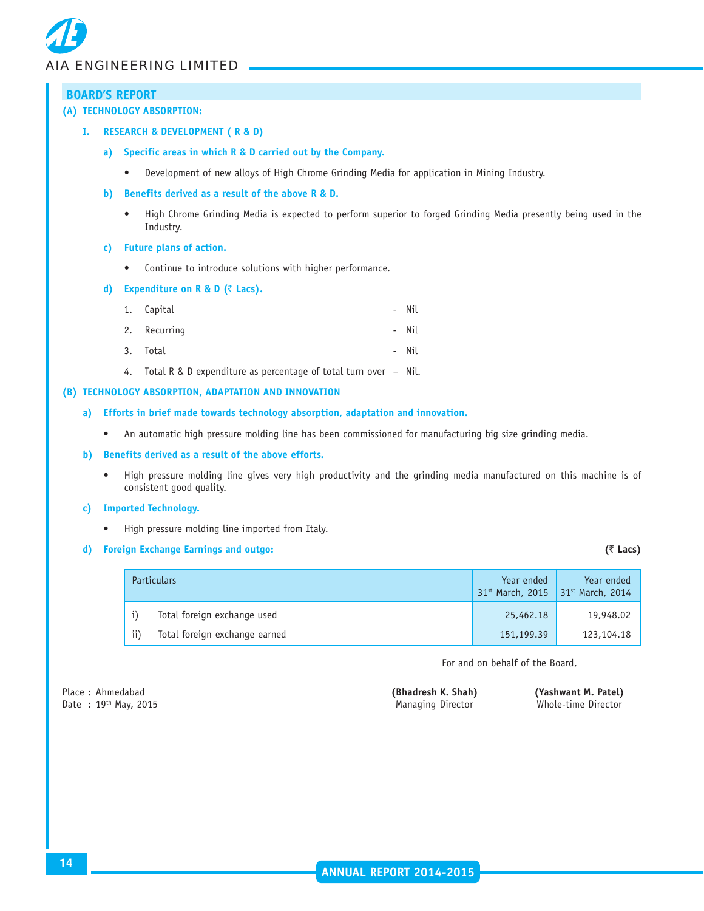## BOARD'S REPORT

### (A) TECHNOLOGY ABSORPTION:

#### I. RESEARCH & DEVELOPMENT ( R & D)

**a) Specific areas in which R & D carried out by the Company.**

- Development of new alloys of High Chrome Grinding Media for application in Mining Industry.

**b) Benefits derived as a result of the above R & D.**

- High Chrome Grinding Media is expected to perform superior to forged Grinding Media presently being used in the Industry.

**c) Future plans of action.**

- Continue to introduce solutions with higher performance.

**d) Expenditure on R & D (₹ Lacs).**

1. Capital - Nil
2. Recurring - Nil
3. Total - Nil
4. Total R & D expenditure as percentage of total turn over – Nil.

### (B) TECHNOLOGY ABSORPTION, ADAPTATION AND INNOVATION

**a) Efforts in brief made towards technology absorption, adaptation and innovation.**

- An automatic high pressure molding line has been commissioned for manufacturing big size grinding media.

**b) Benefits derived as a result of the above efforts.**

- High pressure molding line gives very high productivity and the grinding media manufactured on this machine is of consistent good quality.

**c) Imported Technology.**

- High pressure molding line imported from Italy.

**d) Foreign Exchange Earnings and outgo:** **(₹ Lacs)**

| | Particulars | Year ended 31st March, 2015 | Year ended 31st March, 2014 |
|---|---|---|---|
| i) | Total foreign exchange used | 25,462.18 | 19,948.02 |
| ii) | Total foreign exchange earned | 151,199.39 | 123,104.18 |

For and on behalf of the Board,

Place : Ahmedabad
Date : 19th May, 2015

**(Bhadresh K. Shah)**
Managing Director

**(Yashwant M. Patel)**
Whole-time Director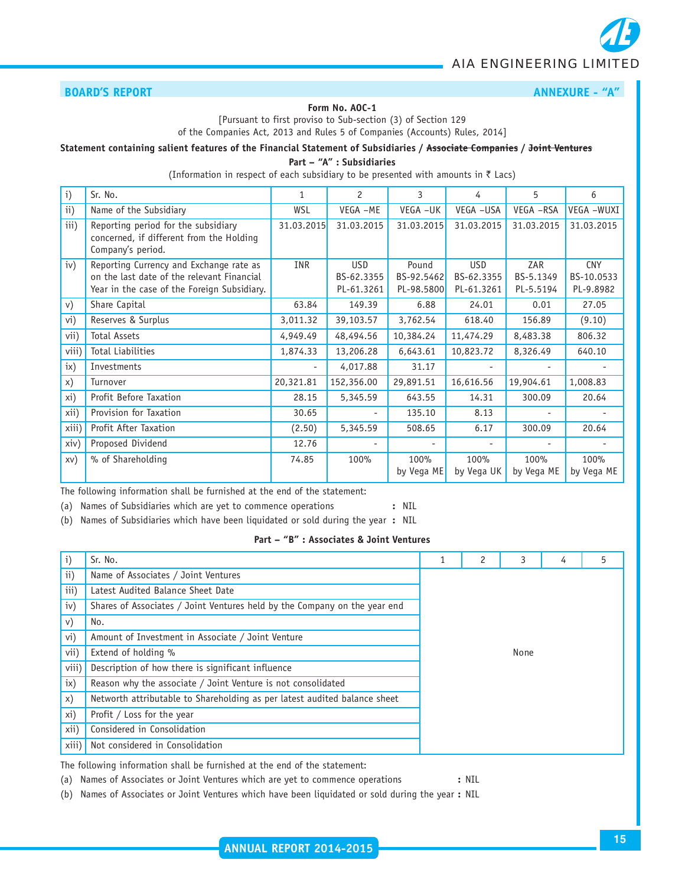**BOARD'S REPORT** **ANNEXURE - "A"**

**Form No. AOC-1**

[Pursuant to first proviso to Sub-section (3) of Section 129
of the Companies Act, 2013 and Rules 5 of Companies (Accounts) Rules, 2014]

**Statement containing salient features of the Financial Statement of Subsidiaries / ~~Associate Companies~~ / ~~Joint Ventures~~**

**Part – "A" : Subsidiaries**

(Information in respect of each subsidiary to be presented with amounts in ₹ Lacs)

| i) | Sr. No. | 1 | 2 | 3 | 4 | 5 | 6 |
|---|---|---|---|---|---|---|---|
| ii) | Name of the Subsidiary | WSL | VEGA –ME | VEGA –UK | VEGA –USA | VEGA –RSA | VEGA –WUXI |
| iii) | Reporting period for the subsidiary concerned, if different from the Holding Company's period. | 31.03.2015 | 31.03.2015 | 31.03.2015 | 31.03.2015 | 31.03.2015 | 31.03.2015 |
| iv) | Reporting Currency and Exchange rate as on the last date of the relevant Financial Year in the case of the Foreign Subsidiary. | INR | USD BS-62.3355 PL-61.3261 | Pound BS-92.5462 PL-98.5800 | USD BS-62.3355 PL-61.3261 | ZAR BS-5.1349 PL-5.5194 | CNY BS-10.0533 PL-9.8982 |
| v) | Share Capital | 63.84 | 149.39 | 6.88 | 24.01 | 0.01 | 27.05 |
| vi) | Reserves & Surplus | 3,011.32 | 39,103.57 | 3,762.54 | 618.40 | 156.89 | (9.10) |
| vii) | Total Assets | 4,949.49 | 48,494.56 | 10,384.24 | 11,474.29 | 8,483.38 | 806.32 |
| viii) | Total Liabilities | 1,874.33 | 13,206.28 | 6,643.61 | 10,823.72 | 8,326.49 | 640.10 |
| ix) | Investments | - | 4,017.88 | 31.17 | - | - | - |
| x) | Turnover | 20,321.81 | 152,356.00 | 29,891.51 | 16,616.56 | 19,904.61 | 1,008.83 |
| xi) | Profit Before Taxation | 28.15 | 5,345.59 | 643.55 | 14.31 | 300.09 | 20.64 |
| xii) | Provision for Taxation | 30.65 | - | 135.10 | 8.13 | - | - |
| xiii) | Profit After Taxation | (2.50) | 5,345.59 | 508.65 | 6.17 | 300.09 | 20.64 |
| xiv) | Proposed Dividend | 12.76 | - | - | - | - | - |
| xv) | % of Shareholding | 74.85 | 100% | 100% by Vega ME | 100% by Vega UK | 100% by Vega ME | 100% by Vega ME |

The following information shall be furnished at the end of the statement:

(a) Names of Subsidiaries which are yet to commence operations : NIL

(b) Names of Subsidiaries which have been liquidated or sold during the year : NIL

**Part – "B" : Associates & Joint Ventures**

| i) | Sr. No. | 1 | 2 | 3 | 4 | 5 |
|---|---|---|---|---|---|---|
| ii) | Name of Associates / Joint Ventures | | | | | |
| iii) | Latest Audited Balance Sheet Date | | | | | |
| iv) | Shares of Associates / Joint Ventures held by the Company on the year end | | | | | |
| v) | No. | | | | | |
| vi) | Amount of Investment in Associate / Joint Venture | | | | | |
| vii) | Extend of holding % | | | None | | |
| viii) | Description of how there is significant influence | | | | | |
| ix) | Reason why the associate / Joint Venture is not consolidated | | | | | |
| x) | Networth attributable to Shareholding as per latest audited balance sheet | | | | | |
| xi) | Profit / Loss for the year | | | | | |
| xii) | Considered in Consolidation | | | | | |
| xiii) | Not considered in Consolidation | | | | | |

The following information shall be furnished at the end of the statement:

(a) Names of Associates or Joint Ventures which are yet to commence operations : NIL

(b) Names of Associates or Joint Ventures which have been liquidated or sold during the year : NIL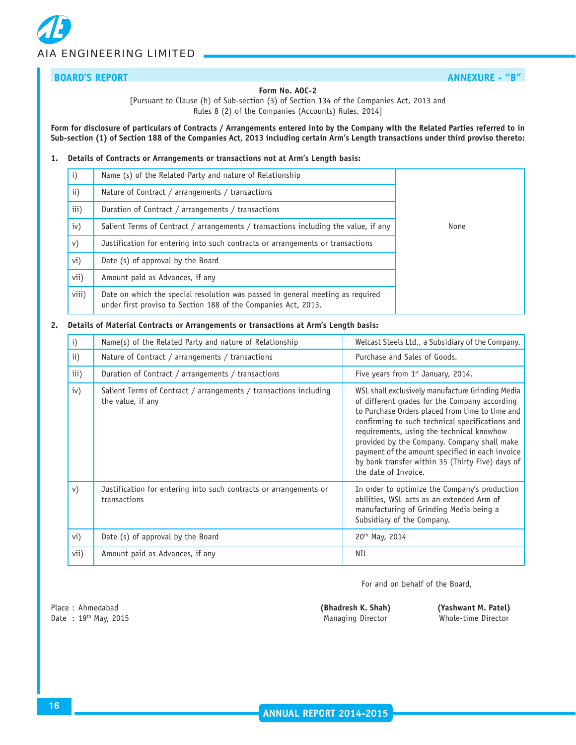## BOARD'S REPORT

## ANNEXURE - "B"

**Form No. AOC-2**

[Pursuant to Clause (h) of Sub-section (3) of Section 134 of the Companies Act, 2013 and Rules 8 (2) of the Companies (Accounts) Rules, 2014]

**Form for disclosure of particulars of Contracts / Arrangements entered into by the Company with the Related Parties referred to in Sub-section (1) of Section 188 of the Companies Act, 2013 including certain Arm's Length transactions under third proviso thereto:**

**1. Details of Contracts or Arrangements or transactions not at Arm's Length basis:**

| | | |
|---|---|---|
| i) | Name (s) of the Related Party and nature of Relationship | None |
| ii) | Nature of Contract / arrangements / transactions | |
| iii) | Duration of Contract / arrangements / transactions | |
| iv) | Salient Terms of Contract / arrangements / transactions including the value, if any | |
| v) | Justification for entering into such contracts or arrangements or transactions | |
| vi) | Date (s) of approval by the Board | |
| vii) | Amount paid as Advances, if any | |
| viii) | Date on which the special resolution was passed in general meeting as required under first proviso to Section 188 of the Companies Act, 2013. | |

**2. Details of Material Contracts or Arrangements or transactions at Arm's Length basis:**

| | | |
|---|---|---|
| i) | Name(s) of the Related Party and nature of Relationship | Welcast Steels Ltd., a Subsidiary of the Company. |
| ii) | Nature of Contract / arrangements / transactions | Purchase and Sales of Goods. |
| iii) | Duration of Contract / arrangements / transactions | Five years from 1st January, 2014. |
| iv) | Salient Terms of Contract / arrangements / transactions including the value, if any | WSL shall exclusively manufacture Grinding Media of different grades for the Company according to Purchase Orders placed from time to time and confirming to such technical specifications and requirements, using the technical knowhow provided by the Company. Company shall make payment of the amount specified in each invoice by bank transfer within 35 (Thirty Five) days of the date of Invoice. |
| v) | Justification for entering into such contracts or arrangements or transactions | In order to optimize the Company's production abilities, WSL acts as an extended Arm of manufacturing of Grinding Media being a Subsidiary of the Company. |
| vi) | Date (s) of approval by the Board | 20th May, 2014 |
| vii) | Amount paid as Advances, if any | NIL |

For and on behalf of the Board,

Place : Ahmedabad
Date : 19th May, 2015

**(Bhadresh K. Shah)**
Managing Director

**(Yashwant M. Patel)**
Whole-time Director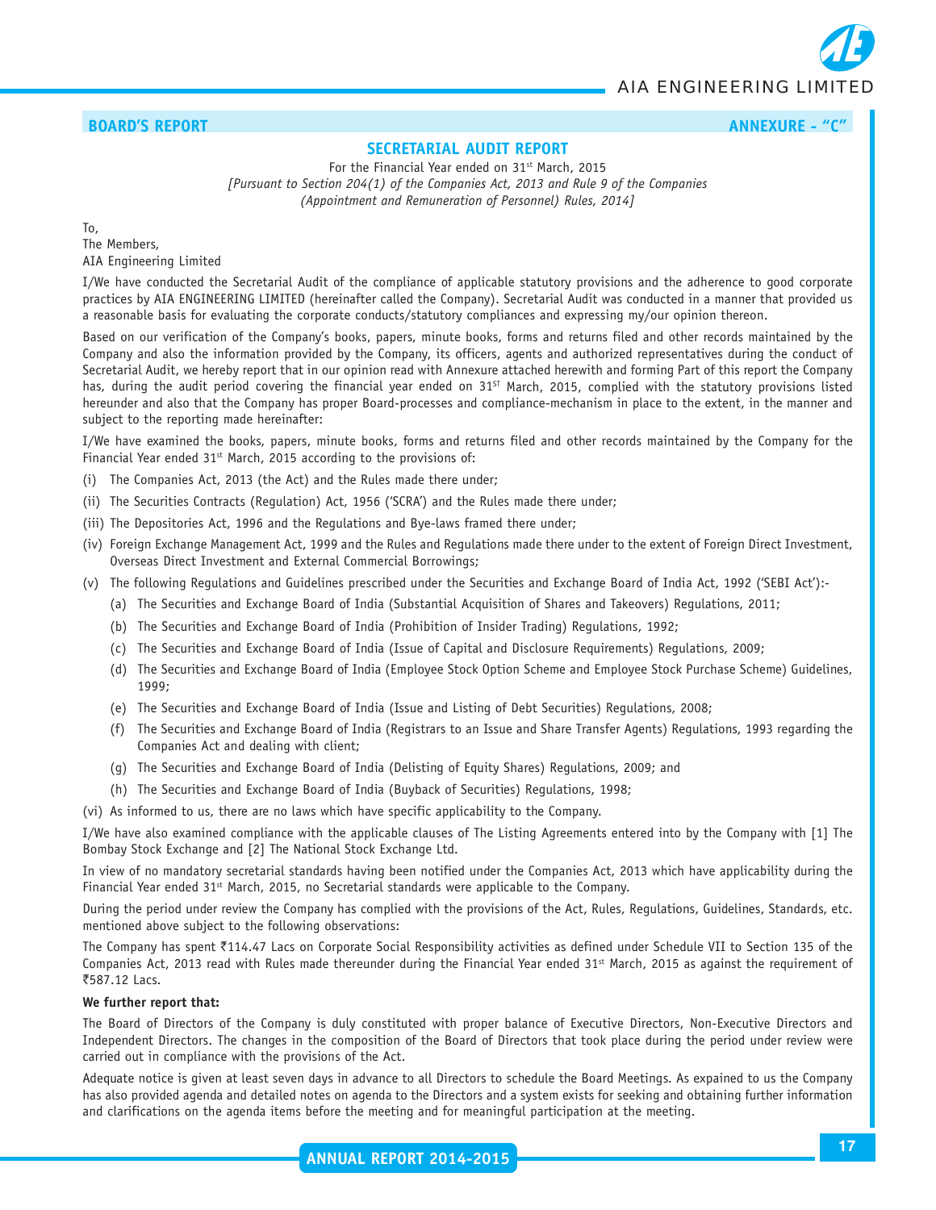**BOARD'S REPORT** **ANNEXURE - "C"**

## SECRETARIAL AUDIT REPORT

For the Financial Year ended on 31st March, 2015

*[Pursuant to Section 204(1) of the Companies Act, 2013 and Rule 9 of the Companies (Appointment and Remuneration of Personnel) Rules, 2014]*

To,
The Members,
AIA Engineering Limited

I/We have conducted the Secretarial Audit of the compliance of applicable statutory provisions and the adherence to good corporate practices by AIA ENGINEERING LIMITED (hereinafter called the Company). Secretarial Audit was conducted in a manner that provided us a reasonable basis for evaluating the corporate conducts/statutory compliances and expressing my/our opinion thereon.

Based on our verification of the Company's books, papers, minute books, forms and returns filed and other records maintained by the Company and also the information provided by the Company, its officers, agents and authorized representatives during the conduct of Secretarial Audit, we hereby report that in our opinion read with Annexure attached herewith and forming Part of this report the Company has, during the audit period covering the financial year ended on 31ST March, 2015, complied with the statutory provisions listed hereunder and also that the Company has proper Board-processes and compliance-mechanism in place to the extent, in the manner and subject to the reporting made hereinafter:

I/We have examined the books, papers, minute books, forms and returns filed and other records maintained by the Company for the Financial Year ended 31st March, 2015 according to the provisions of:

(i) The Companies Act, 2013 (the Act) and the Rules made there under;

(ii) The Securities Contracts (Regulation) Act, 1956 ('SCRA') and the Rules made there under;

(iii) The Depositories Act, 1996 and the Regulations and Bye-laws framed there under;

(iv) Foreign Exchange Management Act, 1999 and the Rules and Regulations made there under to the extent of Foreign Direct Investment, Overseas Direct Investment and External Commercial Borrowings;

(v) The following Regulations and Guidelines prescribed under the Securities and Exchange Board of India Act, 1992 ('SEBI Act'):-

   (a) The Securities and Exchange Board of India (Substantial Acquisition of Shares and Takeovers) Regulations, 2011;

   (b) The Securities and Exchange Board of India (Prohibition of Insider Trading) Regulations, 1992;

   (c) The Securities and Exchange Board of India (Issue of Capital and Disclosure Requirements) Regulations, 2009;

   (d) The Securities and Exchange Board of India (Employee Stock Option Scheme and Employee Stock Purchase Scheme) Guidelines, 1999;

   (e) The Securities and Exchange Board of India (Issue and Listing of Debt Securities) Regulations, 2008;

   (f) The Securities and Exchange Board of India (Registrars to an Issue and Share Transfer Agents) Regulations, 1993 regarding the Companies Act and dealing with client;

   (g) The Securities and Exchange Board of India (Delisting of Equity Shares) Regulations, 2009; and

   (h) The Securities and Exchange Board of India (Buyback of Securities) Regulations, 1998;

(vi) As informed to us, there are no laws which have specific applicability to the Company.

I/We have also examined compliance with the applicable clauses of The Listing Agreements entered into by the Company with [1] The Bombay Stock Exchange and [2] The National Stock Exchange Ltd.

In view of no mandatory secretarial standards having been notified under the Companies Act, 2013 which have applicability during the Financial Year ended 31st March, 2015, no Secretarial standards were applicable to the Company.

During the period under review the Company has complied with the provisions of the Act, Rules, Regulations, Guidelines, Standards, etc. mentioned above subject to the following observations:

The Company has spent ₹114.47 Lacs on Corporate Social Responsibility activities as defined under Schedule VII to Section 135 of the Companies Act, 2013 read with Rules made thereunder during the Financial Year ended 31st March, 2015 as against the requirement of ₹587.12 Lacs.

**We further report that:**

The Board of Directors of the Company is duly constituted with proper balance of Executive Directors, Non-Executive Directors and Independent Directors. The changes in the composition of the Board of Directors that took place during the period under review were carried out in compliance with the provisions of the Act.

Adequate notice is given at least seven days in advance to all Directors to schedule the Board Meetings. As expained to us the Company has also provided agenda and detailed notes on agenda to the Directors and a system exists for seeking and obtaining further information and clarifications on the agenda items before the meeting and for meaningful participation at the meeting.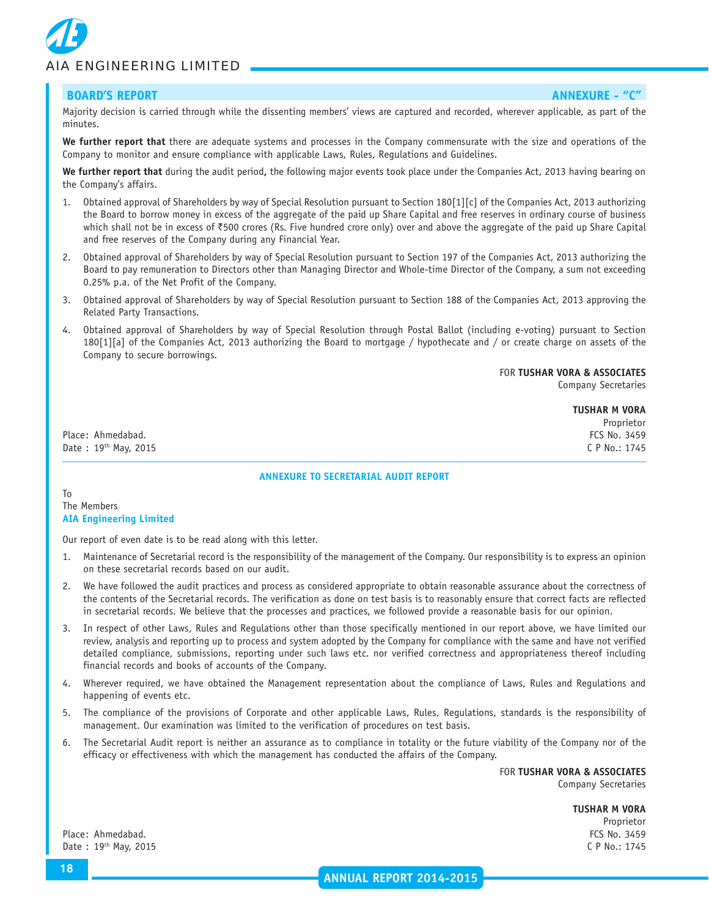## BOARD'S REPORT — ANNEXURE - "C"

Majority decision is carried through while the dissenting members' views are captured and recorded, wherever applicable, as part of the minutes.

**We further report that** there are adequate systems and processes in the Company commensurate with the size and operations of the Company to monitor and ensure compliance with applicable Laws, Rules, Regulations and Guidelines.

**We further report that** during the audit period**,** the following major events took place under the Companies Act, 2013 having bearing on the Company's affairs.

1. Obtained approval of Shareholders by way of Special Resolution pursuant to Section 180[1][c] of the Companies Act, 2013 authorizing the Board to borrow money in excess of the aggregate of the paid up Share Capital and free reserves in ordinary course of business which shall not be in excess of ₹500 crores (Rs. Five hundred crore only) over and above the aggregate of the paid up Share Capital and free reserves of the Company during any Financial Year.
2. Obtained approval of Shareholders by way of Special Resolution pursuant to Section 197 of the Companies Act, 2013 authorizing the Board to pay remuneration to Directors other than Managing Director and Whole-time Director of the Company, a sum not exceeding 0.25% p.a. of the Net Profit of the Company.
3. Obtained approval of Shareholders by way of Special Resolution pursuant to Section 188 of the Companies Act, 2013 approving the Related Party Transactions.
4. Obtained approval of Shareholders by way of Special Resolution through Postal Ballot (including e-voting) pursuant to Section 180[1][a] of the Companies Act, 2013 authorizing the Board to mortgage / hypothecate and / or create charge on assets of the Company to secure borrowings.

FOR **TUSHAR VORA & ASSOCIATES**
Company Secretaries

**TUSHAR M VORA**
Proprietor
FCS No. 3459
C P No.: 1745

Place: Ahmedabad.
Date : 19th May, 2015

### ANNEXURE TO SECRETARIAL AUDIT REPORT

To
The Members
**AIA Engineering Limited**

Our report of even date is to be read along with this letter.

1. Maintenance of Secretarial record is the responsibility of the management of the Company. Our responsibility is to express an opinion on these secretarial records based on our audit.
2. We have followed the audit practices and process as considered appropriate to obtain reasonable assurance about the correctness of the contents of the Secretarial records. The verification as done on test basis is to reasonably ensure that correct facts are reflected in secretarial records. We believe that the processes and practices, we followed provide a reasonable basis for our opinion.
3. In respect of other Laws, Rules and Regulations other than those specifically mentioned in our report above, we have limited our review, analysis and reporting up to process and system adopted by the Company for compliance with the same and have not verified detailed compliance, submissions, reporting under such laws etc. nor verified correctness and appropriateness thereof including financial records and books of accounts of the Company.
4. Wherever required, we have obtained the Management representation about the compliance of Laws, Rules and Regulations and happening of events etc.
5. The compliance of the provisions of Corporate and other applicable Laws, Rules, Regulations, standards is the responsibility of management. Our examination was limited to the verification of procedures on test basis.
6. The Secretarial Audit report is neither an assurance as to compliance in totality or the future viability of the Company nor of the efficacy or effectiveness with which the management has conducted the affairs of the Company.

FOR **TUSHAR VORA & ASSOCIATES**
Company Secretaries

**TUSHAR M VORA**
Proprietor
FCS No. 3459
C P No.: 1745

Place: Ahmedabad.
Date : 19th May, 2015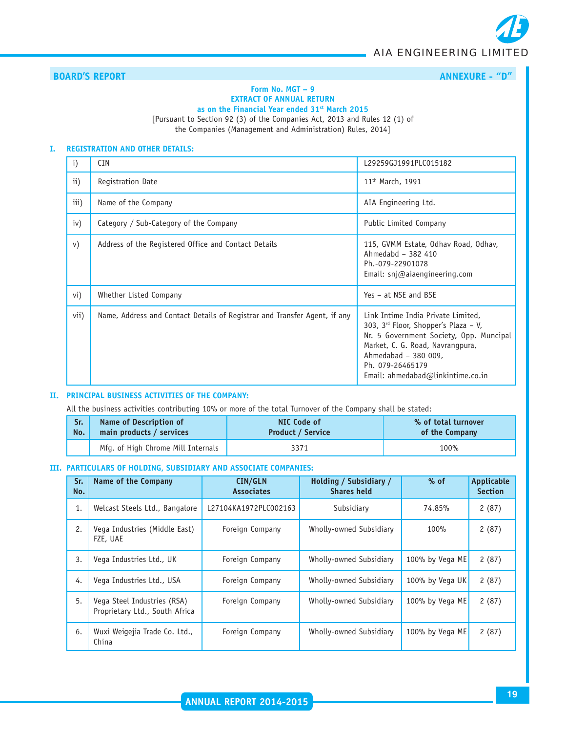## BOARD'S REPORT

## ANNEXURE - "D"

### Form No. MGT – 9
### EXTRACT OF ANNUAL RETURN
### as on the Financial Year ended 31st March 2015

[Pursuant to Section 92 (3) of the Companies Act, 2013 and Rules 12 (1) of the Companies (Management and Administration) Rules, 2014]

### I. REGISTRATION AND OTHER DETAILS:

| | | |
|---|---|---|
| i) | CIN | L29259GJ1991PLC015182 |
| ii) | Registration Date | 11th March, 1991 |
| iii) | Name of the Company | AIA Engineering Ltd. |
| iv) | Category / Sub-Category of the Company | Public Limited Company |
| v) | Address of the Registered Office and Contact Details | 115, GVMM Estate, Odhav Road, Odhav, Ahmedabd – 382 410<br>Ph.-079-22901078<br>Email: snj@aiaengineering.com |
| vi) | Whether Listed Company | Yes – at NSE and BSE |
| vii) | Name, Address and Contact Details of Registrar and Transfer Agent, if any | Link Intime India Private Limited, 303, 3rd Floor, Shopper's Plaza – V, Nr. 5 Government Society, Opp. Muncipal Market, C. G. Road, Navrangpura, Ahmedabad – 380 009,<br>Ph. 079-26465179<br>Email: ahmedabad@linkintime.co.in |

### II. PRINCIPAL BUSINESS ACTIVITIES OF THE COMPANY:

All the business activities contributing 10% or more of the total Turnover of the Company shall be stated:

| Sr. No. | Name of Description of main products / services | NIC Code of Product / Service | % of total turnover of the Company |
|---|---|---|---|
| | Mfg. of High Chrome Mill Internals | 3371 | 100% |

### III. PARTICULARS OF HOLDING, SUBSIDIARY AND ASSOCIATE COMPANIES:

| Sr. No. | Name of the Company | CIN/GLN Associates | Holding / Subsidiary / Shares held | % of | Applicable Section |
|---|---|---|---|---|---|
| 1. | Welcast Steels Ltd., Bangalore | L27104KA1972PLC002163 | Subsidiary | 74.85% | 2 (87) |
| 2. | Vega Industries (Middle East) FZE, UAE | Foreign Company | Wholly-owned Subsidiary | 100% | 2 (87) |
| 3. | Vega Industries Ltd., UK | Foreign Company | Wholly-owned Subsidiary | 100% by Vega ME | 2 (87) |
| 4. | Vega Industries Ltd., USA | Foreign Company | Wholly-owned Subsidiary | 100% by Vega UK | 2 (87) |
| 5. | Vega Steel Industries (RSA) Proprietary Ltd., South Africa | Foreign Company | Wholly-owned Subsidiary | 100% by Vega ME | 2 (87) |
| 6. | Wuxi Weigejia Trade Co. Ltd., China | Foreign Company | Wholly-owned Subsidiary | 100% by Vega ME | 2 (87) |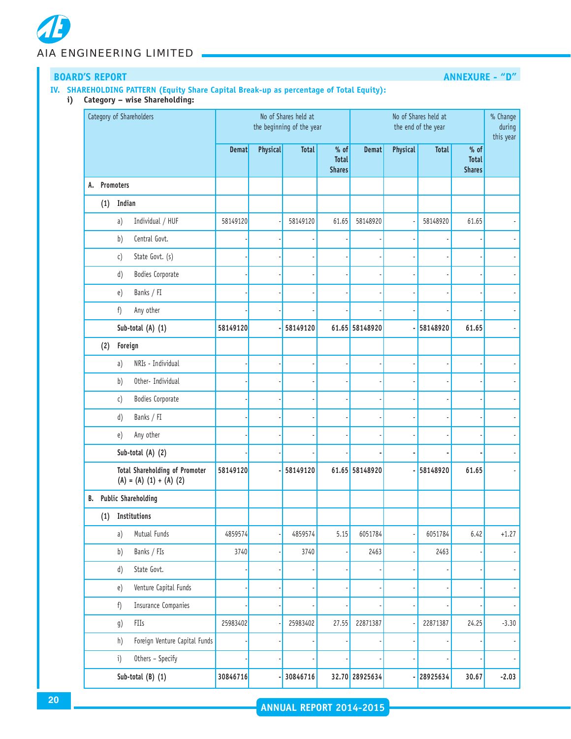**BOARD'S REPORT** **ANNEXURE - "D"**

**IV. SHAREHOLDING PATTERN (Equity Share Capital Break-up as percentage of Total Equity):**

**i) Category – wise Shareholding:**

| Category of Shareholders | No of Shares held at the beginning of the year | | | | No of Shares held at the end of the year | | | | % Change during this year |
|---|---|---|---|---|---|---|---|---|---|
| | **Demat** | **Physical** | **Total** | **% of Total Shares** | **Demat** | **Physical** | **Total** | **% of Total Shares** | |
| **A. Promoters** | | | | | | | | | |
| **(1) Indian** | | | | | | | | | |
| a) Individual / HUF | 58149120 | - | 58149120 | 61.65 | 58148920 | - | 58148920 | 61.65 | - |
| b) Central Govt. | - | - | - | - | - | - | - | - | - |
| c) State Govt. (s) | - | - | - | - | - | - | - | - | - |
| d) Bodies Corporate | - | - | - | - | - | - | - | - | - |
| e) Banks / FI | - | - | - | - | - | - | - | - | - |
| f) Any other | - | - | - | - | - | - | - | - | - |
| **Sub-total (A) (1)** | **58149120** | **-** | **58149120** | **61.65** | **58148920** | **-** | **58148920** | **61.65** | - |
| **(2) Foreign** | | | | | | | | | |
| a) NRIs - Individual | - | - | - | - | - | - | - | - | - |
| b) Other- Individual | - | - | - | - | - | - | - | - | - |
| c) Bodies Corporate | - | - | - | - | - | - | - | - | - |
| d) Banks / FI | - | - | - | - | - | - | - | - | - |
| e) Any other | - | - | - | - | - | - | - | - | - |
| **Sub-total (A) (2)** | - | - | - | - | **-** | **-** | **-** | **-** | - |
| **Total Shareholding of Promoter (A) = (A) (1) + (A) (2)** | **58149120** | **-** | **58149120** | **61.65** | **58148920** | **-** | **58148920** | **61.65** | - |
| **B. Public Shareholding** | | | | | | | | | |
| **(1) Institutions** | | | | | | | | | |
| a) Mutual Funds | 4859574 | - | 4859574 | 5.15 | 6051784 | - | 6051784 | 6.42 | +1.27 |
| b) Banks / FIs | 3740 | - | 3740 | - | 2463 | - | 2463 | - | - |
| d) State Govt. | - | - | - | - | - | - | - | - | - |
| e) Venture Capital Funds | - | - | - | - | - | - | - | - | - |
| f) Insurance Companies | - | - | - | - | - | - | - | - | - |
| g) FIIs | 25983402 | - | 25983402 | 27.55 | 22871387 | - | 22871387 | 24.25 | -3.30 |
| h) Foreign Venture Capital Funds | - | - | - | - | - | - | - | - | - |
| i) Others – Specify | - | - | - | - | - | - | - | - | - |
| **Sub-total (B) (1)** | **30846716** | **-** | **30846716** | **32.70** | **28925634** | **-** | **28925634** | **30.67** | **-2.03** |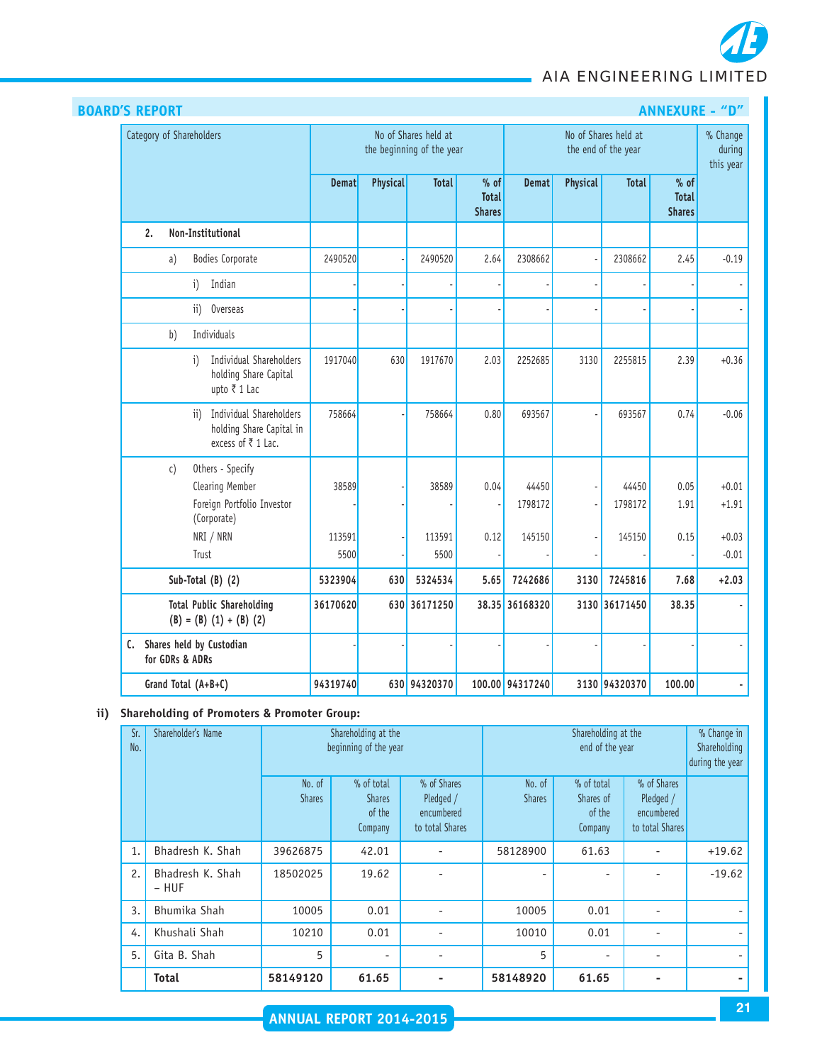## BOARD'S REPORT

## ANNEXURE - "D"

| Category of Shareholders | No of Shares held at the beginning of the year | | | | No of Shares held at the end of the year | | | | % Change during this year |
|---|---|---|---|---|---|---|---|---|---|
| | Demat | Physical | Total | % of Total Shares | Demat | Physical | Total | % of Total Shares | |
| **2. Non-Institutional** | | | | | | | | | |
| a) Bodies Corporate | 2490520 | - | 2490520 | 2.64 | 2308662 | - | 2308662 | 2.45 | -0.19 |
| i) Indian | - | - | - | - | - | - | - | - | - |
| ii) Overseas | - | - | - | - | - | - | - | - | - |
| b) Individuals | | | | | | | | | |
| i) Individual Shareholders holding Share Capital upto ₹ 1 Lac | 1917040 | 630 | 1917670 | 2.03 | 2252685 | 3130 | 2255815 | 2.39 | +0.36 |
| ii) Individual Shareholders holding Share Capital in excess of ₹ 1 Lac. | 758664 | - | 758664 | 0.80 | 693567 | - | 693567 | 0.74 | -0.06 |
| c) Others - Specify | | | | | | | | | |
| Clearing Member | 38589 | - | 38589 | 0.04 | 44450 | - | 44450 | 0.05 | +0.01 |
| Foreign Portfolio Investor (Corporate) | - | - | - | - | 1798172 | - | 1798172 | 1.91 | +1.91 |
| NRI / NRN | 113591 | - | 113591 | 0.12 | 145150 | - | 145150 | 0.15 | +0.03 |
| Trust | 5500 | - | 5500 | - | - | - | - | - | -0.01 |
| **Sub-Total (B) (2)** | **5323904** | **630** | **5324534** | **5.65** | **7242686** | **3130** | **7245816** | **7.68** | **+2.03** |
| **Total Public Shareholding (B) = (B) (1) + (B) (2)** | **36170620** | **630** | **36171250** | **38.35** | **36168320** | **3130** | **36171450** | **38.35** | - |
| **C. Shares held by Custodian for GDRs & ADRs** | - | - | - | - | - | - | - | - | - |
| **Grand Total (A+B+C)** | **94319740** | **630** | **94320370** | **100.00** | **94317240** | **3130** | **94320370** | **100.00** | - |

**ii) Shareholding of Promoters & Promoter Group:**

| Sr. No. | Shareholder's Name | Shareholding at the beginning of the year | | | Shareholding at the end of the year | | | % Change in Shareholding during the year |
|---|---|---|---|---|---|---|---|---|
| | | No. of Shares | % of total Shares of the Company | % of Shares Pledged / encumbered to total Shares | No. of Shares | % of total Shares of the Company | % of Shares Pledged / encumbered to total Shares | |
| 1. | Bhadresh K. Shah | 39626875 | 42.01 | - | 58128900 | 61.63 | - | +19.62 |
| 2. | Bhadresh K. Shah – HUF | 18502025 | 19.62 | - | - | - | - | -19.62 |
| 3. | Bhumika Shah | 10005 | 0.01 | - | 10005 | 0.01 | - | - |
| 4. | Khushali Shah | 10210 | 0.01 | - | 10010 | 0.01 | - | - |
| 5. | Gita B. Shah | 5 | - | - | 5 | - | - | - |
| | **Total** | **58149120** | **61.65** | **-** | **58148920** | **61.65** | **-** | **-** |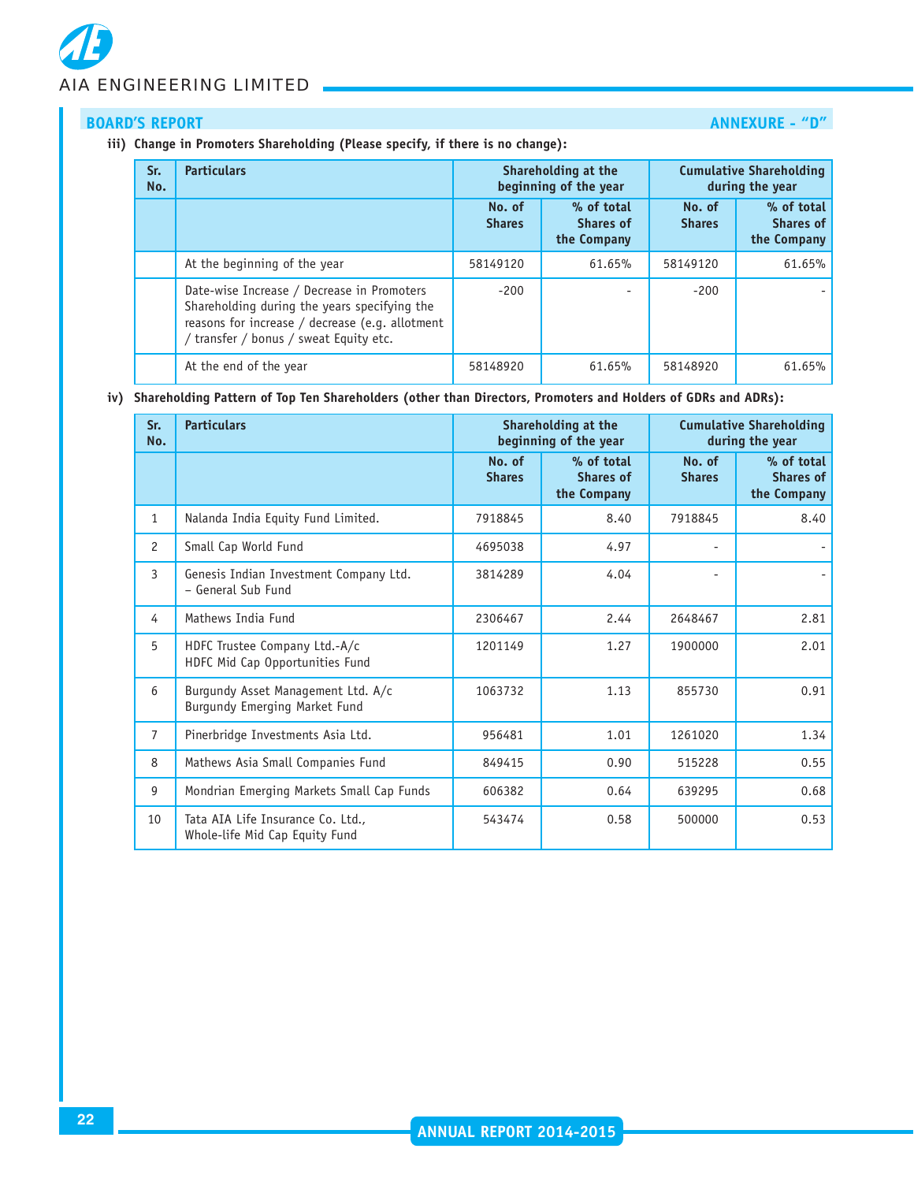## BOARD'S REPORT

**ANNEXURE - "D"**

**iii) Change in Promoters Shareholding (Please specify, if there is no change):**

| Sr. No. | Particulars | Shareholding at the beginning of the year | | Cumulative Shareholding during the year | |
|---|---|---|---|---|---|
| | | No. of Shares | % of total Shares of the Company | No. of Shares | % of total Shares of the Company |
| | At the beginning of the year | 58149120 | 61.65% | 58149120 | 61.65% |
| | Date-wise Increase / Decrease in Promoters Shareholding during the years specifying the reasons for increase / decrease (e.g. allotment / transfer / bonus / sweat Equity etc. | -200 | - | -200 | - |
| | At the end of the year | 58148920 | 61.65% | 58148920 | 61.65% |

**iv) Shareholding Pattern of Top Ten Shareholders (other than Directors, Promoters and Holders of GDRs and ADRs):**

| Sr. No. | Particulars | Shareholding at the beginning of the year | | Cumulative Shareholding during the year | |
|---|---|---|---|---|---|
| | | No. of Shares | % of total Shares of the Company | No. of Shares | % of total Shares of the Company |
| 1 | Nalanda India Equity Fund Limited. | 7918845 | 8.40 | 7918845 | 8.40 |
| 2 | Small Cap World Fund | 4695038 | 4.97 | - | - |
| 3 | Genesis Indian Investment Company Ltd. – General Sub Fund | 3814289 | 4.04 | - | - |
| 4 | Mathews India Fund | 2306467 | 2.44 | 2648467 | 2.81 |
| 5 | HDFC Trustee Company Ltd.-A/c HDFC Mid Cap Opportunities Fund | 1201149 | 1.27 | 1900000 | 2.01 |
| 6 | Burgundy Asset Management Ltd. A/c Burgundy Emerging Market Fund | 1063732 | 1.13 | 855730 | 0.91 |
| 7 | Pinerbridge Investments Asia Ltd. | 956481 | 1.01 | 1261020 | 1.34 |
| 8 | Mathews Asia Small Companies Fund | 849415 | 0.90 | 515228 | 0.55 |
| 9 | Mondrian Emerging Markets Small Cap Funds | 606382 | 0.64 | 639295 | 0.68 |
| 10 | Tata AIA Life Insurance Co. Ltd., Whole-life Mid Cap Equity Fund | 543474 | 0.58 | 500000 | 0.53 |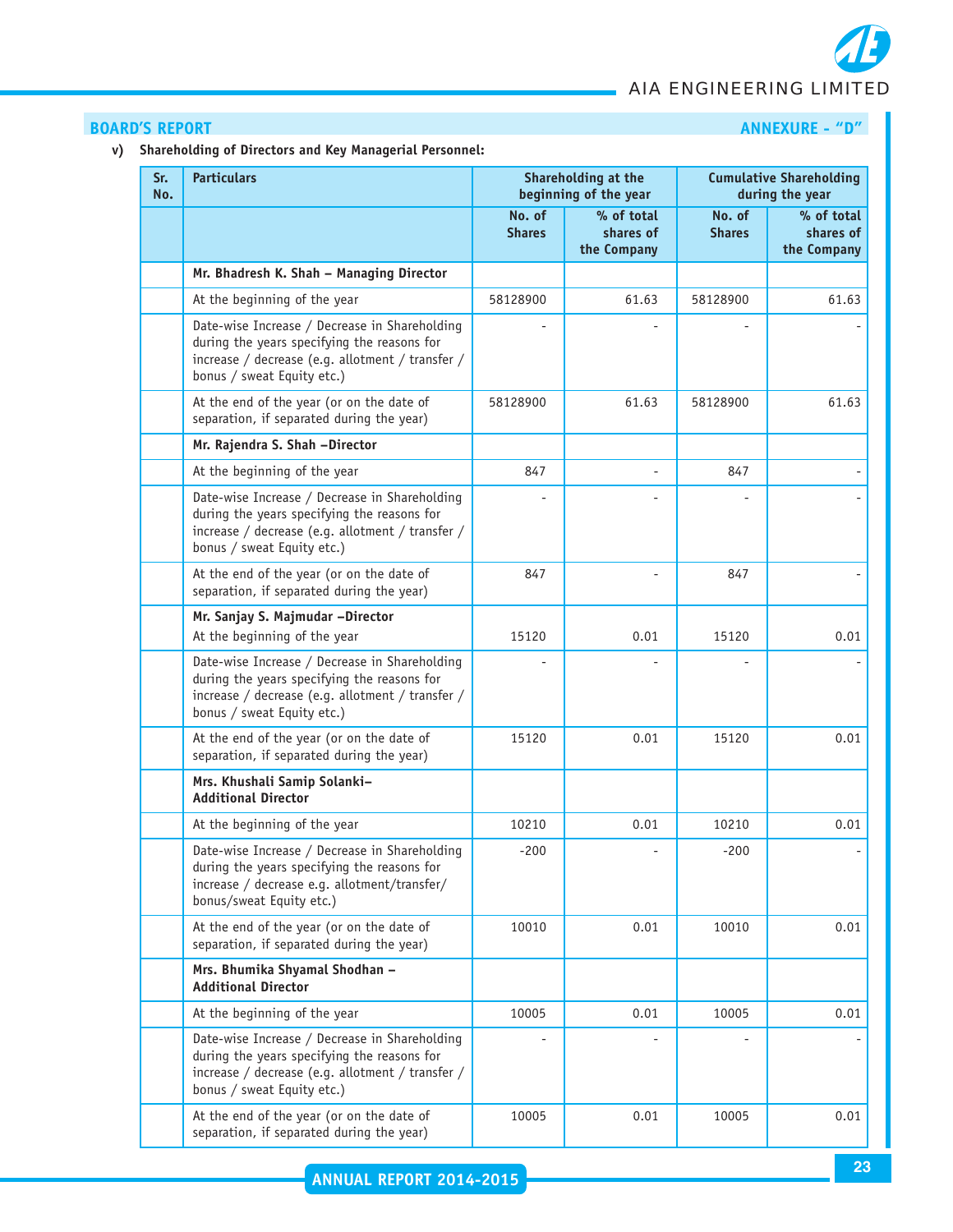BOARD'S REPORT

ANNEXURE - "D"

v) **Shareholding of Directors and Key Managerial Personnel:**

| Sr. No. | Particulars | Shareholding at the beginning of the year | | Cumulative Shareholding during the year | |
|---|---|---|---|---|---|
| | | No. of Shares | % of total shares of the Company | No. of Shares | % of total shares of the Company |
| | **Mr. Bhadresh K. Shah – Managing Director** | | | | |
| | At the beginning of the year | 58128900 | 61.63 | 58128900 | 61.63 |
| | Date-wise Increase / Decrease in Shareholding during the years specifying the reasons for increase / decrease (e.g. allotment / transfer / bonus / sweat Equity etc.) | - | - | - | - |
| | At the end of the year (or on the date of separation, if separated during the year) | 58128900 | 61.63 | 58128900 | 61.63 |
| | **Mr. Rajendra S. Shah –Director** | | | | |
| | At the beginning of the year | 847 | - | 847 | - |
| | Date-wise Increase / Decrease in Shareholding during the years specifying the reasons for increase / decrease (e.g. allotment / transfer / bonus / sweat Equity etc.) | - | - | - | - |
| | At the end of the year (or on the date of separation, if separated during the year) | 847 | - | 847 | - |
| | **Mr. Sanjay S. Majmudar –Director** | | | | |
| | At the beginning of the year | 15120 | 0.01 | 15120 | 0.01 |
| | Date-wise Increase / Decrease in Shareholding during the years specifying the reasons for increase / decrease (e.g. allotment / transfer / bonus / sweat Equity etc.) | - | - | - | - |
| | At the end of the year (or on the date of separation, if separated during the year) | 15120 | 0.01 | 15120 | 0.01 |
| | **Mrs. Khushali Samip Solanki– Additional Director** | | | | |
| | At the beginning of the year | 10210 | 0.01 | 10210 | 0.01 |
| | Date-wise Increase / Decrease in Shareholding during the years specifying the reasons for increase / decrease e.g. allotment/transfer/ bonus/sweat Equity etc.) | -200 | - | -200 | - |
| | At the end of the year (or on the date of separation, if separated during the year) | 10010 | 0.01 | 10010 | 0.01 |
| | **Mrs. Bhumika Shyamal Shodhan – Additional Director** | | | | |
| | At the beginning of the year | 10005 | 0.01 | 10005 | 0.01 |
| | Date-wise Increase / Decrease in Shareholding during the years specifying the reasons for increase / decrease (e.g. allotment / transfer / bonus / sweat Equity etc.) | - | - | - | - |
| | At the end of the year (or on the date of separation, if separated during the year) | 10005 | 0.01 | 10005 | 0.01 |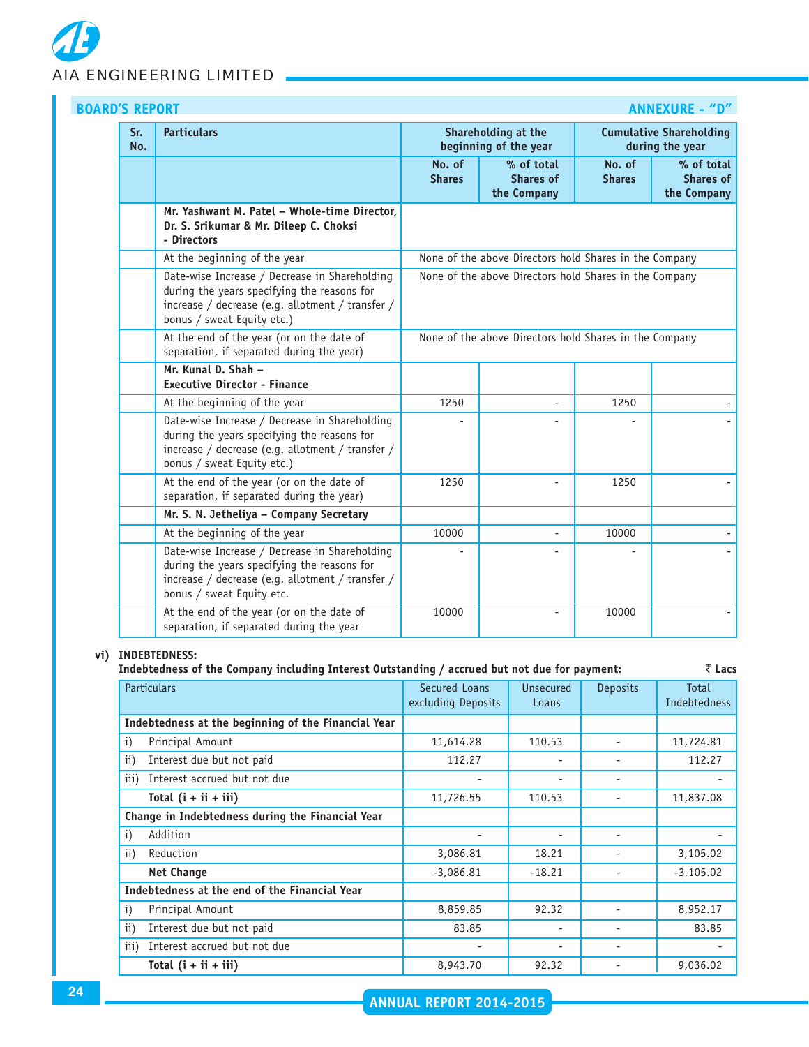**BOARD'S REPORT** **ANNEXURE - "D"**

| Sr. No. | Particulars | Shareholding at the beginning of the year | | Cumulative Shareholding during the year | |
|---|---|---|---|---|---|
| | | No. of Shares | % of total Shares of the Company | No. of Shares | % of total Shares of the Company |
| | **Mr. Yashwant M. Patel – Whole-time Director, Dr. S. Srikumar & Mr. Dileep C. Choksi - Directors** | | | | |
| | At the beginning of the year | None of the above Directors hold Shares in the Company | | | |
| | Date-wise Increase / Decrease in Shareholding during the years specifying the reasons for increase / decrease (e.g. allotment / transfer / bonus / sweat Equity etc.) | None of the above Directors hold Shares in the Company | | | |
| | At the end of the year (or on the date of separation, if separated during the year) | None of the above Directors hold Shares in the Company | | | |
| | **Mr. Kunal D. Shah – Executive Director - Finance** | | | | |
| | At the beginning of the year | 1250 | - | 1250 | - |
| | Date-wise Increase / Decrease in Shareholding during the years specifying the reasons for increase / decrease (e.g. allotment / transfer / bonus / sweat Equity etc.) | - | - | - | - |
| | At the end of the year (or on the date of separation, if separated during the year) | 1250 | - | 1250 | - |
| | **Mr. S. N. Jetheliya – Company Secretary** | | | | |
| | At the beginning of the year | 10000 | - | 10000 | - |
| | Date-wise Increase / Decrease in Shareholding during the years specifying the reasons for increase / decrease (e.g. allotment / transfer / bonus / sweat Equity etc. | - | - | - | - |
| | At the end of the year (or on the date of separation, if separated during the year | 10000 | - | 10000 | - |

**vi) INDEBTEDNESS:**

**Indebtedness of the Company including Interest Outstanding / accrued but not due for payment:** **₹ Lacs**

| Particulars | Secured Loans excluding Deposits | Unsecured Loans | Deposits | Total Indebtedness |
|---|---|---|---|---|
| **Indebtedness at the beginning of the Financial Year** | | | | |
| i) Principal Amount | 11,614.28 | 110.53 | - | 11,724.81 |
| ii) Interest due but not paid | 112.27 | - | - | 112.27 |
| iii) Interest accrued but not due | - | - | - | - |
| **Total (i + ii + iii)** | 11,726.55 | 110.53 | - | 11,837.08 |
| **Change in Indebtedness during the Financial Year** | | | | |
| i) Addition | - | - | - | - |
| ii) Reduction | 3,086.81 | 18.21 | - | 3,105.02 |
| **Net Change** | -3,086.81 | -18.21 | - | -3,105.02 |
| **Indebtedness at the end of the Financial Year** | | | | |
| i) Principal Amount | 8,859.85 | 92.32 | - | 8,952.17 |
| ii) Interest due but not paid | 83.85 | - | - | 83.85 |
| iii) Interest accrued but not due | - | - | - | - |
| **Total (i + ii + iii)** | 8,943.70 | 92.32 | - | 9,036.02 |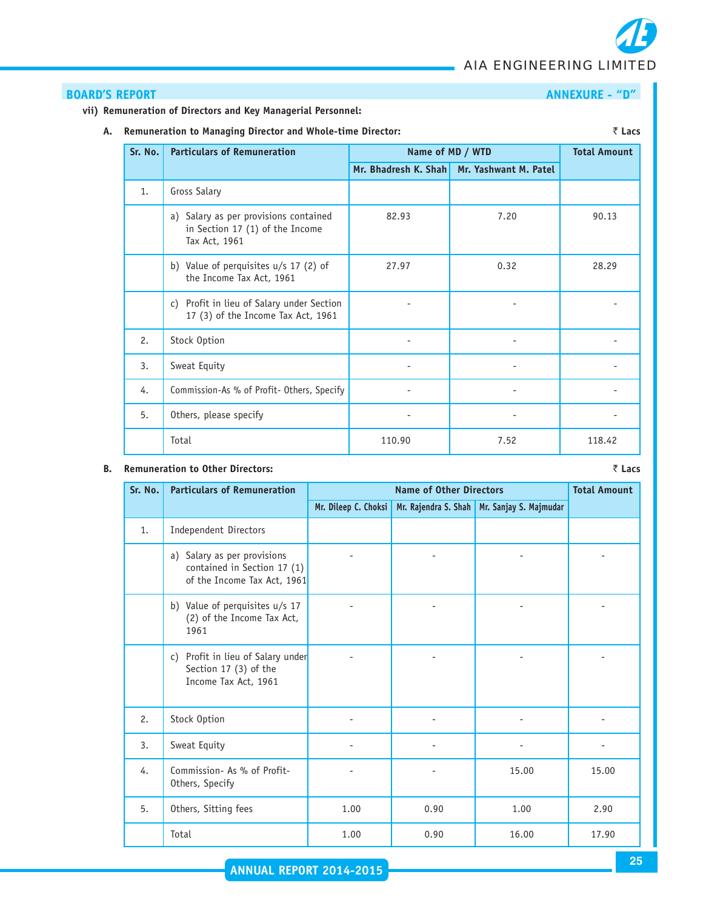**BOARD'S REPORT** **ANNEXURE - "D"**

**vii) Remuneration of Directors and Key Managerial Personnel:**

**A. Remuneration to Managing Director and Whole-time Director:** ₹ Lacs

| Sr. No. | Particulars of Remuneration | Name of MD / WTD | | Total Amount |
|---|---|---|---|---|
| | | Mr. Bhadresh K. Shah | Mr. Yashwant M. Patel | |
| 1. | Gross Salary | | | |
| | a) Salary as per provisions contained in Section 17 (1) of the Income Tax Act, 1961 | 82.93 | 7.20 | 90.13 |
| | b) Value of perquisites u/s 17 (2) of the Income Tax Act, 1961 | 27.97 | 0.32 | 28.29 |
| | c) Profit in lieu of Salary under Section 17 (3) of the Income Tax Act, 1961 | - | - | - |
| 2. | Stock Option | - | - | - |
| 3. | Sweat Equity | - | - | - |
| 4. | Commission-As % of Profit- Others, Specify | - | - | - |
| 5. | Others, please specify | - | - | - |
| | Total | 110.90 | 7.52 | 118.42 |

**B. Remuneration to Other Directors:** ₹ Lacs

| Sr. No. | Particulars of Remuneration | Name of Other Directors | | | Total Amount |
|---|---|---|---|---|---|
| | | Mr. Dileep C. Choksi | Mr. Rajendra S. Shah | Mr. Sanjay S. Majmudar | |
| 1. | Independent Directors | | | | |
| | a) Salary as per provisions contained in Section 17 (1) of the Income Tax Act, 1961 | - | - | - | - |
| | b) Value of perquisites u/s 17 (2) of the Income Tax Act, 1961 | - | - | - | - |
| | c) Profit in lieu of Salary under Section 17 (3) of the Income Tax Act, 1961 | - | - | - | - |
| 2. | Stock Option | - | - | - | - |
| 3. | Sweat Equity | - | - | - | - |
| 4. | Commission- As % of Profit- Others, Specify | - | - | 15.00 | 15.00 |
| 5. | Others, Sitting fees | 1.00 | 0.90 | 1.00 | 2.90 |
| | Total | 1.00 | 0.90 | 16.00 | 17.90 |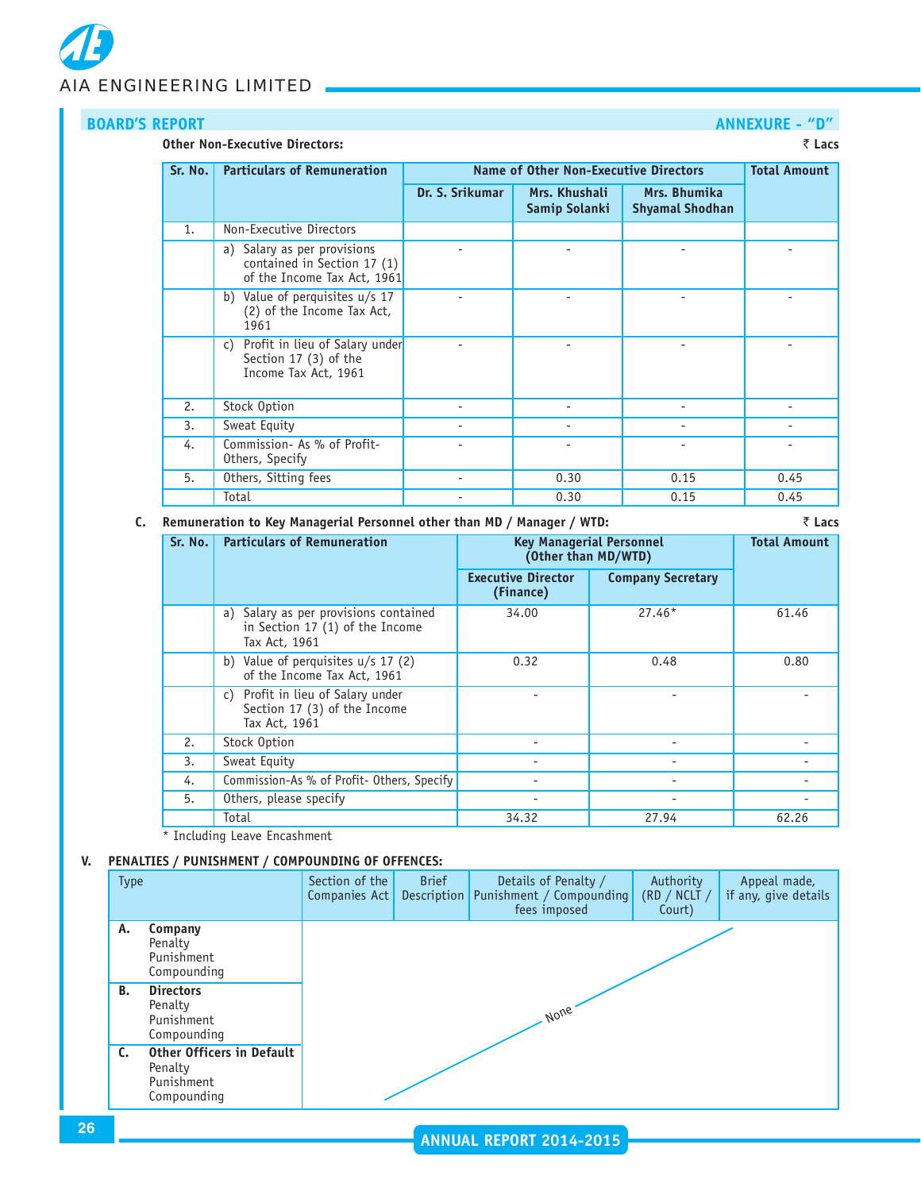## BOARD'S REPORT

**ANNEXURE - "D"**

**Other Non-Executive Directors:**

₹ Lacs

| Sr. No. | Particulars of Remuneration | Name of Other Non-Executive Directors | | | Total Amount |
|---|---|---|---|---|---|
| | | Dr. S. Srikumar | Mrs. Khushali Samip Solanki | Mrs. Bhumika Shyamal Shodhan | |
| 1. | Non-Executive Directors | | | | |
| | a) Salary as per provisions contained in Section 17 (1) of the Income Tax Act, 1961 | - | - | - | - |
| | b) Value of perquisites u/s 17 (2) of the Income Tax Act, 1961 | - | - | - | - |
| | c) Profit in lieu of Salary under Section 17 (3) of the Income Tax Act, 1961 | - | - | - | - |
| 2. | Stock Option | - | - | - | - |
| 3. | Sweat Equity | - | - | - | - |
| 4. | Commission- As % of Profit- Others, Specify | - | - | - | - |
| 5. | Others, Sitting fees | - | 0.30 | 0.15 | 0.45 |
| | Total | - | 0.30 | 0.15 | 0.45 |

**C. Remuneration to Key Managerial Personnel other than MD / Manager / WTD:**

₹ Lacs

| Sr. No. | Particulars of Remuneration | Key Managerial Personnel (Other than MD/WTD) | | Total Amount |
|---|---|---|---|---|
| | | Executive Director (Finance) | Company Secretary | |
| | a) Salary as per provisions contained in Section 17 (1) of the Income Tax Act, 1961 | 34.00 | 27.46* | 61.46 |
| | b) Value of perquisites u/s 17 (2) of the Income Tax Act, 1961 | 0.32 | 0.48 | 0.80 |
| | c) Profit in lieu of Salary under Section 17 (3) of the Income Tax Act, 1961 | - | - | - |
| 2. | Stock Option | - | - | - |
| 3. | Sweat Equity | - | - | - |
| 4. | Commission-As % of Profit- Others, Specify | - | - | - |
| 5. | Others, please specify | - | - | - |
| | Total | 34.32 | 27.94 | 62.26 |

\* Including Leave Encashment

**V. PENALTIES / PUNISHMENT / COMPOUNDING OF OFFENCES:**

| Type | Section of the Companies Act | Brief Description | Details of Penalty / Punishment / Compounding fees imposed | Authority (RD / NCLT / Court) | Appeal made, if any, give details |
|---|---|---|---|---|---|
| **A. Company** | | | | | |
| Penalty | | | | | |
| Punishment | | | | | |
| Compounding | | | | | |
| **B. Directors** | | | | | |
| Penalty | | | None | | |
| Punishment | | | | | |
| Compounding | | | | | |
| **C. Other Officers in Default** | | | | | |
| Penalty | | | | | |
| Punishment | | | | | |
| Compounding | | | | | |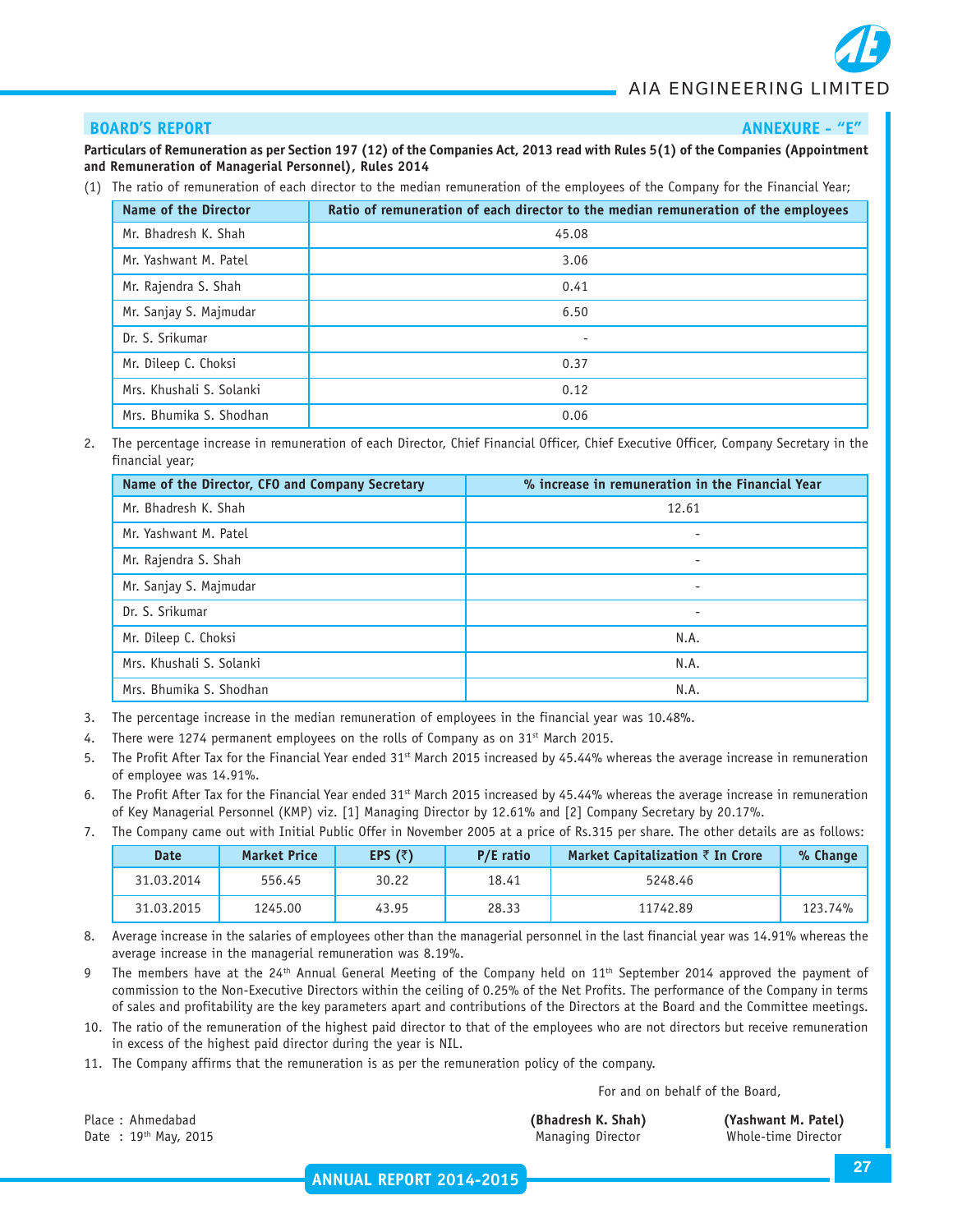## BOARD'S REPORT

## ANNEXURE - "E"

**Particulars of Remuneration as per Section 197 (12) of the Companies Act, 2013 read with Rules 5(1) of the Companies (Appointment and Remuneration of Managerial Personnel), Rules 2014**

(1) The ratio of remuneration of each director to the median remuneration of the employees of the Company for the Financial Year;

| Name of the Director | Ratio of remuneration of each director to the median remuneration of the employees |
|---|---|
| Mr. Bhadresh K. Shah | 45.08 |
| Mr. Yashwant M. Patel | 3.06 |
| Mr. Rajendra S. Shah | 0.41 |
| Mr. Sanjay S. Majmudar | 6.50 |
| Dr. S. Srikumar | - |
| Mr. Dileep C. Choksi | 0.37 |
| Mrs. Khushali S. Solanki | 0.12 |
| Mrs. Bhumika S. Shodhan | 0.06 |

2. The percentage increase in remuneration of each Director, Chief Financial Officer, Chief Executive Officer, Company Secretary in the financial year;

| Name of the Director, CFO and Company Secretary | % increase in remuneration in the Financial Year |
|---|---|
| Mr. Bhadresh K. Shah | 12.61 |
| Mr. Yashwant M. Patel | - |
| Mr. Rajendra S. Shah | - |
| Mr. Sanjay S. Majmudar | - |
| Dr. S. Srikumar | - |
| Mr. Dileep C. Choksi | N.A. |
| Mrs. Khushali S. Solanki | N.A. |
| Mrs. Bhumika S. Shodhan | N.A. |

3. The percentage increase in the median remuneration of employees in the financial year was 10.48%.
4. There were 1274 permanent employees on the rolls of Company as on 31st March 2015.
5. The Profit After Tax for the Financial Year ended 31st March 2015 increased by 45.44% whereas the average increase in remuneration of employee was 14.91%.
6. The Profit After Tax for the Financial Year ended 31st March 2015 increased by 45.44% whereas the average increase in remuneration of Key Managerial Personnel (KMP) viz. [1] Managing Director by 12.61% and [2] Company Secretary by 20.17%.
7. The Company came out with Initial Public Offer in November 2005 at a price of Rs.315 per share. The other details are as follows:

| Date | Market Price | EPS (₹) | P/E ratio | Market Capitalization ₹ In Crore | % Change |
|---|---|---|---|---|---|
| 31.03.2014 | 556.45 | 30.22 | 18.41 | 5248.46 | |
| 31.03.2015 | 1245.00 | 43.95 | 28.33 | 11742.89 | 123.74% |

8. Average increase in the salaries of employees other than the managerial personnel in the last financial year was 14.91% whereas the average increase in the managerial remuneration was 8.19%.
9. The members have at the 24th Annual General Meeting of the Company held on 11th September 2014 approved the payment of commission to the Non-Executive Directors within the ceiling of 0.25% of the Net Profits. The performance of the Company in terms of sales and profitability are the key parameters apart and contributions of the Directors at the Board and the Committee meetings.
10. The ratio of the remuneration of the highest paid director to that of the employees who are not directors but receive remuneration in excess of the highest paid director during the year is NIL.
11. The Company affirms that the remuneration is as per the remuneration policy of the company.

For and on behalf of the Board,

Place : Ahmedabad
Date : 19th May, 2015

**(Bhadresh K. Shah)**
Managing Director

**(Yashwant M. Patel)**
Whole-time Director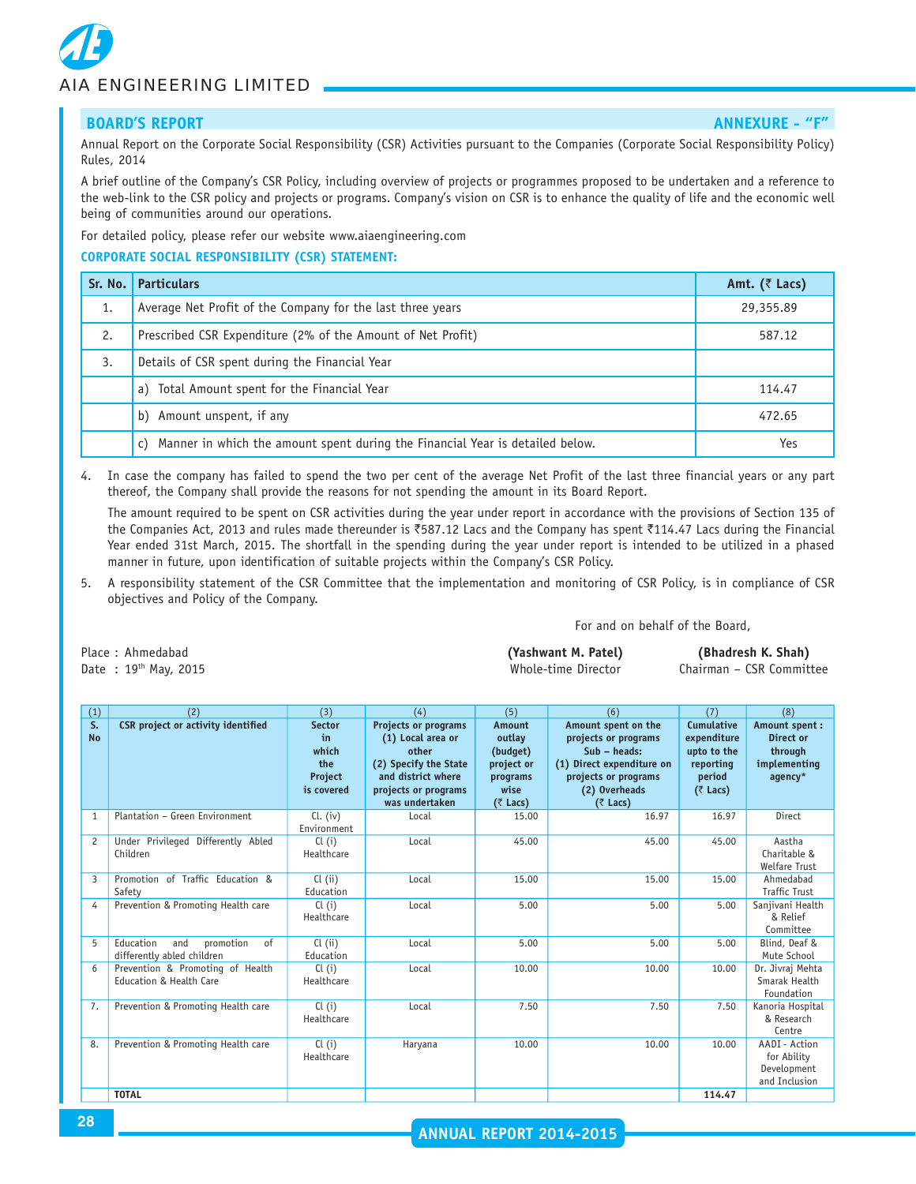## BOARD'S REPORT

## ANNEXURE - "F"

Annual Report on the Corporate Social Responsibility (CSR) Activities pursuant to the Companies (Corporate Social Responsibility Policy) Rules, 2014

A brief outline of the Company's CSR Policy, including overview of projects or programmes proposed to be undertaken and a reference to the web-link to the CSR policy and projects or programs. Company's vision on CSR is to enhance the quality of life and the economic well being of communities around our operations.

For detailed policy, please refer our website www.aiaengineering.com

### CORPORATE SOCIAL RESPONSIBILITY (CSR) STATEMENT:

| Sr. No. | Particulars | Amt. (₹ Lacs) |
|---|---|---|
| 1. | Average Net Profit of the Company for the last three years | 29,355.89 |
| 2. | Prescribed CSR Expenditure (2% of the Amount of Net Profit) | 587.12 |
| 3. | Details of CSR spent during the Financial Year | |
| | a) Total Amount spent for the Financial Year | 114.47 |
| | b) Amount unspent, if any | 472.65 |
| | c) Manner in which the amount spent during the Financial Year is detailed below. | Yes |

4. In case the company has failed to spend the two per cent of the average Net Profit of the last three financial years or any part thereof, the Company shall provide the reasons for not spending the amount in its Board Report.

   The amount required to be spent on CSR activities during the year under report in accordance with the provisions of Section 135 of the Companies Act, 2013 and rules made thereunder is ₹587.12 Lacs and the Company has spent ₹114.47 Lacs during the Financial Year ended 31st March, 2015. The shortfall in the spending during the year under report is intended to be utilized in a phased manner in future, upon identification of suitable projects within the Company's CSR Policy.

5. A responsibility statement of the CSR Committee that the implementation and monitoring of CSR Policy, is in compliance of CSR objectives and Policy of the Company.

For and on behalf of the Board,

Place : Ahmedabad
Date : 19th May, 2015

**(Yashwant M. Patel)**
Whole-time Director

**(Bhadresh K. Shah)**
Chairman – CSR Committee

| (1) | (2) | (3) | (4) | (5) | (6) | (7) | (8) |
|---|---|---|---|---|---|---|---|
| S. No | CSR project or activity identified | Sector in which the Project is covered | Projects or programs (1) Local area or other (2) Specify the State and district where projects or programs was undertaken | Amount outlay (budget) project or programs wise (₹ Lacs) | Amount spent on the projects or programs Sub – heads: (1) Direct expenditure on projects or programs (2) Overheads (₹ Lacs) | Cumulative expenditure upto to the reporting period (₹ Lacs) | Amount spent : Direct or through implementing agency* |
| 1 | Plantation – Green Environment | Cl. (iv) Environment | Local | 15.00 | 16.97 | 16.97 | Direct |
| 2 | Under Privileged Differently Abled Children | Cl (i) Healthcare | Local | 45.00 | 45.00 | 45.00 | Aastha Charitable & Welfare Trust |
| 3 | Promotion of Traffic Education & Safety | Cl (ii) Education | Local | 15.00 | 15.00 | 15.00 | Ahmedabad Traffic Trust |
| 4 | Prevention & Promoting Health care | Cl (i) Healthcare | Local | 5.00 | 5.00 | 5.00 | Sanjivani Health & Relief Committee |
| 5 | Education and promotion of differently abled children | Cl (ii) Education | Local | 5.00 | 5.00 | 5.00 | Blind, Deaf & Mute School |
| 6 | Prevention & Promoting of Health Education & Health Care | Cl (i) Healthcare | Local | 10.00 | 10.00 | 10.00 | Dr. Jivraj Mehta Smarak Health Foundation |
| 7. | Prevention & Promoting Health care | Cl (i) Healthcare | Local | 7.50 | 7.50 | 7.50 | Kanoria Hospital & Research Centre |
| 8. | Prevention & Promoting Health care | Cl (i) Healthcare | Haryana | 10.00 | 10.00 | 10.00 | AADI - Action for Ability Development and Inclusion |
| | **TOTAL** | | | | | **114.47** | |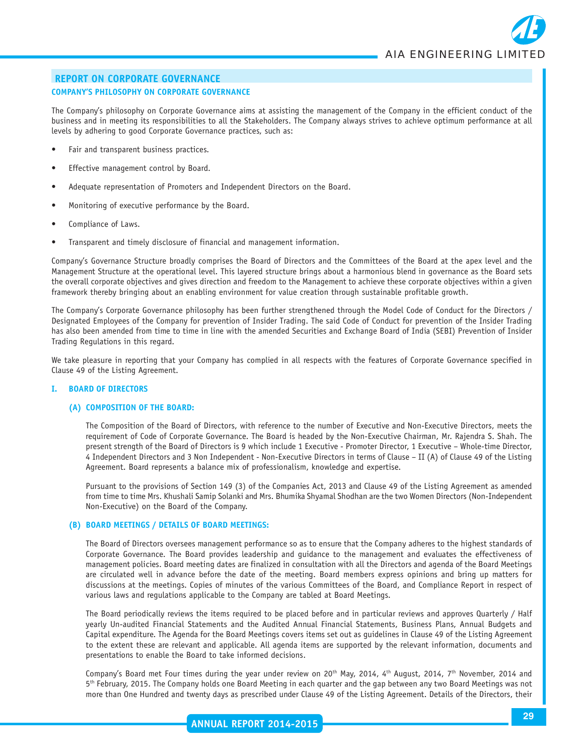## REPORT ON CORPORATE GOVERNANCE

### COMPANY'S PHILOSOPHY ON CORPORATE GOVERNANCE

The Company's philosophy on Corporate Governance aims at assisting the management of the Company in the efficient conduct of the business and in meeting its responsibilities to all the Stakeholders. The Company always strives to achieve optimum performance at all levels by adhering to good Corporate Governance practices, such as:

- Fair and transparent business practices.
- Effective management control by Board.
- Adequate representation of Promoters and Independent Directors on the Board.
- Monitoring of executive performance by the Board.
- Compliance of Laws.
- Transparent and timely disclosure of financial and management information.

Company's Governance Structure broadly comprises the Board of Directors and the Committees of the Board at the apex level and the Management Structure at the operational level. This layered structure brings about a harmonious blend in governance as the Board sets the overall corporate objectives and gives direction and freedom to the Management to achieve these corporate objectives within a given framework thereby bringing about an enabling environment for value creation through sustainable profitable growth.

The Company's Corporate Governance philosophy has been further strengthened through the Model Code of Conduct for the Directors / Designated Employees of the Company for prevention of Insider Trading. The said Code of Conduct for prevention of the Insider Trading has also been amended from time to time in line with the amended Securities and Exchange Board of India (SEBI) Prevention of Insider Trading Regulations in this regard.

We take pleasure in reporting that your Company has complied in all respects with the features of Corporate Governance specified in Clause 49 of the Listing Agreement.

### I. BOARD OF DIRECTORS

#### (A) COMPOSITION OF THE BOARD:

The Composition of the Board of Directors, with reference to the number of Executive and Non-Executive Directors, meets the requirement of Code of Corporate Governance. The Board is headed by the Non-Executive Chairman, Mr. Rajendra S. Shah. The present strength of the Board of Directors is 9 which include 1 Executive - Promoter Director, 1 Executive – Whole-time Director, 4 Independent Directors and 3 Non Independent - Non-Executive Directors in terms of Clause – II (A) of Clause 49 of the Listing Agreement. Board represents a balance mix of professionalism, knowledge and expertise.

Pursuant to the provisions of Section 149 (3) of the Companies Act, 2013 and Clause 49 of the Listing Agreement as amended from time to time Mrs. Khushali Samip Solanki and Mrs. Bhumika Shyamal Shodhan are the two Women Directors (Non-Independent Non-Executive) on the Board of the Company.

#### (B) BOARD MEETINGS / DETAILS OF BOARD MEETINGS:

The Board of Directors oversees management performance so as to ensure that the Company adheres to the highest standards of Corporate Governance. The Board provides leadership and guidance to the management and evaluates the effectiveness of management policies. Board meeting dates are finalized in consultation with all the Directors and agenda of the Board Meetings are circulated well in advance before the date of the meeting. Board members express opinions and bring up matters for discussions at the meetings. Copies of minutes of the various Committees of the Board, and Compliance Report in respect of various laws and regulations applicable to the Company are tabled at Board Meetings.

The Board periodically reviews the items required to be placed before and in particular reviews and approves Quarterly / Half yearly Un-audited Financial Statements and the Audited Annual Financial Statements, Business Plans, Annual Budgets and Capital expenditure. The Agenda for the Board Meetings covers items set out as guidelines in Clause 49 of the Listing Agreement to the extent these are relevant and applicable. All agenda items are supported by the relevant information, documents and presentations to enable the Board to take informed decisions.

Company's Board met Four times during the year under review on 20th May, 2014, 4th August, 2014, 7th November, 2014 and 5th February, 2015. The Company holds one Board Meeting in each quarter and the gap between any two Board Meetings was not more than One Hundred and twenty days as prescribed under Clause 49 of the Listing Agreement. Details of the Directors, their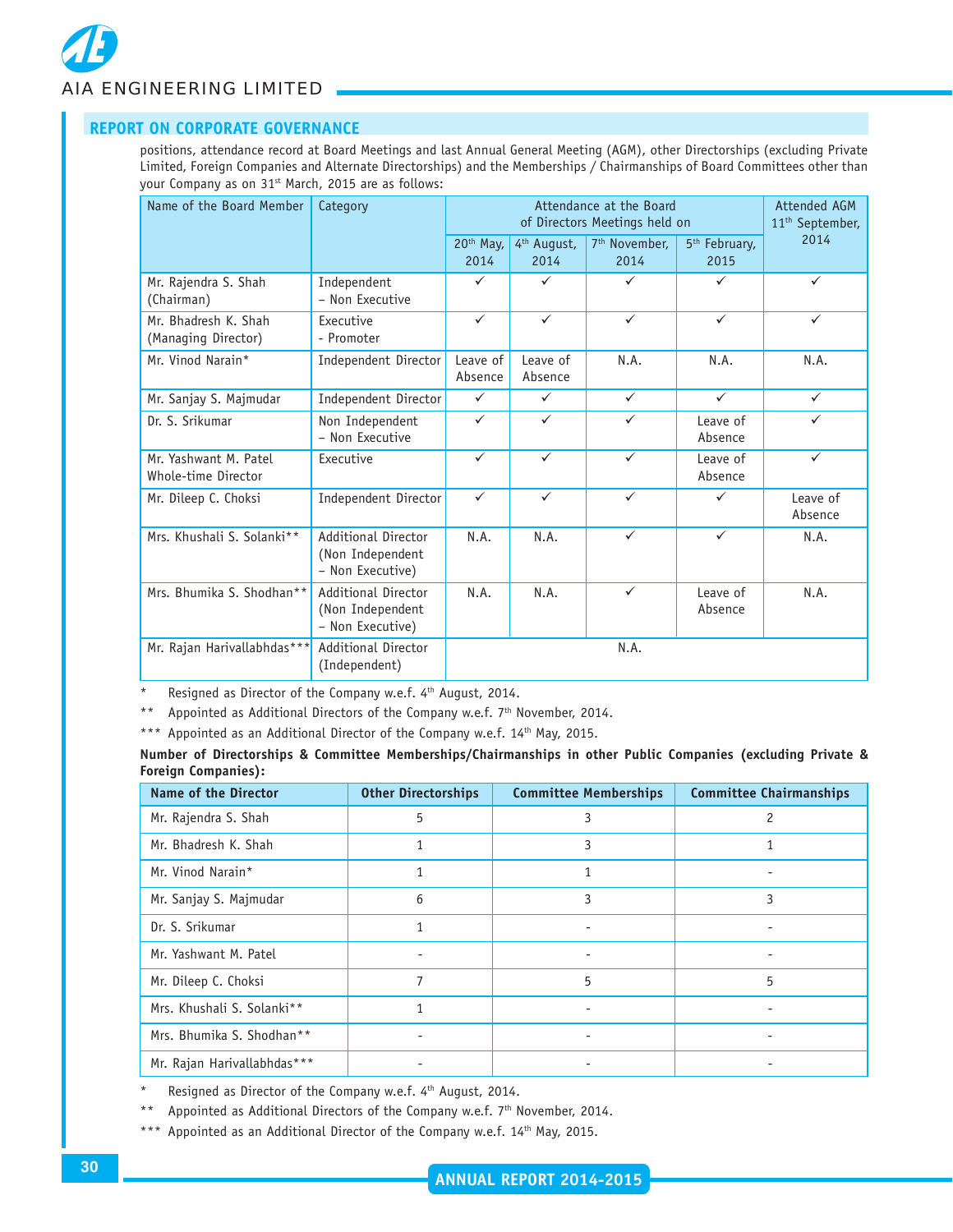## REPORT ON CORPORATE GOVERNANCE

positions, attendance record at Board Meetings and last Annual General Meeting (AGM), other Directorships (excluding Private Limited, Foreign Companies and Alternate Directorships) and the Memberships / Chairmanships of Board Committees other than your Company as on 31st March, 2015 are as follows:

| Name of the Board Member | Category | Attendance at the Board of Directors Meetings held on | | | | Attended AGM 11th September, 2014 |
|---|---|---|---|---|---|---|
| | | 20th May, 2014 | 4th August, 2014 | 7th November, 2014 | 5th February, 2015 | |
| Mr. Rajendra S. Shah (Chairman) | Independent – Non Executive | ✓ | ✓ | ✓ | ✓ | ✓ |
| Mr. Bhadresh K. Shah (Managing Director) | Executive - Promoter | ✓ | ✓ | ✓ | ✓ | ✓ |
| Mr. Vinod Narain* | Independent Director | Leave of Absence | Leave of Absence | N.A. | N.A. | N.A. |
| Mr. Sanjay S. Majmudar | Independent Director | ✓ | ✓ | ✓ | ✓ | ✓ |
| Dr. S. Srikumar | Non Independent – Non Executive | ✓ | ✓ | ✓ | Leave of Absence | ✓ |
| Mr. Yashwant M. Patel Whole-time Director | Executive | ✓ | ✓ | ✓ | Leave of Absence | ✓ |
| Mr. Dileep C. Choksi | Independent Director | ✓ | ✓ | ✓ | ✓ | Leave of Absence |
| Mrs. Khushali S. Solanki** | Additional Director (Non Independent – Non Executive) | N.A. | N.A. | ✓ | ✓ | N.A. |
| Mrs. Bhumika S. Shodhan** | Additional Director (Non Independent – Non Executive) | N.A. | N.A. | ✓ | Leave of Absence | N.A. |
| Mr. Rajan Harivallabhdas*** | Additional Director (Independent) | N.A. | | | | |

\* Resigned as Director of the Company w.e.f. 4th August, 2014.

** Appointed as Additional Directors of the Company w.e.f. 7th November, 2014.

*** Appointed as an Additional Director of the Company w.e.f. 14th May, 2015.

**Number of Directorships & Committee Memberships/Chairmanships in other Public Companies (excluding Private & Foreign Companies):**

| Name of the Director | Other Directorships | Committee Memberships | Committee Chairmanships |
|---|---|---|---|
| Mr. Rajendra S. Shah | 5 | 3 | 2 |
| Mr. Bhadresh K. Shah | 1 | 3 | 1 |
| Mr. Vinod Narain* | 1 | 1 | - |
| Mr. Sanjay S. Majmudar | 6 | 3 | 3 |
| Dr. S. Srikumar | 1 | - | - |
| Mr. Yashwant M. Patel | - | - | - |
| Mr. Dileep C. Choksi | 7 | 5 | 5 |
| Mrs. Khushali S. Solanki** | 1 | - | - |
| Mrs. Bhumika S. Shodhan** | - | - | - |
| Mr. Rajan Harivallabhdas*** | - | - | - |

\* Resigned as Director of the Company w.e.f. 4th August, 2014.

** Appointed as Additional Directors of the Company w.e.f. 7th November, 2014.

*** Appointed as an Additional Director of the Company w.e.f. 14th May, 2015.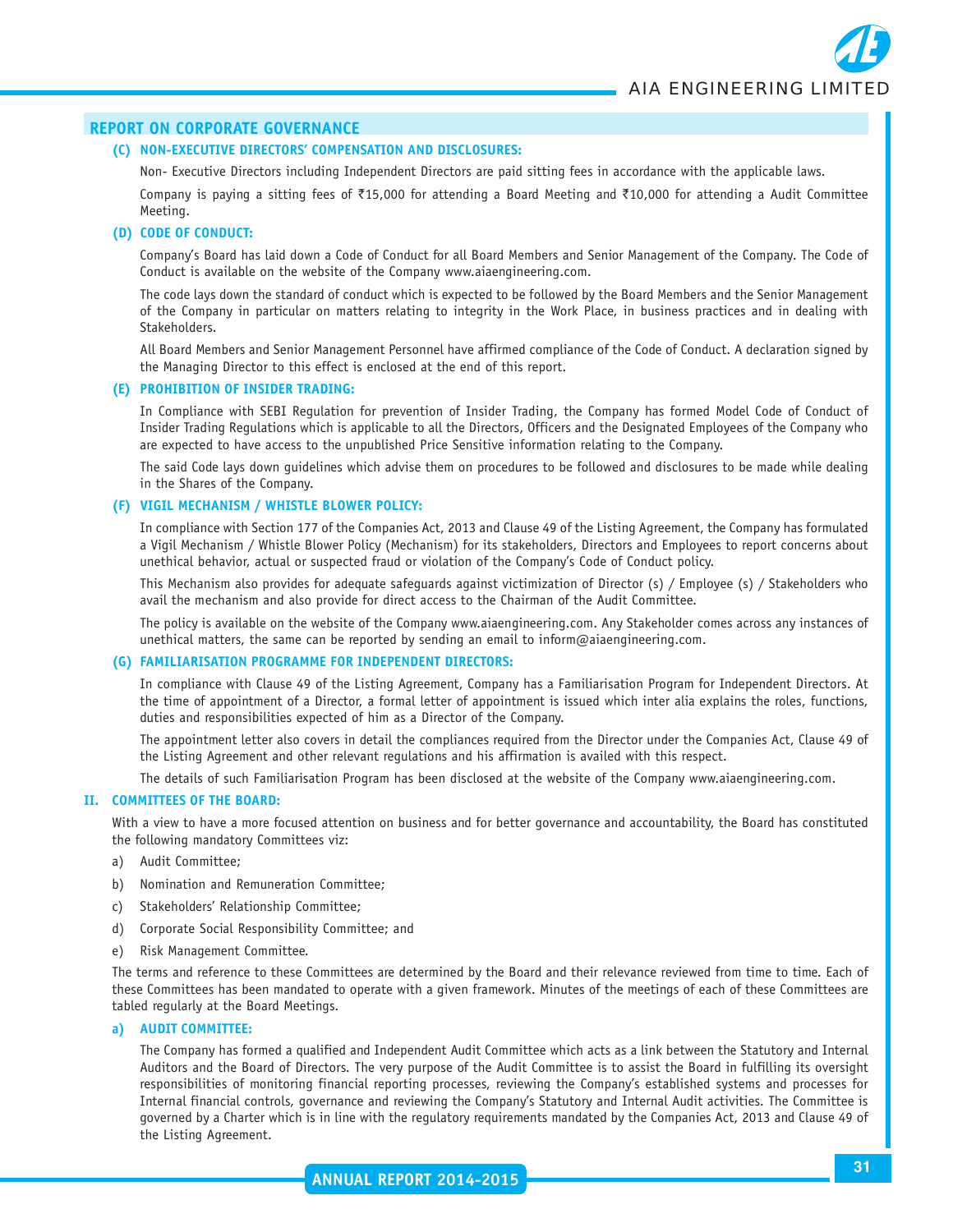## REPORT ON CORPORATE GOVERNANCE

### (C) NON-EXECUTIVE DIRECTORS' COMPENSATION AND DISCLOSURES:

Non- Executive Directors including Independent Directors are paid sitting fees in accordance with the applicable laws.

Company is paying a sitting fees of ₹15,000 for attending a Board Meeting and ₹10,000 for attending a Audit Committee Meeting.

### (D) CODE OF CONDUCT:

Company's Board has laid down a Code of Conduct for all Board Members and Senior Management of the Company. The Code of Conduct is available on the website of the Company www.aiaengineering.com.

The code lays down the standard of conduct which is expected to be followed by the Board Members and the Senior Management of the Company in particular on matters relating to integrity in the Work Place, in business practices and in dealing with Stakeholders.

All Board Members and Senior Management Personnel have affirmed compliance of the Code of Conduct. A declaration signed by the Managing Director to this effect is enclosed at the end of this report.

### (E) PROHIBITION OF INSIDER TRADING:

In Compliance with SEBI Regulation for prevention of Insider Trading, the Company has formed Model Code of Conduct of Insider Trading Regulations which is applicable to all the Directors, Officers and the Designated Employees of the Company who are expected to have access to the unpublished Price Sensitive information relating to the Company.

The said Code lays down guidelines which advise them on procedures to be followed and disclosures to be made while dealing in the Shares of the Company.

### (F) VIGIL MECHANISM / WHISTLE BLOWER POLICY:

In compliance with Section 177 of the Companies Act, 2013 and Clause 49 of the Listing Agreement, the Company has formulated a Vigil Mechanism / Whistle Blower Policy (Mechanism) for its stakeholders, Directors and Employees to report concerns about unethical behavior, actual or suspected fraud or violation of the Company's Code of Conduct policy.

This Mechanism also provides for adequate safeguards against victimization of Director (s) / Employee (s) / Stakeholders who avail the mechanism and also provide for direct access to the Chairman of the Audit Committee.

The policy is available on the website of the Company www.aiaengineering.com. Any Stakeholder comes across any instances of unethical matters, the same can be reported by sending an email to inform@aiaengineering.com.

### (G) FAMILIARISATION PROGRAMME FOR INDEPENDENT DIRECTORS:

In compliance with Clause 49 of the Listing Agreement, Company has a Familiarisation Program for Independent Directors. At the time of appointment of a Director, a formal letter of appointment is issued which inter alia explains the roles, functions, duties and responsibilities expected of him as a Director of the Company.

The appointment letter also covers in detail the compliances required from the Director under the Companies Act, Clause 49 of the Listing Agreement and other relevant regulations and his affirmation is availed with this respect.

The details of such Familiarisation Program has been disclosed at the website of the Company www.aiaengineering.com.

## II. COMMITTEES OF THE BOARD:

With a view to have a more focused attention on business and for better governance and accountability, the Board has constituted the following mandatory Committees viz:

a) Audit Committee;

b) Nomination and Remuneration Committee;

c) Stakeholders' Relationship Committee;

d) Corporate Social Responsibility Committee; and

e) Risk Management Committee.

The terms and reference to these Committees are determined by the Board and their relevance reviewed from time to time. Each of these Committees has been mandated to operate with a given framework. Minutes of the meetings of each of these Committees are tabled regularly at the Board Meetings.

### a) AUDIT COMMITTEE:

The Company has formed a qualified and Independent Audit Committee which acts as a link between the Statutory and Internal Auditors and the Board of Directors. The very purpose of the Audit Committee is to assist the Board in fulfilling its oversight responsibilities of monitoring financial reporting processes, reviewing the Company's established systems and processes for Internal financial controls, governance and reviewing the Company's Statutory and Internal Audit activities. The Committee is governed by a Charter which is in line with the regulatory requirements mandated by the Companies Act, 2013 and Clause 49 of the Listing Agreement.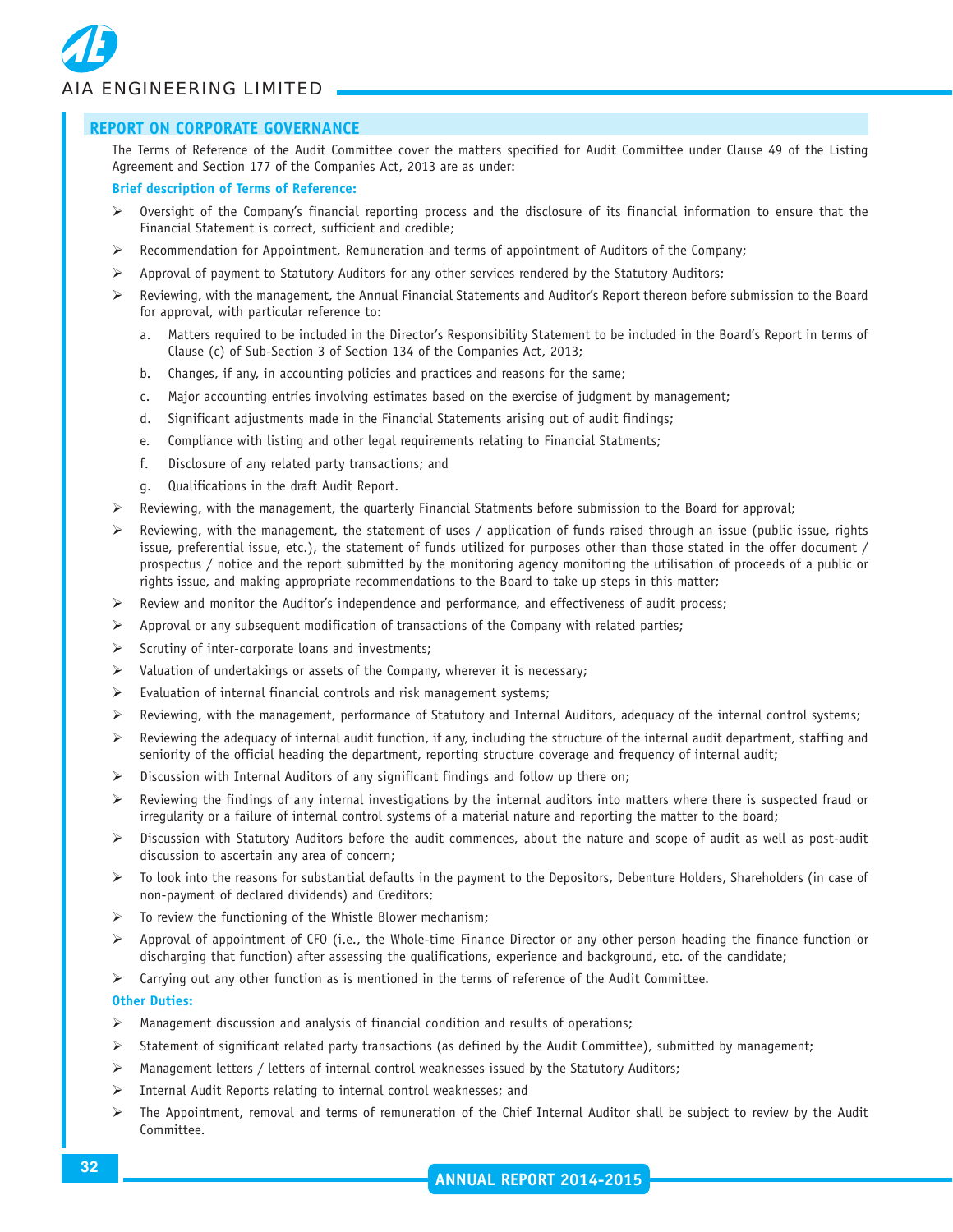## REPORT ON CORPORATE GOVERNANCE

The Terms of Reference of the Audit Committee cover the matters specified for Audit Committee under Clause 49 of the Listing Agreement and Section 177 of the Companies Act, 2013 are as under:

**Brief description of Terms of Reference:**

- Oversight of the Company's financial reporting process and the disclosure of its financial information to ensure that the Financial Statement is correct, sufficient and credible;
- Recommendation for Appointment, Remuneration and terms of appointment of Auditors of the Company;
- Approval of payment to Statutory Auditors for any other services rendered by the Statutory Auditors;
- Reviewing, with the management, the Annual Financial Statements and Auditor's Report thereon before submission to the Board for approval, with particular reference to:
  - a. Matters required to be included in the Director's Responsibility Statement to be included in the Board's Report in terms of Clause (c) of Sub-Section 3 of Section 134 of the Companies Act, 2013;
  - b. Changes, if any, in accounting policies and practices and reasons for the same;
  - c. Major accounting entries involving estimates based on the exercise of judgment by management;
  - d. Significant adjustments made in the Financial Statements arising out of audit findings;
  - e. Compliance with listing and other legal requirements relating to Financial Statments;
  - f. Disclosure of any related party transactions; and
  - g. Qualifications in the draft Audit Report.
- Reviewing, with the management, the quarterly Financial Statments before submission to the Board for approval;
- Reviewing, with the management, the statement of uses / application of funds raised through an issue (public issue, rights issue, preferential issue, etc.), the statement of funds utilized for purposes other than those stated in the offer document / prospectus / notice and the report submitted by the monitoring agency monitoring the utilisation of proceeds of a public or rights issue, and making appropriate recommendations to the Board to take up steps in this matter;
- Review and monitor the Auditor's independence and performance, and effectiveness of audit process;
- Approval or any subsequent modification of transactions of the Company with related parties;
- Scrutiny of inter-corporate loans and investments;
- Valuation of undertakings or assets of the Company, wherever it is necessary;
- Evaluation of internal financial controls and risk management systems;
- Reviewing, with the management, performance of Statutory and Internal Auditors, adequacy of the internal control systems;
- Reviewing the adequacy of internal audit function, if any, including the structure of the internal audit department, staffing and seniority of the official heading the department, reporting structure coverage and frequency of internal audit;
- Discussion with Internal Auditors of any significant findings and follow up there on;
- Reviewing the findings of any internal investigations by the internal auditors into matters where there is suspected fraud or irregularity or a failure of internal control systems of a material nature and reporting the matter to the board;
- Discussion with Statutory Auditors before the audit commences, about the nature and scope of audit as well as post-audit discussion to ascertain any area of concern;
- To look into the reasons for substantial defaults in the payment to the Depositors, Debenture Holders, Shareholders (in case of non-payment of declared dividends) and Creditors;
- To review the functioning of the Whistle Blower mechanism;
- Approval of appointment of CFO (i.e., the Whole-time Finance Director or any other person heading the finance function or discharging that function) after assessing the qualifications, experience and background, etc. of the candidate;
- Carrying out any other function as is mentioned in the terms of reference of the Audit Committee.

**Other Duties:**

- Management discussion and analysis of financial condition and results of operations;
- Statement of significant related party transactions (as defined by the Audit Committee), submitted by management;
- Management letters / letters of internal control weaknesses issued by the Statutory Auditors;
- Internal Audit Reports relating to internal control weaknesses; and
- The Appointment, removal and terms of remuneration of the Chief Internal Auditor shall be subject to review by the Audit Committee.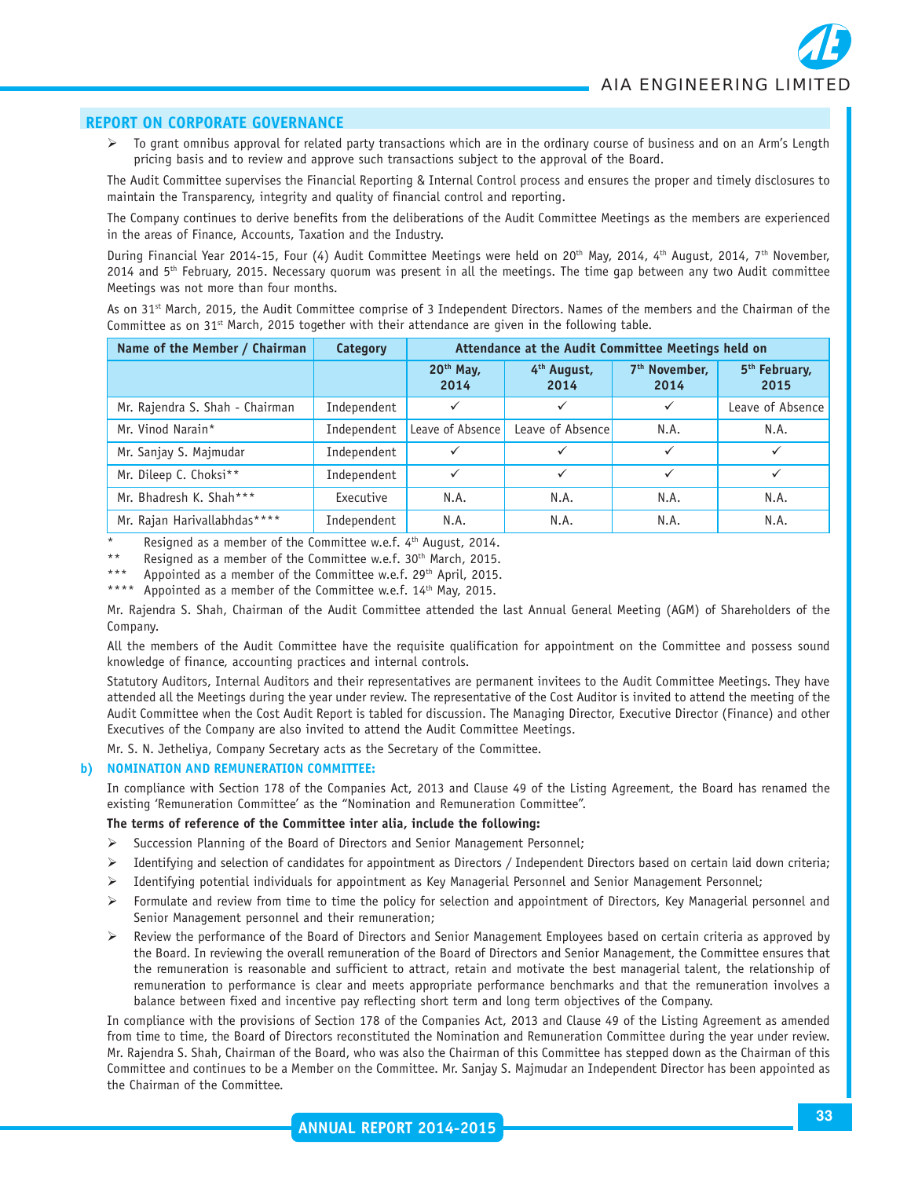## REPORT ON CORPORATE GOVERNANCE

- To grant omnibus approval for related party transactions which are in the ordinary course of business and on an Arm's Length pricing basis and to review and approve such transactions subject to the approval of the Board.

The Audit Committee supervises the Financial Reporting & Internal Control process and ensures the proper and timely disclosures to maintain the Transparency, integrity and quality of financial control and reporting.

The Company continues to derive benefits from the deliberations of the Audit Committee Meetings as the members are experienced in the areas of Finance, Accounts, Taxation and the Industry.

During Financial Year 2014-15, Four (4) Audit Committee Meetings were held on 20th May, 2014, 4th August, 2014, 7th November, 2014 and 5th February, 2015. Necessary quorum was present in all the meetings. The time gap between any two Audit committee Meetings was not more than four months.

As on 31st March, 2015, the Audit Committee comprise of 3 Independent Directors. Names of the members and the Chairman of the Committee as on 31st March, 2015 together with their attendance are given in the following table.

| Name of the Member / Chairman | Category | Attendance at the Audit Committee Meetings held on | | | |
|---|---|---|---|---|---|
| | | 20th May, 2014 | 4th August, 2014 | 7th November, 2014 | 5th February, 2015 |
| Mr. Rajendra S. Shah - Chairman | Independent | ✓ | ✓ | ✓ | Leave of Absence |
| Mr. Vinod Narain* | Independent | Leave of Absence | Leave of Absence | N.A. | N.A. |
| Mr. Sanjay S. Majmudar | Independent | ✓ | ✓ | ✓ | ✓ |
| Mr. Dileep C. Choksi** | Independent | ✓ | ✓ | ✓ | ✓ |
| Mr. Bhadresh K. Shah*** | Executive | N.A. | N.A. | N.A. | N.A. |
| Mr. Rajan Harivallabhdas**** | Independent | N.A. | N.A. | N.A. | N.A. |

\* Resigned as a member of the Committee w.e.f. 4th August, 2014.

** Resigned as a member of the Committee w.e.f. 30th March, 2015.

*** Appointed as a member of the Committee w.e.f. 29th April, 2015.

**** Appointed as a member of the Committee w.e.f. 14th May, 2015.

Mr. Rajendra S. Shah, Chairman of the Audit Committee attended the last Annual General Meeting (AGM) of Shareholders of the Company.

All the members of the Audit Committee have the requisite qualification for appointment on the Committee and possess sound knowledge of finance, accounting practices and internal controls.

Statutory Auditors, Internal Auditors and their representatives are permanent invitees to the Audit Committee Meetings. They have attended all the Meetings during the year under review. The representative of the Cost Auditor is invited to attend the meeting of the Audit Committee when the Cost Audit Report is tabled for discussion. The Managing Director, Executive Director (Finance) and other Executives of the Company are also invited to attend the Audit Committee Meetings.

Mr. S. N. Jetheliya, Company Secretary acts as the Secretary of the Committee.

### b) NOMINATION AND REMUNERATION COMMITTEE:

In compliance with Section 178 of the Companies Act, 2013 and Clause 49 of the Listing Agreement, the Board has renamed the existing 'Remuneration Committee' as the "Nomination and Remuneration Committee".

**The terms of reference of the Committee inter alia, include the following:**

- Succession Planning of the Board of Directors and Senior Management Personnel;
- Identifying and selection of candidates for appointment as Directors / Independent Directors based on certain laid down criteria;
- Identifying potential individuals for appointment as Key Managerial Personnel and Senior Management Personnel;
- Formulate and review from time to time the policy for selection and appointment of Directors, Key Managerial personnel and Senior Management personnel and their remuneration;
- Review the performance of the Board of Directors and Senior Management Employees based on certain criteria as approved by the Board. In reviewing the overall remuneration of the Board of Directors and Senior Management, the Committee ensures that the remuneration is reasonable and sufficient to attract, retain and motivate the best managerial talent, the relationship of remuneration to performance is clear and meets appropriate performance benchmarks and that the remuneration involves a balance between fixed and incentive pay reflecting short term and long term objectives of the Company.

In compliance with the provisions of Section 178 of the Companies Act, 2013 and Clause 49 of the Listing Agreement as amended from time to time, the Board of Directors reconstituted the Nomination and Remuneration Committee during the year under review. Mr. Rajendra S. Shah, Chairman of the Board, who was also the Chairman of this Committee has stepped down as the Chairman of this Committee and continues to be a Member on the Committee. Mr. Sanjay S. Majmudar an Independent Director has been appointed as the Chairman of the Committee.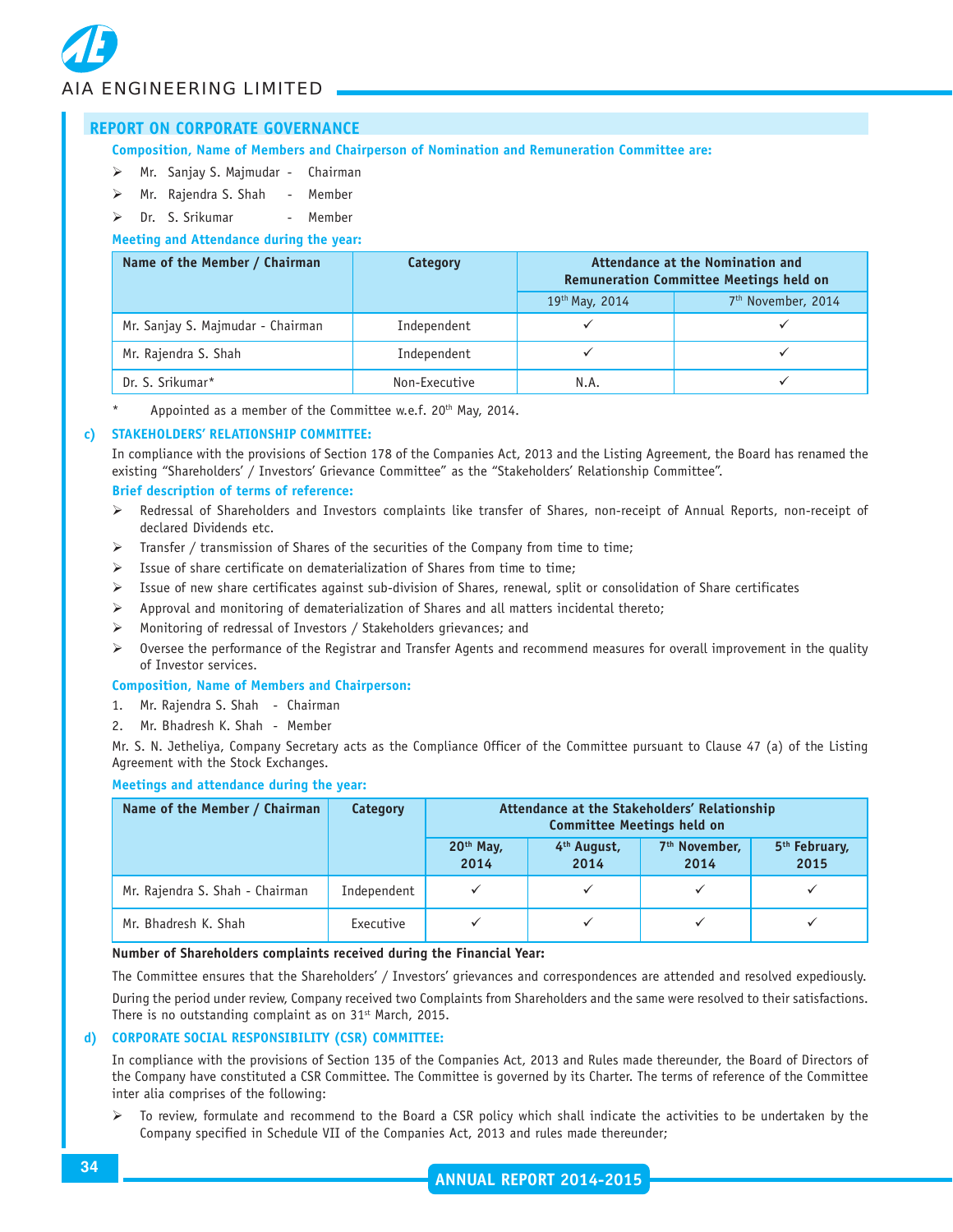## REPORT ON CORPORATE GOVERNANCE

**Composition, Name of Members and Chairperson of Nomination and Remuneration Committee are:**

- Mr. Sanjay S. Majmudar - Chairman
- Mr. Rajendra S. Shah - Member
- Dr. S. Srikumar - Member

**Meeting and Attendance during the year:**

| Name of the Member / Chairman | Category | Attendance at the Nomination and Remuneration Committee Meetings held on | |
|---|---|---|---|
| | | 19th May, 2014 | 7th November, 2014 |
| Mr. Sanjay S. Majmudar - Chairman | Independent | ✓ | ✓ |
| Mr. Rajendra S. Shah | Independent | ✓ | ✓ |
| Dr. S. Srikumar* | Non-Executive | N.A. | ✓ |

\* Appointed as a member of the Committee w.e.f. 20th May, 2014.

### c) STAKEHOLDERS' RELATIONSHIP COMMITTEE:

In compliance with the provisions of Section 178 of the Companies Act, 2013 and the Listing Agreement, the Board has renamed the existing "Shareholders' / Investors' Grievance Committee" as the "Stakeholders' Relationship Committee".

**Brief description of terms of reference:**

- Redressal of Shareholders and Investors complaints like transfer of Shares, non-receipt of Annual Reports, non-receipt of declared Dividends etc.
- Transfer / transmission of Shares of the securities of the Company from time to time;
- Issue of share certificate on dematerialization of Shares from time to time;
- Issue of new share certificates against sub-division of Shares, renewal, split or consolidation of Share certificates
- Approval and monitoring of dematerialization of Shares and all matters incidental thereto;
- Monitoring of redressal of Investors / Stakeholders grievances; and
- Oversee the performance of the Registrar and Transfer Agents and recommend measures for overall improvement in the quality of Investor services.

**Composition, Name of Members and Chairperson:**

1. Mr. Rajendra S. Shah - Chairman
2. Mr. Bhadresh K. Shah - Member

Mr. S. N. Jetheliya, Company Secretary acts as the Compliance Officer of the Committee pursuant to Clause 47 (a) of the Listing Agreement with the Stock Exchanges.

**Meetings and attendance during the year:**

| Name of the Member / Chairman | Category | Attendance at the Stakeholders' Relationship Committee Meetings held on | | | |
|---|---|---|---|---|---|
| | | 20th May, 2014 | 4th August, 2014 | 7th November, 2014 | 5th February, 2015 |
| Mr. Rajendra S. Shah - Chairman | Independent | ✓ | ✓ | ✓ | ✓ |
| Mr. Bhadresh K. Shah | Executive | ✓ | ✓ | ✓ | ✓ |

**Number of Shareholders complaints received during the Financial Year:**

The Committee ensures that the Shareholders' / Investors' grievances and correspondences are attended and resolved expeditiously.

During the period under review, Company received two Complaints from Shareholders and the same were resolved to their satisfactions. There is no outstanding complaint as on 31st March, 2015.

### d) CORPORATE SOCIAL RESPONSIBILITY (CSR) COMMITTEE:

In compliance with the provisions of Section 135 of the Companies Act, 2013 and Rules made thereunder, the Board of Directors of the Company have constituted a CSR Committee. The Committee is governed by its Charter. The terms of reference of the Committee inter alia comprises of the following:

- To review, formulate and recommend to the Board a CSR policy which shall indicate the activities to be undertaken by the Company specified in Schedule VII of the Companies Act, 2013 and rules made thereunder;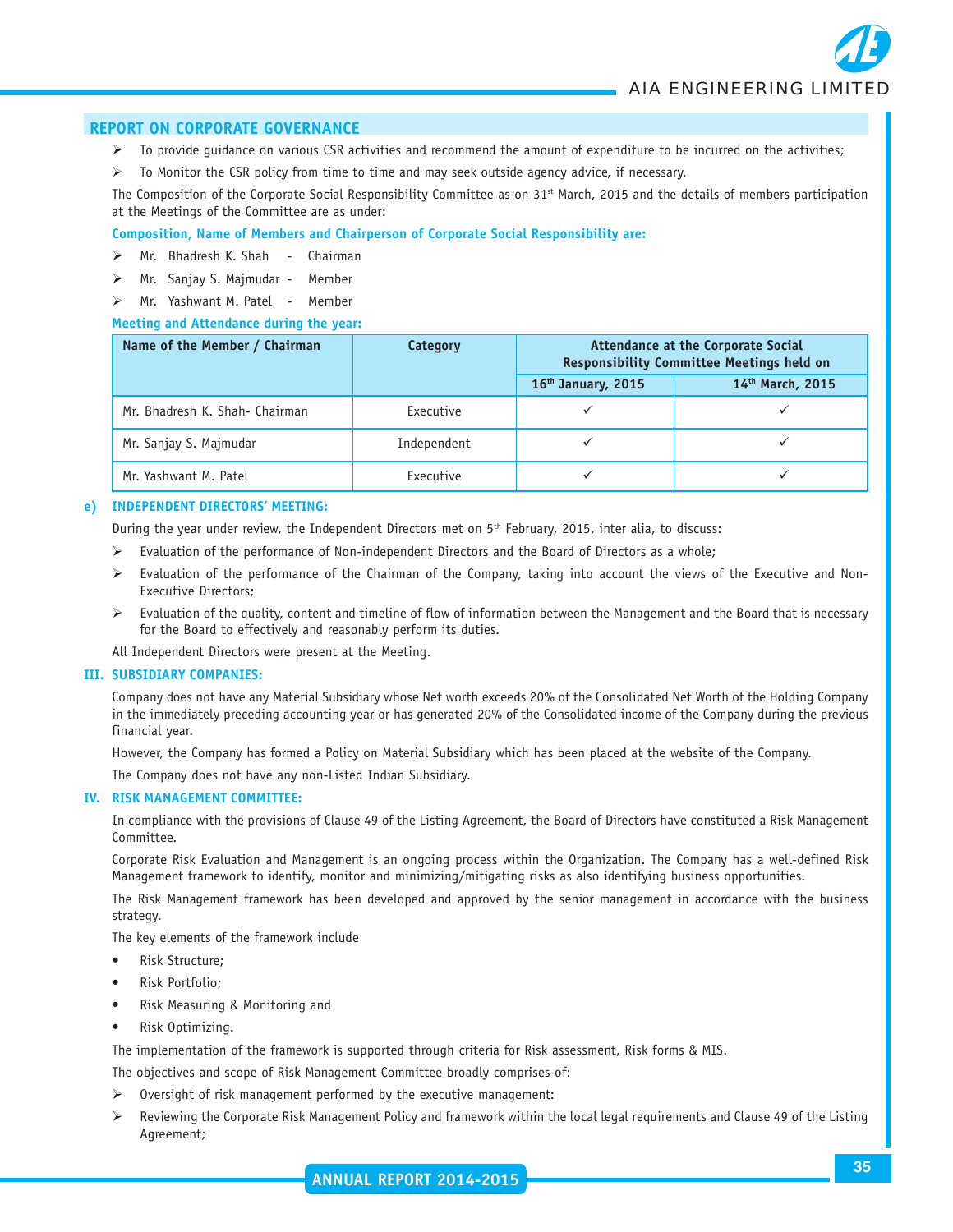## REPORT ON CORPORATE GOVERNANCE

- To provide guidance on various CSR activities and recommend the amount of expenditure to be incurred on the activities;
- To Monitor the CSR policy from time to time and may seek outside agency advice, if necessary.

The Composition of the Corporate Social Responsibility Committee as on 31st March, 2015 and the details of members participation at the Meetings of the Committee are as under:

**Composition, Name of Members and Chairperson of Corporate Social Responsibility are:**

- Mr. Bhadresh K. Shah - Chairman
- Mr. Sanjay S. Majmudar - Member
- Mr. Yashwant M. Patel - Member

**Meeting and Attendance during the year:**

| Name of the Member / Chairman | Category | Attendance at the Corporate Social Responsibility Committee Meetings held on | |
|---|---|---|---|
| | | 16th January, 2015 | 14th March, 2015 |
| Mr. Bhadresh K. Shah- Chairman | Executive | ✓ | ✓ |
| Mr. Sanjay S. Majmudar | Independent | ✓ | ✓ |
| Mr. Yashwant M. Patel | Executive | ✓ | ✓ |

### e) INDEPENDENT DIRECTORS' MEETING:

During the year under review, the Independent Directors met on 5th February, 2015, inter alia, to discuss:

- Evaluation of the performance of Non-independent Directors and the Board of Directors as a whole;
- Evaluation of the performance of the Chairman of the Company, taking into account the views of the Executive and Non-Executive Directors;
- Evaluation of the quality, content and timeline of flow of information between the Management and the Board that is necessary for the Board to effectively and reasonably perform its duties.

All Independent Directors were present at the Meeting.

### III. SUBSIDIARY COMPANIES:

Company does not have any Material Subsidiary whose Net worth exceeds 20% of the Consolidated Net Worth of the Holding Company in the immediately preceding accounting year or has generated 20% of the Consolidated income of the Company during the previous financial year.

However, the Company has formed a Policy on Material Subsidiary which has been placed at the website of the Company.

The Company does not have any non-Listed Indian Subsidiary.

### IV. RISK MANAGEMENT COMMITTEE:

In compliance with the provisions of Clause 49 of the Listing Agreement, the Board of Directors have constituted a Risk Management Committee.

Corporate Risk Evaluation and Management is an ongoing process within the Organization. The Company has a well-defined Risk Management framework to identify, monitor and minimizing/mitigating risks as also identifying business opportunities.

The Risk Management framework has been developed and approved by the senior management in accordance with the business strategy.

The key elements of the framework include

- Risk Structure;
- Risk Portfolio;
- Risk Measuring & Monitoring and
- Risk Optimizing.

The implementation of the framework is supported through criteria for Risk assessment, Risk forms & MIS.

The objectives and scope of Risk Management Committee broadly comprises of:

- Oversight of risk management performed by the executive management:
- Reviewing the Corporate Risk Management Policy and framework within the local legal requirements and Clause 49 of the Listing Agreement;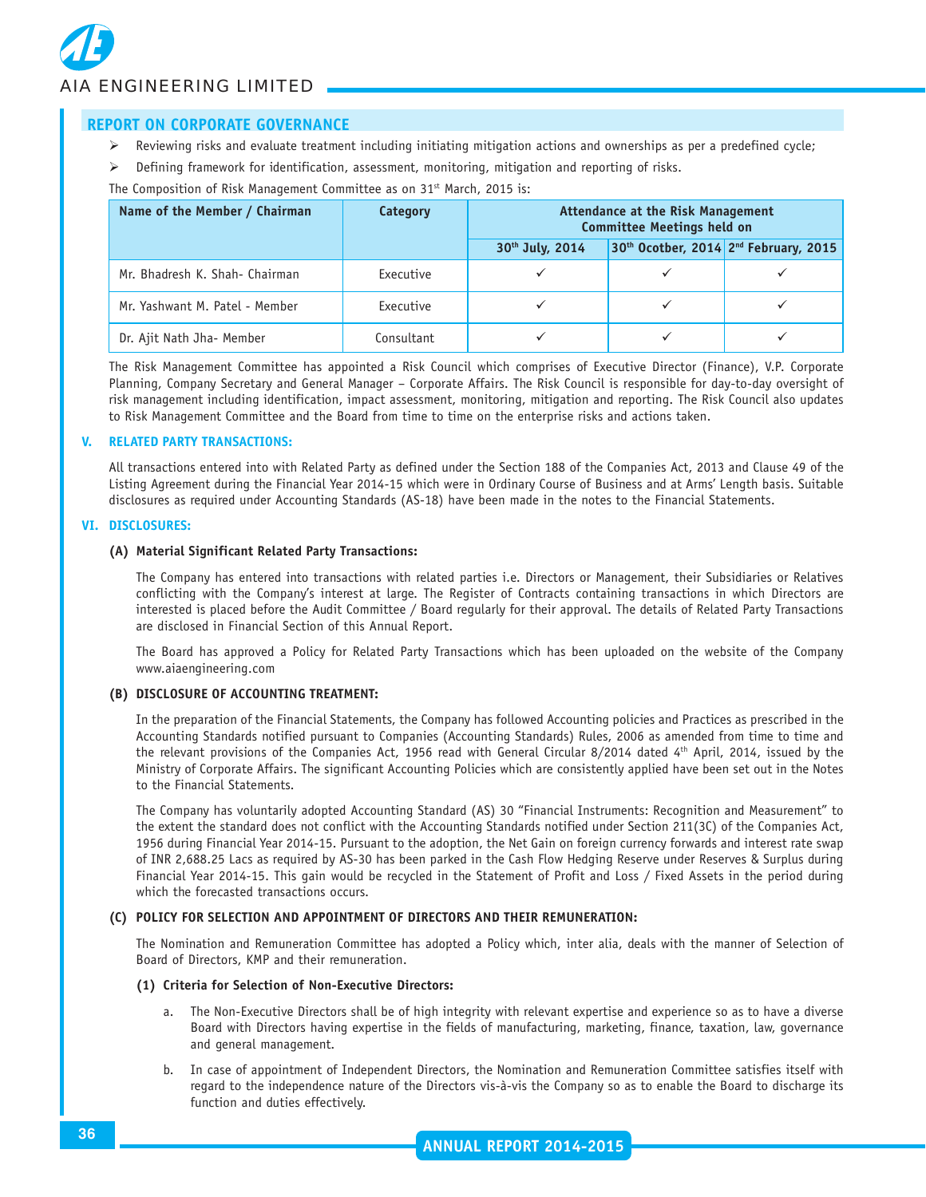## REPORT ON CORPORATE GOVERNANCE

- Reviewing risks and evaluate treatment including initiating mitigation actions and ownerships as per a predefined cycle;
- Defining framework for identification, assessment, monitoring, mitigation and reporting of risks.

The Composition of Risk Management Committee as on 31st March, 2015 is:

| Name of the Member / Chairman | Category | Attendance at the Risk Management Committee Meetings held on | | |
|---|---|---|---|---|
| | | 30th July, 2014 | 30th Ocotber, 2014 | 2nd February, 2015 |
| Mr. Bhadresh K. Shah- Chairman | Executive | ✓ | ✓ | ✓ |
| Mr. Yashwant M. Patel - Member | Executive | ✓ | ✓ | ✓ |
| Dr. Ajit Nath Jha- Member | Consultant | ✓ | ✓ | ✓ |

The Risk Management Committee has appointed a Risk Council which comprises of Executive Director (Finance), V.P. Corporate Planning, Company Secretary and General Manager – Corporate Affairs. The Risk Council is responsible for day-to-day oversight of risk management including identification, impact assessment, monitoring, mitigation and reporting. The Risk Council also updates to Risk Management Committee and the Board from time to time on the enterprise risks and actions taken.

### V. RELATED PARTY TRANSACTIONS:

All transactions entered into with Related Party as defined under the Section 188 of the Companies Act, 2013 and Clause 49 of the Listing Agreement during the Financial Year 2014-15 which were in Ordinary Course of Business and at Arms' Length basis. Suitable disclosures as required under Accounting Standards (AS-18) have been made in the notes to the Financial Statements.

### VI. DISCLOSURES:

#### (A) Material Significant Related Party Transactions:

The Company has entered into transactions with related parties i.e. Directors or Management, their Subsidiaries or Relatives conflicting with the Company's interest at large. The Register of Contracts containing transactions in which Directors are interested is placed before the Audit Committee / Board regularly for their approval. The details of Related Party Transactions are disclosed in Financial Section of this Annual Report.

The Board has approved a Policy for Related Party Transactions which has been uploaded on the website of the Company www.aiaengineering.com

#### (B) DISCLOSURE OF ACCOUNTING TREATMENT:

In the preparation of the Financial Statements, the Company has followed Accounting policies and Practices as prescribed in the Accounting Standards notified pursuant to Companies (Accounting Standards) Rules, 2006 as amended from time to time and the relevant provisions of the Companies Act, 1956 read with General Circular 8/2014 dated 4th April, 2014, issued by the Ministry of Corporate Affairs. The significant Accounting Policies which are consistently applied have been set out in the Notes to the Financial Statements.

The Company has voluntarily adopted Accounting Standard (AS) 30 "Financial Instruments: Recognition and Measurement" to the extent the standard does not conflict with the Accounting Standards notified under Section 211(3C) of the Companies Act, 1956 during Financial Year 2014-15. Pursuant to the adoption, the Net Gain on foreign currency forwards and interest rate swap of INR 2,688.25 Lacs as required by AS-30 has been parked in the Cash Flow Hedging Reserve under Reserves & Surplus during Financial Year 2014-15. This gain would be recycled in the Statement of Profit and Loss / Fixed Assets in the period during which the forecasted transactions occurs.

#### (C) POLICY FOR SELECTION AND APPOINTMENT OF DIRECTORS AND THEIR REMUNERATION:

The Nomination and Remuneration Committee has adopted a Policy which, inter alia, deals with the manner of Selection of Board of Directors, KMP and their remuneration.

**(1) Criteria for Selection of Non-Executive Directors:**

a. The Non-Executive Directors shall be of high integrity with relevant expertise and experience so as to have a diverse Board with Directors having expertise in the fields of manufacturing, marketing, finance, taxation, law, governance and general management.

b. In case of appointment of Independent Directors, the Nomination and Remuneration Committee satisfies itself with regard to the independence nature of the Directors vis-à-vis the Company so as to enable the Board to discharge its function and duties effectively.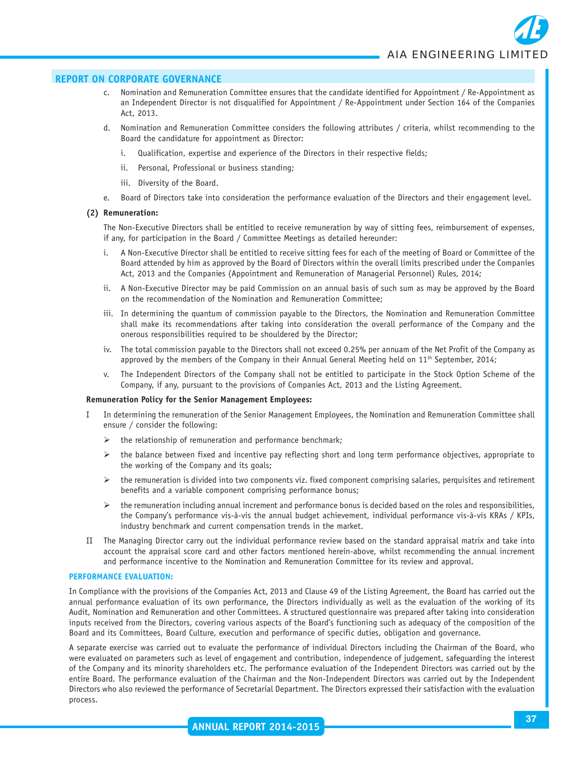## REPORT ON CORPORATE GOVERNANCE

c. Nomination and Remuneration Committee ensures that the candidate identified for Appointment / Re-Appointment as an Independent Director is not disqualified for Appointment / Re-Appointment under Section 164 of the Companies Act, 2013.

d. Nomination and Remuneration Committee considers the following attributes / criteria, whilst recommending to the Board the candidature for appointment as Director:

   i. Qualification, expertise and experience of the Directors in their respective fields;

   ii. Personal, Professional or business standing;

   iii. Diversity of the Board.

e. Board of Directors take into consideration the performance evaluation of the Directors and their engagement level.

**(2) Remuneration:**

The Non-Executive Directors shall be entitled to receive remuneration by way of sitting fees, reimbursement of expenses, if any, for participation in the Board / Committee Meetings as detailed hereunder:

i. A Non-Executive Director shall be entitled to receive sitting fees for each of the meeting of Board or Committee of the Board attended by him as approved by the Board of Directors within the overall limits prescribed under the Companies Act, 2013 and the Companies (Appointment and Remuneration of Managerial Personnel) Rules, 2014;

ii. A Non-Executive Director may be paid Commission on an annual basis of such sum as may be approved by the Board on the recommendation of the Nomination and Remuneration Committee;

iii. In determining the quantum of commission payable to the Directors, the Nomination and Remuneration Committee shall make its recommendations after taking into consideration the overall performance of the Company and the onerous responsibilities required to be shouldered by the Director;

iv. The total commission payable to the Directors shall not exceed 0.25% per annum of the Net Profit of the Company as approved by the members of the Company in their Annual General Meeting held on 11th September, 2014;

v. The Independent Directors of the Company shall not be entitled to participate in the Stock Option Scheme of the Company, if any, pursuant to the provisions of Companies Act, 2013 and the Listing Agreement.

**Remuneration Policy for the Senior Management Employees:**

I In determining the remuneration of the Senior Management Employees, the Nomination and Remuneration Committee shall ensure / consider the following:

- the relationship of remuneration and performance benchmark;
- the balance between fixed and incentive pay reflecting short and long term performance objectives, appropriate to the working of the Company and its goals;
- the remuneration is divided into two components viz. fixed component comprising salaries, perquisites and retirement benefits and a variable component comprising performance bonus;
- the remuneration including annual increment and performance bonus is decided based on the roles and responsibilities, the Company's performance vis-à-vis the annual budget achievement, individual performance vis-à-vis KRAs / KPIs, industry benchmark and current compensation trends in the market.

II The Managing Director carry out the individual performance review based on the standard appraisal matrix and take into account the appraisal score card and other factors mentioned herein-above, whilst recommending the annual increment and performance incentive to the Nomination and Remuneration Committee for its review and approval.

### PERFORMANCE EVALUATION:

In Compliance with the provisions of the Companies Act, 2013 and Clause 49 of the Listing Agreement, the Board has carried out the annual performance evaluation of its own performance, the Directors individually as well as the evaluation of the working of its Audit, Nomination and Remuneration and other Committees. A structured questionnaire was prepared after taking into consideration inputs received from the Directors, covering various aspects of the Board's functioning such as adequacy of the composition of the Board and its Committees, Board Culture, execution and performance of specific duties, obligation and governance.

A separate exercise was carried out to evaluate the performance of individual Directors including the Chairman of the Board, who were evaluated on parameters such as level of engagement and contribution, independence of judgement, safeguarding the interest of the Company and its minority shareholders etc. The performance evaluation of the Independent Directors was carried out by the entire Board. The performance evaluation of the Chairman and the Non-Independent Directors was carried out by the Independent Directors who also reviewed the performance of Secretarial Department. The Directors expressed their satisfaction with the evaluation process.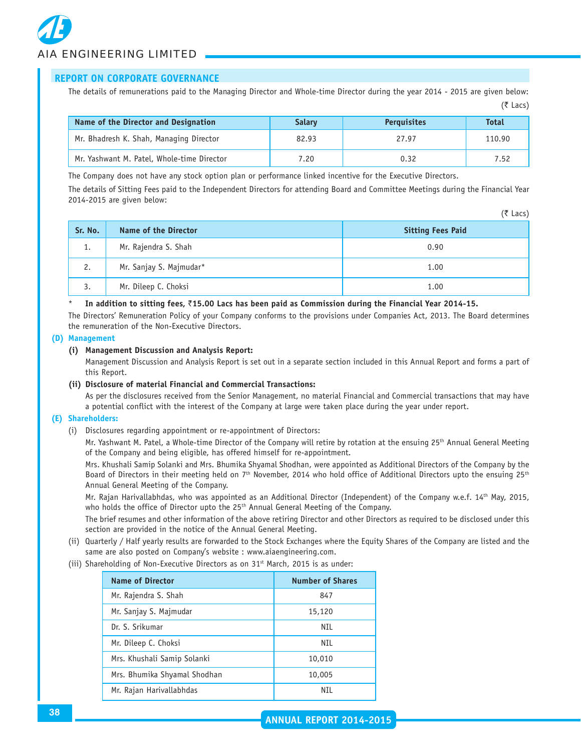## REPORT ON CORPORATE GOVERNANCE

The details of remunerations paid to the Managing Director and Whole-time Director during the year 2014 - 2015 are given below:

(₹ Lacs)

| Name of the Director and Designation | Salary | Perquisites | Total |
|---|---|---|---|
| Mr. Bhadresh K. Shah, Managing Director | 82.93 | 27.97 | 110.90 |
| Mr. Yashwant M. Patel, Whole-time Director | 7.20 | 0.32 | 7.52 |

The Company does not have any stock option plan or performance linked incentive for the Executive Directors.

The details of Sitting Fees paid to the Independent Directors for attending Board and Committee Meetings during the Financial Year 2014-2015 are given below:

(₹ Lacs)

| Sr. No. | Name of the Director | Sitting Fees Paid |
|---|---|---|
| 1. | Mr. Rajendra S. Shah | 0.90 |
| 2. | Mr. Sanjay S. Majmudar* | 1.00 |
| 3. | Mr. Dileep C. Choksi | 1.00 |

\* **In addition to sitting fees, ₹15.00 Lacs has been paid as Commission during the Financial Year 2014-15.**

The Directors' Remuneration Policy of your Company conforms to the provisions under Companies Act, 2013. The Board determines the remuneration of the Non-Executive Directors.

### (D) Management

**(i) Management Discussion and Analysis Report:**

Management Discussion and Analysis Report is set out in a separate section included in this Annual Report and forms a part of this Report.

**(ii) Disclosure of material Financial and Commercial Transactions:**

As per the disclosures received from the Senior Management, no material Financial and Commercial transactions that may have a potential conflict with the interest of the Company at large were taken place during the year under report.

### (E) Shareholders:

(i) Disclosures regarding appointment or re-appointment of Directors:

Mr. Yashwant M. Patel, a Whole-time Director of the Company will retire by rotation at the ensuing 25th Annual General Meeting of the Company and being eligible, has offered himself for re-appointment.

Mrs. Khushali Samip Solanki and Mrs. Bhumika Shyamal Shodhan, were appointed as Additional Directors of the Company by the Board of Directors in their meeting held on 7th November, 2014 who hold office of Additional Directors upto the ensuing 25th Annual General Meeting of the Company.

Mr. Rajan Harivallabhdas, who was appointed as an Additional Director (Independent) of the Company w.e.f. 14th May, 2015, who holds the office of Director upto the 25th Annual General Meeting of the Company.

The brief resumes and other information of the above retiring Director and other Directors as required to be disclosed under this section are provided in the notice of the Annual General Meeting.

(ii) Quarterly / Half yearly results are forwarded to the Stock Exchanges where the Equity Shares of the Company are listed and the same are also posted on Company's website : www.aiaengineering.com.

(iii) Shareholding of Non-Executive Directors as on 31st March, 2015 is as under:

| Name of Director | Number of Shares |
|---|---|
| Mr. Rajendra S. Shah | 847 |
| Mr. Sanjay S. Majmudar | 15,120 |
| Dr. S. Srikumar | NIL |
| Mr. Dileep C. Choksi | NIL |
| Mrs. Khushali Samip Solanki | 10,010 |
| Mrs. Bhumika Shyamal Shodhan | 10,005 |
| Mr. Rajan Harivallabhdas | NIL |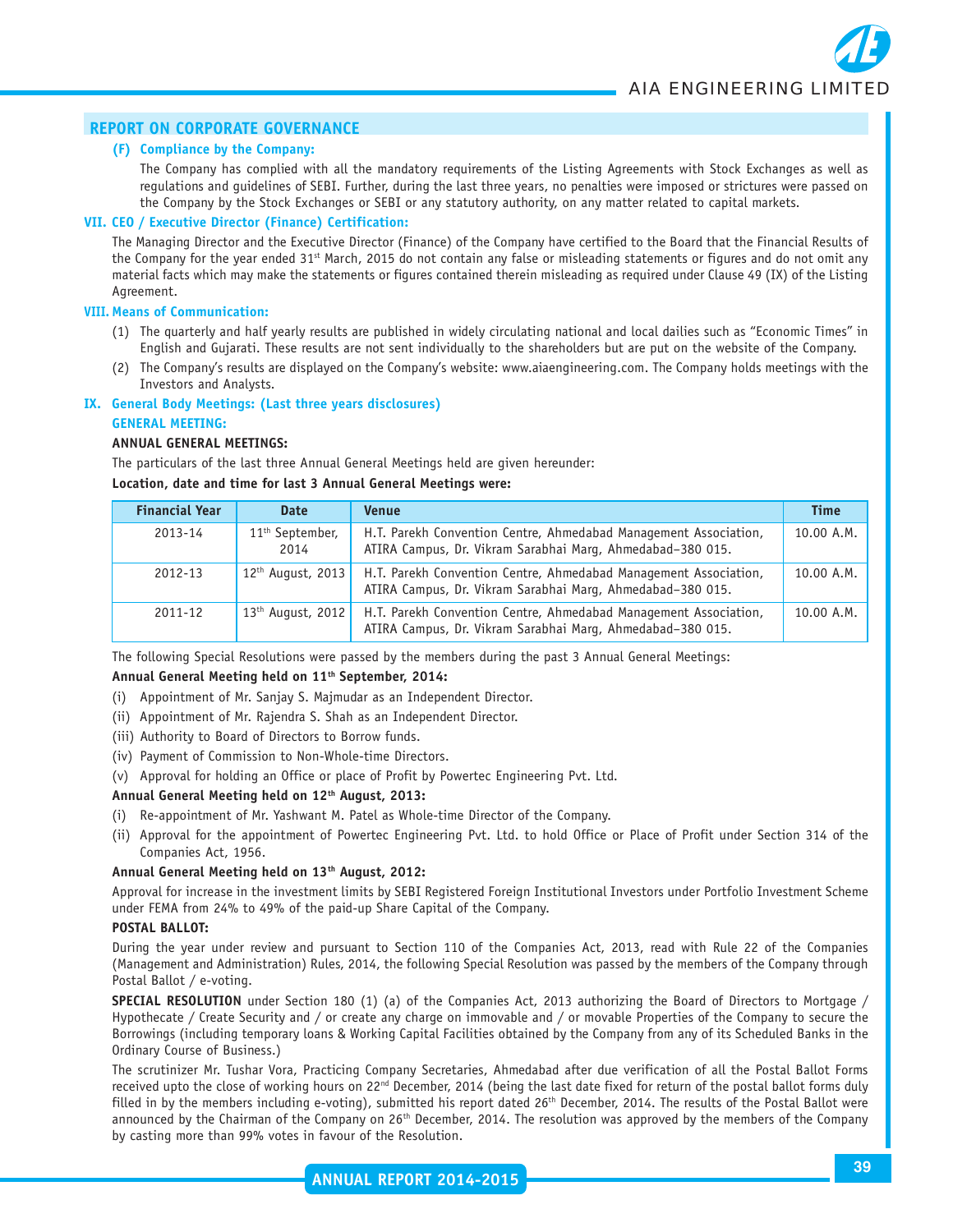## REPORT ON CORPORATE GOVERNANCE

**(F) Compliance by the Company:**

The Company has complied with all the mandatory requirements of the Listing Agreements with Stock Exchanges as well as regulations and guidelines of SEBI. Further, during the last three years, no penalties were imposed or strictures were passed on the Company by the Stock Exchanges or SEBI or any statutory authority, on any matter related to capital markets.

### VII. CEO / Executive Director (Finance) Certification:

The Managing Director and the Executive Director (Finance) of the Company have certified to the Board that the Financial Results of the Company for the year ended 31st March, 2015 do not contain any false or misleading statements or figures and do not omit any material facts which may make the statements or figures contained therein misleading as required under Clause 49 (IX) of the Listing Agreement.

### VIII. Means of Communication:

(1) The quarterly and half yearly results are published in widely circulating national and local dailies such as "Economic Times" in English and Gujarati. These results are not sent individually to the shareholders but are put on the website of the Company.

(2) The Company's results are displayed on the Company's website: www.aiaengineering.com. The Company holds meetings with the Investors and Analysts.

### IX. General Body Meetings: (Last three years disclosures)

**GENERAL MEETING:**

**ANNUAL GENERAL MEETINGS:**

The particulars of the last three Annual General Meetings held are given hereunder:

**Location, date and time for last 3 Annual General Meetings were:**

| Financial Year | Date | Venue | Time |
|---|---|---|---|
| 2013-14 | 11th September, 2014 | H.T. Parekh Convention Centre, Ahmedabad Management Association, ATIRA Campus, Dr. Vikram Sarabhai Marg, Ahmedabad–380 015. | 10.00 A.M. |
| 2012-13 | 12th August, 2013 | H.T. Parekh Convention Centre, Ahmedabad Management Association, ATIRA Campus, Dr. Vikram Sarabhai Marg, Ahmedabad–380 015. | 10.00 A.M. |
| 2011-12 | 13th August, 2012 | H.T. Parekh Convention Centre, Ahmedabad Management Association, ATIRA Campus, Dr. Vikram Sarabhai Marg, Ahmedabad–380 015. | 10.00 A.M. |

The following Special Resolutions were passed by the members during the past 3 Annual General Meetings:

**Annual General Meeting held on 11th September, 2014:**

(i) Appointment of Mr. Sanjay S. Majmudar as an Independent Director.

(ii) Appointment of Mr. Rajendra S. Shah as an Independent Director.

(iii) Authority to Board of Directors to Borrow funds.

(iv) Payment of Commission to Non-Whole-time Directors.

(v) Approval for holding an Office or place of Profit by Powertec Engineering Pvt. Ltd.

**Annual General Meeting held on 12th August, 2013:**

(i) Re-appointment of Mr. Yashwant M. Patel as Whole-time Director of the Company.

(ii) Approval for the appointment of Powertec Engineering Pvt. Ltd. to hold Office or Place of Profit under Section 314 of the Companies Act, 1956.

**Annual General Meeting held on 13th August, 2012:**

Approval for increase in the investment limits by SEBI Registered Foreign Institutional Investors under Portfolio Investment Scheme under FEMA from 24% to 49% of the paid-up Share Capital of the Company.

**POSTAL BALLOT:**

During the year under review and pursuant to Section 110 of the Companies Act, 2013, read with Rule 22 of the Companies (Management and Administration) Rules, 2014, the following Special Resolution was passed by the members of the Company through Postal Ballot / e-voting.

**SPECIAL RESOLUTION** under Section 180 (1) (a) of the Companies Act, 2013 authorizing the Board of Directors to Mortgage / Hypothecate / Create Security and / or create any charge on immovable and / or movable Properties of the Company to secure the Borrowings (including temporary loans & Working Capital Facilities obtained by the Company from any of its Scheduled Banks in the Ordinary Course of Business.)

The scrutinizer Mr. Tushar Vora, Practicing Company Secretaries, Ahmedabad after due verification of all the Postal Ballot Forms received upto the close of working hours on 22nd December, 2014 (being the last date fixed for return of the postal ballot forms duly filled in by the members including e-voting), submitted his report dated 26th December, 2014. The results of the Postal Ballot were announced by the Chairman of the Company on 26th December, 2014. The resolution was approved by the members of the Company by casting more than 99% votes in favour of the Resolution.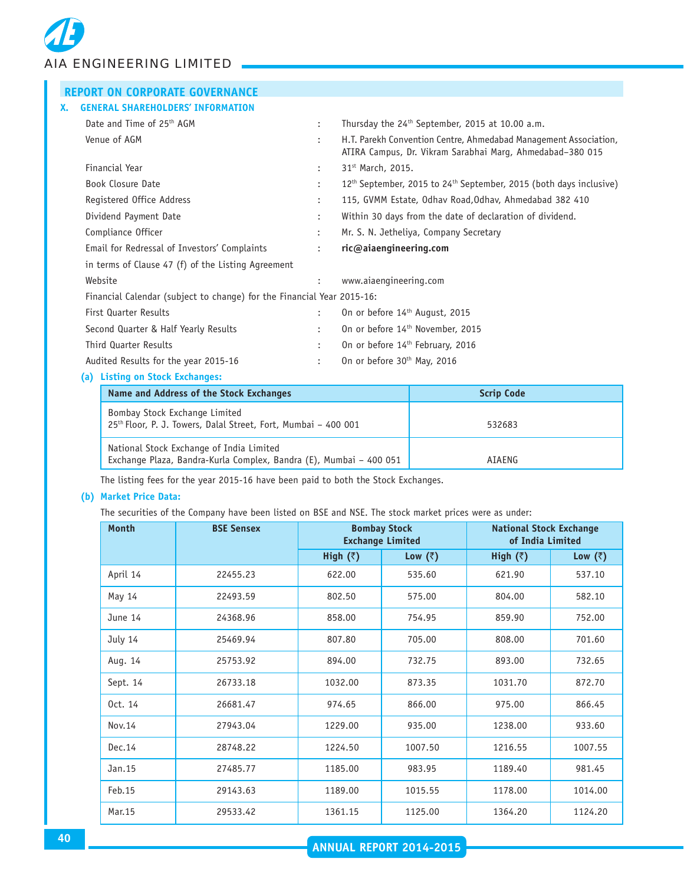## REPORT ON CORPORATE GOVERNANCE

### X. GENERAL SHAREHOLDERS' INFORMATION

| | | |
|---|---|---|
| Date and Time of 25th AGM | : | Thursday the 24th September, 2015 at 10.00 a.m. |
| Venue of AGM | : | H.T. Parekh Convention Centre, Ahmedabad Management Association, ATIRA Campus, Dr. Vikram Sarabhai Marg, Ahmedabad–380 015 |
| Financial Year | : | 31st March, 2015. |
| Book Closure Date | : | 12th September, 2015 to 24th September, 2015 (both days inclusive) |
| Registered Office Address | : | 115, GVMM Estate, Odhav Road,Odhav, Ahmedabad 382 410 |
| Dividend Payment Date | : | Within 30 days from the date of declaration of dividend. |
| Compliance Officer | : | Mr. S. N. Jetheliya, Company Secretary |
| Email for Redressal of Investors' Complaints in terms of Clause 47 (f) of the Listing Agreement | : | **ric@aiaengineering.com** |
| Website | : | www.aiaengineering.com |

Financial Calendar (subject to change) for the Financial Year 2015-16:

| | | |
|---|---|---|
| First Quarter Results | : | On or before 14th August, 2015 |
| Second Quarter & Half Yearly Results | : | On or before 14th November, 2015 |
| Third Quarter Results | : | On or before 14th February, 2016 |
| Audited Results for the year 2015-16 | : | On or before 30th May, 2016 |

#### (a) Listing on Stock Exchanges:

| Name and Address of the Stock Exchanges | Scrip Code |
|---|---|
| Bombay Stock Exchange Limited<br>25th Floor, P. J. Towers, Dalal Street, Fort, Mumbai – 400 001 | 532683 |
| National Stock Exchange of India Limited<br>Exchange Plaza, Bandra-Kurla Complex, Bandra (E), Mumbai – 400 051 | AIAENG |

The listing fees for the year 2015-16 have been paid to both the Stock Exchanges.

#### (b) Market Price Data:

The securities of the Company have been listed on BSE and NSE. The stock market prices were as under:

| Month | BSE Sensex | Bombay Stock Exchange Limited | | National Stock Exchange of India Limited | |
|---|---|---|---|---|---|
| | | High (₹) | Low (₹) | High (₹) | Low (₹) |
| April 14 | 22455.23 | 622.00 | 535.60 | 621.90 | 537.10 |
| May 14 | 22493.59 | 802.50 | 575.00 | 804.00 | 582.10 |
| June 14 | 24368.96 | 858.00 | 754.95 | 859.90 | 752.00 |
| July 14 | 25469.94 | 807.80 | 705.00 | 808.00 | 701.60 |
| Aug. 14 | 25753.92 | 894.00 | 732.75 | 893.00 | 732.65 |
| Sept. 14 | 26733.18 | 1032.00 | 873.35 | 1031.70 | 872.70 |
| Oct. 14 | 26681.47 | 974.65 | 866.00 | 975.00 | 866.45 |
| Nov.14 | 27943.04 | 1229.00 | 935.00 | 1238.00 | 933.60 |
| Dec.14 | 28748.22 | 1224.50 | 1007.50 | 1216.55 | 1007.55 |
| Jan.15 | 27485.77 | 1185.00 | 983.95 | 1189.40 | 981.45 |
| Feb.15 | 29143.63 | 1189.00 | 1015.55 | 1178.00 | 1014.00 |
| Mar.15 | 29533.42 | 1361.15 | 1125.00 | 1364.20 | 1124.20 |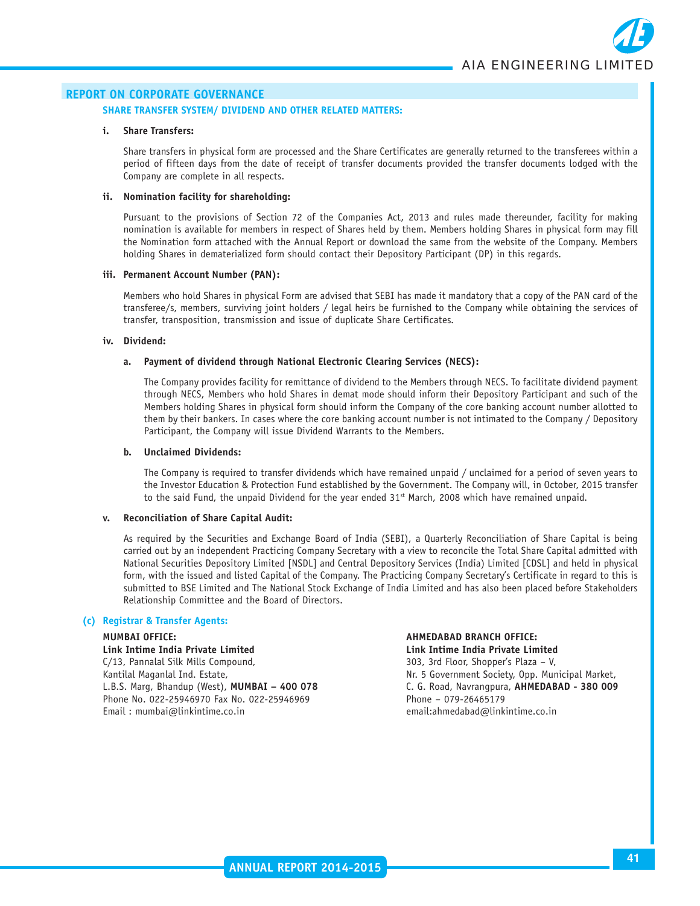## REPORT ON CORPORATE GOVERNANCE

### SHARE TRANSFER SYSTEM/ DIVIDEND AND OTHER RELATED MATTERS:

**i. Share Transfers:**

Share transfers in physical form are processed and the Share Certificates are generally returned to the transferees within a period of fifteen days from the date of receipt of transfer documents provided the transfer documents lodged with the Company are complete in all respects.

**ii. Nomination facility for shareholding:**

Pursuant to the provisions of Section 72 of the Companies Act, 2013 and rules made thereunder, facility for making nomination is available for members in respect of Shares held by them. Members holding Shares in physical form may fill the Nomination form attached with the Annual Report or download the same from the website of the Company. Members holding Shares in dematerialized form should contact their Depository Participant (DP) in this regards.

**iii. Permanent Account Number (PAN):**

Members who hold Shares in physical Form are advised that SEBI has made it mandatory that a copy of the PAN card of the transferee/s, members, surviving joint holders / legal heirs be furnished to the Company while obtaining the services of transfer, transposition, transmission and issue of duplicate Share Certificates.

**iv. Dividend:**

**a. Payment of dividend through National Electronic Clearing Services (NECS):**

The Company provides facility for remittance of dividend to the Members through NECS. To facilitate dividend payment through NECS, Members who hold Shares in demat mode should inform their Depository Participant and such of the Members holding Shares in physical form should inform the Company of the core banking account number allotted to them by their bankers. In cases where the core banking account number is not intimated to the Company / Depository Participant, the Company will issue Dividend Warrants to the Members.

**b. Unclaimed Dividends:**

The Company is required to transfer dividends which have remained unpaid / unclaimed for a period of seven years to the Investor Education & Protection Fund established by the Government. The Company will, in October, 2015 transfer to the said Fund, the unpaid Dividend for the year ended 31st March, 2008 which have remained unpaid.

**v. Reconciliation of Share Capital Audit:**

As required by the Securities and Exchange Board of India (SEBI), a Quarterly Reconciliation of Share Capital is being carried out by an independent Practicing Company Secretary with a view to reconcile the Total Share Capital admitted with National Securities Depository Limited [NSDL] and Central Depository Services (India) Limited [CDSL] and held in physical form, with the issued and listed Capital of the Company. The Practicing Company Secretary's Certificate in regard to this is submitted to BSE Limited and The National Stock Exchange of India Limited and has also been placed before Stakeholders Relationship Committee and the Board of Directors.

### (c) Registrar & Transfer Agents:

**MUMBAI OFFICE:**
**Link Intime India Private Limited**
C/13, Pannalal Silk Mills Compound,
Kantilal Maganlal Ind. Estate,
L.B.S. Marg, Bhandup (West), **MUMBAI – 400 078**
Phone No. 022-25946970 Fax No. 022-25946969
Email : mumbai@linkintime.co.in

**AHMEDABAD BRANCH OFFICE:**
**Link Intime India Private Limited**
303, 3rd Floor, Shopper's Plaza – V,
Nr. 5 Government Society, Opp. Municipal Market,
C. G. Road, Navrangpura, **AHMEDABAD - 380 009**
Phone – 079-26465179
email:ahmedabad@linkintime.co.in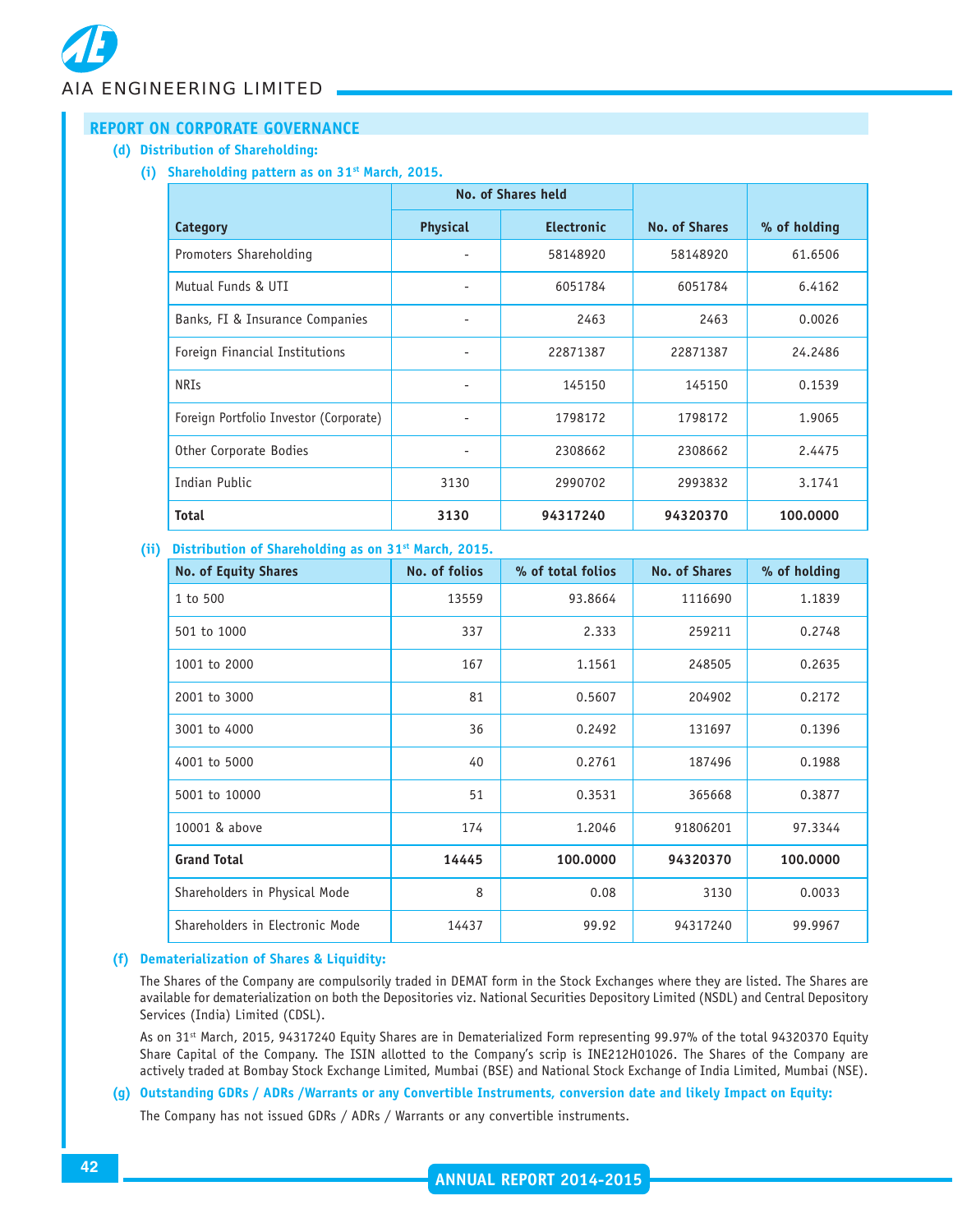## REPORT ON CORPORATE GOVERNANCE

**(d) Distribution of Shareholding:**

**(i) Shareholding pattern as on 31st March, 2015.**

| Category | No. of Shares held | | No. of Shares | % of holding |
|---|---|---|---|---|
| | Physical | Electronic | | |
| Promoters Shareholding | - | 58148920 | 58148920 | 61.6506 |
| Mutual Funds & UTI | - | 6051784 | 6051784 | 6.4162 |
| Banks, FI & Insurance Companies | - | 2463 | 2463 | 0.0026 |
| Foreign Financial Institutions | - | 22871387 | 22871387 | 24.2486 |
| NRIs | - | 145150 | 145150 | 0.1539 |
| Foreign Portfolio Investor (Corporate) | - | 1798172 | 1798172 | 1.9065 |
| Other Corporate Bodies | - | 2308662 | 2308662 | 2.4475 |
| Indian Public | 3130 | 2990702 | 2993832 | 3.1741 |
| **Total** | **3130** | **94317240** | **94320370** | **100.0000** |

**(ii) Distribution of Shareholding as on 31st March, 2015.**

| No. of Equity Shares | No. of folios | % of total folios | No. of Shares | % of holding |
|---|---|---|---|---|
| 1 to 500 | 13559 | 93.8664 | 1116690 | 1.1839 |
| 501 to 1000 | 337 | 2.333 | 259211 | 0.2748 |
| 1001 to 2000 | 167 | 1.1561 | 248505 | 0.2635 |
| 2001 to 3000 | 81 | 0.5607 | 204902 | 0.2172 |
| 3001 to 4000 | 36 | 0.2492 | 131697 | 0.1396 |
| 4001 to 5000 | 40 | 0.2761 | 187496 | 0.1988 |
| 5001 to 10000 | 51 | 0.3531 | 365668 | 0.3877 |
| 10001 & above | 174 | 1.2046 | 91806201 | 97.3344 |
| **Grand Total** | **14445** | **100.0000** | **94320370** | **100.0000** |
| Shareholders in Physical Mode | 8 | 0.08 | 3130 | 0.0033 |
| Shareholders in Electronic Mode | 14437 | 99.92 | 94317240 | 99.9967 |

**(f) Dematerialization of Shares & Liquidity:**

The Shares of the Company are compulsorily traded in DEMAT form in the Stock Exchanges where they are listed. The Shares are available for dematerialization on both the Depositories viz. National Securities Depository Limited (NSDL) and Central Depository Services (India) Limited (CDSL).

As on 31st March, 2015, 94317240 Equity Shares are in Dematerialized Form representing 99.97% of the total 94320370 Equity Share Capital of the Company. The ISIN allotted to the Company's scrip is INE212H01026. The Shares of the Company are actively traded at Bombay Stock Exchange Limited, Mumbai (BSE) and National Stock Exchange of India Limited, Mumbai (NSE).

**(g) Outstanding GDRs / ADRs /Warrants or any Convertible Instruments, conversion date and likely Impact on Equity:**

The Company has not issued GDRs / ADRs / Warrants or any convertible instruments.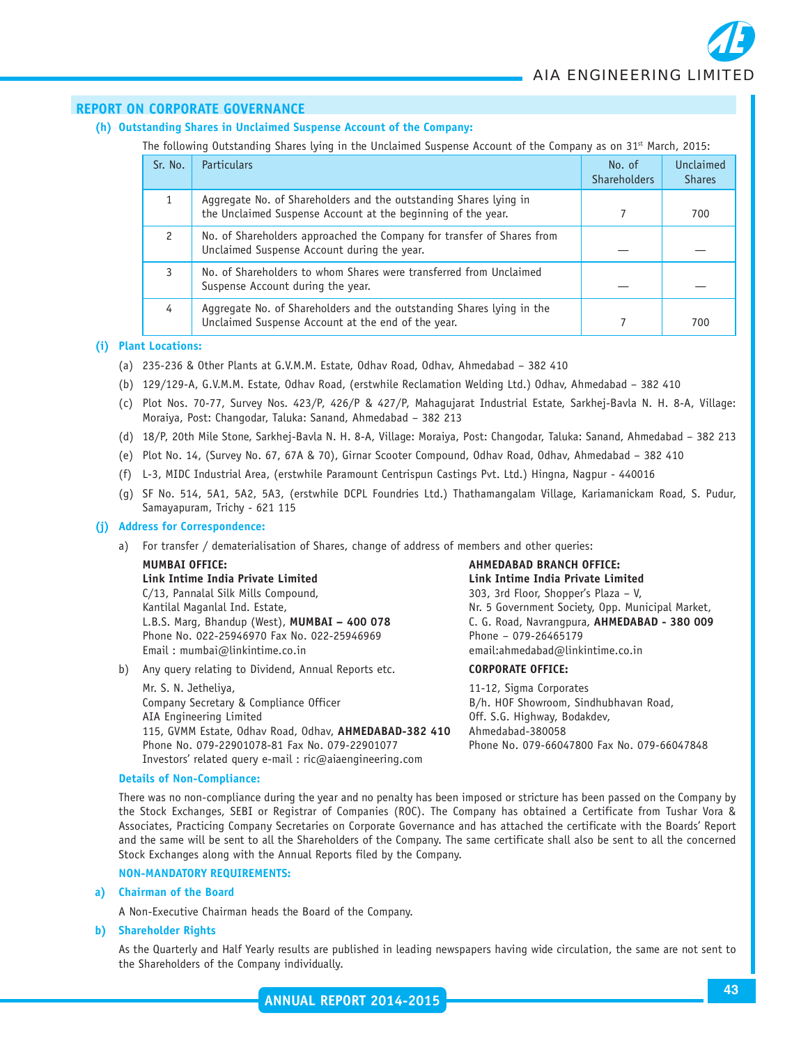## REPORT ON CORPORATE GOVERNANCE

### (h) Outstanding Shares in Unclaimed Suspense Account of the Company:

The following Outstanding Shares lying in the Unclaimed Suspense Account of the Company as on 31st March, 2015:

| Sr. No. | Particulars | No. of Shareholders | Unclaimed Shares |
|---|---|---|---|
| 1 | Aggregate No. of Shareholders and the outstanding Shares lying in the Unclaimed Suspense Account at the beginning of the year. | 7 | 700 |
| 2 | No. of Shareholders approached the Company for transfer of Shares from Unclaimed Suspense Account during the year. | — | — |
| 3 | No. of Shareholders to whom Shares were transferred from Unclaimed Suspense Account during the year. | — | — |
| 4 | Aggregate No. of Shareholders and the outstanding Shares lying in the Unclaimed Suspense Account at the end of the year. | 7 | 700 |

### (i) Plant Locations:

(a) 235-236 & Other Plants at G.V.M.M. Estate, Odhav Road, Odhav, Ahmedabad – 382 410

(b) 129/129-A, G.V.M.M. Estate, Odhav Road, (erstwhile Reclamation Welding Ltd.) Odhav, Ahmedabad – 382 410

(c) Plot Nos. 70-77, Survey Nos. 423/P, 426/P & 427/P, Mahagujarat Industrial Estate, Sarkhej-Bavla N. H. 8-A, Village: Moraiya, Post: Changodar, Taluka: Sanand, Ahmedabad – 382 213

(d) 18/P, 20th Mile Stone, Sarkhej-Bavla N. H. 8-A, Village: Moraiya, Post: Changodar, Taluka: Sanand, Ahmedabad – 382 213

(e) Plot No. 14, (Survey No. 67, 67A & 70), Girnar Scooter Compound, Odhav Road, Odhav, Ahmedabad – 382 410

(f) L-3, MIDC Industrial Area, (erstwhile Paramount Centrispun Castings Pvt. Ltd.) Hingna, Nagpur - 440016

(g) SF No. 514, 5A1, 5A2, 5A3, (erstwhile DCPL Foundries Ltd.) Thathamangalam Village, Kariamanickam Road, S. Pudur, Samayapuram, Trichy - 621 115

### (j) Address for Correspondence:

a) For transfer / dematerialisation of Shares, change of address of members and other queries:

**MUMBAI OFFICE:**
**Link Intime India Private Limited**
C/13, Pannalal Silk Mills Compound,
Kantilal Maganlal Ind. Estate,
L.B.S. Marg, Bhandup (West), **MUMBAI – 400 078**
Phone No. 022-25946970 Fax No. 022-25946969
Email : mumbai@linkintime.co.in

**AHMEDABAD BRANCH OFFICE:**
**Link Intime India Private Limited**
303, 3rd Floor, Shopper's Plaza – V,
Nr. 5 Government Society, Opp. Municipal Market,
C. G. Road, Navrangpura, **AHMEDABAD - 380 009**
Phone – 079-26465179
email:ahmedabad@linkintime.co.in

b) Any query relating to Dividend, Annual Reports etc.

Mr. S. N. Jetheliya,
Company Secretary & Compliance Officer
AIA Engineering Limited
115, GVMM Estate, Odhav Road, Odhav, **AHMEDABAD-382 410**
Phone No. 079-22901078-81 Fax No. 079-22901077
Investors' related query e-mail : ric@aiaengineering.com

**CORPORATE OFFICE:**

11-12, Sigma Corporates
B/h. HOF Showroom, Sindhubhavan Road,
Off. S.G. Highway, Bodakdev,
Ahmedabad-380058
Phone No. 079-66047800 Fax No. 079-66047848

### Details of Non-Compliance:

There was no non-compliance during the year and no penalty has been imposed or stricture has been passed on the Company by the Stock Exchanges, SEBI or Registrar of Companies (ROC). The Company has obtained a Certificate from Tushar Vora & Associates, Practicing Company Secretaries on Corporate Governance and has attached the certificate with the Boards' Report and the same will be sent to all the Shareholders of the Company. The same certificate shall also be sent to all the concerned Stock Exchanges along with the Annual Reports filed by the Company.

### NON-MANDATORY REQUIREMENTS:

### a) Chairman of the Board

A Non-Executive Chairman heads the Board of the Company.

### b) Shareholder Rights

As the Quarterly and Half Yearly results are published in leading newspapers having wide circulation, the same are not sent to the Shareholders of the Company individually.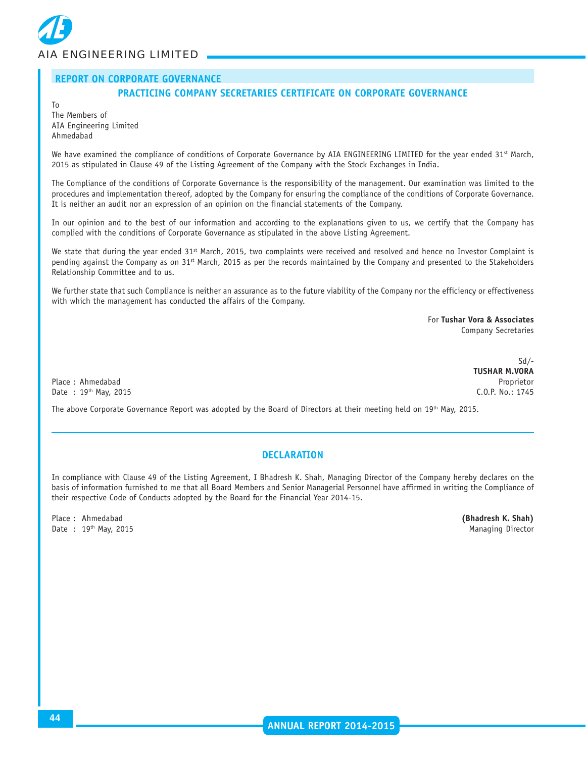## REPORT ON CORPORATE GOVERNANCE

### PRACTICING COMPANY SECRETARIES CERTIFICATE ON CORPORATE GOVERNANCE

To
The Members of
AIA Engineering Limited
Ahmedabad

We have examined the compliance of conditions of Corporate Governance by AIA ENGINEERING LIMITED for the year ended 31st March, 2015 as stipulated in Clause 49 of the Listing Agreement of the Company with the Stock Exchanges in India.

The Compliance of the conditions of Corporate Governance is the responsibility of the management. Our examination was limited to the procedures and implementation thereof, adopted by the Company for ensuring the compliance of the conditions of Corporate Governance. It is neither an audit nor an expression of an opinion on the financial statements of the Company.

In our opinion and to the best of our information and according to the explanations given to us, we certify that the Company has complied with the conditions of Corporate Governance as stipulated in the above Listing Agreement.

We state that during the year ended 31st March, 2015, two complaints were received and resolved and hence no Investor Complaint is pending against the Company as on 31st March, 2015 as per the records maintained by the Company and presented to the Stakeholders Relationship Committee and to us.

We further state that such Compliance is neither an assurance as to the future viability of the Company nor the efficiency or effectiveness with which the management has conducted the affairs of the Company.

For **Tushar Vora & Associates**
Company Secretaries

Sd/-
**TUSHAR M.VORA**
Proprietor
C.O.P. No.: 1745

Place : Ahmedabad
Date : 19th May, 2015

The above Corporate Governance Report was adopted by the Board of Directors at their meeting held on 19th May, 2015.

---

### DECLARATION

In compliance with Clause 49 of the Listing Agreement, I Bhadresh K. Shah, Managing Director of the Company hereby declares on the basis of information furnished to me that all Board Members and Senior Managerial Personnel have affirmed in writing the Compliance of their respective Code of Conducts adopted by the Board for the Financial Year 2014-15.

Place : Ahmedabad
Date : 19th May, 2015

**(Bhadresh K. Shah)**
Managing Director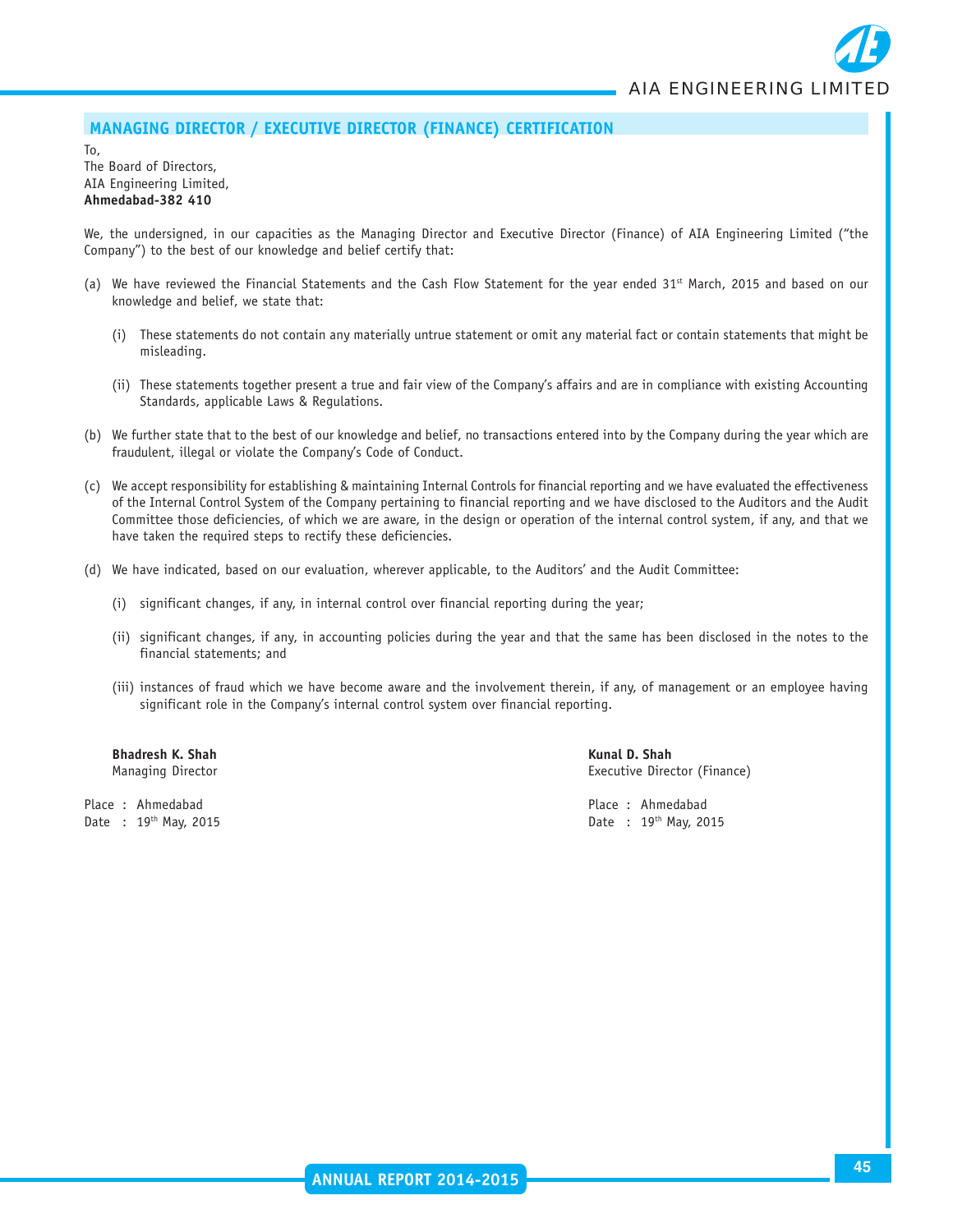## MANAGING DIRECTOR / EXECUTIVE DIRECTOR (FINANCE) CERTIFICATION

To,
The Board of Directors,
AIA Engineering Limited,
**Ahmedabad-382 410**

We, the undersigned, in our capacities as the Managing Director and Executive Director (Finance) of AIA Engineering Limited ("the Company") to the best of our knowledge and belief certify that:

(a) We have reviewed the Financial Statements and the Cash Flow Statement for the year ended 31st March, 2015 and based on our knowledge and belief, we state that:

  (i) These statements do not contain any materially untrue statement or omit any material fact or contain statements that might be misleading.

  (ii) These statements together present a true and fair view of the Company's affairs and are in compliance with existing Accounting Standards, applicable Laws & Regulations.

(b) We further state that to the best of our knowledge and belief, no transactions entered into by the Company during the year which are fraudulent, illegal or violate the Company's Code of Conduct.

(c) We accept responsibility for establishing & maintaining Internal Controls for financial reporting and we have evaluated the effectiveness of the Internal Control System of the Company pertaining to financial reporting and we have disclosed to the Auditors and the Audit Committee those deficiencies, of which we are aware, in the design or operation of the internal control system, if any, and that we have taken the required steps to rectify these deficiencies.

(d) We have indicated, based on our evaluation, wherever applicable, to the Auditors' and the Audit Committee:

  (i) significant changes, if any, in internal control over financial reporting during the year;

  (ii) significant changes, if any, in accounting policies during the year and that the same has been disclosed in the notes to the financial statements; and

  (iii) instances of fraud which we have become aware and the involvement therein, if any, of management or an employee having significant role in the Company's internal control system over financial reporting.

**Bhadresh K. Shah**
Managing Director

Place : Ahmedabad
Date : 19th May, 2015

**Kunal D. Shah**
Executive Director (Finance)

Place : Ahmedabad
Date : 19th May, 2015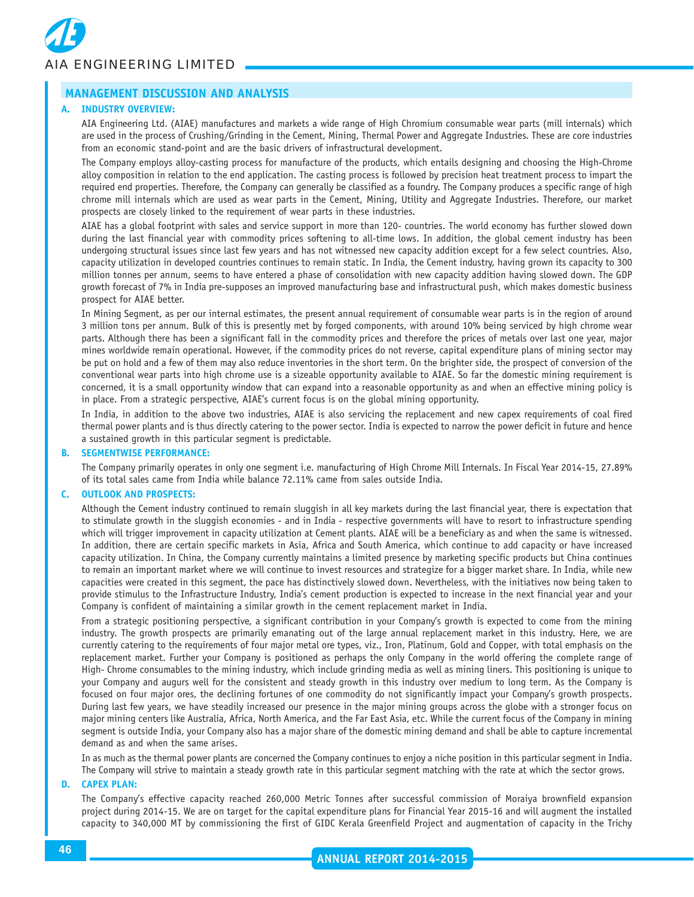## MANAGEMENT DISCUSSION AND ANALYSIS

### A. INDUSTRY OVERVIEW:

AIA Engineering Ltd. (AIAE) manufactures and markets a wide range of High Chromium consumable wear parts (mill internals) which are used in the process of Crushing/Grinding in the Cement, Mining, Thermal Power and Aggregate Industries. These are core industries from an economic stand-point and are the basic drivers of infrastructural development.

The Company employs alloy-casting process for manufacture of the products, which entails designing and choosing the High-Chrome alloy composition in relation to the end application. The casting process is followed by precision heat treatment process to impart the required end properties. Therefore, the Company can generally be classified as a foundry. The Company produces a specific range of high chrome mill internals which are used as wear parts in the Cement, Mining, Utility and Aggregate Industries. Therefore, our market prospects are closely linked to the requirement of wear parts in these industries.

AIAE has a global footprint with sales and service support in more than 120- countries. The world economy has further slowed down during the last financial year with commodity prices softening to all-time lows. In addition, the global cement industry has been undergoing structural issues since last few years and has not witnessed new capacity addition except for a few select countries. Also, capacity utilization in developed countries continues to remain static. In India, the Cement industry, having grown its capacity to 300 million tonnes per annum, seems to have entered a phase of consolidation with new capacity addition having slowed down. The GDP growth forecast of 7% in India pre-supposes an improved manufacturing base and infrastructural push, which makes domestic business prospect for AIAE better.

In Mining Segment, as per our internal estimates, the present annual requirement of consumable wear parts is in the region of around 3 million tons per annum. Bulk of this is presently met by forged components, with around 10% being serviced by high chrome wear parts. Although there has been a significant fall in the commodity prices and therefore the prices of metals over last one year, major mines worldwide remain operational. However, if the commodity prices do not reverse, capital expenditure plans of mining sector may be put on hold and a few of them may also reduce inventories in the short term. On the brighter side, the prospect of conversion of the conventional wear parts into high chrome use is a sizeable opportunity available to AIAE. So far the domestic mining requirement is concerned, it is a small opportunity window that can expand into a reasonable opportunity as and when an effective mining policy is in place. From a strategic perspective, AIAE's current focus is on the global mining opportunity.

In India, in addition to the above two industries, AIAE is also servicing the replacement and new capex requirements of coal fired thermal power plants and is thus directly catering to the power sector. India is expected to narrow the power deficit in future and hence a sustained growth in this particular segment is predictable.

### B. SEGMENTWISE PERFORMANCE:

The Company primarily operates in only one segment i.e. manufacturing of High Chrome Mill Internals. In Fiscal Year 2014-15, 27.89% of its total sales came from India while balance 72.11% came from sales outside India.

### C. OUTLOOK AND PROSPECTS:

Although the Cement industry continued to remain sluggish in all key markets during the last financial year, there is expectation that to stimulate growth in the sluggish economies - and in India - respective governments will have to resort to infrastructure spending which will trigger improvement in capacity utilization at Cement plants. AIAE will be a beneficiary as and when the same is witnessed. In addition, there are certain specific markets in Asia, Africa and South America, which continue to add capacity or have increased capacity utilization. In China, the Company currently maintains a limited presence by marketing specific products but China continues to remain an important market where we will continue to invest resources and strategize for a bigger market share. In India, while new capacities were created in this segment, the pace has distinctively slowed down. Nevertheless, with the initiatives now being taken to provide stimulus to the Infrastructure Industry, India's cement production is expected to increase in the next financial year and your Company is confident of maintaining a similar growth in the cement replacement market in India.

From a strategic positioning perspective, a significant contribution in your Company's growth is expected to come from the mining industry. The growth prospects are primarily emanating out of the large annual replacement market in this industry. Here, we are currently catering to the requirements of four major metal ore types, viz., Iron, Platinum, Gold and Copper, with total emphasis on the replacement market. Further your Company is positioned as perhaps the only Company in the world offering the complete range of High- Chrome consumables to the mining industry, which include grinding media as well as mining liners. This positioning is unique to your Company and augurs well for the consistent and steady growth in this industry over medium to long term. As the Company is focused on four major ores, the declining fortunes of one commodity do not significantly impact your Company's growth prospects. During last few years, we have steadily increased our presence in the major mining groups across the globe with a stronger focus on major mining centers like Australia, Africa, North America, and the Far East Asia, etc. While the current focus of the Company in mining segment is outside India, your Company also has a major share of the domestic mining demand and shall be able to capture incremental demand as and when the same arises.

In as much as the thermal power plants are concerned the Company continues to enjoy a niche position in this particular segment in India. The Company will strive to maintain a steady growth rate in this particular segment matching with the rate at which the sector grows.

### D. CAPEX PLAN:

The Company's effective capacity reached 260,000 Metric Tonnes after successful commission of Moraiya brownfield expansion project during 2014-15. We are on target for the capital expenditure plans for Financial Year 2015-16 and will augment the installed capacity to 340,000 MT by commissioning the first of GIDC Kerala Greenfield Project and augmentation of capacity in the Trichy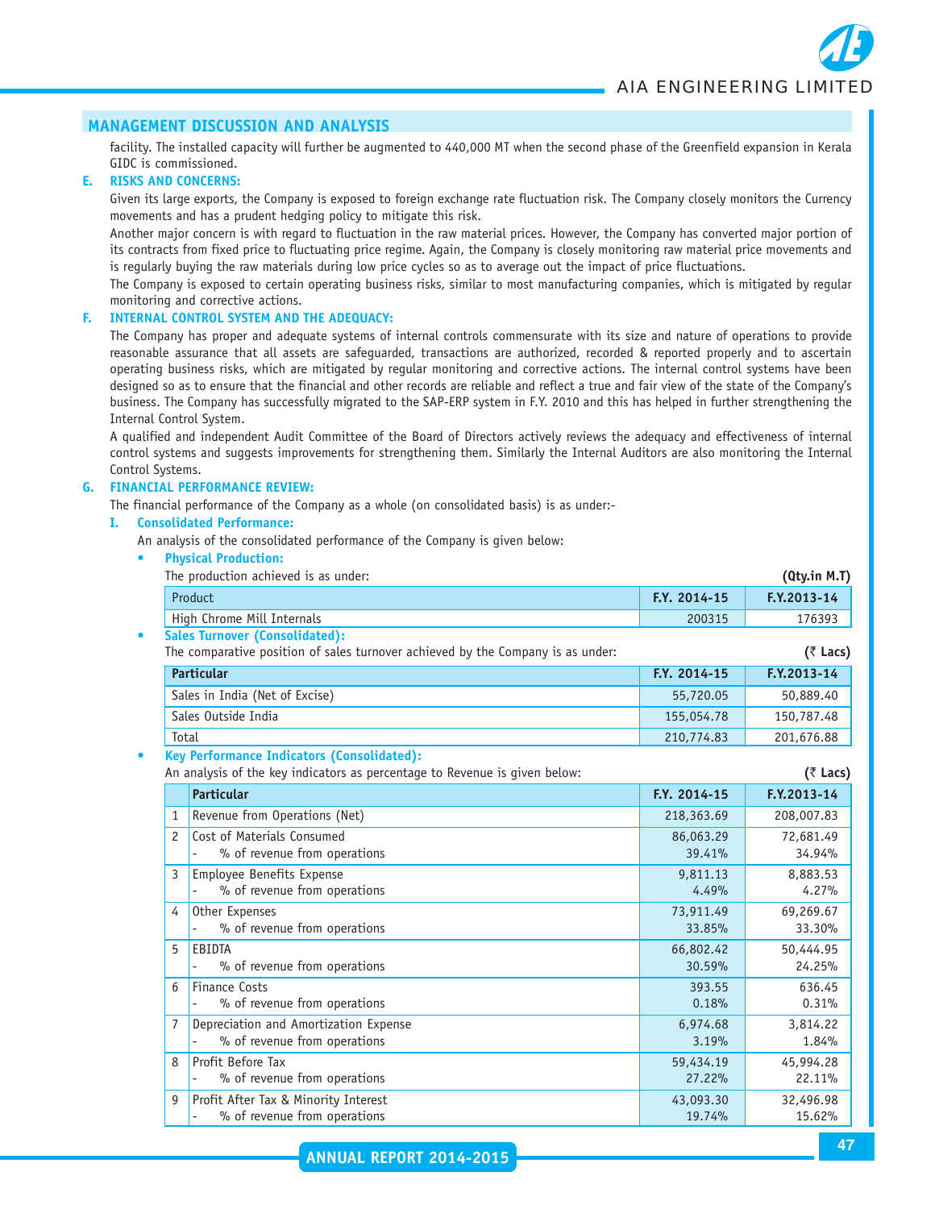## MANAGEMENT DISCUSSION AND ANALYSIS

facility. The installed capacity will further be augmented to 440,000 MT when the second phase of the Greenfield expansion in Kerala GIDC is commissioned.

### E. RISKS AND CONCERNS:

Given its large exports, the Company is exposed to foreign exchange rate fluctuation risk. The Company closely monitors the Currency movements and has a prudent hedging policy to mitigate this risk.

Another major concern is with regard to fluctuation in the raw material prices. However, the Company has converted major portion of its contracts from fixed price to fluctuating price regime. Again, the Company is closely monitoring raw material price movements and is regularly buying the raw materials during low price cycles so as to average out the impact of price fluctuations.

The Company is exposed to certain operating business risks, similar to most manufacturing companies, which is mitigated by regular monitoring and corrective actions.

### F. INTERNAL CONTROL SYSTEM AND THE ADEQUACY:

The Company has proper and adequate systems of internal controls commensurate with its size and nature of operations to provide reasonable assurance that all assets are safeguarded, transactions are authorized, recorded & reported properly and to ascertain operating business risks, which are mitigated by regular monitoring and corrective actions. The internal control systems have been designed so as to ensure that the financial and other records are reliable and reflect a true and fair view of the state of the Company's business. The Company has successfully migrated to the SAP-ERP system in F.Y. 2010 and this has helped in further strengthening the Internal Control System.

A qualified and independent Audit Committee of the Board of Directors actively reviews the adequacy and effectiveness of internal control systems and suggests improvements for strengthening them. Similarly the Internal Auditors are also monitoring the Internal Control Systems.

### G. FINANCIAL PERFORMANCE REVIEW:

The financial performance of the Company as a whole (on consolidated basis) is as under:-

#### I. Consolidated Performance:

An analysis of the consolidated performance of the Company is given below:

- **Physical Production:**

The production achieved is as under: **(Qty.in M.T)**

| Product | F.Y. 2014-15 | F.Y.2013-14 |
|---|---|---|
| High Chrome Mill Internals | 200315 | 176393 |

- **Sales Turnover (Consolidated):**

The comparative position of sales turnover achieved by the Company is as under: **(₹ Lacs)**

| Particular | F.Y. 2014-15 | F.Y.2013-14 |
|---|---|---|
| Sales in India (Net of Excise) | 55,720.05 | 50,889.40 |
| Sales Outside India | 155,054.78 | 150,787.48 |
| Total | 210,774.83 | 201,676.88 |

- **Key Performance Indicators (Consolidated):**

An analysis of the key indicators as percentage to Revenue is given below: **(₹ Lacs)**

| | Particular | F.Y. 2014-15 | F.Y.2013-14 |
|---|---|---|---|
| 1 | Revenue from Operations (Net) | 218,363.69 | 208,007.83 |
| 2 | Cost of Materials Consumed | 86,063.29 | 72,681.49 |
| | - % of revenue from operations | 39.41% | 34.94% |
| 3 | Employee Benefits Expense | 9,811.13 | 8,883.53 |
| | - % of revenue from operations | 4.49% | 4.27% |
| 4 | Other Expenses | 73,911.49 | 69,269.67 |
| | - % of revenue from operations | 33.85% | 33.30% |
| 5 | EBIDTA | 66,802.42 | 50,444.95 |
| | - % of revenue from operations | 30.59% | 24.25% |
| 6 | Finance Costs | 393.55 | 636.45 |
| | - % of revenue from operations | 0.18% | 0.31% |
| 7 | Depreciation and Amortization Expense | 6,974.68 | 3,814.22 |
| | - % of revenue from operations | 3.19% | 1.84% |
| 8 | Profit Before Tax | 59,434.19 | 45,994.28 |
| | - % of revenue from operations | 27.22% | 22.11% |
| 9 | Profit After Tax & Minority Interest | 43,093.30 | 32,496.98 |
| | - % of revenue from operations | 19.74% | 15.62% |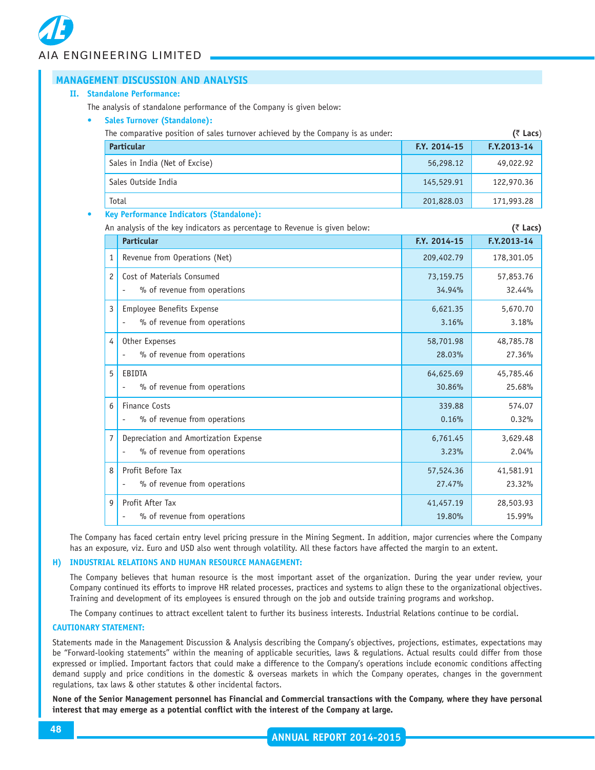## MANAGEMENT DISCUSSION AND ANALYSIS

### II. Standalone Performance:

The analysis of standalone performance of the Company is given below:

- **Sales Turnover (Standalone):**

The comparative position of sales turnover achieved by the Company is as under: **(₹ Lacs)**

| Particular | F.Y. 2014-15 | F.Y.2013-14 |
|---|---|---|
| Sales in India (Net of Excise) | 56,298.12 | 49,022.92 |
| Sales Outside India | 145,529.91 | 122,970.36 |
| Total | 201,828.03 | 171,993.28 |

- **Key Performance Indicators (Standalone):**

An analysis of the key indicators as percentage to Revenue is given below: **(₹ Lacs)**

| | Particular | F.Y. 2014-15 | F.Y.2013-14 |
|---|---|---|---|
| 1 | Revenue from Operations (Net) | 209,402.79 | 178,301.05 |
| 2 | Cost of Materials Consumed | 73,159.75 | 57,853.76 |
| | - % of revenue from operations | 34.94% | 32.44% |
| 3 | Employee Benefits Expense | 6,621.35 | 5,670.70 |
| | - % of revenue from operations | 3.16% | 3.18% |
| 4 | Other Expenses | 58,701.98 | 48,785.78 |
| | - % of revenue from operations | 28.03% | 27.36% |
| 5 | EBIDTA | 64,625.69 | 45,785.46 |
| | - % of revenue from operations | 30.86% | 25.68% |
| 6 | Finance Costs | 339.88 | 574.07 |
| | - % of revenue from operations | 0.16% | 0.32% |
| 7 | Depreciation and Amortization Expense | 6,761.45 | 3,629.48 |
| | - % of revenue from operations | 3.23% | 2.04% |
| 8 | Profit Before Tax | 57,524.36 | 41,581.91 |
| | - % of revenue from operations | 27.47% | 23.32% |
| 9 | Profit After Tax | 41,457.19 | 28,503.93 |
| | - % of revenue from operations | 19.80% | 15.99% |

The Company has faced certain entry level pricing pressure in the Mining Segment. In addition, major currencies where the Company has an exposure, viz. Euro and USD also went through volatility. All these factors have affected the margin to an extent.

### H) INDUSTRIAL RELATIONS AND HUMAN RESOURCE MANAGEMENT:

The Company believes that human resource is the most important asset of the organization. During the year under review, your Company continued its efforts to improve HR related processes, practices and systems to align these to the organizational objectives. Training and development of its employees is ensured through on the job and outside training programs and workshop.

The Company continues to attract excellent talent to further its business interests. Industrial Relations continue to be cordial.

### CAUTIONARY STATEMENT:

Statements made in the Management Discussion & Analysis describing the Company's objectives, projections, estimates, expectations may be "Forward-looking statements" within the meaning of applicable securities, laws & regulations. Actual results could differ from those expressed or implied. Important factors that could make a difference to the Company's operations include economic conditions affecting demand supply and price conditions in the domestic & overseas markets in which the Company operates, changes in the government regulations, tax laws & other statutes & other incidental factors.

**None of the Senior Management personnel has Financial and Commercial transactions with the Company, where they have personal interest that may emerge as a potential conflict with the interest of the Company at large.**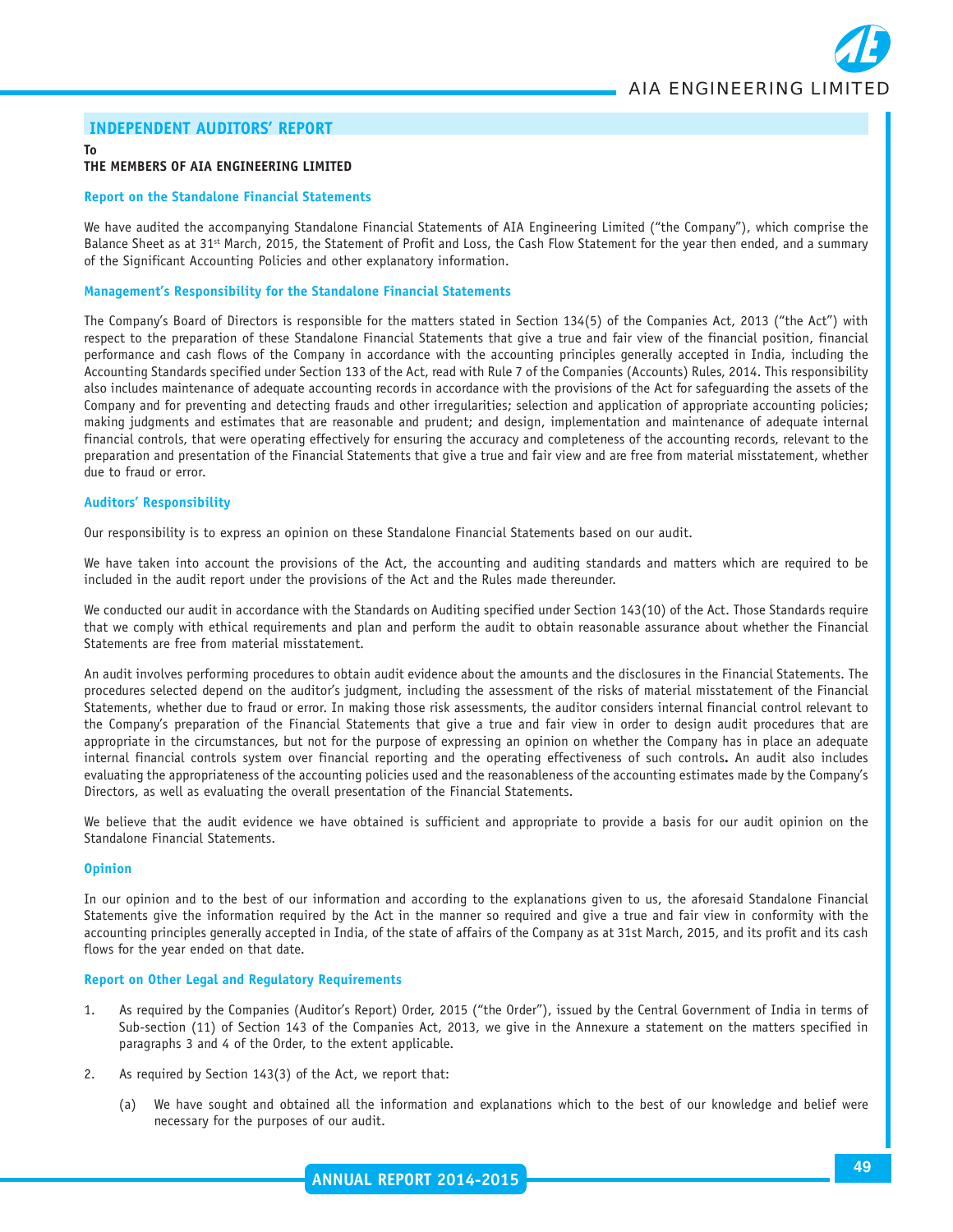## INDEPENDENT AUDITORS' REPORT

**To**
**THE MEMBERS OF AIA ENGINEERING LIMITED**

### Report on the Standalone Financial Statements

We have audited the accompanying Standalone Financial Statements of AIA Engineering Limited ("the Company"), which comprise the Balance Sheet as at 31st March, 2015, the Statement of Profit and Loss, the Cash Flow Statement for the year then ended, and a summary of the Significant Accounting Policies and other explanatory information.

### Management's Responsibility for the Standalone Financial Statements

The Company's Board of Directors is responsible for the matters stated in Section 134(5) of the Companies Act, 2013 ("the Act") with respect to the preparation of these Standalone Financial Statements that give a true and fair view of the financial position, financial performance and cash flows of the Company in accordance with the accounting principles generally accepted in India, including the Accounting Standards specified under Section 133 of the Act, read with Rule 7 of the Companies (Accounts) Rules, 2014. This responsibility also includes maintenance of adequate accounting records in accordance with the provisions of the Act for safeguarding the assets of the Company and for preventing and detecting frauds and other irregularities; selection and application of appropriate accounting policies; making judgments and estimates that are reasonable and prudent; and design, implementation and maintenance of adequate internal financial controls, that were operating effectively for ensuring the accuracy and completeness of the accounting records, relevant to the preparation and presentation of the Financial Statements that give a true and fair view and are free from material misstatement, whether due to fraud or error.

### Auditors' Responsibility

Our responsibility is to express an opinion on these Standalone Financial Statements based on our audit.

We have taken into account the provisions of the Act, the accounting and auditing standards and matters which are required to be included in the audit report under the provisions of the Act and the Rules made thereunder.

We conducted our audit in accordance with the Standards on Auditing specified under Section 143(10) of the Act. Those Standards require that we comply with ethical requirements and plan and perform the audit to obtain reasonable assurance about whether the Financial Statements are free from material misstatement.

An audit involves performing procedures to obtain audit evidence about the amounts and the disclosures in the Financial Statements. The procedures selected depend on the auditor's judgment, including the assessment of the risks of material misstatement of the Financial Statements, whether due to fraud or error. In making those risk assessments, the auditor considers internal financial control relevant to the Company's preparation of the Financial Statements that give a true and fair view in order to design audit procedures that are appropriate in the circumstances, but not for the purpose of expressing an opinion on whether the Company has in place an adequate internal financial controls system over financial reporting and the operating effectiveness of such controls**.** An audit also includes evaluating the appropriateness of the accounting policies used and the reasonableness of the accounting estimates made by the Company's Directors, as well as evaluating the overall presentation of the Financial Statements.

We believe that the audit evidence we have obtained is sufficient and appropriate to provide a basis for our audit opinion on the Standalone Financial Statements.

### Opinion

In our opinion and to the best of our information and according to the explanations given to us, the aforesaid Standalone Financial Statements give the information required by the Act in the manner so required and give a true and fair view in conformity with the accounting principles generally accepted in India, of the state of affairs of the Company as at 31st March, 2015, and its profit and its cash flows for the year ended on that date.

### Report on Other Legal and Regulatory Requirements

1. As required by the Companies (Auditor's Report) Order, 2015 ("the Order"), issued by the Central Government of India in terms of Sub-section (11) of Section 143 of the Companies Act, 2013, we give in the Annexure a statement on the matters specified in paragraphs 3 and 4 of the Order, to the extent applicable.

2. As required by Section 143(3) of the Act, we report that:

   (a) We have sought and obtained all the information and explanations which to the best of our knowledge and belief were necessary for the purposes of our audit.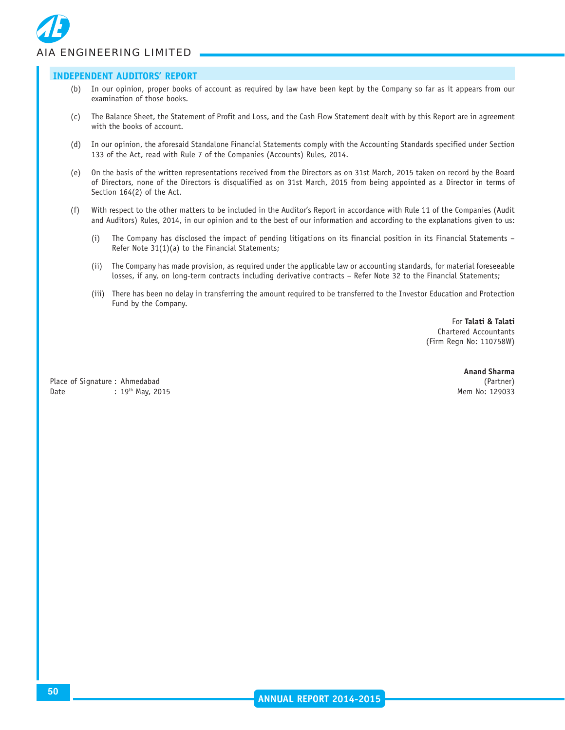## INDEPENDENT AUDITORS' REPORT

(b) In our opinion, proper books of account as required by law have been kept by the Company so far as it appears from our examination of those books.

(c) The Balance Sheet, the Statement of Profit and Loss, and the Cash Flow Statement dealt with by this Report are in agreement with the books of account.

(d) In our opinion, the aforesaid Standalone Financial Statements comply with the Accounting Standards specified under Section 133 of the Act, read with Rule 7 of the Companies (Accounts) Rules, 2014.

(e) On the basis of the written representations received from the Directors as on 31st March, 2015 taken on record by the Board of Directors, none of the Directors is disqualified as on 31st March, 2015 from being appointed as a Director in terms of Section 164(2) of the Act.

(f) With respect to the other matters to be included in the Auditor's Report in accordance with Rule 11 of the Companies (Audit and Auditors) Rules, 2014, in our opinion and to the best of our information and according to the explanations given to us:

(i) The Company has disclosed the impact of pending litigations on its financial position in its Financial Statements – Refer Note 31(1)(a) to the Financial Statements;

(ii) The Company has made provision, as required under the applicable law or accounting standards, for material foreseeable losses, if any, on long-term contracts including derivative contracts – Refer Note 32 to the Financial Statements;

(iii) There has been no delay in transferring the amount required to be transferred to the Investor Education and Protection Fund by the Company.

For **Talati & Talati**
Chartered Accountants
(Firm Regn No: 110758W)

**Anand Sharma**
(Partner)
Mem No: 129033

Place of Signature : Ahmedabad
Date : 19th May, 2015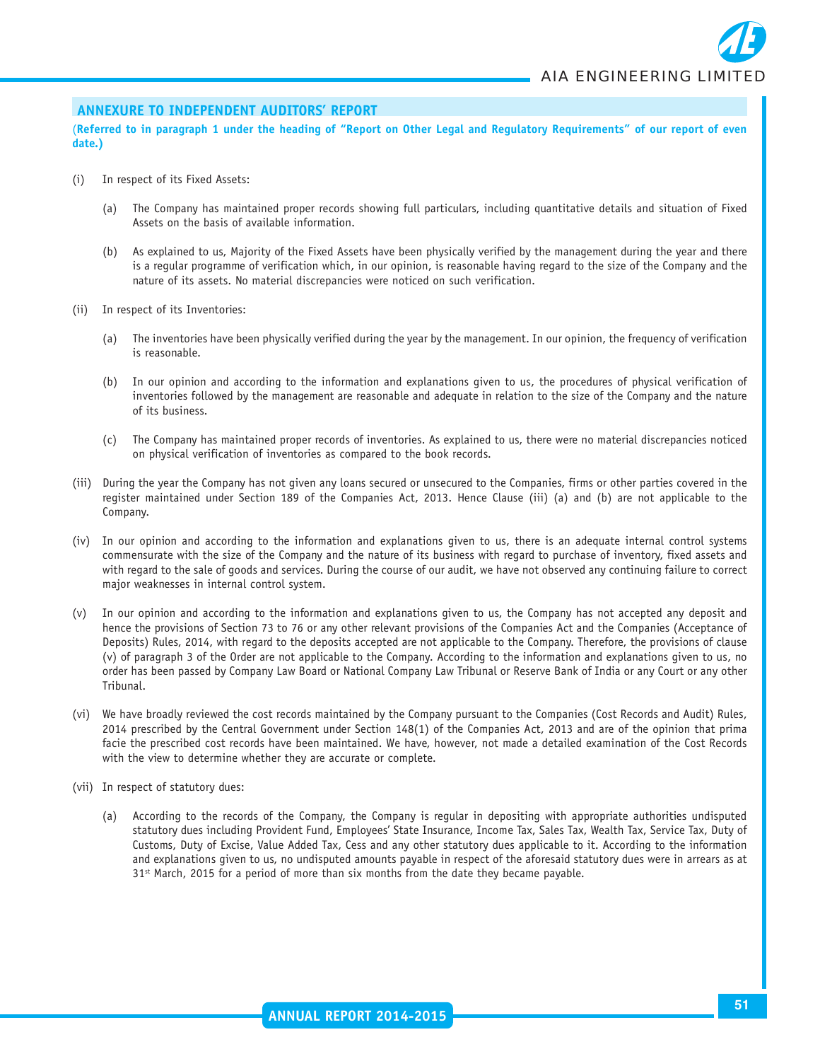## ANNEXURE TO INDEPENDENT AUDITORS' REPORT

**(Referred to in paragraph 1 under the heading of "Report on Other Legal and Regulatory Requirements" of our report of even date.)**

(i) In respect of its Fixed Assets:

(a) The Company has maintained proper records showing full particulars, including quantitative details and situation of Fixed Assets on the basis of available information.

(b) As explained to us, Majority of the Fixed Assets have been physically verified by the management during the year and there is a regular programme of verification which, in our opinion, is reasonable having regard to the size of the Company and the nature of its assets. No material discrepancies were noticed on such verification.

(ii) In respect of its Inventories:

(a) The inventories have been physically verified during the year by the management. In our opinion, the frequency of verification is reasonable.

(b) In our opinion and according to the information and explanations given to us, the procedures of physical verification of inventories followed by the management are reasonable and adequate in relation to the size of the Company and the nature of its business.

(c) The Company has maintained proper records of inventories. As explained to us, there were no material discrepancies noticed on physical verification of inventories as compared to the book records.

(iii) During the year the Company has not given any loans secured or unsecured to the Companies, firms or other parties covered in the register maintained under Section 189 of the Companies Act, 2013. Hence Clause (iii) (a) and (b) are not applicable to the Company.

(iv) In our opinion and according to the information and explanations given to us, there is an adequate internal control systems commensurate with the size of the Company and the nature of its business with regard to purchase of inventory, fixed assets and with regard to the sale of goods and services. During the course of our audit, we have not observed any continuing failure to correct major weaknesses in internal control system.

(v) In our opinion and according to the information and explanations given to us, the Company has not accepted any deposit and hence the provisions of Section 73 to 76 or any other relevant provisions of the Companies Act and the Companies (Acceptance of Deposits) Rules, 2014, with regard to the deposits accepted are not applicable to the Company. Therefore, the provisions of clause (v) of paragraph 3 of the Order are not applicable to the Company. According to the information and explanations given to us, no order has been passed by Company Law Board or National Company Law Tribunal or Reserve Bank of India or any Court or any other Tribunal.

(vi) We have broadly reviewed the cost records maintained by the Company pursuant to the Companies (Cost Records and Audit) Rules, 2014 prescribed by the Central Government under Section 148(1) of the Companies Act, 2013 and are of the opinion that prima facie the prescribed cost records have been maintained. We have, however, not made a detailed examination of the Cost Records with the view to determine whether they are accurate or complete.

(vii) In respect of statutory dues:

(a) According to the records of the Company, the Company is regular in depositing with appropriate authorities undisputed statutory dues including Provident Fund, Employees' State Insurance, Income Tax, Sales Tax, Wealth Tax, Service Tax, Duty of Customs, Duty of Excise, Value Added Tax, Cess and any other statutory dues applicable to it. According to the information and explanations given to us, no undisputed amounts payable in respect of the aforesaid statutory dues were in arrears as at 31st March, 2015 for a period of more than six months from the date they became payable.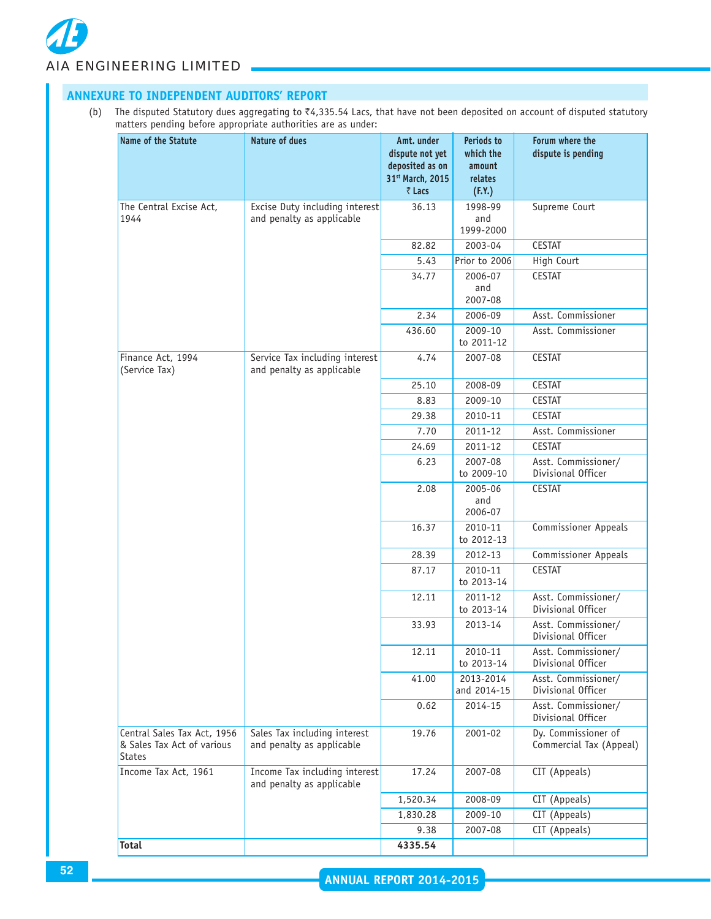## ANNEXURE TO INDEPENDENT AUDITORS' REPORT

(b) The disputed Statutory dues aggregating to ₹4,335.54 Lacs, that have not been deposited on account of disputed statutory matters pending before appropriate authorities are as under:

| Name of the Statute | Nature of dues | Amt. under dispute not yet deposited as on 31st March, 2015 ₹ Lacs | Periods to which the amount relates (F.Y.) | Forum where the dispute is pending |
|---|---|---|---|---|
| The Central Excise Act, 1944 | Excise Duty including interest and penalty as applicable | 36.13 | 1998-99 and 1999-2000 | Supreme Court |
| | | 82.82 | 2003-04 | CESTAT |
| | | 5.43 | Prior to 2006 | High Court |
| | | 34.77 | 2006-07 and 2007-08 | CESTAT |
| | | 2.34 | 2006-09 | Asst. Commissioner |
| | | 436.60 | 2009-10 to 2011-12 | Asst. Commissioner |
| Finance Act, 1994 (Service Tax) | Service Tax including interest and penalty as applicable | 4.74 | 2007-08 | CESTAT |
| | | 25.10 | 2008-09 | CESTAT |
| | | 8.83 | 2009-10 | CESTAT |
| | | 29.38 | 2010-11 | CESTAT |
| | | 7.70 | 2011-12 | Asst. Commissioner |
| | | 24.69 | 2011-12 | CESTAT |
| | | 6.23 | 2007-08 to 2009-10 | Asst. Commissioner/ Divisional Officer |
| | | 2.08 | 2005-06 and 2006-07 | CESTAT |
| | | 16.37 | 2010-11 to 2012-13 | Commissioner Appeals |
| | | 28.39 | 2012-13 | Commissioner Appeals |
| | | 87.17 | 2010-11 to 2013-14 | CESTAT |
| | | 12.11 | 2011-12 to 2013-14 | Asst. Commissioner/ Divisional Officer |
| | | 33.93 | 2013-14 | Asst. Commissioner/ Divisional Officer |
| | | 12.11 | 2010-11 to 2013-14 | Asst. Commissioner/ Divisional Officer |
| | | 41.00 | 2013-2014 and 2014-15 | Asst. Commissioner/ Divisional Officer |
| | | 0.62 | 2014-15 | Asst. Commissioner/ Divisional Officer |
| Central Sales Tax Act, 1956 & Sales Tax Act of various States | Sales Tax including interest and penalty as applicable | 19.76 | 2001-02 | Dy. Commissioner of Commercial Tax (Appeal) |
| Income Tax Act, 1961 | Income Tax including interest and penalty as applicable | 17.24 | 2007-08 | CIT (Appeals) |
| | | 1,520.34 | 2008-09 | CIT (Appeals) |
| | | 1,830.28 | 2009-10 | CIT (Appeals) |
| | | 9.38 | 2007-08 | CIT (Appeals) |
| **Total** | | **4335.54** | | |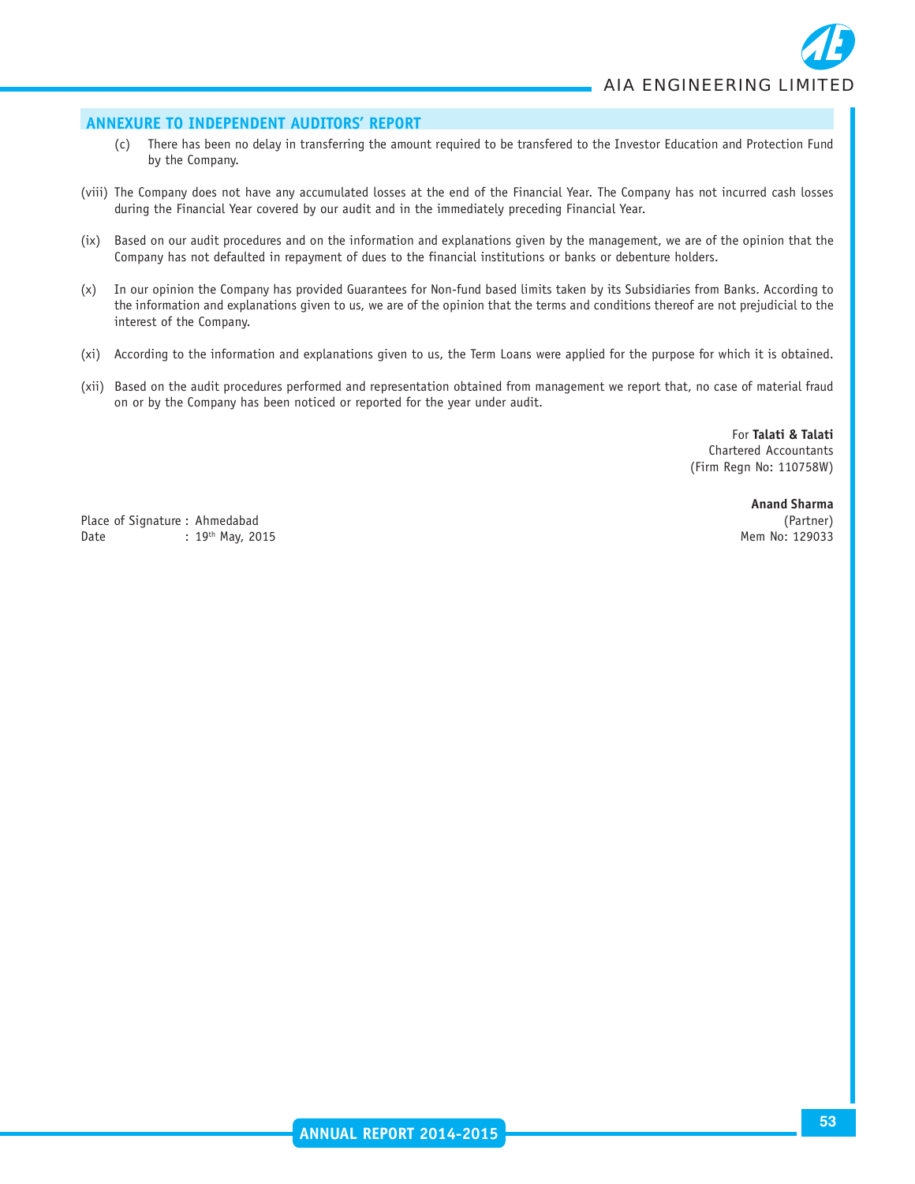## ANNEXURE TO INDEPENDENT AUDITORS' REPORT

(c) There has been no delay in transferring the amount required to be transfered to the Investor Education and Protection Fund by the Company.

(viii) The Company does not have any accumulated losses at the end of the Financial Year. The Company has not incurred cash losses during the Financial Year covered by our audit and in the immediately preceding Financial Year.

(ix) Based on our audit procedures and on the information and explanations given by the management, we are of the opinion that the Company has not defaulted in repayment of dues to the financial institutions or banks or debenture holders.

(x) In our opinion the Company has provided Guarantees for Non-fund based limits taken by its Subsidiaries from Banks. According to the information and explanations given to us, we are of the opinion that the terms and conditions thereof are not prejudicial to the interest of the Company.

(xi) According to the information and explanations given to us, the Term Loans were applied for the purpose for which it is obtained.

(xii) Based on the audit procedures performed and representation obtained from management we report that, no case of material fraud on or by the Company has been noticed or reported for the year under audit.

For **Talati & Talati**
Chartered Accountants
(Firm Regn No: 110758W)

**Anand Sharma**
(Partner)
Mem No: 129033

Place of Signature : Ahmedabad
Date : 19th May, 2015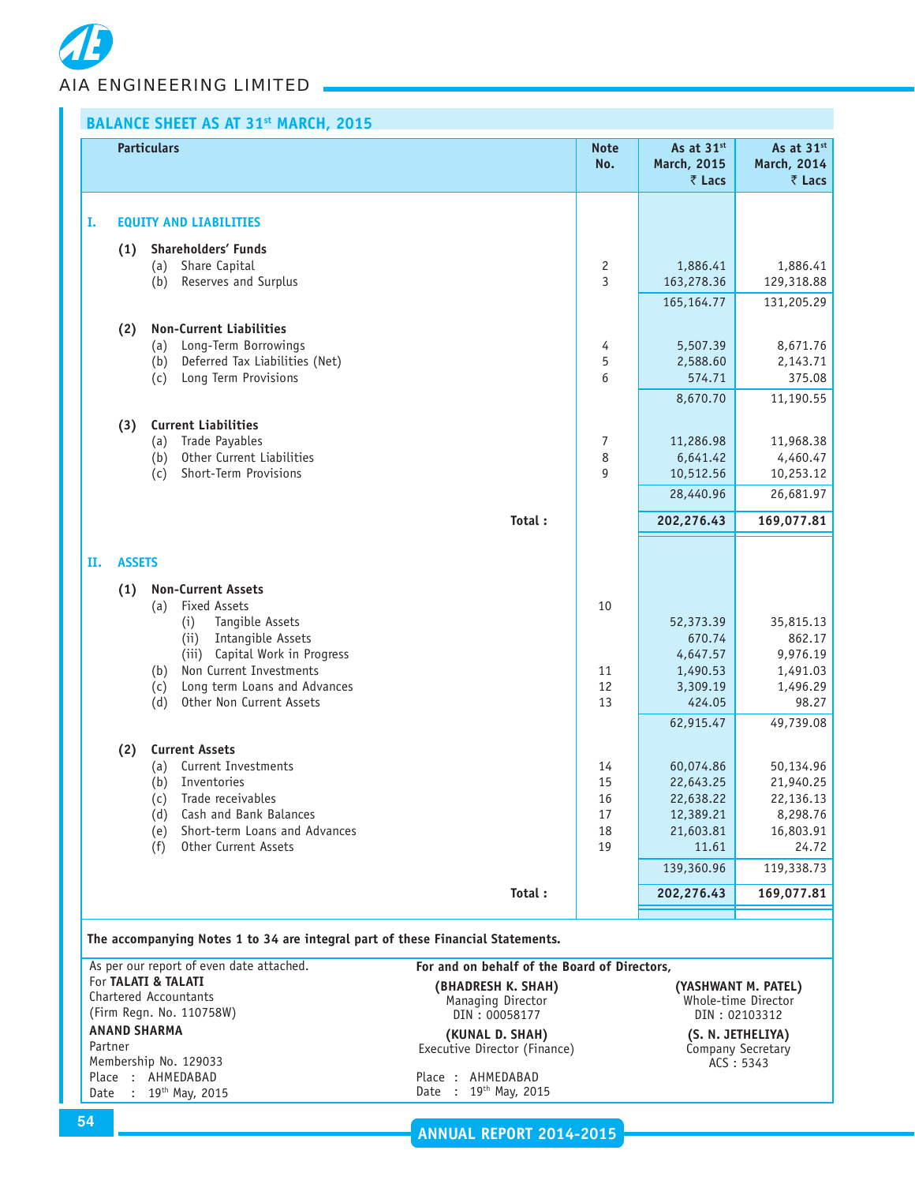# BALANCE SHEET AS AT 31st MARCH, 2015

| Particulars | Note No. | As at 31st March, 2015 ₹ Lacs | As at 31st March, 2014 ₹ Lacs |
|---|---|---|---|
| **I. EQUITY AND LIABILITIES** | | | |
| **(1) Shareholders' Funds** | | | |
| (a) Share Capital | 2 | 1,886.41 | 1,886.41 |
| (b) Reserves and Surplus | 3 | 163,278.36 | 129,318.88 |
| | | 165,164.77 | 131,205.29 |
| **(2) Non-Current Liabilities** | | | |
| (a) Long-Term Borrowings | 4 | 5,507.39 | 8,671.76 |
| (b) Deferred Tax Liabilities (Net) | 5 | 2,588.60 | 2,143.71 |
| (c) Long Term Provisions | 6 | 574.71 | 375.08 |
| | | 8,670.70 | 11,190.55 |
| **(3) Current Liabilities** | | | |
| (a) Trade Payables | 7 | 11,286.98 | 11,968.38 |
| (b) Other Current Liabilities | 8 | 6,641.42 | 4,460.47 |
| (c) Short-Term Provisions | 9 | 10,512.56 | 10,253.12 |
| | | 28,440.96 | 26,681.97 |
| **Total :** | | **202,276.43** | **169,077.81** |
| **II. ASSETS** | | | |
| **(1) Non-Current Assets** | | | |
| (a) Fixed Assets | 10 | | |
| (i) Tangible Assets | | 52,373.39 | 35,815.13 |
| (ii) Intangible Assets | | 670.74 | 862.17 |
| (iii) Capital Work in Progress | | 4,647.57 | 9,976.19 |
| (b) Non Current Investments | 11 | 1,490.53 | 1,491.03 |
| (c) Long term Loans and Advances | 12 | 3,309.19 | 1,496.29 |
| (d) Other Non Current Assets | 13 | 424.05 | 98.27 |
| | | 62,915.47 | 49,739.08 |
| **(2) Current Assets** | | | |
| (a) Current Investments | 14 | 60,074.86 | 50,134.96 |
| (b) Inventories | 15 | 22,643.25 | 21,940.25 |
| (c) Trade receivables | 16 | 22,638.22 | 22,136.13 |
| (d) Cash and Bank Balances | 17 | 12,389.21 | 8,298.76 |
| (e) Short-term Loans and Advances | 18 | 21,603.81 | 16,803.91 |
| (f) Other Current Assets | 19 | 11.61 | 24.72 |
| | | 139,360.96 | 119,338.73 |
| **Total :** | | **202,276.43** | **169,077.81** |

**The accompanying Notes 1 to 34 are integral part of these Financial Statements.**

As per our report of even date attached.
For **TALATI & TALATI**
Chartered Accountants
(Firm Regn. No. 110758W)

**ANAND SHARMA**
Partner
Membership No. 129033
Place : AHMEDABAD
Date : 19th May, 2015

**For and on behalf of the Board of Directors,**

**(BHADRESH K. SHAH)**
Managing Director
DIN : 00058177

**(YASHWANT M. PATEL)**
Whole-time Director
DIN : 02103312

**(KUNAL D. SHAH)**
Executive Director (Finance)

**(S. N. JETHELIYA)**
Company Secretary
ACS : 5343

Place : AHMEDABAD
Date : 19th May, 2015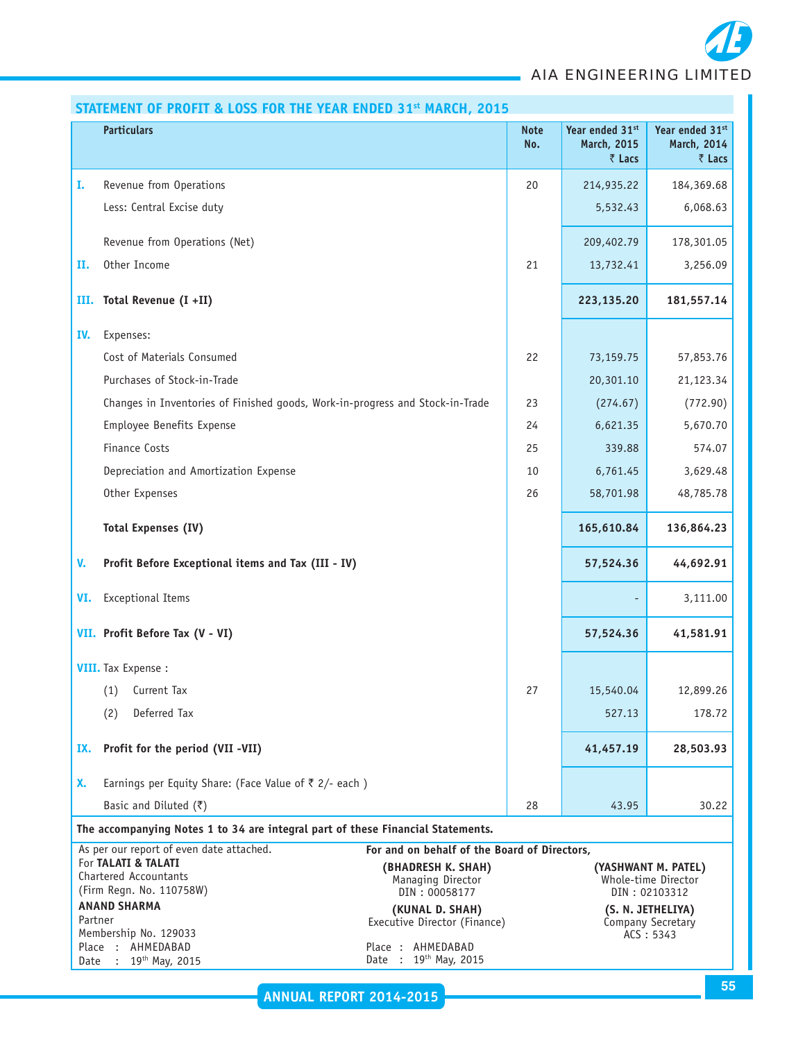## STATEMENT OF PROFIT & LOSS FOR THE YEAR ENDED 31st MARCH, 2015

| | Particulars | Note No. | Year ended 31st March, 2015 ₹ Lacs | Year ended 31st March, 2014 ₹ Lacs |
|---|---|---|---|---|
| I. | Revenue from Operations | 20 | 214,935.22 | 184,369.68 |
| | Less: Central Excise duty | | 5,532.43 | 6,068.63 |
| | Revenue from Operations (Net) | | 209,402.79 | 178,301.05 |
| II. | Other Income | 21 | 13,732.41 | 3,256.09 |
| III. | **Total Revenue (I +II)** | | **223,135.20** | **181,557.14** |
| IV. | Expenses: | | | |
| | Cost of Materials Consumed | 22 | 73,159.75 | 57,853.76 |
| | Purchases of Stock-in-Trade | | 20,301.10 | 21,123.34 |
| | Changes in Inventories of Finished goods, Work-in-progress and Stock-in-Trade | 23 | (274.67) | (772.90) |
| | Employee Benefits Expense | 24 | 6,621.35 | 5,670.70 |
| | Finance Costs | 25 | 339.88 | 574.07 |
| | Depreciation and Amortization Expense | 10 | 6,761.45 | 3,629.48 |
| | Other Expenses | 26 | 58,701.98 | 48,785.78 |
| | **Total Expenses (IV)** | | **165,610.84** | **136,864.23** |
| V. | **Profit Before Exceptional items and Tax (III - IV)** | | **57,524.36** | **44,692.91** |
| VI. | Exceptional Items | | - | 3,111.00 |
| VII. | **Profit Before Tax (V - VI)** | | **57,524.36** | **41,581.91** |
| VIII. | Tax Expense : | | | |
| | (1) Current Tax | 27 | 15,540.04 | 12,899.26 |
| | (2) Deferred Tax | | 527.13 | 178.72 |
| IX. | **Profit for the period (VII -VII)** | | **41,457.19** | **28,503.93** |
| X. | Earnings per Equity Share: (Face Value of ₹ 2/- each ) | | | |
| | Basic and Diluted (₹) | 28 | 43.95 | 30.22 |

**The accompanying Notes 1 to 34 are integral part of these Financial Statements.**

As per our report of even date attached.
For **TALATI & TALATI**
Chartered Accountants
(Firm Regn. No. 110758W)
**ANAND SHARMA**
Partner
Membership No. 129033
Place : AHMEDABAD
Date : 19th May, 2015

**For and on behalf of the Board of Directors,**

**(BHADRESH K. SHAH)**
Managing Director
DIN : 00058177

**(YASHWANT M. PATEL)**
Whole-time Director
DIN : 02103312

**(KUNAL D. SHAH)**
Executive Director (Finance)

**(S. N. JETHELIYA)**
Company Secretary
ACS : 5343

Place : AHMEDABAD
Date : 19th May, 2015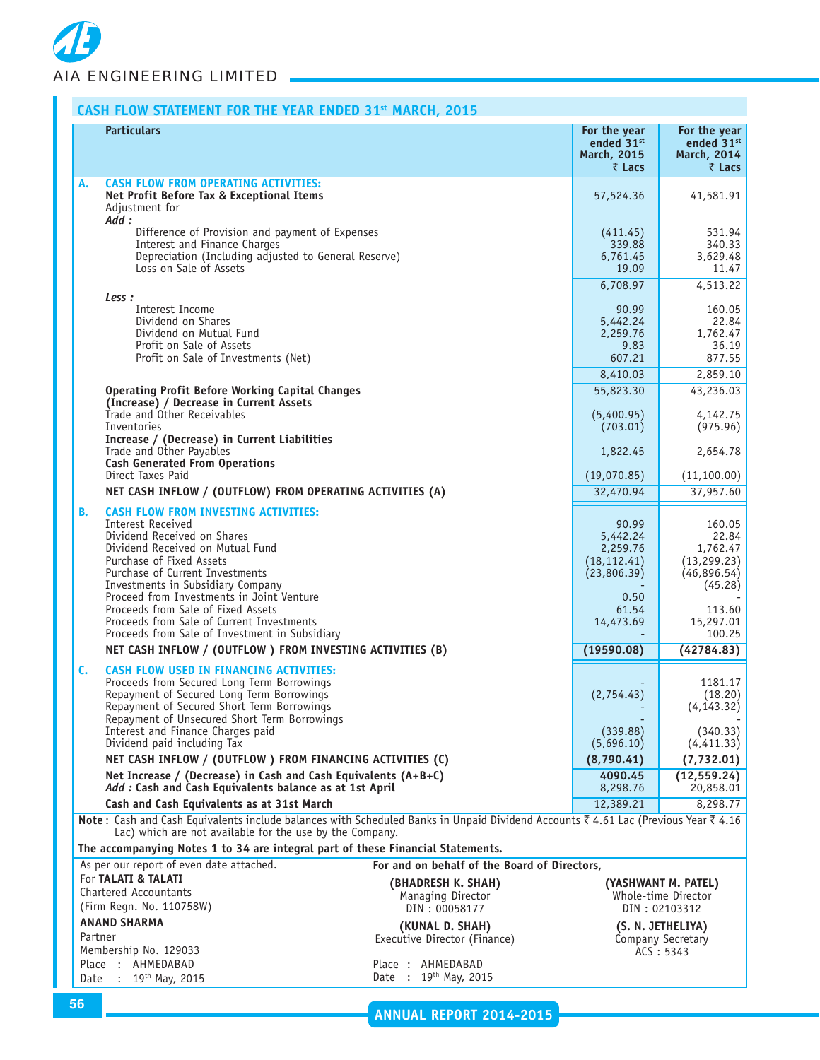AIA ENGINEERING LIMITED

## CASH FLOW STATEMENT FOR THE YEAR ENDED 31st MARCH, 2015

| | Particulars | For the year ended 31st March, 2015 ₹ Lacs | For the year ended 31st March, 2014 ₹ Lacs |
|---|---|---|---|
| **A.** | **CASH FLOW FROM OPERATING ACTIVITIES:** | | |
| | **Net Profit Before Tax & Exceptional Items** | 57,524.36 | 41,581.91 |
| | Adjustment for | | |
| | ***Add :*** | | |
| | Difference of Provision and payment of Expenses | (411.45) | 531.94 |
| | Interest and Finance Charges | 339.88 | 340.33 |
| | Depreciation (Including adjusted to General Reserve) | 6,761.45 | 3,629.48 |
| | Loss on Sale of Assets | 19.09 | 11.47 |
| | | 6,708.97 | 4,513.22 |
| | ***Less :*** | | |
| | Interest Income | 90.99 | 160.05 |
| | Dividend on Shares | 5,442.24 | 22.84 |
| | Dividend on Mutual Fund | 2,259.76 | 1,762.47 |
| | Profit on Sale of Assets | 9.83 | 36.19 |
| | Profit on Sale of Investments (Net) | 607.21 | 877.55 |
| | | 8,410.03 | 2,859.10 |
| | **Operating Profit Before Working Capital Changes** | 55,823.30 | 43,236.03 |
| | **(Increase) / Decrease in Current Assets** | | |
| | Trade and Other Receivables | (5,400.95) | 4,142.75 |
| | Inventories | (703.01) | (975.96) |
| | **Increase / (Decrease) in Current Liabilities** | | |
| | Trade and Other Payables | 1,822.45 | 2,654.78 |
| | **Cash Generated From Operations** | | |
| | Direct Taxes Paid | (19,070.85) | (11,100.00) |
| | **NET CASH INFLOW / (OUTFLOW) FROM OPERATING ACTIVITIES (A)** | 32,470.94 | 37,957.60 |
| **B.** | **CASH FLOW FROM INVESTING ACTIVITIES:** | | |
| | Interest Received | 90.99 | 160.05 |
| | Dividend Received on Shares | 5,442.24 | 22.84 |
| | Dividend Received on Mutual Fund | 2,259.76 | 1,762.47 |
| | Purchase of Fixed Assets | (18,112.41) | (13,299.23) |
| | Purchase of Current Investments | (23,806.39) | (46,896.54) |
| | Investments in Subsidiary Company | - | (45.28) |
| | Proceed from Investments in Joint Venture | 0.50 | - |
| | Proceeds from Sale of Fixed Assets | 61.54 | 113.60 |
| | Proceeds from Sale of Current Investments | 14,473.69 | 15,297.01 |
| | Proceeds from Sale of Investment in Subsidiary | - | 100.25 |
| | **NET CASH INFLOW / (OUTFLOW ) FROM INVESTING ACTIVITIES (B)** | **(19590.08)** | **(42784.83)** |
| **C.** | **CASH FLOW USED IN FINANCING ACTIVITIES:** | | |
| | Proceeds from Secured Long Term Borrowings | - | 1181.17 |
| | Repayment of Secured Long Term Borrowings | (2,754.43) | (18.20) |
| | Repayment of Secured Short Term Borrowings | - | (4,143.32) |
| | Repayment of Unsecured Short Term Borrowings | - | - |
| | Interest and Finance Charges paid | (339.88) | (340.33) |
| | Dividend paid including Tax | (5,696.10) | (4,411.33) |
| | **NET CASH INFLOW / (OUTFLOW ) FROM FINANCING ACTIVITIES (C)** | **(8,790.41)** | **(7,732.01)** |
| | **Net Increase / (Decrease) in Cash and Cash Equivalents (A+B+C)** | **4090.45** | **(12,559.24)** |
| | ***Add :*** **Cash and Cash Equivalents balance as at 1st April** | 8,298.76 | 20,858.01 |
| | **Cash and Cash Equivalents as at 31st March** | 12,389.21 | 8,298.77 |

**Note :** Cash and Cash Equivalents include balances with Scheduled Banks in Unpaid Dividend Accounts ₹ 4.61 Lac (Previous Year ₹ 4.16 Lac) which are not available for the use by the Company.

**The accompanying Notes 1 to 34 are integral part of these Financial Statements.**

As per our report of even date attached.
For **TALATI & TALATI**
Chartered Accountants
(Firm Regn. No. 110758W)

**ANAND SHARMA**
Partner
Membership No. 129033
Place : AHMEDABAD
Date : 19th May, 2015

**For and on behalf of the Board of Directors,**

**(BHADRESH K. SHAH)**
Managing Director
DIN : 00058177

**(YASHWANT M. PATEL)**
Whole-time Director
DIN : 02103312

**(KUNAL D. SHAH)**
Executive Director (Finance)

**(S. N. JETHELIYA)**
Company Secretary
ACS : 5343

Place : AHMEDABAD
Date : 19th May, 2015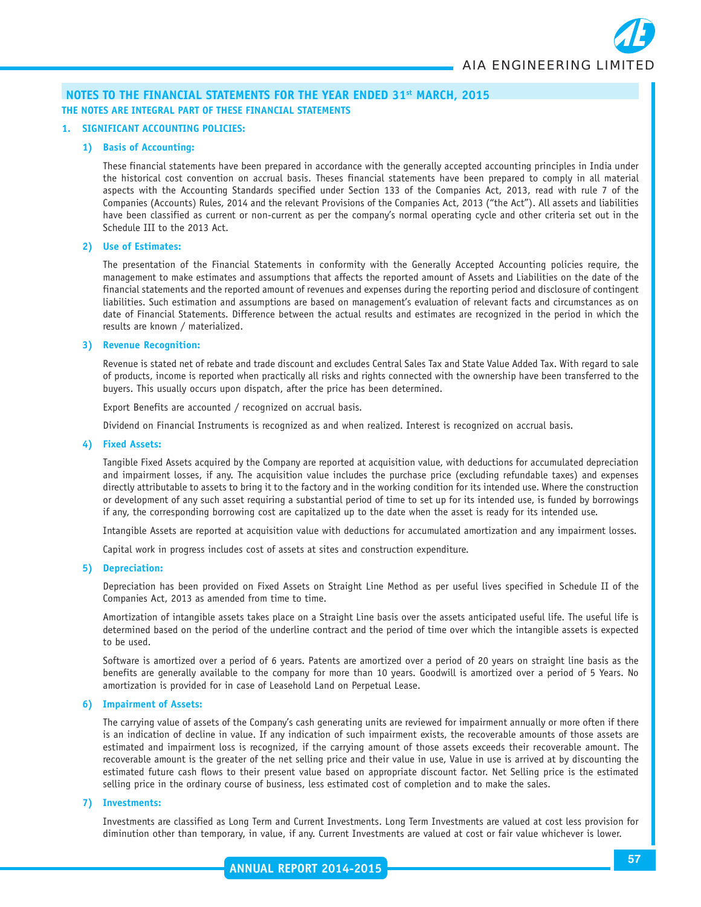## NOTES TO THE FINANCIAL STATEMENTS FOR THE YEAR ENDED 31st MARCH, 2015

**THE NOTES ARE INTEGRAL PART OF THESE FINANCIAL STATEMENTS**

### 1. SIGNIFICANT ACCOUNTING POLICIES:

#### 1) Basis of Accounting:

These financial statements have been prepared in accordance with the generally accepted accounting principles in India under the historical cost convention on accrual basis. Theses financial statements have been prepared to comply in all material aspects with the Accounting Standards specified under Section 133 of the Companies Act, 2013, read with rule 7 of the Companies (Accounts) Rules, 2014 and the relevant Provisions of the Companies Act, 2013 ("the Act"). All assets and liabilities have been classified as current or non-current as per the company's normal operating cycle and other criteria set out in the Schedule III to the 2013 Act.

#### 2) Use of Estimates:

The presentation of the Financial Statements in conformity with the Generally Accepted Accounting policies require, the management to make estimates and assumptions that affects the reported amount of Assets and Liabilities on the date of the financial statements and the reported amount of revenues and expenses during the reporting period and disclosure of contingent liabilities. Such estimation and assumptions are based on management's evaluation of relevant facts and circumstances as on date of Financial Statements. Difference between the actual results and estimates are recognized in the period in which the results are known / materialized.

#### 3) Revenue Recognition:

Revenue is stated net of rebate and trade discount and excludes Central Sales Tax and State Value Added Tax. With regard to sale of products, income is reported when practically all risks and rights connected with the ownership have been transferred to the buyers. This usually occurs upon dispatch, after the price has been determined.

Export Benefits are accounted / recognized on accrual basis.

Dividend on Financial Instruments is recognized as and when realized. Interest is recognized on accrual basis.

#### 4) Fixed Assets:

Tangible Fixed Assets acquired by the Company are reported at acquisition value, with deductions for accumulated depreciation and impairment losses, if any. The acquisition value includes the purchase price (excluding refundable taxes) and expenses directly attributable to assets to bring it to the factory and in the working condition for its intended use. Where the construction or development of any such asset requiring a substantial period of time to set up for its intended use, is funded by borrowings if any, the corresponding borrowing cost are capitalized up to the date when the asset is ready for its intended use.

Intangible Assets are reported at acquisition value with deductions for accumulated amortization and any impairment losses.

Capital work in progress includes cost of assets at sites and construction expenditure.

#### 5) Depreciation:

Depreciation has been provided on Fixed Assets on Straight Line Method as per useful lives specified in Schedule II of the Companies Act, 2013 as amended from time to time.

Amortization of intangible assets takes place on a Straight Line basis over the assets anticipated useful life. The useful life is determined based on the period of the underline contract and the period of time over which the intangible assets is expected to be used.

Software is amortized over a period of 6 years. Patents are amortized over a period of 20 years on straight line basis as the benefits are generally available to the company for more than 10 years. Goodwill is amortized over a period of 5 Years. No amortization is provided for in case of Leasehold Land on Perpetual Lease.

#### 6) Impairment of Assets:

The carrying value of assets of the Company's cash generating units are reviewed for impairment annually or more often if there is an indication of decline in value. If any indication of such impairment exists, the recoverable amounts of those assets are estimated and impairment loss is recognized, if the carrying amount of those assets exceeds their recoverable amount. The recoverable amount is the greater of the net selling price and their value in use, Value in use is arrived at by discounting the estimated future cash flows to their present value based on appropriate discount factor. Net Selling price is the estimated selling price in the ordinary course of business, less estimated cost of completion and to make the sales.

#### 7) Investments:

Investments are classified as Long Term and Current Investments. Long Term Investments are valued at cost less provision for diminution other than temporary, in value, if any. Current Investments are valued at cost or fair value whichever is lower.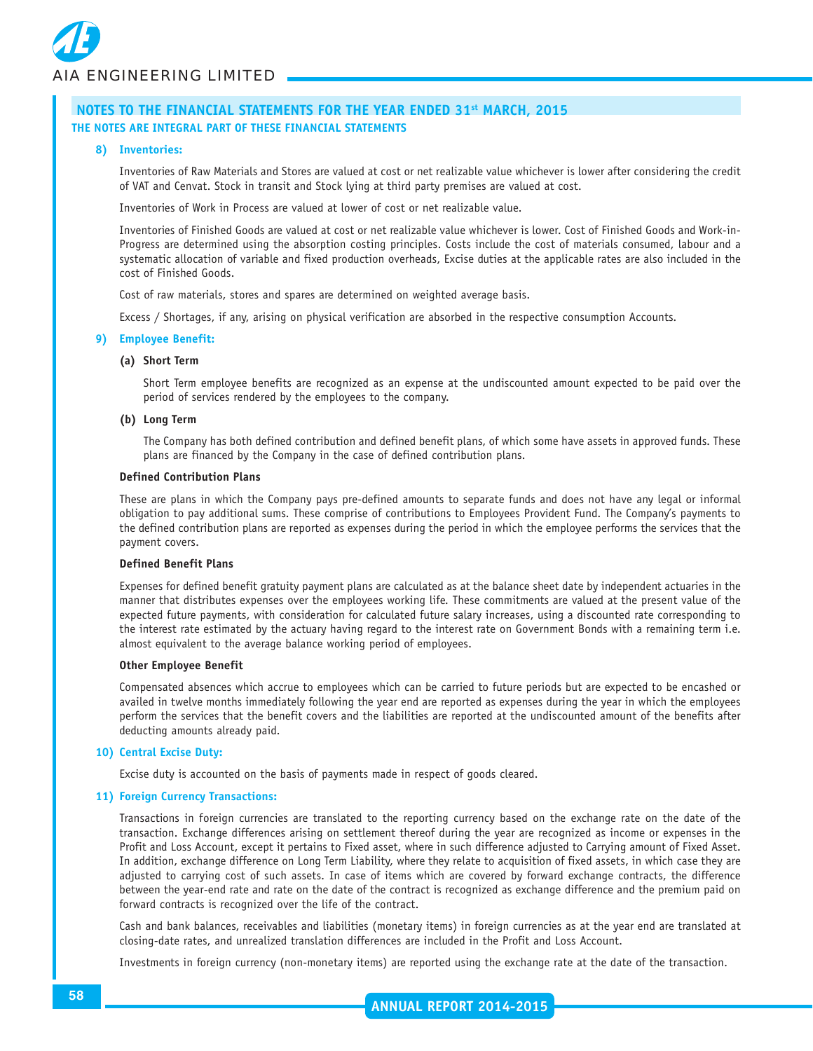## NOTES TO THE FINANCIAL STATEMENTS FOR THE YEAR ENDED 31st MARCH, 2015

**THE NOTES ARE INTEGRAL PART OF THESE FINANCIAL STATEMENTS**

### 8) Inventories:

Inventories of Raw Materials and Stores are valued at cost or net realizable value whichever is lower after considering the credit of VAT and Cenvat. Stock in transit and Stock lying at third party premises are valued at cost.

Inventories of Work in Process are valued at lower of cost or net realizable value.

Inventories of Finished Goods are valued at cost or net realizable value whichever is lower. Cost of Finished Goods and Work-in-Progress are determined using the absorption costing principles. Costs include the cost of materials consumed, labour and a systematic allocation of variable and fixed production overheads, Excise duties at the applicable rates are also included in the cost of Finished Goods.

Cost of raw materials, stores and spares are determined on weighted average basis.

Excess / Shortages, if any, arising on physical verification are absorbed in the respective consumption Accounts.

### 9) Employee Benefit:

**(a) Short Term**

Short Term employee benefits are recognized as an expense at the undiscounted amount expected to be paid over the period of services rendered by the employees to the company.

**(b) Long Term**

The Company has both defined contribution and defined benefit plans, of which some have assets in approved funds. These plans are financed by the Company in the case of defined contribution plans.

**Defined Contribution Plans**

These are plans in which the Company pays pre-defined amounts to separate funds and does not have any legal or informal obligation to pay additional sums. These comprise of contributions to Employees Provident Fund. The Company's payments to the defined contribution plans are reported as expenses during the period in which the employee performs the services that the payment covers.

**Defined Benefit Plans**

Expenses for defined benefit gratuity payment plans are calculated as at the balance sheet date by independent actuaries in the manner that distributes expenses over the employees working life. These commitments are valued at the present value of the expected future payments, with consideration for calculated future salary increases, using a discounted rate corresponding to the interest rate estimated by the actuary having regard to the interest rate on Government Bonds with a remaining term i.e. almost equivalent to the average balance working period of employees.

**Other Employee Benefit**

Compensated absences which accrue to employees which can be carried to future periods but are expected to be encashed or availed in twelve months immediately following the year end are reported as expenses during the year in which the employees perform the services that the benefit covers and the liabilities are reported at the undiscounted amount of the benefits after deducting amounts already paid.

### 10) Central Excise Duty:

Excise duty is accounted on the basis of payments made in respect of goods cleared.

### 11) Foreign Currency Transactions:

Transactions in foreign currencies are translated to the reporting currency based on the exchange rate on the date of the transaction. Exchange differences arising on settlement thereof during the year are recognized as income or expenses in the Profit and Loss Account, except it pertains to Fixed asset, where in such difference adjusted to Carrying amount of Fixed Asset. In addition, exchange difference on Long Term Liability, where they relate to acquisition of fixed assets, in which case they are adjusted to carrying cost of such assets. In case of items which are covered by forward exchange contracts, the difference between the year-end rate and rate on the date of the contract is recognized as exchange difference and the premium paid on forward contracts is recognized over the life of the contract.

Cash and bank balances, receivables and liabilities (monetary items) in foreign currencies as at the year end are translated at closing-date rates, and unrealized translation differences are included in the Profit and Loss Account.

Investments in foreign currency (non-monetary items) are reported using the exchange rate at the date of the transaction.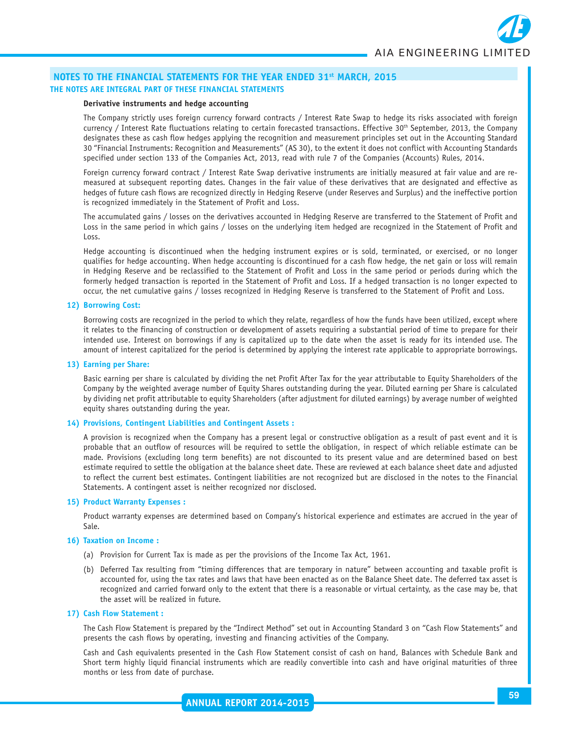## NOTES TO THE FINANCIAL STATEMENTS FOR THE YEAR ENDED 31st MARCH, 2015

### THE NOTES ARE INTEGRAL PART OF THESE FINANCIAL STATEMENTS

**Derivative instruments and hedge accounting**

The Company strictly uses foreign currency forward contracts / Interest Rate Swap to hedge its risks associated with foreign currency / Interest Rate fluctuations relating to certain forecasted transactions. Effective 30th September, 2013, the Company designates these as cash flow hedges applying the recognition and measurement principles set out in the Accounting Standard 30 "Financial Instruments: Recognition and Measurements" (AS 30), to the extent it does not conflict with Accounting Standards specified under section 133 of the Companies Act, 2013, read with rule 7 of the Companies (Accounts) Rules, 2014.

Foreign currency forward contract / Interest Rate Swap derivative instruments are initially measured at fair value and are re-measured at subsequent reporting dates. Changes in the fair value of these derivatives that are designated and effective as hedges of future cash flows are recognized directly in Hedging Reserve (under Reserves and Surplus) and the ineffective portion is recognized immediately in the Statement of Profit and Loss.

The accumulated gains / losses on the derivatives accounted in Hedging Reserve are transferred to the Statement of Profit and Loss in the same period in which gains / losses on the underlying item hedged are recognized in the Statement of Profit and Loss.

Hedge accounting is discontinued when the hedging instrument expires or is sold, terminated, or exercised, or no longer qualifies for hedge accounting. When hedge accounting is discontinued for a cash flow hedge, the net gain or loss will remain in Hedging Reserve and be reclassified to the Statement of Profit and Loss in the same period or periods during which the formerly hedged transaction is reported in the Statement of Profit and Loss. If a hedged transaction is no longer expected to occur, the net cumulative gains / losses recognized in Hedging Reserve is transferred to the Statement of Profit and Loss.

**12) Borrowing Cost:**

Borrowing costs are recognized in the period to which they relate, regardless of how the funds have been utilized, except where it relates to the financing of construction or development of assets requiring a substantial period of time to prepare for their intended use. Interest on borrowings if any is capitalized up to the date when the asset is ready for its intended use. The amount of interest capitalized for the period is determined by applying the interest rate applicable to appropriate borrowings.

**13) Earning per Share:**

Basic earning per share is calculated by dividing the net Profit After Tax for the year attributable to Equity Shareholders of the Company by the weighted average number of Equity Shares outstanding during the year. Diluted earning per Share is calculated by dividing net profit attributable to equity Shareholders (after adjustment for diluted earnings) by average number of weighted equity shares outstanding during the year.

**14) Provisions, Contingent Liabilities and Contingent Assets :**

A provision is recognized when the Company has a present legal or constructive obligation as a result of past event and it is probable that an outflow of resources will be required to settle the obligation, in respect of which reliable estimate can be made. Provisions (excluding long term benefits) are not discounted to its present value and are determined based on best estimate required to settle the obligation at the balance sheet date. These are reviewed at each balance sheet date and adjusted to reflect the current best estimates. Contingent liabilities are not recognized but are disclosed in the notes to the Financial Statements. A contingent asset is neither recognized nor disclosed.

**15) Product Warranty Expenses :**

Product warranty expenses are determined based on Company's historical experience and estimates are accrued in the year of Sale.

**16) Taxation on Income :**

(a) Provision for Current Tax is made as per the provisions of the Income Tax Act, 1961.

(b) Deferred Tax resulting from "timing differences that are temporary in nature" between accounting and taxable profit is accounted for, using the tax rates and laws that have been enacted as on the Balance Sheet date. The deferred tax asset is recognized and carried forward only to the extent that there is a reasonable or virtual certainty, as the case may be, that the asset will be realized in future.

**17) Cash Flow Statement :**

The Cash Flow Statement is prepared by the "Indirect Method" set out in Accounting Standard 3 on "Cash Flow Statements" and presents the cash flows by operating, investing and financing activities of the Company.

Cash and Cash equivalents presented in the Cash Flow Statement consist of cash on hand, Balances with Schedule Bank and Short term highly liquid financial instruments which are readily convertible into cash and have original maturities of three months or less from date of purchase.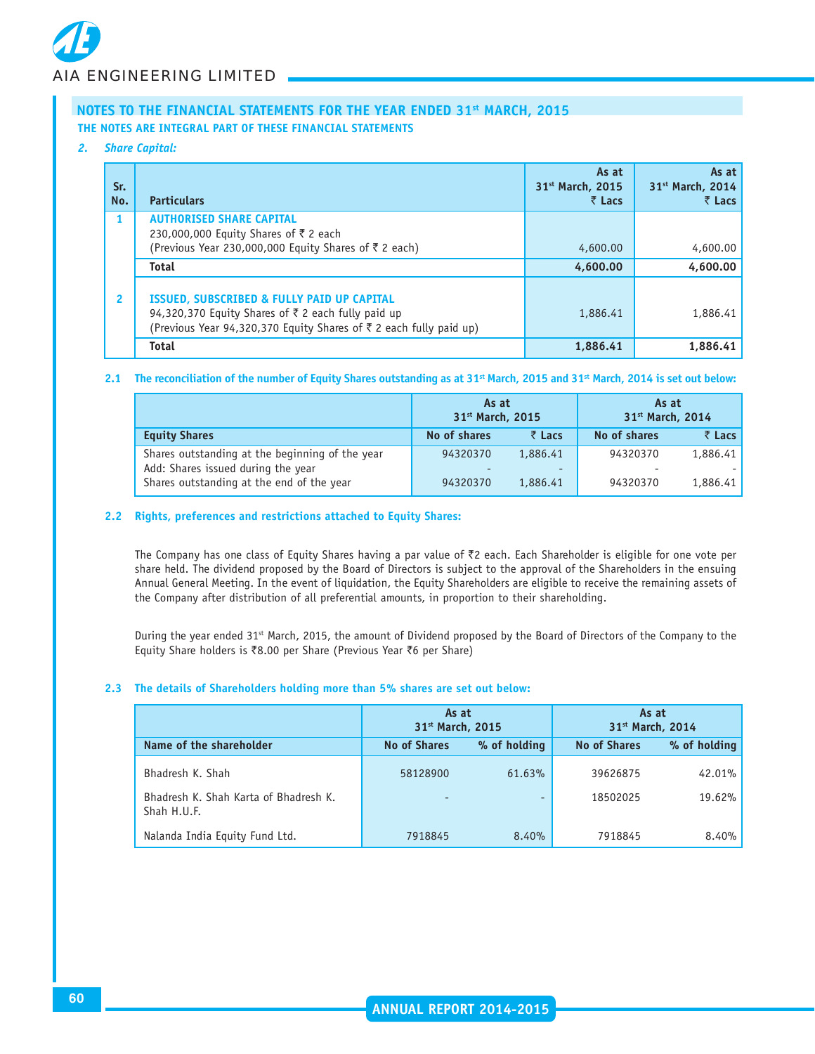## NOTES TO THE FINANCIAL STATEMENTS FOR THE YEAR ENDED 31st MARCH, 2015

**THE NOTES ARE INTEGRAL PART OF THESE FINANCIAL STATEMENTS**

### *2. Share Capital:*

| Sr. No. | Particulars | As at 31st March, 2015 ₹ Lacs | As at 31st March, 2014 ₹ Lacs |
|---|---|---|---|
| 1 | **AUTHORISED SHARE CAPITAL**<br>230,000,000 Equity Shares of ₹ 2 each<br>(Previous Year 230,000,000 Equity Shares of ₹ 2 each) | 4,600.00 | 4,600.00 |
| | **Total** | **4,600.00** | **4,600.00** |
| 2 | **ISSUED, SUBSCRIBED & FULLY PAID UP CAPITAL**<br>94,320,370 Equity Shares of ₹ 2 each fully paid up<br>(Previous Year 94,320,370 Equity Shares of ₹ 2 each fully paid up) | 1,886.41 | 1,886.41 |
| | **Total** | **1,886.41** | **1,886.41** |

**2.1 The reconciliation of the number of Equity Shares outstanding as at 31st March, 2015 and 31st March, 2014 is set out below:**

| | As at 31st March, 2015 | | As at 31st March, 2014 | |
|---|---|---|---|---|
| **Equity Shares** | **No of shares** | **₹ Lacs** | **No of shares** | **₹ Lacs** |
| Shares outstanding at the beginning of the year | 94320370 | 1,886.41 | 94320370 | 1,886.41 |
| Add: Shares issued during the year | - | - | - | - |
| Shares outstanding at the end of the year | 94320370 | 1,886.41 | 94320370 | 1,886.41 |

**2.2 Rights, preferences and restrictions attached to Equity Shares:**

The Company has one class of Equity Shares having a par value of ₹2 each. Each Shareholder is eligible for one vote per share held. The dividend proposed by the Board of Directors is subject to the approval of the Shareholders in the ensuing Annual General Meeting. In the event of liquidation, the Equity Shareholders are eligible to receive the remaining assets of the Company after distribution of all preferential amounts, in proportion to their shareholding.

During the year ended 31st March, 2015, the amount of Dividend proposed by the Board of Directors of the Company to the Equity Share holders is ₹8.00 per Share (Previous Year ₹6 per Share)

**2.3 The details of Shareholders holding more than 5% shares are set out below:**

| | As at 31st March, 2015 | | As at 31st March, 2014 | |
|---|---|---|---|---|
| **Name of the shareholder** | **No of Shares** | **% of holding** | **No of Shares** | **% of holding** |
| Bhadresh K. Shah | 58128900 | 61.63% | 39626875 | 42.01% |
| Bhadresh K. Shah Karta of Bhadresh K. Shah H.U.F. | - | - | 18502025 | 19.62% |
| Nalanda India Equity Fund Ltd. | 7918845 | 8.40% | 7918845 | 8.40% |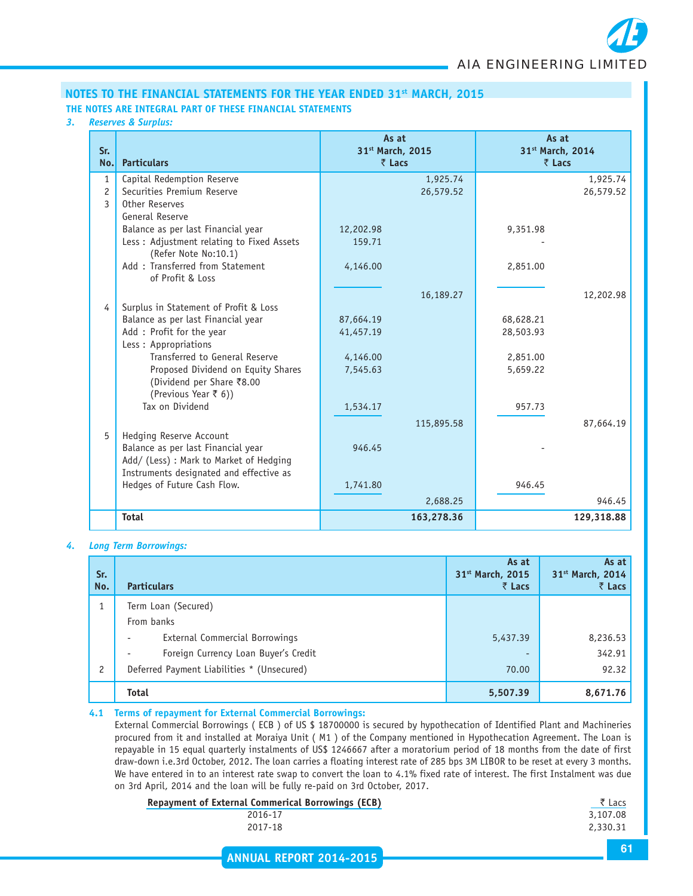## NOTES TO THE FINANCIAL STATEMENTS FOR THE YEAR ENDED 31st MARCH, 2015

**THE NOTES ARE INTEGRAL PART OF THESE FINANCIAL STATEMENTS**

### *3. Reserves & Surplus:*

| Sr. No. | Particulars | As at 31st March, 2015 ₹ Lacs | | As at 31st March, 2014 ₹ Lacs | |
|---|---|---|---|---|---|
| 1 | Capital Redemption Reserve | | 1,925.74 | | 1,925.74 |
| 2 | Securities Premium Reserve | | 26,579.52 | | 26,579.52 |
| 3 | Other Reserves | | | | |
| | General Reserve | | | | |
| | Balance as per last Financial year | 12,202.98 | | 9,351.98 | |
| | Less : Adjustment relating to Fixed Assets (Refer Note No:10.1) | 159.71 | | - | |
| | Add : Transferred from Statement of Profit & Loss | 4,146.00 | | 2,851.00 | |
| | | | 16,189.27 | | 12,202.98 |
| 4 | Surplus in Statement of Profit & Loss | | | | |
| | Balance as per last Financial year | 87,664.19 | | 68,628.21 | |
| | Add : Profit for the year | 41,457.19 | | 28,503.93 | |
| | Less : Appropriations | | | | |
| | Transferred to General Reserve | 4,146.00 | | 2,851.00 | |
| | Proposed Dividend on Equity Shares (Dividend per Share ₹8.00 (Previous Year ₹ 6)) | 7,545.63 | | 5,659.22 | |
| | Tax on Dividend | 1,534.17 | | 957.73 | |
| | | | 115,895.58 | | 87,664.19 |
| 5 | Hedging Reserve Account | | | | |
| | Balance as per last Financial year | 946.45 | | - | |
| | Add/ (Less) : Mark to Market of Hedging Instruments designated and effective as Hedges of Future Cash Flow. | 1,741.80 | | 946.45 | |
| | | | 2,688.25 | | 946.45 |
| | **Total** | | **163,278.36** | | **129,318.88** |

### *4. Long Term Borrowings:*

| Sr. No. | Particulars | As at 31st March, 2015 ₹ Lacs | As at 31st March, 2014 ₹ Lacs |
|---|---|---|---|
| 1 | Term Loan (Secured) | | |
| | From banks | | |
| | - External Commercial Borrowings | 5,437.39 | 8,236.53 |
| | - Foreign Currency Loan Buyer's Credit | - | 342.91 |
| 2 | Deferred Payment Liabilities * (Unsecured) | 70.00 | 92.32 |
| | **Total** | **5,507.39** | **8,671.76** |

**4.1 Terms of repayment for External Commercial Borrowings:**

External Commercial Borrowings ( ECB ) of US $ 18700000 is secured by hypothecation of Identified Plant and Machineries procured from it and installed at Moraiya Unit ( M1 ) of the Company mentioned in Hypothecation Agreement. The Loan is repayable in 15 equal quarterly instalments of US$ 1246667 after a moratorium period of 18 months from the date of first draw-down i.e.3rd October, 2012. The loan carries a floating interest rate of 285 bps 3M LIBOR to be reset at every 3 months. We have entered in to an interest rate swap to convert the loan to 4.1% fixed rate of interest. The first Instalment was due on 3rd April, 2014 and the loan will be fully re-paid on 3rd October, 2017.

| Repayment of External Commerical Borrowings (ECB) | ₹ Lacs |
|---|---|
| 2016-17 | 3,107.08 |
| 2017-18 | 2,330.31 |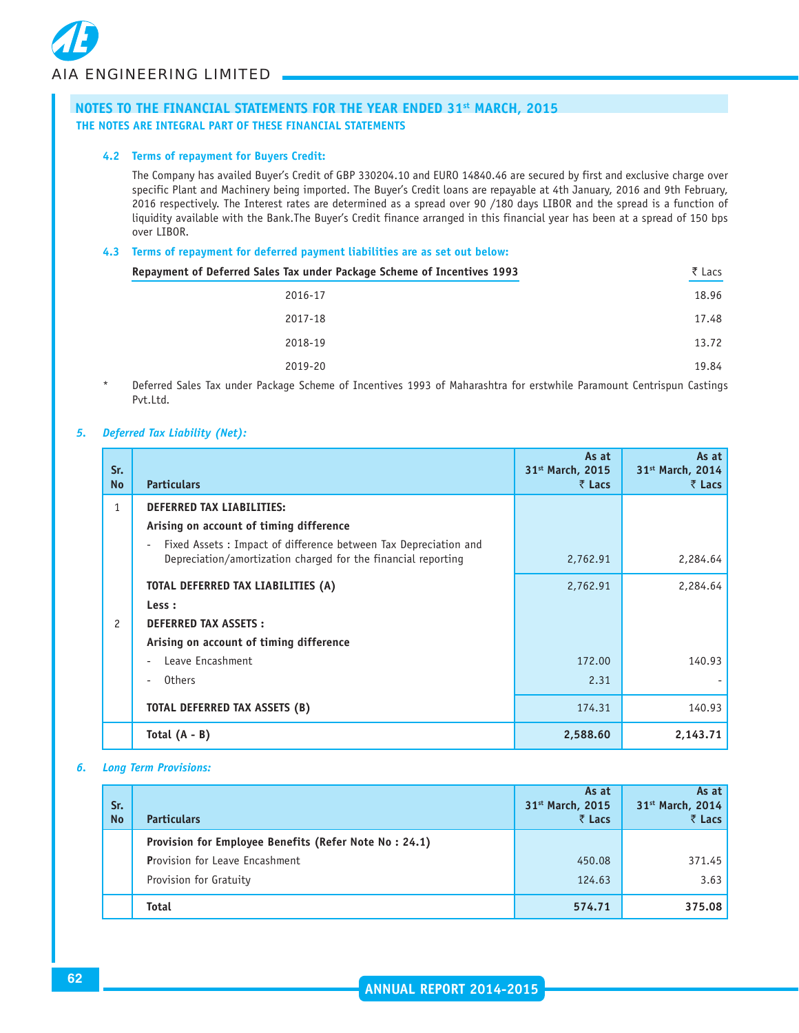## NOTES TO THE FINANCIAL STATEMENTS FOR THE YEAR ENDED 31st MARCH, 2015

**THE NOTES ARE INTEGRAL PART OF THESE FINANCIAL STATEMENTS**

### 4.2 Terms of repayment for Buyers Credit:

The Company has availed Buyer's Credit of GBP 330204.10 and EURO 14840.46 are secured by first and exclusive charge over specific Plant and Machinery being imported. The Buyer's Credit loans are repayable at 4th January, 2016 and 9th February, 2016 respectively. The Interest rates are determined as a spread over 90 /180 days LIBOR and the spread is a function of liquidity available with the Bank.The Buyer's Credit finance arranged in this financial year has been at a spread of 150 bps over LIBOR.

### 4.3 Terms of repayment for deferred payment liabilities are as set out below:

| Repayment of Deferred Sales Tax under Package Scheme of Incentives 1993 | ₹ Lacs |
|---|---|
| 2016-17 | 18.96 |
| 2017-18 | 17.48 |
| 2018-19 | 13.72 |
| 2019-20 | 19.84 |

\* Deferred Sales Tax under Package Scheme of Incentives 1993 of Maharashtra for erstwhile Paramount Centrispun Castings Pvt.Ltd.

### *5. Deferred Tax Liability (Net):*

| Sr. No | Particulars | As at 31st March, 2015 ₹ Lacs | As at 31st March, 2014 ₹ Lacs |
|---|---|---|---|
| 1 | **DEFERRED TAX LIABILITIES:** | | |
| | **Arising on account of timing difference** | | |
| | - Fixed Assets : Impact of difference between Tax Depreciation and Depreciation/amortization charged for the financial reporting | 2,762.91 | 2,284.64 |
| | **TOTAL DEFERRED TAX LIABILITIES (A)** | 2,762.91 | 2,284.64 |
| | **Less :** | | |
| 2 | **DEFERRED TAX ASSETS :** | | |
| | **Arising on account of timing difference** | | |
| | - Leave Encashment | 172.00 | 140.93 |
| | - Others | 2.31 | - |
| | **TOTAL DEFERRED TAX ASSETS (B)** | 174.31 | 140.93 |
| | **Total (A - B)** | **2,588.60** | **2,143.71** |

### *6. Long Term Provisions:*

| Sr. No | Particulars | As at 31st March, 2015 ₹ Lacs | As at 31st March, 2014 ₹ Lacs |
|---|---|---|---|
| | **Provision for Employee Benefits (Refer Note No : 24.1)** | | |
| | Provision for Leave Encashment | 450.08 | 371.45 |
| | Provision for Gratuity | 124.63 | 3.63 |
| | **Total** | **574.71** | **375.08** |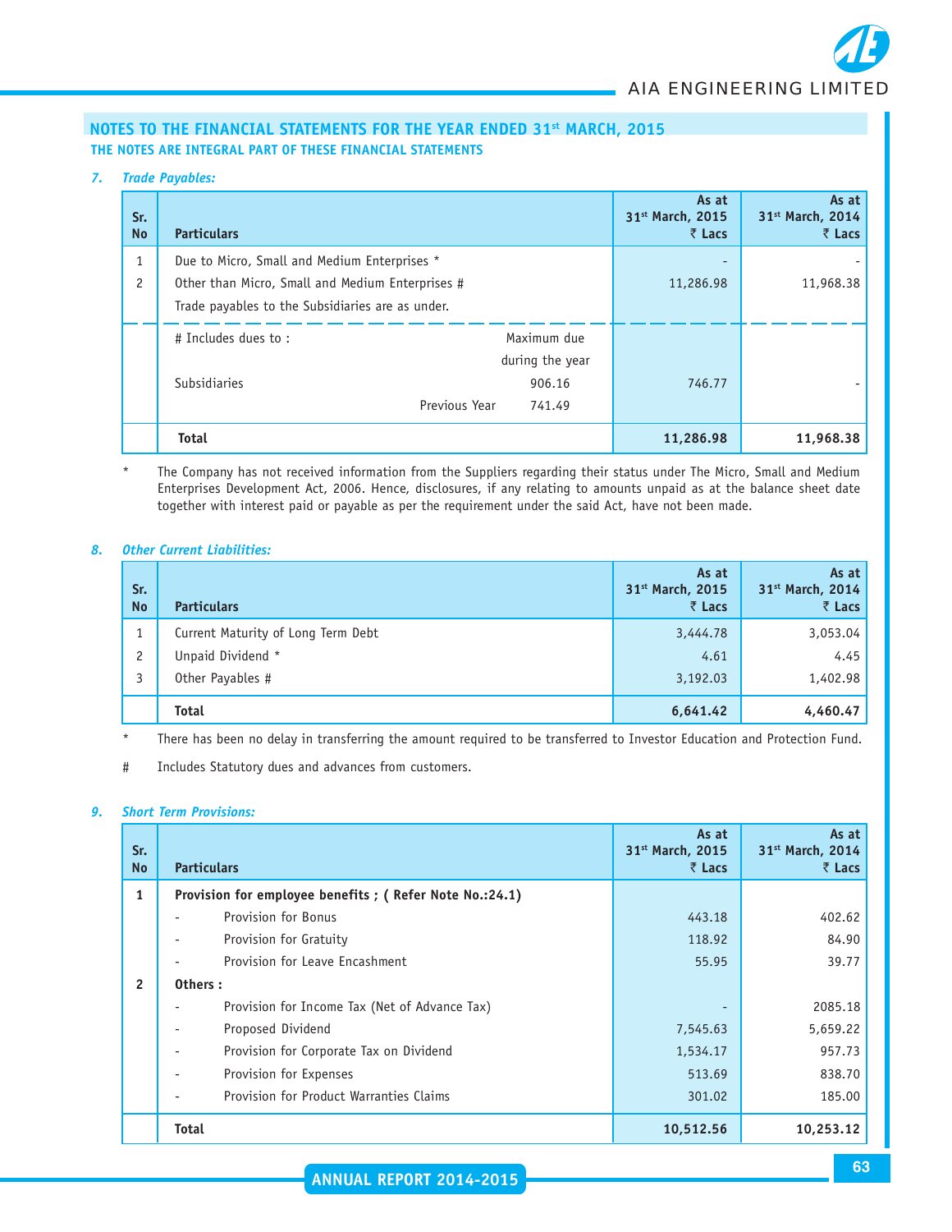## NOTES TO THE FINANCIAL STATEMENTS FOR THE YEAR ENDED 31st MARCH, 2015

**THE NOTES ARE INTEGRAL PART OF THESE FINANCIAL STATEMENTS**

### *7. Trade Payables:*

| Sr. No | Particulars | | As at 31st March, 2015 ₹ Lacs | As at 31st March, 2014 ₹ Lacs |
|---|---|---|---|---|
| 1 | Due to Micro, Small and Medium Enterprises * | | - | - |
| 2 | Other than Micro, Small and Medium Enterprises # | | 11,286.98 | 11,968.38 |
| | Trade payables to the Subsidiaries are as under. | | | |
| | # Includes dues to : | Maximum due during the year | | |
| | Subsidiaries | 906.16 | 746.77 | - |
| | Previous Year | 741.49 | | |
| | **Total** | | **11,286.98** | **11,968.38** |

\* The Company has not received information from the Suppliers regarding their status under The Micro, Small and Medium Enterprises Development Act, 2006. Hence, disclosures, if any relating to amounts unpaid as at the balance sheet date together with interest paid or payable as per the requirement under the said Act, have not been made.

### *8. Other Current Liabilities:*

| Sr. No | Particulars | As at 31st March, 2015 ₹ Lacs | As at 31st March, 2014 ₹ Lacs |
|---|---|---|---|
| 1 | Current Maturity of Long Term Debt | 3,444.78 | 3,053.04 |
| 2 | Unpaid Dividend * | 4.61 | 4.45 |
| 3 | Other Payables # | 3,192.03 | 1,402.98 |
| | **Total** | **6,641.42** | **4,460.47** |

\* There has been no delay in transferring the amount required to be transferred to Investor Education and Protection Fund.

\# Includes Statutory dues and advances from customers.

### *9. Short Term Provisions:*

| Sr. No | Particulars | As at 31st March, 2015 ₹ Lacs | As at 31st March, 2014 ₹ Lacs |
|---|---|---|---|
| **1** | **Provision for employee benefits ; ( Refer Note No.:24.1)** | | |
| | - Provision for Bonus | 443.18 | 402.62 |
| | - Provision for Gratuity | 118.92 | 84.90 |
| | - Provision for Leave Encashment | 55.95 | 39.77 |
| **2** | **Others :** | | |
| | - Provision for Income Tax (Net of Advance Tax) | - | 2085.18 |
| | - Proposed Dividend | 7,545.63 | 5,659.22 |
| | - Provision for Corporate Tax on Dividend | 1,534.17 | 957.73 |
| | - Provision for Expenses | 513.69 | 838.70 |
| | - Provision for Product Warranties Claims | 301.02 | 185.00 |
| | **Total** | **10,512.56** | **10,253.12** |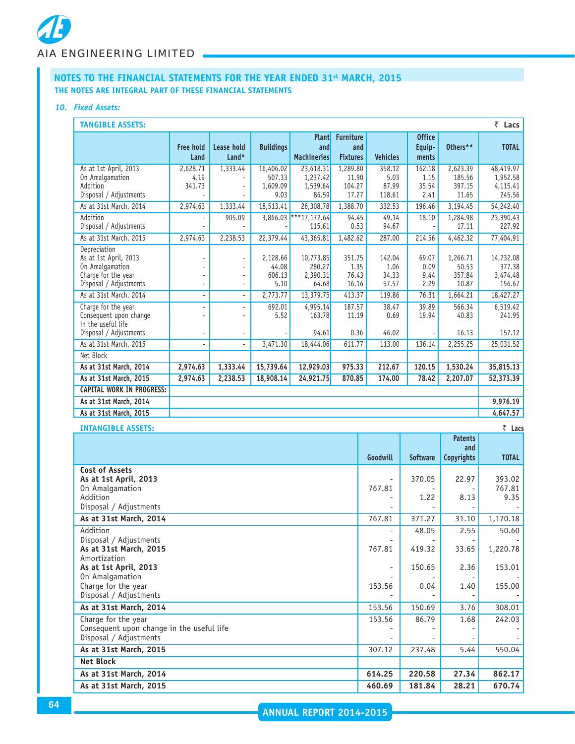## NOTES TO THE FINANCIAL STATEMENTS FOR THE YEAR ENDED 31st MARCH, 2015

**THE NOTES ARE INTEGRAL PART OF THESE FINANCIAL STATEMENTS**

### *10. Fixed Assets:*

**TANGIBLE ASSETS:** ₹ Lacs

| | Free hold Land | Lease hold Land* | Buildings | Plant and Machineries | Furniture and Fixtures | Vehicles | Office Equip-ments | Others** | TOTAL |
|---|---|---|---|---|---|---|---|---|---|
| As at 1st April, 2013 | 2,628.71 | 1,333.44 | 16,406.02 | 23,618.31 | 1,289.80 | 358.12 | 162.18 | 2,623.39 | 48,419.97 |
| On Amalgamation | 4.19 | - | 507.33 | 1,237.42 | 11.90 | 5.03 | 1.15 | 185.56 | 1,952.58 |
| Addition | 341.73 | - | 1,609.09 | 1,539.64 | 104.27 | 87.99 | 35.54 | 397.15 | 4,115.41 |
| Disposal / Adjustments | - | - | 9.03 | 86.59 | 17.27 | 118.61 | 2.41 | 11.65 | 245.56 |
| As at 31st March, 2014 | 2,974.63 | 1,333.44 | 18,513.41 | 26,308.78 | 1,388.70 | 332.53 | 196.46 | 3,194.45 | 54,242.40 |
| Addition | - | 905.09 | 3,866.03 | ***17,172.64 | 94.45 | 49.14 | 18.10 | 1,284.98 | 23,390.43 |
| Disposal / Adjustments | - | - | - | 115.61 | 0.53 | 94.67 | - | 17.11 | 227.92 |
| As at 31st March, 2015 | 2,974.63 | 2,238.53 | 22,379.44 | 43,365.81 | 1,482.62 | 287.00 | 214.56 | 4,462.32 | 77,404.91 |
| Depreciation | | | | | | | | | |
| As at 1st April, 2013 | - | - | 2,128.66 | 10,773.85 | 351.75 | 142.04 | 69.07 | 1,266.71 | 14,732.08 |
| On Amalgamation | - | - | 44.08 | 280.27 | 1.35 | 1.06 | 0.09 | 50.53 | 377.38 |
| Charge for the year | - | - | 606.13 | 2,390.31 | 76.43 | 34.33 | 9.44 | 357.84 | 3,474.48 |
| Disposal / Adjustments | - | - | 5.10 | 64.68 | 16.16 | 57.57 | 2.29 | 10.87 | 156.67 |
| As at 31st March, 2014 | - | - | 2,773.77 | 13,379.75 | 413.37 | 119.86 | 76.31 | 1,664.21 | 18,427.27 |
| Charge for the year | - | - | 692.01 | 4,995.14 | 187.57 | 38.47 | 39.89 | 566.34 | 6,519.42 |
| Consequent upon change in the useful life | - | - | 5.52 | 163.78 | 11.19 | 0.69 | 19.94 | 40.83 | 241.95 |
| Disposal / Adjustments | - | - | - | 94.61 | 0.36 | 46.02 | - | 16.13 | 157.12 |
| As at 31st March, 2015 | - | - | 3,471.30 | 18,444.06 | 611.77 | 113.00 | 136.14 | 2,255.25 | 25,031.52 |
| Net Block | | | | | | | | | |
| **As at 31st March, 2014** | **2,974.63** | **1,333.44** | **15,739.64** | **12,929.03** | **975.33** | **212.67** | **120.15** | **1,530.24** | **35,815.13** |
| **As at 31st March, 2015** | **2,974.63** | **2,238.53** | **18,908.14** | **24,921.75** | **870.85** | **174.00** | **78.42** | **2,207.07** | **52,373.39** |
| **CAPITAL WORK IN PROGRESS:** | | | | | | | | | |
| **As at 31st March, 2014** | | | | | | | | | **9,976.19** |
| **As at 31st March, 2015** | | | | | | | | | **4,647.57** |

**INTANGIBLE ASSETS:** ₹ Lacs

| | Goodwill | Software | Patents and Copyrights | TOTAL |
|---|---|---|---|---|
| **Cost of Assets** | | | | |
| **As at 1st April, 2013** | - | 370.05 | 22.97 | 393.02 |
| On Amalgamation | 767.81 | - | - | 767.81 |
| Addition | - | 1.22 | 8.13 | 9.35 |
| Disposal / Adjustments | - | - | - | - |
| **As at 31st March, 2014** | 767.81 | 371.27 | 31.10 | 1,170.18 |
| Addition | - | 48.05 | 2.55 | 50.60 |
| Disposal / Adjustments | - | - | - | - |
| **As at 31st March, 2015** | 767.81 | 419.32 | 33.65 | 1,220.78 |
| Amortization | | | | |
| **As at 1st April, 2013** | - | 150.65 | 2.36 | 153.01 |
| On Amalgamation | - | - | - | - |
| Charge for the year | 153.56 | 0.04 | 1.40 | 155.00 |
| Disposal / Adjustments | - | - | - | - |
| **As at 31st March, 2014** | 153.56 | 150.69 | 3.76 | 308.01 |
| Charge for the year | 153.56 | 86.79 | 1.68 | 242.03 |
| Consequent upon change in the useful life | - | - | - | - |
| Disposal / Adjustments | - | - | - | - |
| **As at 31st March, 2015** | 307.12 | 237.48 | 5.44 | 550.04 |
| **Net Block** | | | | |
| **As at 31st March, 2014** | **614.25** | **220.58** | **27.34** | **862.17** |
| **As at 31st March, 2015** | **460.69** | **181.84** | **28.21** | **670.74** |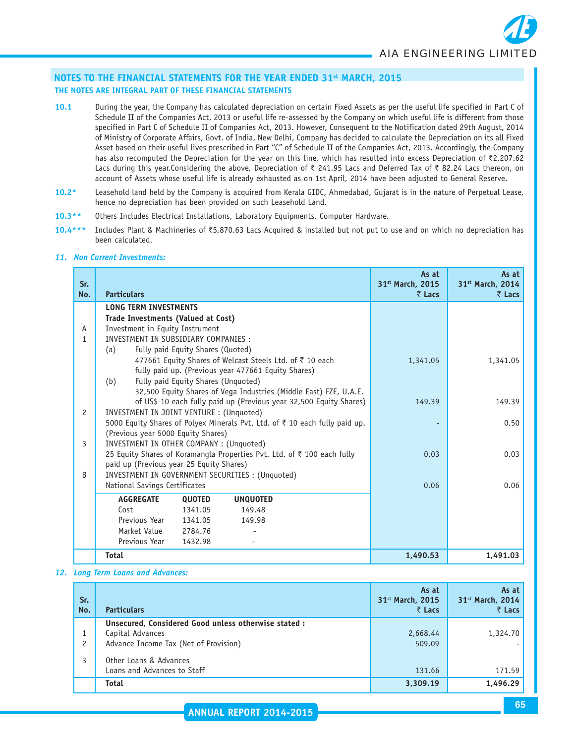## NOTES TO THE FINANCIAL STATEMENTS FOR THE YEAR ENDED 31st MARCH, 2015

### THE NOTES ARE INTEGRAL PART OF THESE FINANCIAL STATEMENTS

**10.1** During the year, the Company has calculated depreciation on certain Fixed Assets as per the useful life specified in Part C of Schedule II of the Companies Act, 2013 or useful life re-assessed by the Company on which useful life is different from those specified in Part C of Schedule II of Companies Act, 2013. However, Consequent to the Notification dated 29th August, 2014 of Ministry of Corporate Affairs, Govt. of India, New Delhi, Company has decided to calculate the Depreciation on its all Fixed Asset based on their useful lives prescribed in Part "C" of Schedule II of the Companies Act, 2013. Accordingly, the Company has also recomputed the Depreciation for the year on this line, which has resulted into excess Depreciation of ₹2,207.62 Lacs during this year.Considering the above, Depreciation of ₹ 241.95 Lacs and Deferred Tax of ₹ 82.24 Lacs thereon, on account of Assets whose useful life is already exhausted as on 1st April, 2014 have been adjusted to General Reserve.

**10.2*** Leasehold land held by the Company is acquired from Kerala GIDC, Ahmedabad, Gujarat is in the nature of Perpetual Lease, hence no depreciation has been provided on such Leasehold Land.

**10.3**** Others Includes Electrical Installations, Laboratory Equipments, Computer Hardware.

**10.4***** Includes Plant & Machineries of ₹5,870.63 Lacs Acquired & installed but not put to use and on which no depreciation has been calculated.

### *11. Non Current Investments:*

| Sr. No. | Particulars | As at 31st March, 2015 ₹ Lacs | As at 31st March, 2014 ₹ Lacs |
|---|---|---|---|
| | **LONG TERM INVESTMENTS** | | |
| | **Trade Investments (Valued at Cost)** | | |
| A | Investment in Equity Instrument | | |
| 1 | INVESTMENT IN SUBSIDIARY COMPANIES : | | |
| | (a) Fully paid Equity Shares (Quoted) | | |
| | 477661 Equity Shares of Welcast Steels Ltd. of ₹ 10 each fully paid up. (Previous year 477661 Equity Shares) | 1,341.05 | 1,341.05 |
| | (b) Fully paid Equity Shares (Unquoted) | | |
| | 32,500 Equity Shares of Vega Industries (Middle East) FZE, U.A.E. of US$ 10 each fully paid up (Previous year 32,500 Equity Shares) | 149.39 | 149.39 |
| 2 | INVESTMENT IN JOINT VENTURE : (Unquoted) | | |
| | 5000 Equity Shares of Polyex Minerals Pvt. Ltd. of ₹ 10 each fully paid up. (Previous year 5000 Equity Shares) | - | 0.50 |
| 3 | INVESTMENT IN OTHER COMPANY : (Unquoted) | | |
| | 25 Equity Shares of Koramangla Properties Pvt. Ltd. of ₹ 100 each fully paid up (Previous year 25 Equity Shares) | 0.03 | 0.03 |
| B | INVESTMENT IN GOVERNMENT SECURITIES : (Unquoted) | | |
| | National Savings Certificates | 0.06 | 0.06 |
| | **Total** | **1,490.53** | **1,491.03** |

| AGGREGATE | QUOTED | UNQUOTED |
|---|---|---|
| Cost | 1341.05 | 149.48 |
| Previous Year | 1341.05 | 149.98 |
| Market Value | 2784.76 | - |
| Previous Year | 1432.98 | - |

### *12. Long Term Loans and Advances:*

| Sr. No. | Particulars | As at 31st March, 2015 ₹ Lacs | As at 31st March, 2014 ₹ Lacs |
|---|---|---|---|
| | **Unsecured, Considered Good unless otherwise stated :** | | |
| 1 | Capital Advances | 2,668.44 | 1,324.70 |
| 2 | Advance Income Tax (Net of Provision) | 509.09 | - |
| 3 | Other Loans & Advances | | |
| | Loans and Advances to Staff | 131.66 | 171.59 |
| | **Total** | **3,309.19** | **1,496.29** |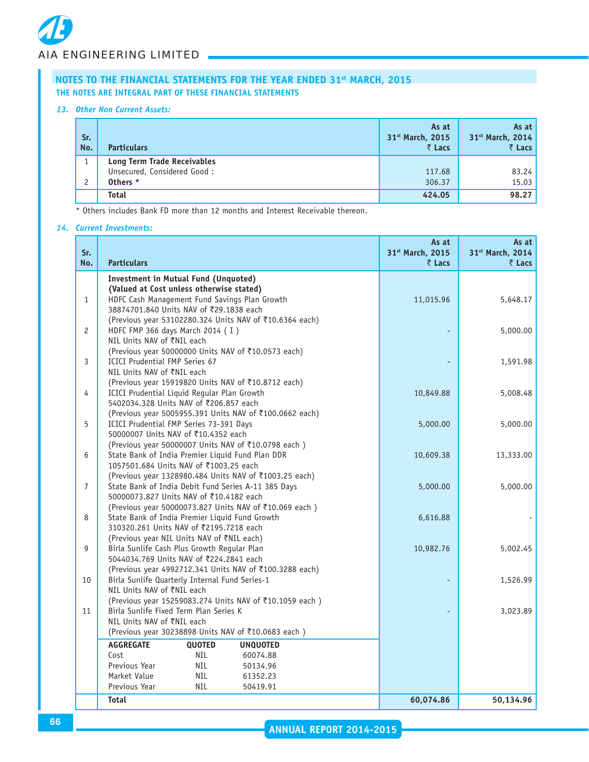## NOTES TO THE FINANCIAL STATEMENTS FOR THE YEAR ENDED 31st MARCH, 2015

**THE NOTES ARE INTEGRAL PART OF THESE FINANCIAL STATEMENTS**

### *13. Other Non Current Assets:*

| Sr. No. | Particulars | As at 31st March, 2015 ₹ Lacs | As at 31st March, 2014 ₹ Lacs |
|---|---|---|---|
| 1 | **Long Term Trade Receivables** | | |
| | Unsecured, Considered Good : | 117.68 | 83.24 |
| 2 | **Others *** | 306.37 | 15.03 |
| | **Total** | **424.05** | **98.27** |

* Others includes Bank FD more than 12 months and Interest Receivable thereon.

### *14. Current Investments:*

| Sr. No. | Particulars | As at 31st March, 2015 ₹ Lacs | As at 31st March, 2014 ₹ Lacs |
|---|---|---|---|
| | **Investment in Mutual Fund (Unquoted)** | | |
| | **(Valued at Cost unless otherwise stated)** | | |
| 1 | HDFC Cash Management Fund Savings Plan Growth<br>38874701.840 Units NAV of ₹29.1838 each<br>(Previous year 53102280.324 Units NAV of ₹10.6364 each) | 11,015.96 | 5,648.17 |
| 2 | HDFC FMP 366 days March 2014 ( I )<br>NIL Units NAV of ₹NIL each<br>(Previous year 50000000 Units NAV of ₹10.0573 each) | - | 5,000.00 |
| 3 | ICICI Prudential FMP Series 67<br>NIL Units NAV of ₹NIL each<br>(Previous year 15919820 Units NAV of ₹10.8712 each) | - | 1,591.98 |
| 4 | ICICI Prudential Liquid Regular Plan Growth<br>5402034.328 Units NAV of ₹206.857 each<br>(Previous year 5005955.391 Units NAV of ₹100.0662 each) | 10,849.88 | 5,008.48 |
| 5 | ICICI Prudential FMP Series 73-391 Days<br>50000007 Units NAV of ₹10.4352 each<br>(Previous year 50000007 Units NAV of ₹10.0798 each ) | 5,000.00 | 5,000.00 |
| 6 | State Bank of India Premier Liquid Fund Plan DDR<br>1057501.684 Units NAV of ₹1003.25 each<br>(Previous year 1328980.484 Units NAV of ₹1003.25 each) | 10,609.38 | 13,333.00 |
| 7 | State Bank of India Debit Fund Series A-11 385 Days<br>50000073.827 Units NAV of ₹10.4182 each<br>(Previous year 50000073.827 Units NAV of ₹10.069 each ) | 5,000.00 | 5,000.00 |
| 8 | State Bank of India Premier Liquid Fund Growth<br>310320.261 Units NAV of ₹2195.7218 each<br>(Previous year NIL Units NAV of ₹NIL each) | 6,616.88 | - |
| 9 | Birla Sunlife Cash Plus Growth Regular Plan<br>5044034.769 Units NAV of ₹224.2841 each<br>(Previous year 4992712.341 Units NAV of ₹100.3288 each) | 10,982.76 | 5,002.45 |
| 10 | Birla Sunlife Quarterly Internal Fund Series-1<br>NIL Units NAV of ₹NIL each<br>(Previous year 15259083.274 Units NAV of ₹10.1059 each ) | - | 1,526.99 |
| 11 | Birla Sunlife Fixed Term Plan Series K<br>NIL Units NAV of ₹NIL each<br>(Previous year 30238898 Units NAV of ₹10.0683 each ) | - | 3,023.89 |
| | **Total** | **60,074.86** | **50,134.96** |

| AGGREGATE | QUOTED | UNQUOTED |
|---|---|---|
| Cost | NIL | 60074.88 |
| Previous Year | NIL | 50134.96 |
| Market Value | NIL | 61352.23 |
| Previous Year | NIL | 50419.91 |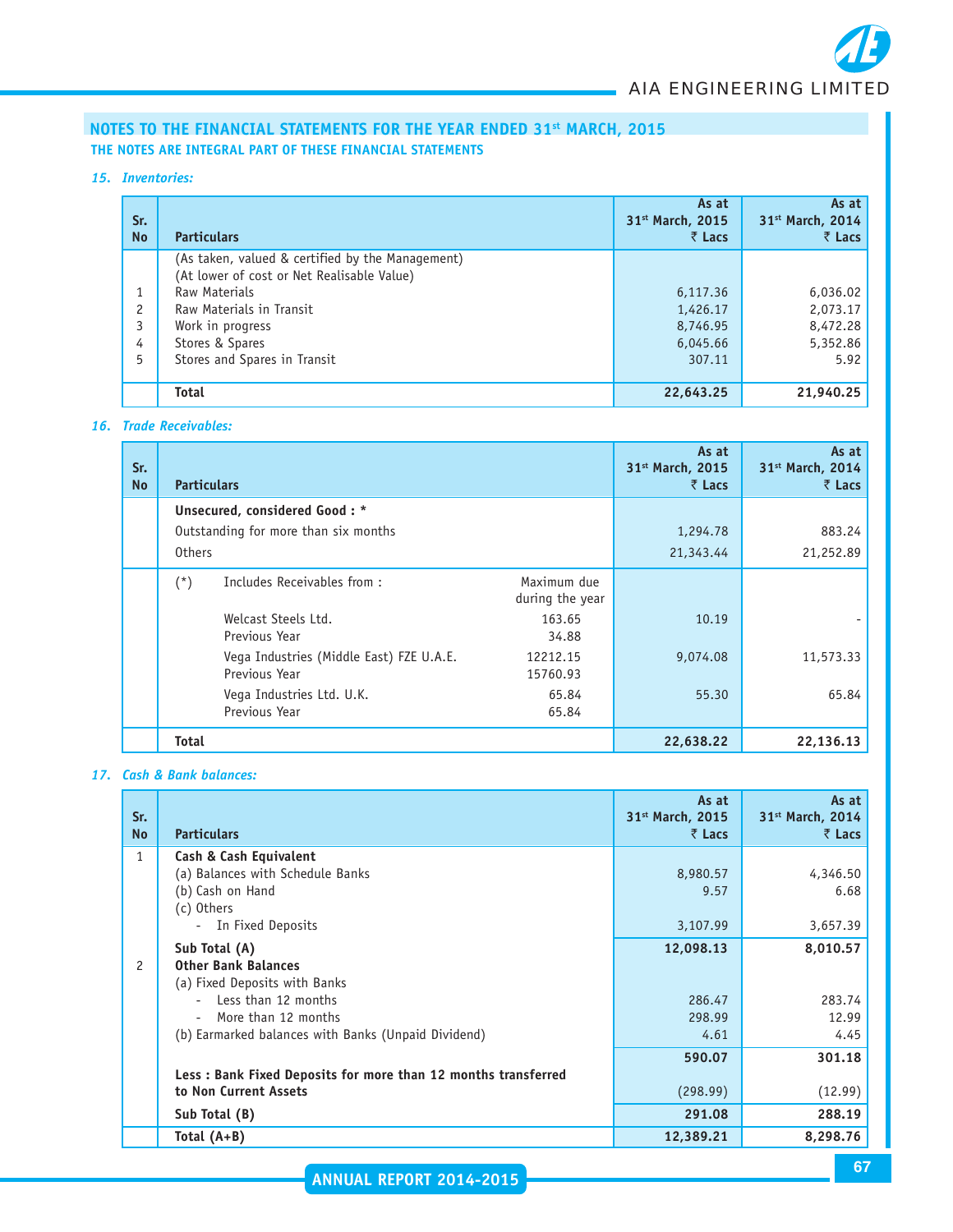## NOTES TO THE FINANCIAL STATEMENTS FOR THE YEAR ENDED 31st MARCH, 2015

**THE NOTES ARE INTEGRAL PART OF THESE FINANCIAL STATEMENTS**

### *15. Inventories:*

| Sr. No | Particulars | As at 31st March, 2015 ₹ Lacs | As at 31st March, 2014 ₹ Lacs |
|---|---|---|---|
| | (As taken, valued & certified by the Management) (At lower of cost or Net Realisable Value) | | |
| 1 | Raw Materials | 6,117.36 | 6,036.02 |
| 2 | Raw Materials in Transit | 1,426.17 | 2,073.17 |
| 3 | Work in progress | 8,746.95 | 8,472.28 |
| 4 | Stores & Spares | 6,045.66 | 5,352.86 |
| 5 | Stores and Spares in Transit | 307.11 | 5.92 |
| | **Total** | **22,643.25** | **21,940.25** |

### *16. Trade Receivables:*

| Sr. No | Particulars | Maximum due during the year | As at 31st March, 2015 ₹ Lacs | As at 31st March, 2014 ₹ Lacs |
|---|---|---|---|---|
| | **Unsecured, considered Good : *** | | | |
| | Outstanding for more than six months | | 1,294.78 | 883.24 |
| | Others | | 21,343.44 | 21,252.89 |
| | (*) Includes Receivables from : | | | |
| | Welcast Steels Ltd. | 163.65 | 10.19 | - |
| | Previous Year | 34.88 | | |
| | Vega Industries (Middle East) FZE U.A.E. | 12212.15 | 9,074.08 | 11,573.33 |
| | Previous Year | 15760.93 | | |
| | Vega Industries Ltd. U.K. | 65.84 | 55.30 | 65.84 |
| | Previous Year | 65.84 | | |
| | **Total** | | **22,638.22** | **22,136.13** |

### *17. Cash & Bank balances:*

| Sr. No | Particulars | As at 31st March, 2015 ₹ Lacs | As at 31st March, 2014 ₹ Lacs |
|---|---|---|---|
| 1 | **Cash & Cash Equivalent** | | |
| | (a) Balances with Schedule Banks | 8,980.57 | 4,346.50 |
| | (b) Cash on Hand | 9.57 | 6.68 |
| | (c) Others | | |
| | - In Fixed Deposits | 3,107.99 | 3,657.39 |
| | **Sub Total (A)** | **12,098.13** | **8,010.57** |
| 2 | **Other Bank Balances** | | |
| | (a) Fixed Deposits with Banks | | |
| | - Less than 12 months | 286.47 | 283.74 |
| | - More than 12 months | 298.99 | 12.99 |
| | (b) Earmarked balances with Banks (Unpaid Dividend) | 4.61 | 4.45 |
| | | **590.07** | **301.18** |
| | **Less : Bank Fixed Deposits for more than 12 months transferred to Non Current Assets** | (298.99) | (12.99) |
| | **Sub Total (B)** | **291.08** | **288.19** |
| | **Total (A+B)** | **12,389.21** | **8,298.76** |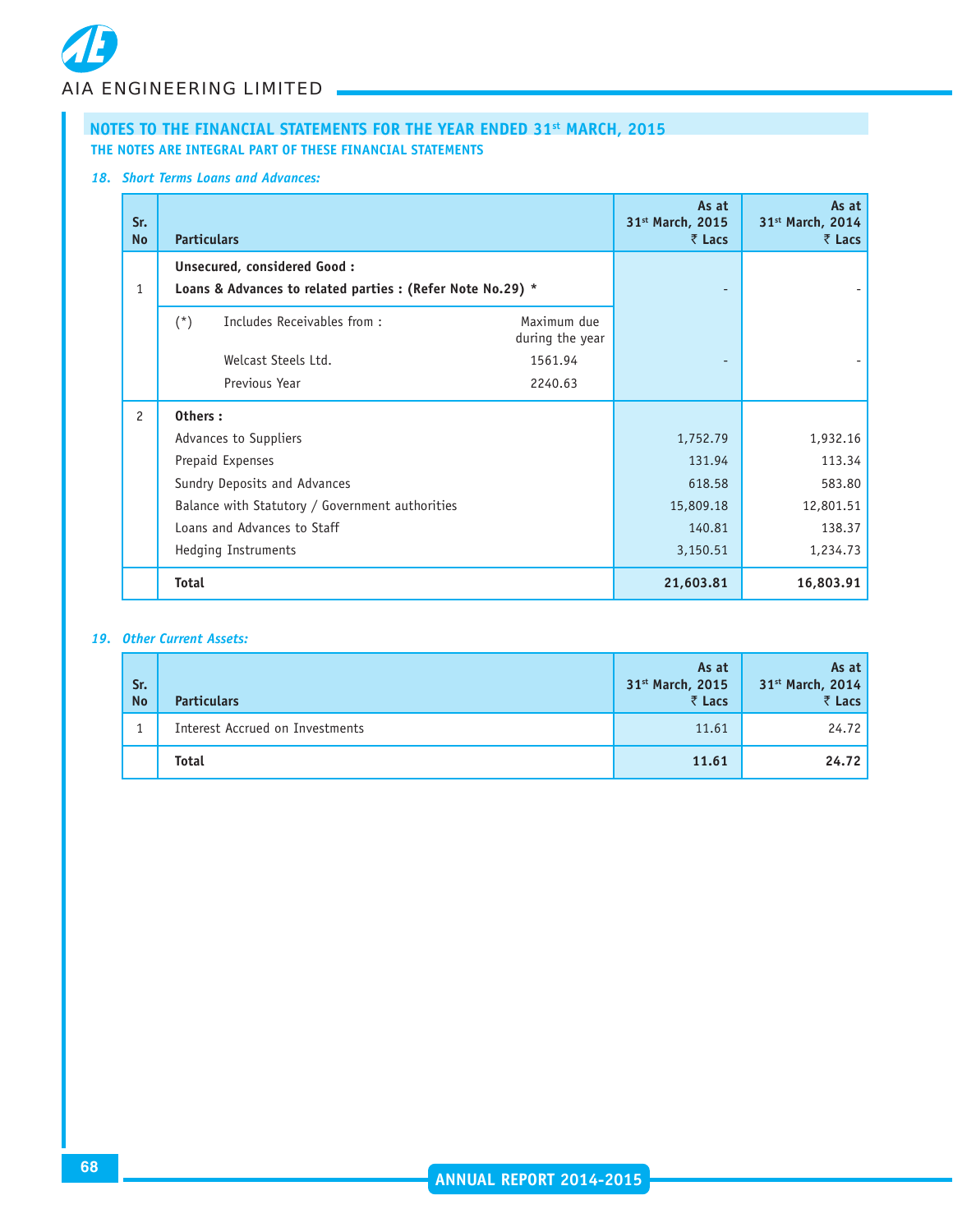## NOTES TO THE FINANCIAL STATEMENTS FOR THE YEAR ENDED 31st MARCH, 2015

**THE NOTES ARE INTEGRAL PART OF THESE FINANCIAL STATEMENTS**

### *18. Short Terms Loans and Advances:*

| Sr. No | Particulars | | As at 31st March, 2015 ₹ Lacs | As at 31st March, 2014 ₹ Lacs |
|---|---|---|---|---|
| 1 | **Unsecured, considered Good :** | | | |
| | **Loans & Advances to related parties : (Refer Note No.29) *** | | - | - |
| | (*) Includes Receivables from : | Maximum due during the year | | |
| | Welcast Steels Ltd. | 1561.94 | - | - |
| | Previous Year | 2240.63 | | |
| 2 | **Others :** | | | |
| | Advances to Suppliers | | 1,752.79 | 1,932.16 |
| | Prepaid Expenses | | 131.94 | 113.34 |
| | Sundry Deposits and Advances | | 618.58 | 583.80 |
| | Balance with Statutory / Government authorities | | 15,809.18 | 12,801.51 |
| | Loans and Advances to Staff | | 140.81 | 138.37 |
| | Hedging Instruments | | 3,150.51 | 1,234.73 |
| | **Total** | | **21,603.81** | **16,803.91** |

### *19. Other Current Assets:*

| Sr. No | Particulars | As at 31st March, 2015 ₹ Lacs | As at 31st March, 2014 ₹ Lacs |
|---|---|---|---|
| 1 | Interest Accrued on Investments | 11.61 | 24.72 |
| | **Total** | **11.61** | **24.72** |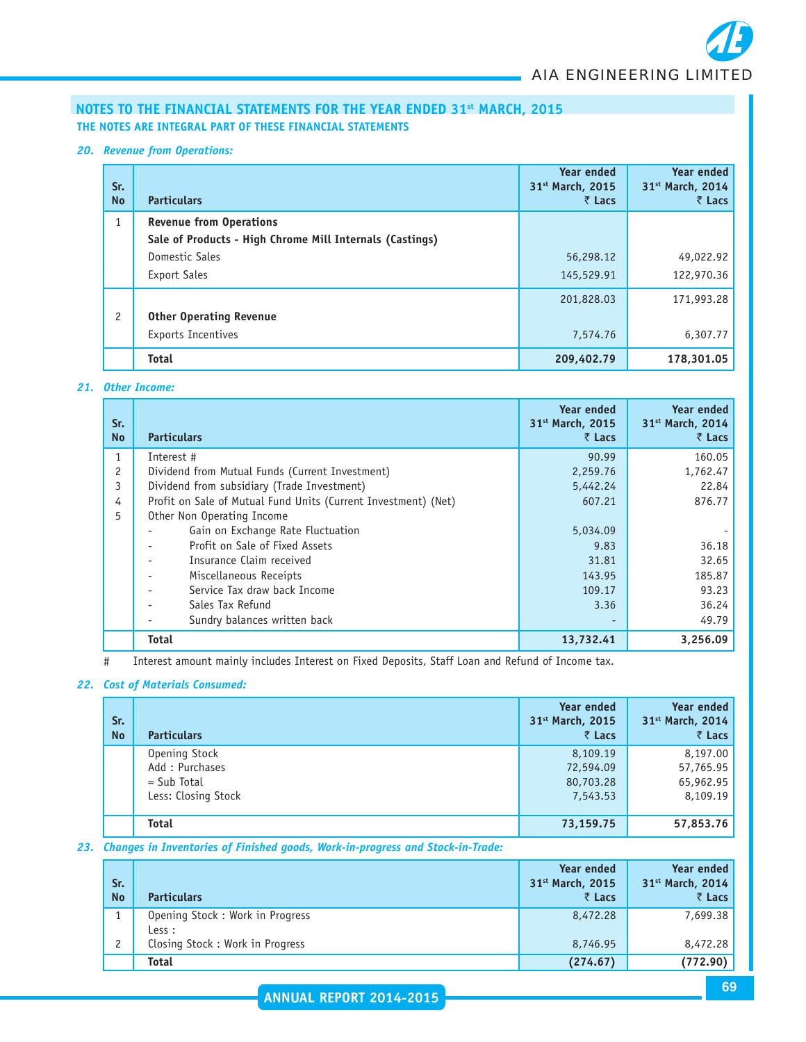## NOTES TO THE FINANCIAL STATEMENTS FOR THE YEAR ENDED 31st MARCH, 2015

**THE NOTES ARE INTEGRAL PART OF THESE FINANCIAL STATEMENTS**

### *20. Revenue from Operations:*

| Sr. No | Particulars | Year ended 31st March, 2015 ₹ Lacs | Year ended 31st March, 2014 ₹ Lacs |
|---|---|---|---|
| 1 | **Revenue from Operations** | | |
| | **Sale of Products - High Chrome Mill Internals (Castings)** | | |
| | Domestic Sales | 56,298.12 | 49,022.92 |
| | Export Sales | 145,529.91 | 122,970.36 |
| | | 201,828.03 | 171,993.28 |
| 2 | **Other Operating Revenue** | | |
| | Exports Incentives | 7,574.76 | 6,307.77 |
| | **Total** | **209,402.79** | **178,301.05** |

### *21. Other Income:*

| Sr. No | Particulars | Year ended 31st March, 2015 ₹ Lacs | Year ended 31st March, 2014 ₹ Lacs |
|---|---|---|---|
| 1 | Interest # | 90.99 | 160.05 |
| 2 | Dividend from Mutual Funds (Current Investment) | 2,259.76 | 1,762.47 |
| 3 | Dividend from subsidiary (Trade Investment) | 5,442.24 | 22.84 |
| 4 | Profit on Sale of Mutual Fund Units (Current Investment) (Net) | 607.21 | 876.77 |
| 5 | Other Non Operating Income | | |
| | - Gain on Exchange Rate Fluctuation | 5,034.09 | - |
| | - Profit on Sale of Fixed Assets | 9.83 | 36.18 |
| | - Insurance Claim received | 31.81 | 32.65 |
| | - Miscellaneous Receipts | 143.95 | 185.87 |
| | - Service Tax draw back Income | 109.17 | 93.23 |
| | - Sales Tax Refund | 3.36 | 36.24 |
| | - Sundry balances written back | - | 49.79 |
| | **Total** | **13,732.41** | **3,256.09** |

# Interest amount mainly includes Interest on Fixed Deposits, Staff Loan and Refund of Income tax.

### *22. Cost of Materials Consumed:*

| Sr. No | Particulars | Year ended 31st March, 2015 ₹ Lacs | Year ended 31st March, 2014 ₹ Lacs |
|---|---|---|---|
| | Opening Stock | 8,109.19 | 8,197.00 |
| | Add : Purchases | 72,594.09 | 57,765.95 |
| | = Sub Total | 80,703.28 | 65,962.95 |
| | Less: Closing Stock | 7,543.53 | 8,109.19 |
| | **Total** | **73,159.75** | **57,853.76** |

### *23. Changes in Inventories of Finished goods, Work-in-progress and Stock-in-Trade:*

| Sr. No | Particulars | Year ended 31st March, 2015 ₹ Lacs | Year ended 31st March, 2014 ₹ Lacs |
|---|---|---|---|
| 1 | Opening Stock : Work in Progress | 8,472.28 | 7,699.38 |
| | Less : | | |
| 2 | Closing Stock : Work in Progress | 8,746.95 | 8,472.28 |
| | **Total** | **(274.67)** | **(772.90)** |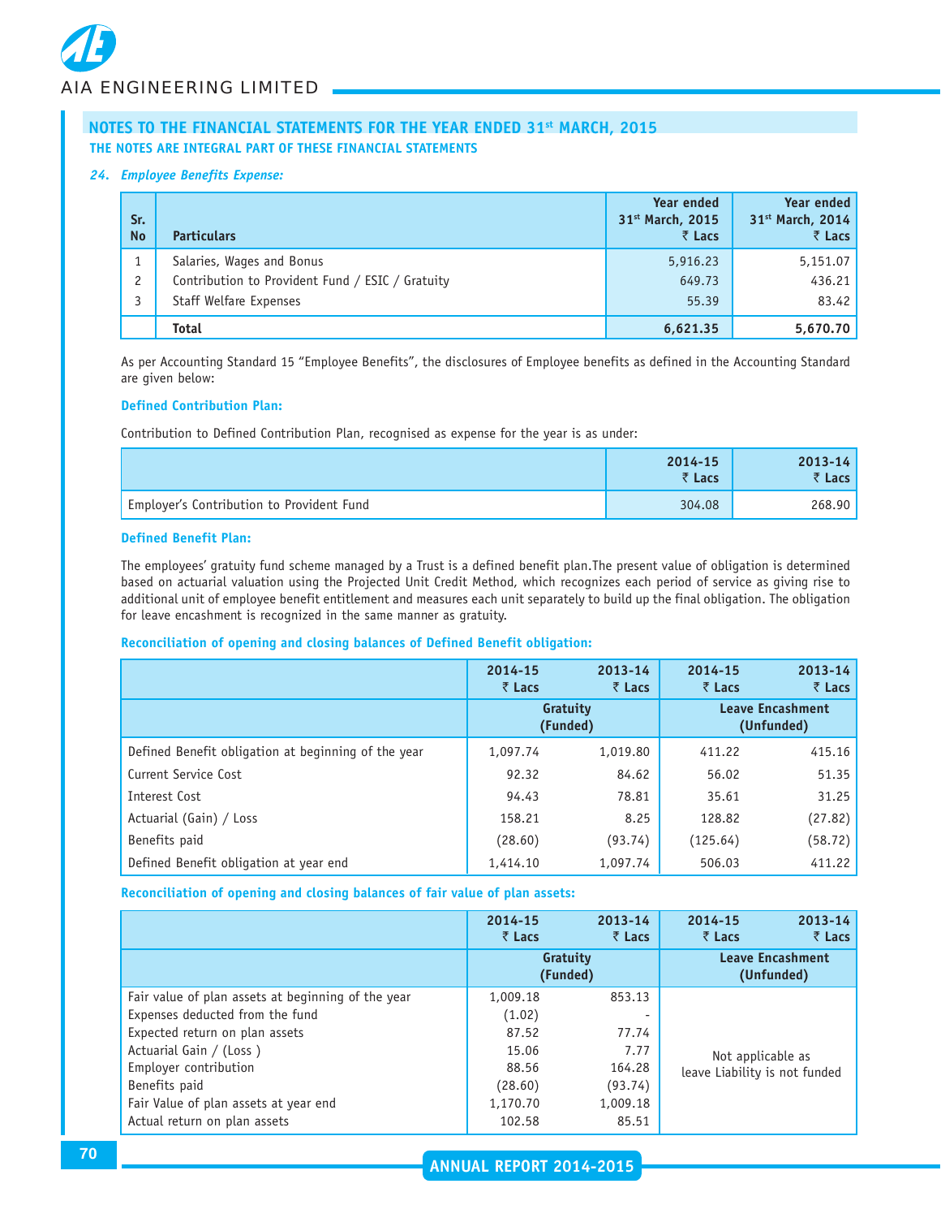## NOTES TO THE FINANCIAL STATEMENTS FOR THE YEAR ENDED 31st MARCH, 2015

**THE NOTES ARE INTEGRAL PART OF THESE FINANCIAL STATEMENTS**

### *24. Employee Benefits Expense:*

| Sr. No | Particulars | Year ended 31st March, 2015 ₹ Lacs | Year ended 31st March, 2014 ₹ Lacs |
|---|---|---|---|
| 1 | Salaries, Wages and Bonus | 5,916.23 | 5,151.07 |
| 2 | Contribution to Provident Fund / ESIC / Gratuity | 649.73 | 436.21 |
| 3 | Staff Welfare Expenses | 55.39 | 83.42 |
| | **Total** | **6,621.35** | **5,670.70** |

As per Accounting Standard 15 "Employee Benefits", the disclosures of Employee benefits as defined in the Accounting Standard are given below:

**Defined Contribution Plan:**

Contribution to Defined Contribution Plan, recognised as expense for the year is as under:

| | 2014-15 ₹ Lacs | 2013-14 ₹ Lacs |
|---|---|---|
| Employer's Contribution to Provident Fund | 304.08 | 268.90 |

**Defined Benefit Plan:**

The employees' gratuity fund scheme managed by a Trust is a defined benefit plan.The present value of obligation is determined based on actuarial valuation using the Projected Unit Credit Method, which recognizes each period of service as giving rise to additional unit of employee benefit entitlement and measures each unit separately to build up the final obligation. The obligation for leave encashment is recognized in the same manner as gratuity.

**Reconciliation of opening and closing balances of Defined Benefit obligation:**

| | 2014-15 ₹ Lacs | 2013-14 ₹ Lacs | 2014-15 ₹ Lacs | 2013-14 ₹ Lacs |
|---|---|---|---|---|
| | Gratuity (Funded) | | Leave Encashment (Unfunded) | |
| Defined Benefit obligation at beginning of the year | 1,097.74 | 1,019.80 | 411.22 | 415.16 |
| Current Service Cost | 92.32 | 84.62 | 56.02 | 51.35 |
| Interest Cost | 94.43 | 78.81 | 35.61 | 31.25 |
| Actuarial (Gain) / Loss | 158.21 | 8.25 | 128.82 | (27.82) |
| Benefits paid | (28.60) | (93.74) | (125.64) | (58.72) |
| Defined Benefit obligation at year end | 1,414.10 | 1,097.74 | 506.03 | 411.22 |

**Reconciliation of opening and closing balances of fair value of plan assets:**

| | 2014-15 ₹ Lacs | 2013-14 ₹ Lacs | 2014-15 ₹ Lacs | 2013-14 ₹ Lacs |
|---|---|---|---|---|
| | Gratuity (Funded) | | Leave Encashment (Unfunded) | |
| Fair value of plan assets at beginning of the year | 1,009.18 | 853.13 | Not applicable as leave Liability is not funded | |
| Expenses deducted from the fund | (1.02) | - | | |
| Expected return on plan assets | 87.52 | 77.74 | | |
| Actuarial Gain / (Loss ) | 15.06 | 7.77 | | |
| Employer contribution | 88.56 | 164.28 | | |
| Benefits paid | (28.60) | (93.74) | | |
| Fair Value of plan assets at year end | 1,170.70 | 1,009.18 | | |
| Actual return on plan assets | 102.58 | 85.51 | | |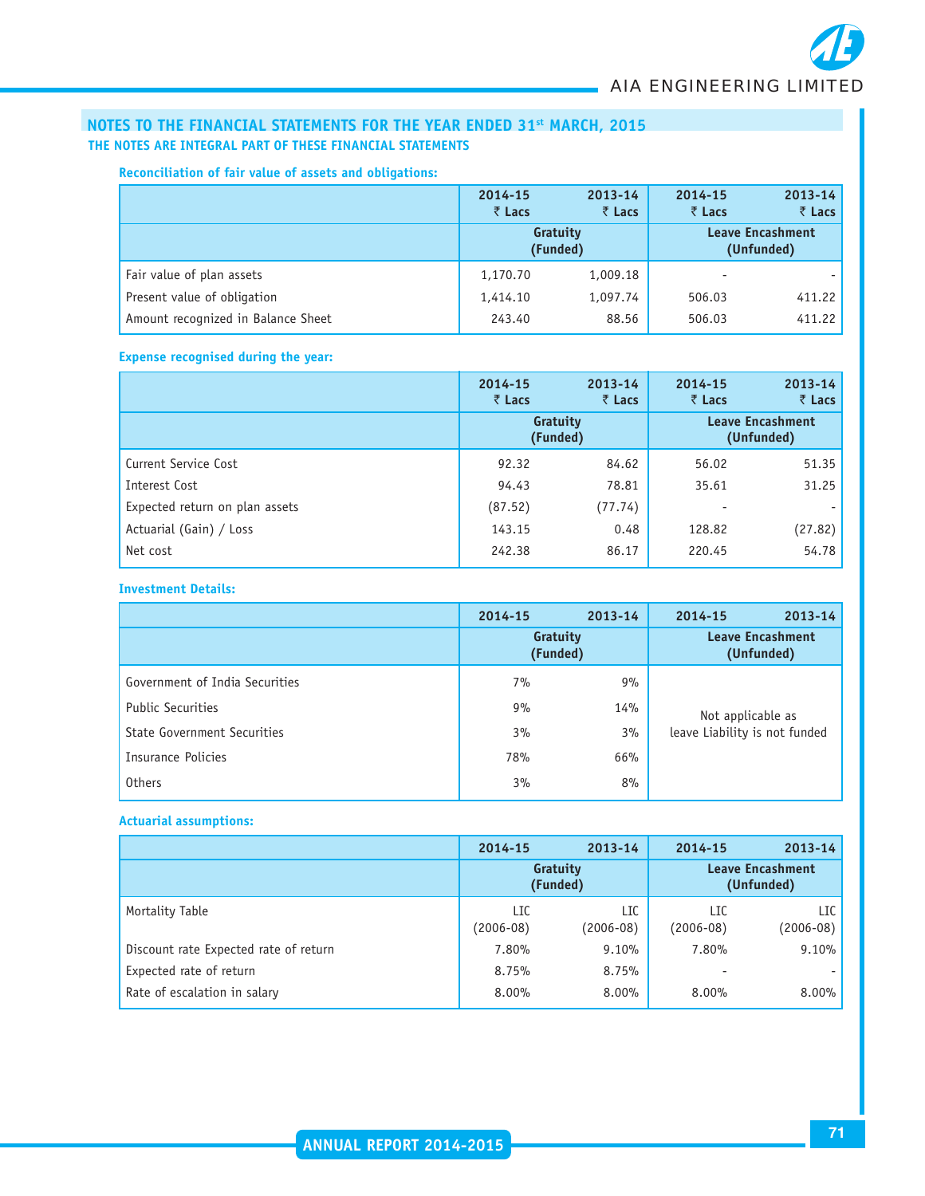## NOTES TO THE FINANCIAL STATEMENTS FOR THE YEAR ENDED 31st MARCH, 2015

### THE NOTES ARE INTEGRAL PART OF THESE FINANCIAL STATEMENTS

**Reconciliation of fair value of assets and obligations:**

| | 2014-15 ₹ Lacs | 2013-14 ₹ Lacs | 2014-15 ₹ Lacs | 2013-14 ₹ Lacs |
|---|---|---|---|---|
| | Gratuity (Funded) | | Leave Encashment (Unfunded) | |
| Fair value of plan assets | 1,170.70 | 1,009.18 | - | - |
| Present value of obligation | 1,414.10 | 1,097.74 | 506.03 | 411.22 |
| Amount recognized in Balance Sheet | 243.40 | 88.56 | 506.03 | 411.22 |

**Expense recognised during the year:**

| | 2014-15 ₹ Lacs | 2013-14 ₹ Lacs | 2014-15 ₹ Lacs | 2013-14 ₹ Lacs |
|---|---|---|---|---|
| | Gratuity (Funded) | | Leave Encashment (Unfunded) | |
| Current Service Cost | 92.32 | 84.62 | 56.02 | 51.35 |
| Interest Cost | 94.43 | 78.81 | 35.61 | 31.25 |
| Expected return on plan assets | (87.52) | (77.74) | - | - |
| Actuarial (Gain) / Loss | 143.15 | 0.48 | 128.82 | (27.82) |
| Net cost | 242.38 | 86.17 | 220.45 | 54.78 |

**Investment Details:**

| | 2014-15 | 2013-14 | 2014-15 | 2013-14 |
|---|---|---|---|---|
| | Gratuity (Funded) | | Leave Encashment (Unfunded) | |
| Government of India Securities | 7% | 9% | Not applicable as leave Liability is not funded | |
| Public Securities | 9% | 14% | | |
| State Government Securities | 3% | 3% | | |
| Insurance Policies | 78% | 66% | | |
| Others | 3% | 8% | | |

**Actuarial assumptions:**

| | 2014-15 | 2013-14 | 2014-15 | 2013-14 |
|---|---|---|---|---|
| | Gratuity (Funded) | | Leave Encashment (Unfunded) | |
| Mortality Table | LIC (2006-08) | LIC (2006-08) | LIC (2006-08) | LIC (2006-08) |
| Discount rate Expected rate of return | 7.80% | 9.10% | 7.80% | 9.10% |
| Expected rate of return | 8.75% | 8.75% | - | - |
| Rate of escalation in salary | 8.00% | 8.00% | 8.00% | 8.00% |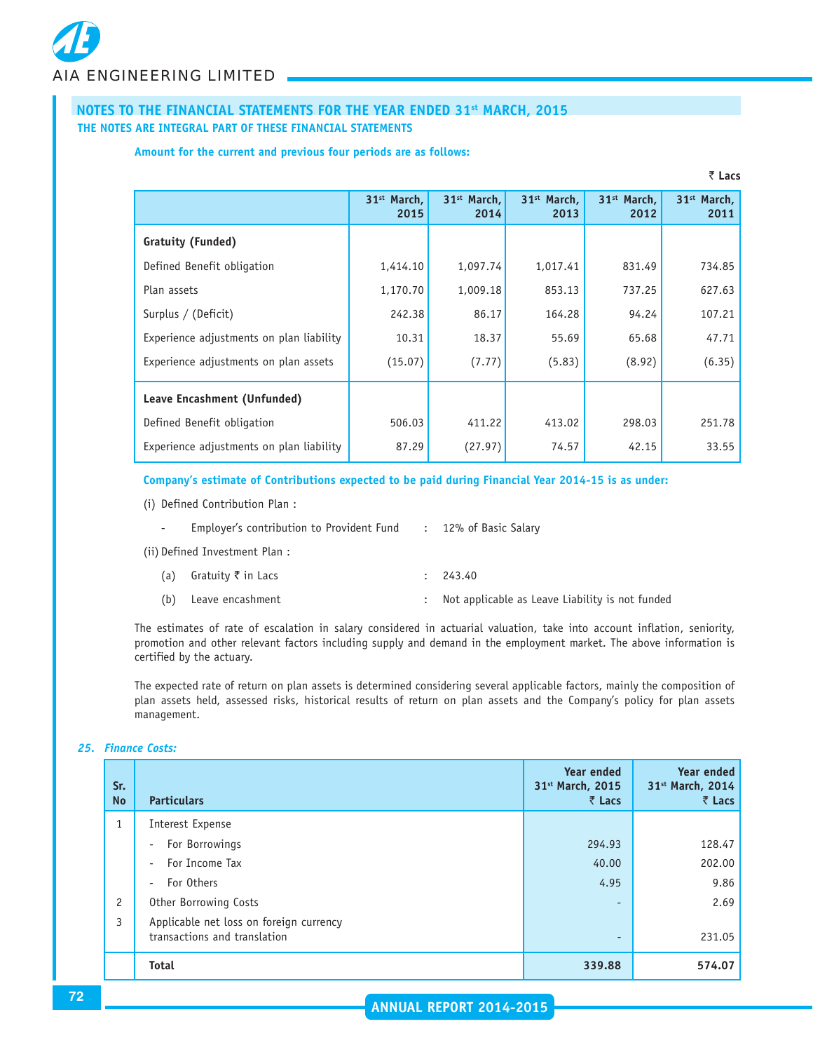## NOTES TO THE FINANCIAL STATEMENTS FOR THE YEAR ENDED 31st MARCH, 2015

**THE NOTES ARE INTEGRAL PART OF THESE FINANCIAL STATEMENTS**

**Amount for the current and previous four periods are as follows:**

₹ Lacs

| | 31st March, 2015 | 31st March, 2014 | 31st March, 2013 | 31st March, 2012 | 31st March, 2011 |
|---|---|---|---|---|---|
| **Gratuity (Funded)** | | | | | |
| Defined Benefit obligation | 1,414.10 | 1,097.74 | 1,017.41 | 831.49 | 734.85 |
| Plan assets | 1,170.70 | 1,009.18 | 853.13 | 737.25 | 627.63 |
| Surplus / (Deficit) | 242.38 | 86.17 | 164.28 | 94.24 | 107.21 |
| Experience adjustments on plan liability | 10.31 | 18.37 | 55.69 | 65.68 | 47.71 |
| Experience adjustments on plan assets | (15.07) | (7.77) | (5.83) | (8.92) | (6.35) |
| **Leave Encashment (Unfunded)** | | | | | |
| Defined Benefit obligation | 506.03 | 411.22 | 413.02 | 298.03 | 251.78 |
| Experience adjustments on plan liability | 87.29 | (27.97) | 74.57 | 42.15 | 33.55 |

**Company's estimate of Contributions expected to be paid during Financial Year 2014-15 is as under:**

(i) Defined Contribution Plan :

- Employer's contribution to Provident Fund : 12% of Basic Salary

(ii) Defined Investment Plan :

(a) Gratuity ₹ in Lacs : 243.40

(b) Leave encashment : Not applicable as Leave Liability is not funded

The estimates of rate of escalation in salary considered in actuarial valuation, take into account inflation, seniority, promotion and other relevant factors including supply and demand in the employment market. The above information is certified by the actuary.

The expected rate of return on plan assets is determined considering several applicable factors, mainly the composition of plan assets held, assessed risks, historical results of return on plan assets and the Company's policy for plan assets management.

### *25. Finance Costs:*

| Sr. No | Particulars | Year ended 31st March, 2015 ₹ Lacs | Year ended 31st March, 2014 ₹ Lacs |
|---|---|---|---|
| 1 | Interest Expense | | |
| | - For Borrowings | 294.93 | 128.47 |
| | - For Income Tax | 40.00 | 202.00 |
| | - For Others | 4.95 | 9.86 |
| 2 | Other Borrowing Costs | - | 2.69 |
| 3 | Applicable net loss on foreign currency transactions and translation | - | 231.05 |
| | **Total** | **339.88** | **574.07** |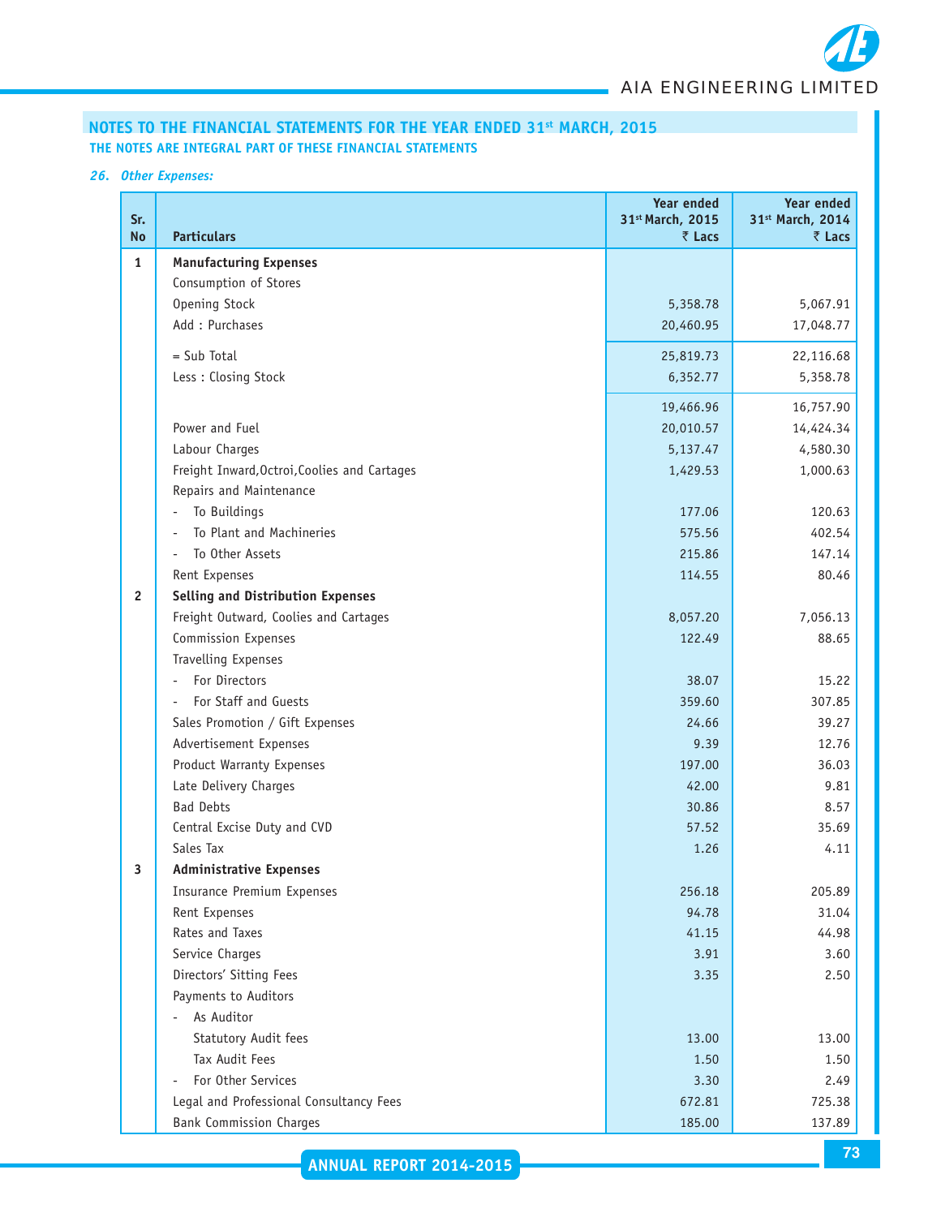## NOTES TO THE FINANCIAL STATEMENTS FOR THE YEAR ENDED 31st MARCH, 2015

**THE NOTES ARE INTEGRAL PART OF THESE FINANCIAL STATEMENTS**

***26. Other Expenses:***

| Sr. No | Particulars | Year ended 31st March, 2015 ₹ Lacs | Year ended 31st March, 2014 ₹ Lacs |
|---|---|---|---|
| 1 | **Manufacturing Expenses** | | |
| | Consumption of Stores | | |
| | Opening Stock | 5,358.78 | 5,067.91 |
| | Add : Purchases | 20,460.95 | 17,048.77 |
| | = Sub Total | 25,819.73 | 22,116.68 |
| | Less : Closing Stock | 6,352.77 | 5,358.78 |
| | | 19,466.96 | 16,757.90 |
| | Power and Fuel | 20,010.57 | 14,424.34 |
| | Labour Charges | 5,137.47 | 4,580.30 |
| | Freight Inward,Octroi,Coolies and Cartages | 1,429.53 | 1,000.63 |
| | Repairs and Maintenance | | |
| | - To Buildings | 177.06 | 120.63 |
| | - To Plant and Machineries | 575.56 | 402.54 |
| | - To Other Assets | 215.86 | 147.14 |
| | Rent Expenses | 114.55 | 80.46 |
| 2 | **Selling and Distribution Expenses** | | |
| | Freight Outward, Coolies and Cartages | 8,057.20 | 7,056.13 |
| | Commission Expenses | 122.49 | 88.65 |
| | Travelling Expenses | | |
| | - For Directors | 38.07 | 15.22 |
| | - For Staff and Guests | 359.60 | 307.85 |
| | Sales Promotion / Gift Expenses | 24.66 | 39.27 |
| | Advertisement Expenses | 9.39 | 12.76 |
| | Product Warranty Expenses | 197.00 | 36.03 |
| | Late Delivery Charges | 42.00 | 9.81 |
| | Bad Debts | 30.86 | 8.57 |
| | Central Excise Duty and CVD | 57.52 | 35.69 |
| | Sales Tax | 1.26 | 4.11 |
| 3 | **Administrative Expenses** | | |
| | Insurance Premium Expenses | 256.18 | 205.89 |
| | Rent Expenses | 94.78 | 31.04 |
| | Rates and Taxes | 41.15 | 44.98 |
| | Service Charges | 3.91 | 3.60 |
| | Directors' Sitting Fees | 3.35 | 2.50 |
| | Payments to Auditors | | |
| | - As Auditor | | |
| | Statutory Audit fees | 13.00 | 13.00 |
| | Tax Audit Fees | 1.50 | 1.50 |
| | - For Other Services | 3.30 | 2.49 |
| | Legal and Professional Consultancy Fees | 672.81 | 725.38 |
| | Bank Commission Charges | 185.00 | 137.89 |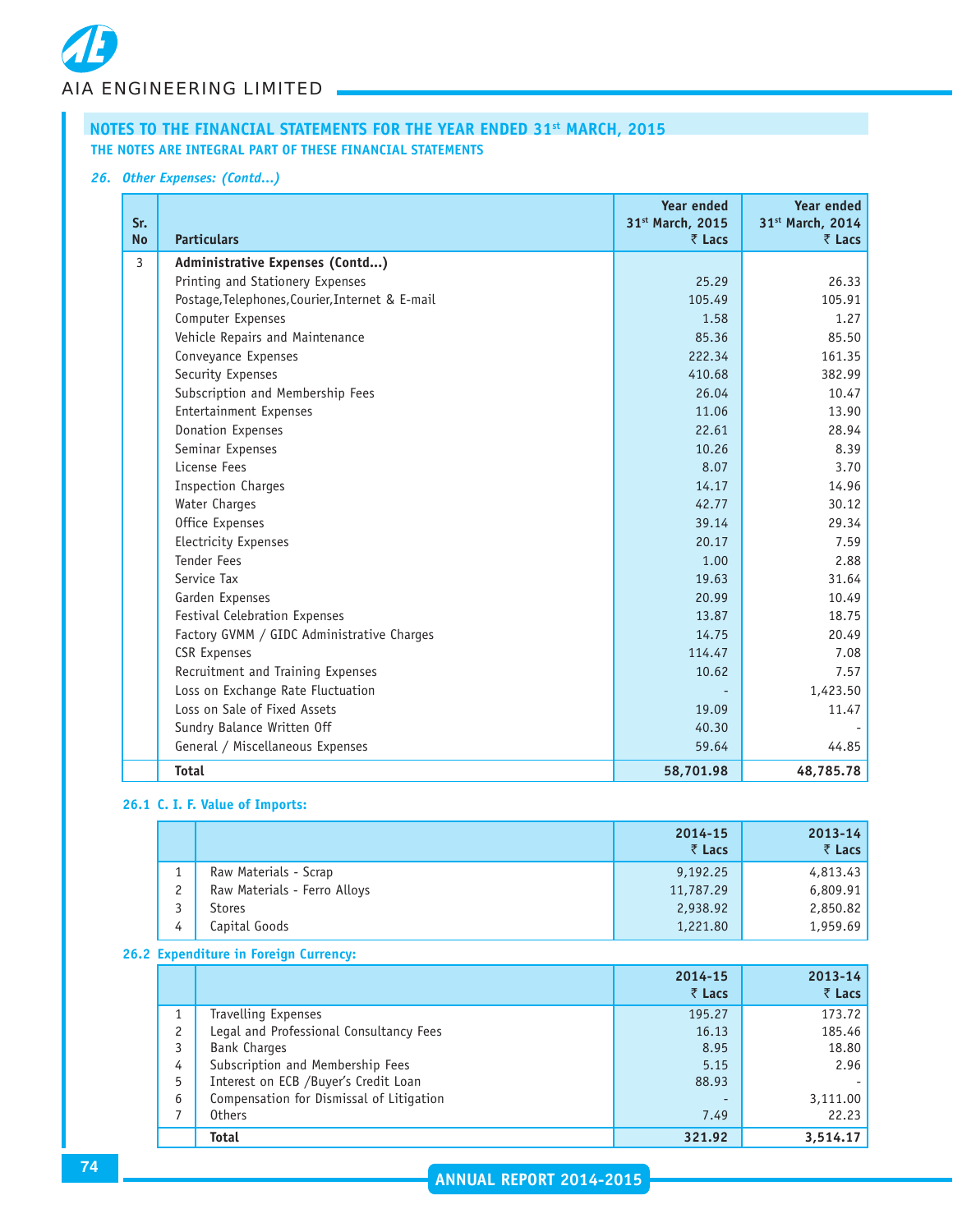## NOTES TO THE FINANCIAL STATEMENTS FOR THE YEAR ENDED 31st MARCH, 2015

**THE NOTES ARE INTEGRAL PART OF THESE FINANCIAL STATEMENTS**

***26. Other Expenses: (Contd...)***

| Sr. No | Particulars | Year ended 31st March, 2015 ₹ Lacs | Year ended 31st March, 2014 ₹ Lacs |
|---|---|---|---|
| 3 | **Administrative Expenses (Contd...)** | | |
| | Printing and Stationery Expenses | 25.29 | 26.33 |
| | Postage,Telephones,Courier,Internet & E-mail | 105.49 | 105.91 |
| | Computer Expenses | 1.58 | 1.27 |
| | Vehicle Repairs and Maintenance | 85.36 | 85.50 |
| | Conveyance Expenses | 222.34 | 161.35 |
| | Security Expenses | 410.68 | 382.99 |
| | Subscription and Membership Fees | 26.04 | 10.47 |
| | Entertainment Expenses | 11.06 | 13.90 |
| | Donation Expenses | 22.61 | 28.94 |
| | Seminar Expenses | 10.26 | 8.39 |
| | License Fees | 8.07 | 3.70 |
| | Inspection Charges | 14.17 | 14.96 |
| | Water Charges | 42.77 | 30.12 |
| | Office Expenses | 39.14 | 29.34 |
| | Electricity Expenses | 20.17 | 7.59 |
| | Tender Fees | 1.00 | 2.88 |
| | Service Tax | 19.63 | 31.64 |
| | Garden Expenses | 20.99 | 10.49 |
| | Festival Celebration Expenses | 13.87 | 18.75 |
| | Factory GVMM / GIDC Administrative Charges | 14.75 | 20.49 |
| | CSR Expenses | 114.47 | 7.08 |
| | Recruitment and Training Expenses | 10.62 | 7.57 |
| | Loss on Exchange Rate Fluctuation | - | 1,423.50 |
| | Loss on Sale of Fixed Assets | 19.09 | 11.47 |
| | Sundry Balance Written Off | 40.30 | - |
| | General / Miscellaneous Expenses | 59.64 | 44.85 |
| | **Total** | **58,701.98** | **48,785.78** |

### 26.1 C. I. F. Value of Imports:

| | | 2014-15 ₹ Lacs | 2013-14 ₹ Lacs |
|---|---|---|---|
| 1 | Raw Materials - Scrap | 9,192.25 | 4,813.43 |
| 2 | Raw Materials - Ferro Alloys | 11,787.29 | 6,809.91 |
| 3 | Stores | 2,938.92 | 2,850.82 |
| 4 | Capital Goods | 1,221.80 | 1,959.69 |

### 26.2 Expenditure in Foreign Currency:

| | | 2014-15 ₹ Lacs | 2013-14 ₹ Lacs |
|---|---|---|---|
| 1 | Travelling Expenses | 195.27 | 173.72 |
| 2 | Legal and Professional Consultancy Fees | 16.13 | 185.46 |
| 3 | Bank Charges | 8.95 | 18.80 |
| 4 | Subscription and Membership Fees | 5.15 | 2.96 |
| 5 | Interest on ECB /Buyer's Credit Loan | 88.93 | - |
| 6 | Compensation for Dismissal of Litigation | - | 3,111.00 |
| 7 | Others | 7.49 | 22.23 |
| | **Total** | **321.92** | **3,514.17** |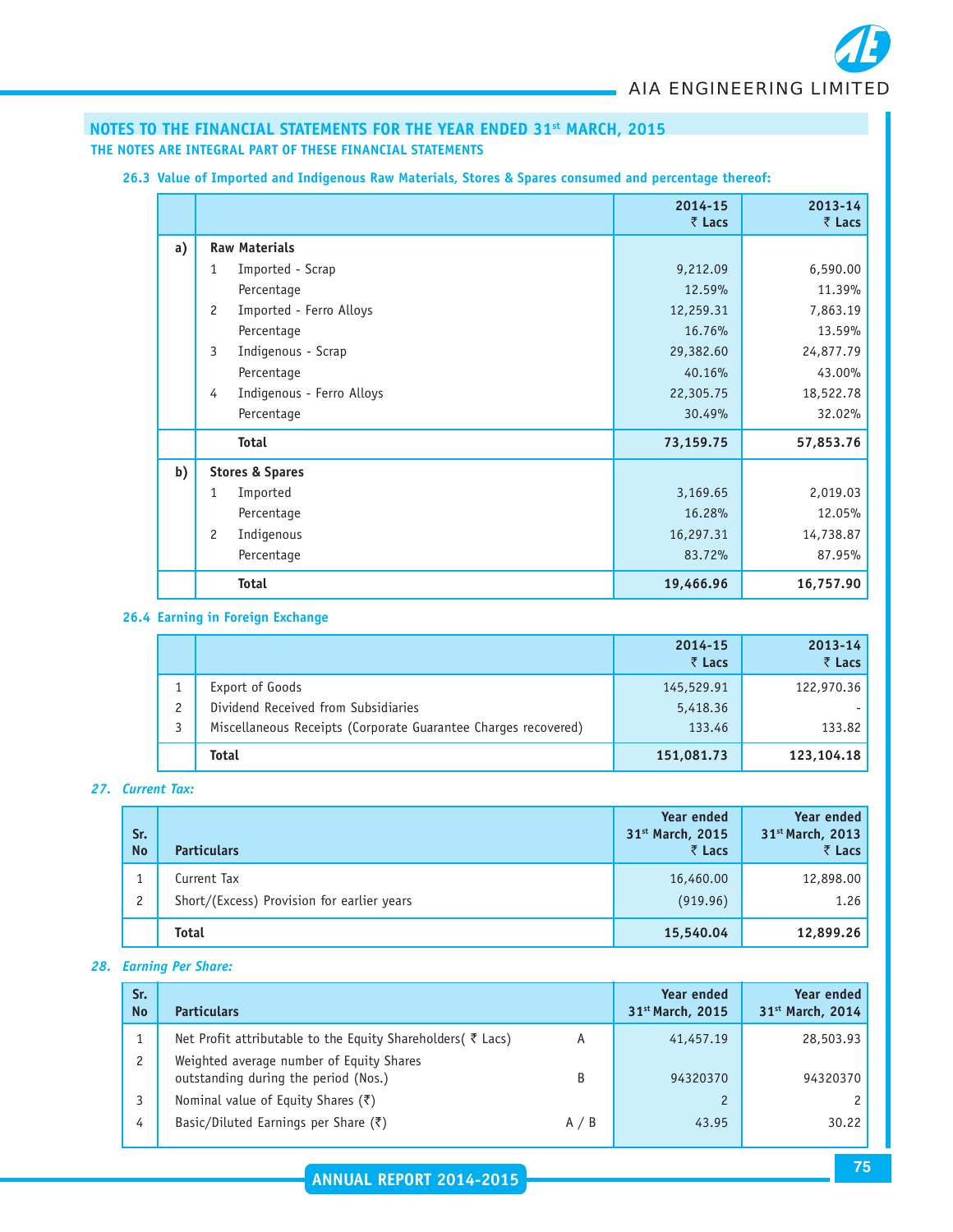## NOTES TO THE FINANCIAL STATEMENTS FOR THE YEAR ENDED 31st MARCH, 2015

**THE NOTES ARE INTEGRAL PART OF THESE FINANCIAL STATEMENTS**

### 26.3 Value of Imported and Indigenous Raw Materials, Stores & Spares consumed and percentage thereof:

| | | 2014-15 ₹ Lacs | 2013-14 ₹ Lacs |
|---|---|---|---|
| a) | **Raw Materials** | | |
| | 1 Imported - Scrap | 9,212.09 | 6,590.00 |
| | Percentage | 12.59% | 11.39% |
| | 2 Imported - Ferro Alloys | 12,259.31 | 7,863.19 |
| | Percentage | 16.76% | 13.59% |
| | 3 Indigenous - Scrap | 29,382.60 | 24,877.79 |
| | Percentage | 40.16% | 43.00% |
| | 4 Indigenous - Ferro Alloys | 22,305.75 | 18,522.78 |
| | Percentage | 30.49% | 32.02% |
| | **Total** | **73,159.75** | **57,853.76** |
| b) | **Stores & Spares** | | |
| | 1 Imported | 3,169.65 | 2,019.03 |
| | Percentage | 16.28% | 12.05% |
| | 2 Indigenous | 16,297.31 | 14,738.87 |
| | Percentage | 83.72% | 87.95% |
| | **Total** | **19,466.96** | **16,757.90** |

### 26.4 Earning in Foreign Exchange

| | | 2014-15 ₹ Lacs | 2013-14 ₹ Lacs |
|---|---|---|---|
| 1 | Export of Goods | 145,529.91 | 122,970.36 |
| 2 | Dividend Received from Subsidiaries | 5,418.36 | - |
| 3 | Miscellaneous Receipts (Corporate Guarantee Charges recovered) | 133.46 | 133.82 |
| | **Total** | **151,081.73** | **123,104.18** |

### *27. Current Tax:*

| Sr. No | Particulars | Year ended 31st March, 2015 ₹ Lacs | Year ended 31st March, 2013 ₹ Lacs |
|---|---|---|---|
| 1 | Current Tax | 16,460.00 | 12,898.00 |
| 2 | Short/(Excess) Provision for earlier years | (919.96) | 1.26 |
| | **Total** | **15,540.04** | **12,899.26** |

### *28. Earning Per Share:*

| Sr. No | Particulars | | Year ended 31st March, 2015 | Year ended 31st March, 2014 |
|---|---|---|---|---|
| 1 | Net Profit attributable to the Equity Shareholders( ₹ Lacs) | A | 41,457.19 | 28,503.93 |
| 2 | Weighted average number of Equity Shares outstanding during the period (Nos.) | B | 94320370 | 94320370 |
| 3 | Nominal value of Equity Shares (₹) | | 2 | 2 |
| 4 | Basic/Diluted Earnings per Share (₹) | A / B | 43.95 | 30.22 |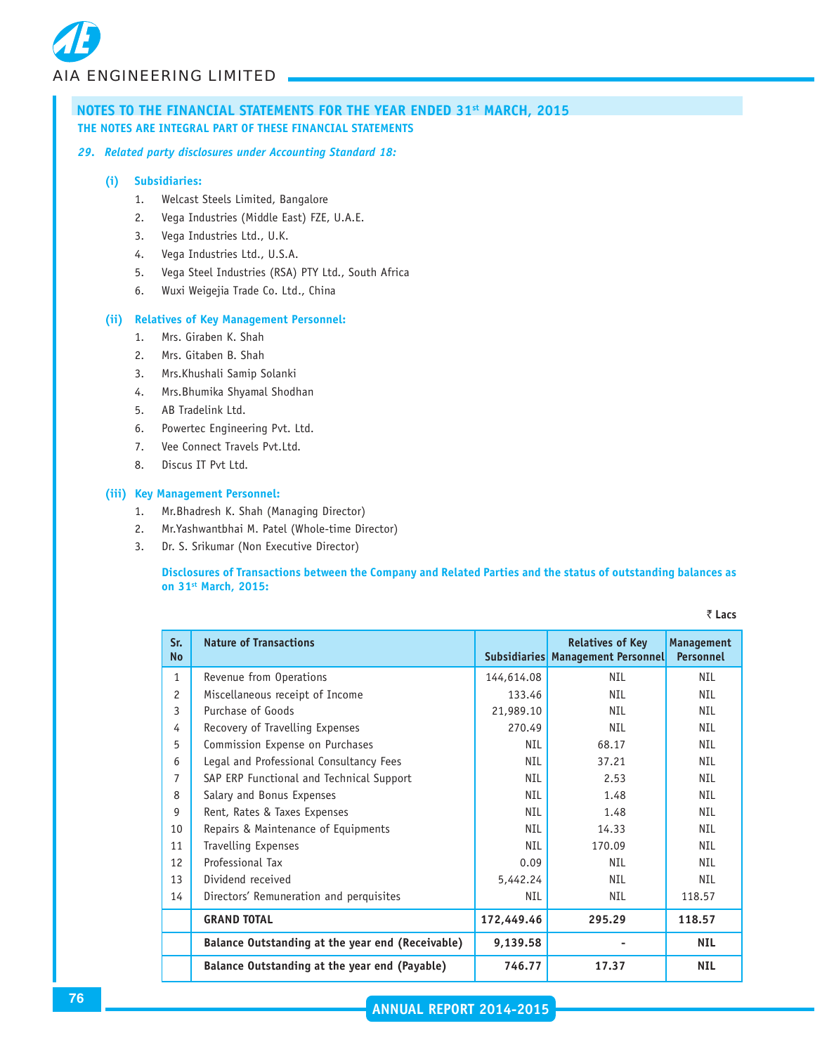## NOTES TO THE FINANCIAL STATEMENTS FOR THE YEAR ENDED 31st MARCH, 2015

**THE NOTES ARE INTEGRAL PART OF THESE FINANCIAL STATEMENTS**

***29. Related party disclosures under Accounting Standard 18:***

**(i) Subsidiaries:**

1. Welcast Steels Limited, Bangalore
2. Vega Industries (Middle East) FZE, U.A.E.
3. Vega Industries Ltd., U.K.
4. Vega Industries Ltd., U.S.A.
5. Vega Steel Industries (RSA) PTY Ltd., South Africa
6. Wuxi Weigejia Trade Co. Ltd., China

**(ii) Relatives of Key Management Personnel:**

1. Mrs. Giraben K. Shah
2. Mrs. Gitaben B. Shah
3. Mrs.Khushali Samip Solanki
4. Mrs.Bhumika Shyamal Shodhan
5. AB Tradelink Ltd.
6. Powertec Engineering Pvt. Ltd.
7. Vee Connect Travels Pvt.Ltd.
8. Discus IT Pvt Ltd.

**(iii) Key Management Personnel:**

1. Mr.Bhadresh K. Shah (Managing Director)
2. Mr.Yashwantbhai M. Patel (Whole-time Director)
3. Dr. S. Srikumar (Non Executive Director)

**Disclosures of Transactions between the Company and Related Parties and the status of outstanding balances as on 31st March, 2015:**

₹ Lacs

| Sr. No | Nature of Transactions | Subsidiaries | Relatives of Key Management Personnel | Management Personnel |
|---|---|---|---|---|
| 1 | Revenue from Operations | 144,614.08 | NIL | NIL |
| 2 | Miscellaneous receipt of Income | 133.46 | NIL | NIL |
| 3 | Purchase of Goods | 21,989.10 | NIL | NIL |
| 4 | Recovery of Travelling Expenses | 270.49 | NIL | NIL |
| 5 | Commission Expense on Purchases | NIL | 68.17 | NIL |
| 6 | Legal and Professional Consultancy Fees | NIL | 37.21 | NIL |
| 7 | SAP ERP Functional and Technical Support | NIL | 2.53 | NIL |
| 8 | Salary and Bonus Expenses | NIL | 1.48 | NIL |
| 9 | Rent, Rates & Taxes Expenses | NIL | 1.48 | NIL |
| 10 | Repairs & Maintenance of Equipments | NIL | 14.33 | NIL |
| 11 | Travelling Expenses | NIL | 170.09 | NIL |
| 12 | Professional Tax | 0.09 | NIL | NIL |
| 13 | Dividend received | 5,442.24 | NIL | NIL |
| 14 | Directors' Remuneration and perquisites | NIL | NIL | 118.57 |
| | **GRAND TOTAL** | **172,449.46** | **295.29** | **118.57** |
| | **Balance Outstanding at the year end (Receivable)** | **9,139.58** | **-** | **NIL** |
| | **Balance Outstanding at the year end (Payable)** | **746.77** | **17.37** | **NIL** |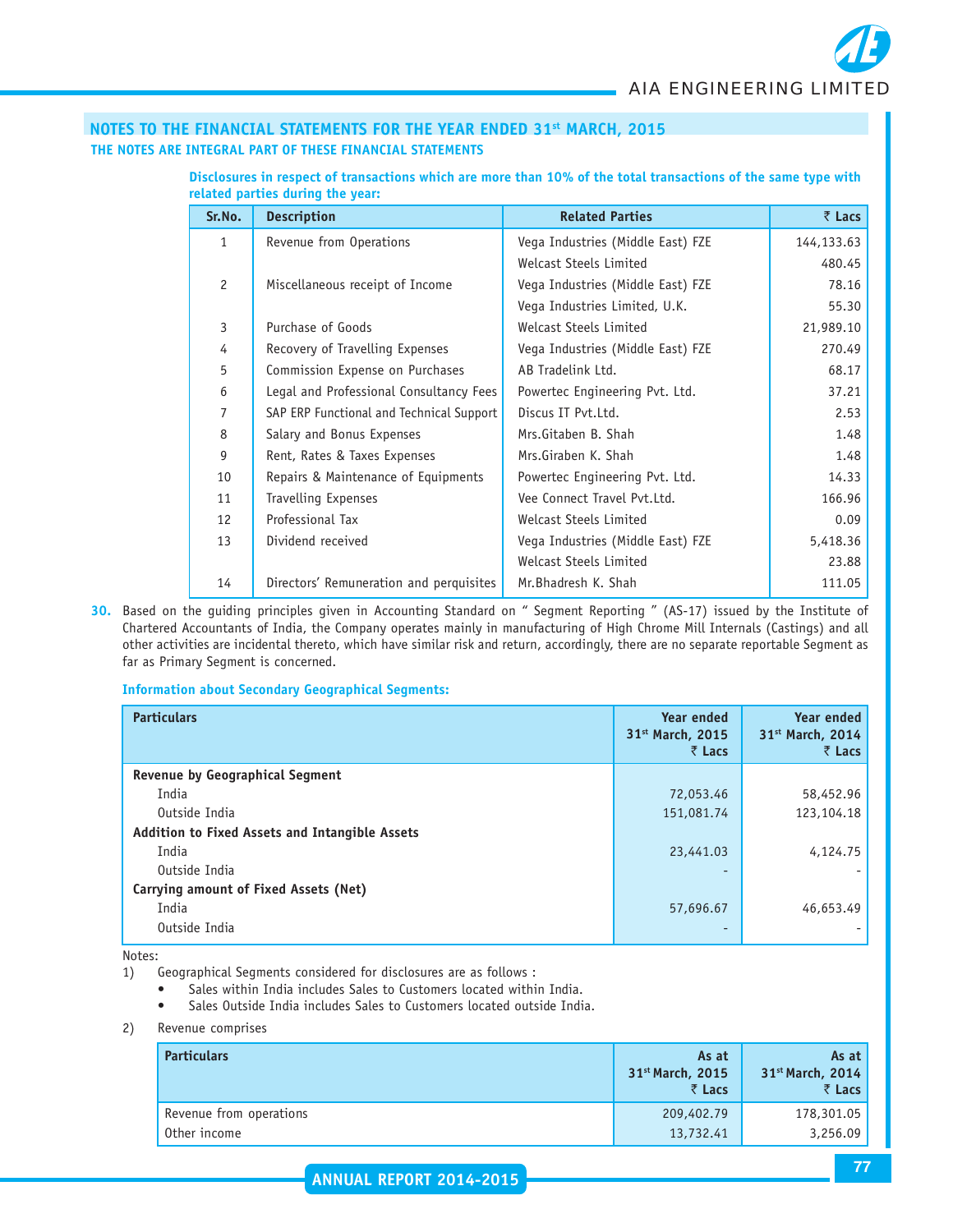## NOTES TO THE FINANCIAL STATEMENTS FOR THE YEAR ENDED 31st MARCH, 2015

**THE NOTES ARE INTEGRAL PART OF THESE FINANCIAL STATEMENTS**

**Disclosures in respect of transactions which are more than 10% of the total transactions of the same type with related parties during the year:**

| Sr.No. | Description | Related Parties | ₹ Lacs |
|---|---|---|---|
| 1 | Revenue from Operations | Vega Industries (Middle East) FZE | 144,133.63 |
| | | Welcast Steels Limited | 480.45 |
| 2 | Miscellaneous receipt of Income | Vega Industries (Middle East) FZE | 78.16 |
| | | Vega Industries Limited, U.K. | 55.30 |
| 3 | Purchase of Goods | Welcast Steels Limited | 21,989.10 |
| 4 | Recovery of Travelling Expenses | Vega Industries (Middle East) FZE | 270.49 |
| 5 | Commission Expense on Purchases | AB Tradelink Ltd. | 68.17 |
| 6 | Legal and Professional Consultancy Fees | Powertec Engineering Pvt. Ltd. | 37.21 |
| 7 | SAP ERP Functional and Technical Support | Discus IT Pvt.Ltd. | 2.53 |
| 8 | Salary and Bonus Expenses | Mrs.Gitaben B. Shah | 1.48 |
| 9 | Rent, Rates & Taxes Expenses | Mrs.Giraben K. Shah | 1.48 |
| 10 | Repairs & Maintenance of Equipments | Powertec Engineering Pvt. Ltd. | 14.33 |
| 11 | Travelling Expenses | Vee Connect Travel Pvt.Ltd. | 166.96 |
| 12 | Professional Tax | Welcast Steels Limited | 0.09 |
| 13 | Dividend received | Vega Industries (Middle East) FZE | 5,418.36 |
| | | Welcast Steels Limited | 23.88 |
| 14 | Directors' Remuneration and perquisites | Mr.Bhadresh K. Shah | 111.05 |

**30.** Based on the guiding principles given in Accounting Standard on " Segment Reporting " (AS-17) issued by the Institute of Chartered Accountants of India, the Company operates mainly in manufacturing of High Chrome Mill Internals (Castings) and all other activities are incidental thereto, which have similar risk and return, accordingly, there are no separate reportable Segment as far as Primary Segment is concerned.

**Information about Secondary Geographical Segments:**

| Particulars | Year ended 31st March, 2015 ₹ Lacs | Year ended 31st March, 2014 ₹ Lacs |
|---|---|---|
| **Revenue by Geographical Segment** | | |
| India | 72,053.46 | 58,452.96 |
| Outside India | 151,081.74 | 123,104.18 |
| **Addition to Fixed Assets and Intangible Assets** | | |
| India | 23,441.03 | 4,124.75 |
| Outside India | - | - |
| **Carrying amount of Fixed Assets (Net)** | | |
| India | 57,696.67 | 46,653.49 |
| Outside India | - | - |

Notes:

1) Geographical Segments considered for disclosures are as follows :
   - Sales within India includes Sales to Customers located within India.
   - Sales Outside India includes Sales to Customers located outside India.

2) Revenue comprises

| Particulars | As at 31st March, 2015 ₹ Lacs | As at 31st March, 2014 ₹ Lacs |
|---|---|---|
| Revenue from operations | 209,402.79 | 178,301.05 |
| Other income | 13,732.41 | 3,256.09 |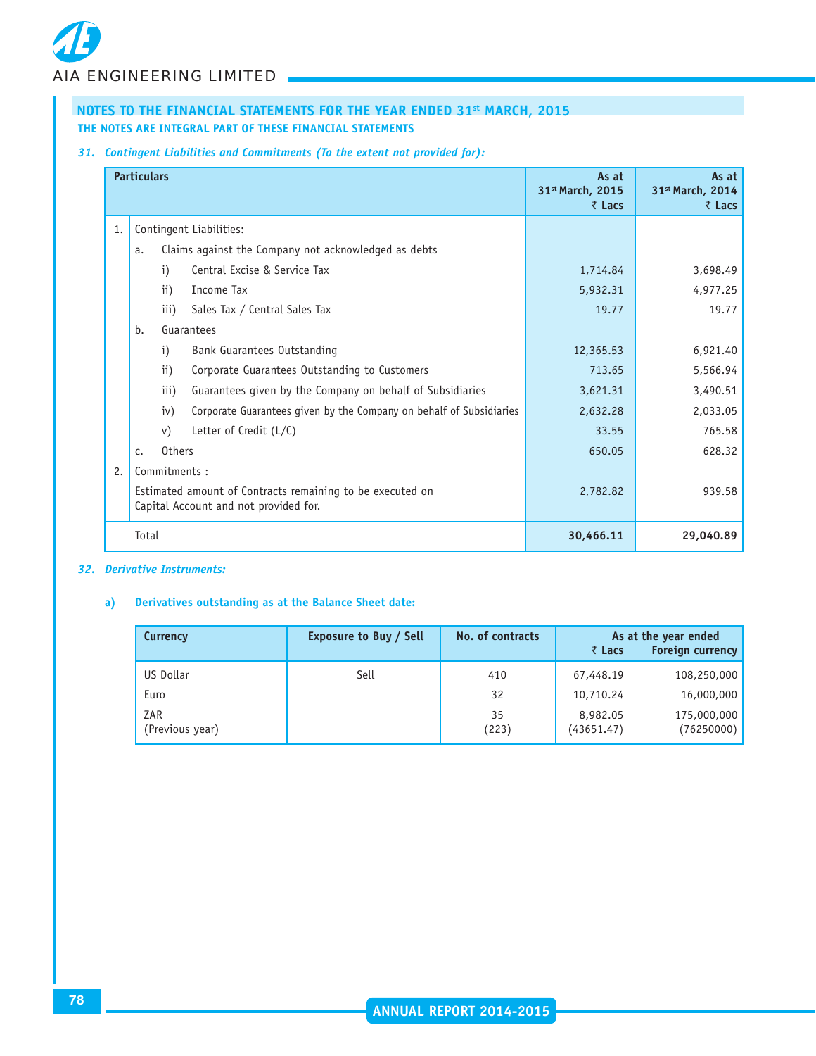## NOTES TO THE FINANCIAL STATEMENTS FOR THE YEAR ENDED 31st MARCH, 2015

**THE NOTES ARE INTEGRAL PART OF THESE FINANCIAL STATEMENTS**

### *31. Contingent Liabilities and Commitments (To the extent not provided for):*

| Particulars | | | As at 31st March, 2015 ₹ Lacs | As at 31st March, 2014 ₹ Lacs |
|---|---|---|---|---|
| 1. | Contingent Liabilities: | | | |
| | a. | Claims against the Company not acknowledged as debts | | |
| | | i) Central Excise & Service Tax | 1,714.84 | 3,698.49 |
| | | ii) Income Tax | 5,932.31 | 4,977.25 |
| | | iii) Sales Tax / Central Sales Tax | 19.77 | 19.77 |
| | b. | Guarantees | | |
| | | i) Bank Guarantees Outstanding | 12,365.53 | 6,921.40 |
| | | ii) Corporate Guarantees Outstanding to Customers | 713.65 | 5,566.94 |
| | | iii) Guarantees given by the Company on behalf of Subsidiaries | 3,621.31 | 3,490.51 |
| | | iv) Corporate Guarantees given by the Company on behalf of Subsidiaries | 2,632.28 | 2,033.05 |
| | | v) Letter of Credit (L/C) | 33.55 | 765.58 |
| | c. | Others | 650.05 | 628.32 |
| 2. | Commitments : | | | |
| | Estimated amount of Contracts remaining to be executed on Capital Account and not provided for. | | 2,782.82 | 939.58 |
| | Total | | **30,466.11** | **29,040.89** |

### *32. Derivative Instruments:*

**a) Derivatives outstanding as at the Balance Sheet date:**

| Currency | Exposure to Buy / Sell | No. of contracts | As at the year ended ₹ Lacs | Foreign currency |
|---|---|---|---|---|
| US Dollar | Sell | 410 | 67,448.19 | 108,250,000 |
| Euro | | 32 | 10,710.24 | 16,000,000 |
| ZAR | | 35 | 8,982.05 | 175,000,000 |
| (Previous year) | | (223) | (43651.47) | (76250000) |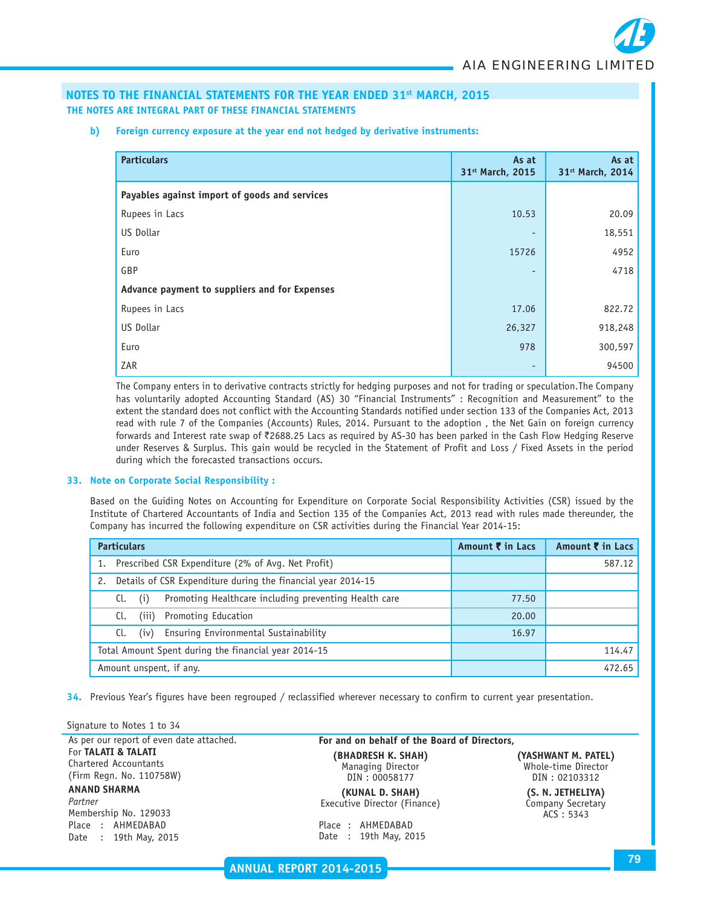## NOTES TO THE FINANCIAL STATEMENTS FOR THE YEAR ENDED 31st MARCH, 2015

**THE NOTES ARE INTEGRAL PART OF THESE FINANCIAL STATEMENTS**

**b) Foreign currency exposure at the year end not hedged by derivative instruments:**

| Particulars | As at 31st March, 2015 | As at 31st March, 2014 |
|---|---|---|
| **Payables against import of goods and services** | | |
| Rupees in Lacs | 10.53 | 20.09 |
| US Dollar | - | 18,551 |
| Euro | 15726 | 4952 |
| GBP | - | 4718 |
| **Advance payment to suppliers and for Expenses** | | |
| Rupees in Lacs | 17.06 | 822.72 |
| US Dollar | 26,327 | 918,248 |
| Euro | 978 | 300,597 |
| ZAR | - | 94500 |

The Company enters in to derivative contracts strictly for hedging purposes and not for trading or speculation.The Company has voluntarily adopted Accounting Standard (AS) 30 "Financial Instruments" : Recognition and Measurement" to the extent the standard does not conflict with the Accounting Standards notified under section 133 of the Companies Act, 2013 read with rule 7 of the Companies (Accounts) Rules, 2014. Pursuant to the adoption , the Net Gain on foreign currency forwards and Interest rate swap of ₹2688.25 Lacs as required by AS-30 has been parked in the Cash Flow Hedging Reserve under Reserves & Surplus. This gain would be recycled in the Statement of Profit and Loss / Fixed Assets in the period during which the forecasted transactions occurs.

**33. Note on Corporate Social Responsibility :**

Based on the Guiding Notes on Accounting for Expenditure on Corporate Social Responsibility Activities (CSR) issued by the Institute of Chartered Accountants of India and Section 135 of the Companies Act, 2013 read with rules made thereunder, the Company has incurred the following expenditure on CSR activities during the Financial Year 2014-15:

| Particulars | Amount ₹ in Lacs | Amount ₹ in Lacs |
|---|---|---|
| 1. Prescribed CSR Expenditure (2% of Avg. Net Profit) | | 587.12 |
| 2. Details of CSR Expenditure during the financial year 2014-15 | | |
| Cl. (i) Promoting Healthcare including preventing Health care | 77.50 | |
| Cl. (iii) Promoting Education | 20.00 | |
| Cl. (iv) Ensuring Environmental Sustainability | 16.97 | |
| Total Amount Spent during the financial year 2014-15 | | 114.47 |
| Amount unspent, if any. | | 472.65 |

**34.** Previous Year's figures have been regrouped / reclassified wherever necessary to confirm to current year presentation.

Signature to Notes 1 to 34

As per our report of even date attached.
For **TALATI & TALATI**
Chartered Accountants
(Firm Regn. No. 110758W)

**ANAND SHARMA**
*Partner*
Membership No. 129033
Place : AHMEDABAD
Date : 19th May, 2015

**For and on behalf of the Board of Directors,**

**(BHADRESH K. SHAH)**
Managing Director
DIN : 00058177

**(YASHWANT M. PATEL)**
Whole-time Director
DIN : 02103312

**(KUNAL D. SHAH)**
Executive Director (Finance)

**(S. N. JETHELIYA)**
Company Secretary
ACS : 5343

Place : AHMEDABAD
Date : 19th May, 2015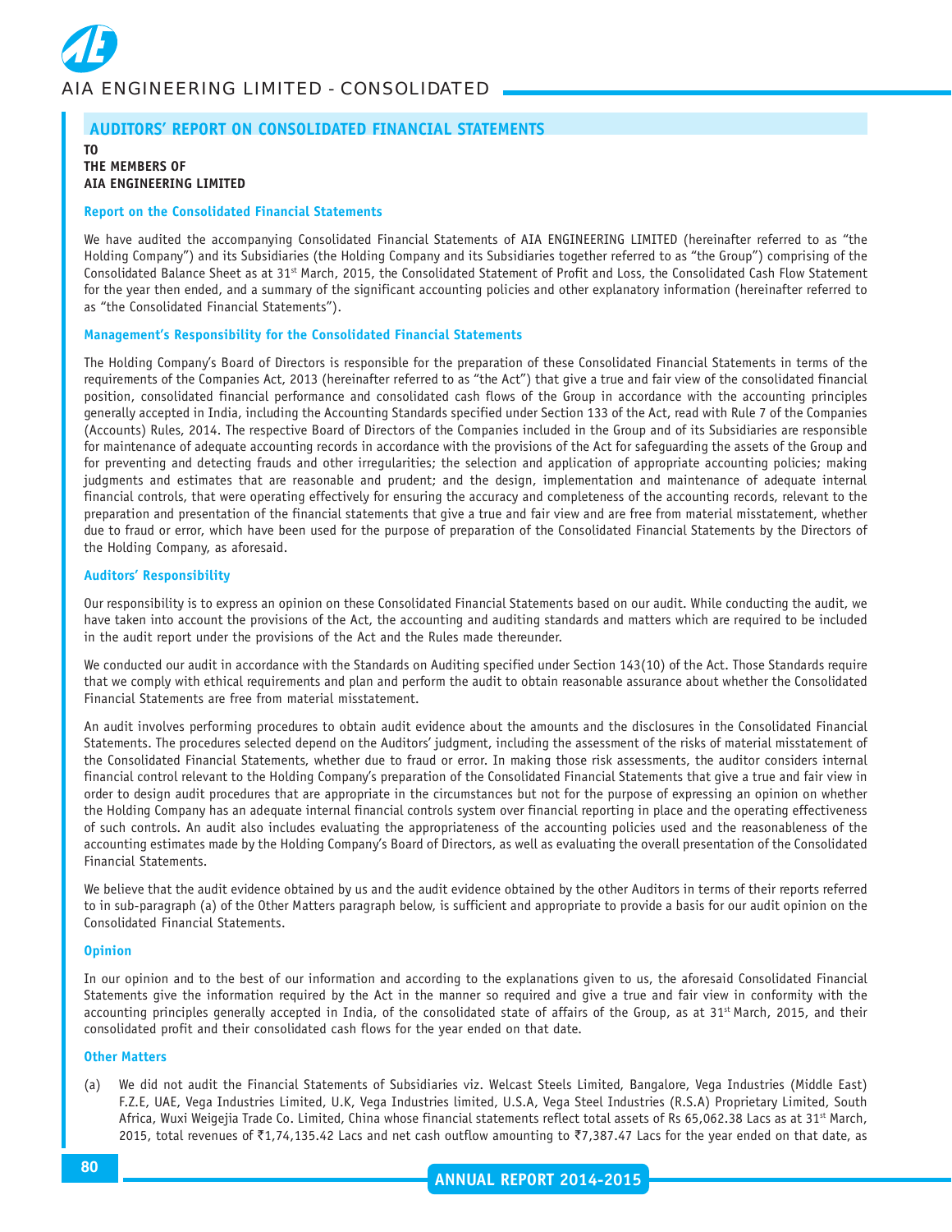## AUDITORS' REPORT ON CONSOLIDATED FINANCIAL STATEMENTS

**TO**
**THE MEMBERS OF**
**AIA ENGINEERING LIMITED**

### Report on the Consolidated Financial Statements

We have audited the accompanying Consolidated Financial Statements of AIA ENGINEERING LIMITED (hereinafter referred to as "the Holding Company") and its Subsidiaries (the Holding Company and its Subsidiaries together referred to as "the Group") comprising of the Consolidated Balance Sheet as at 31st March, 2015, the Consolidated Statement of Profit and Loss, the Consolidated Cash Flow Statement for the year then ended, and a summary of the significant accounting policies and other explanatory information (hereinafter referred to as "the Consolidated Financial Statements").

### Management's Responsibility for the Consolidated Financial Statements

The Holding Company's Board of Directors is responsible for the preparation of these Consolidated Financial Statements in terms of the requirements of the Companies Act, 2013 (hereinafter referred to as "the Act") that give a true and fair view of the consolidated financial position, consolidated financial performance and consolidated cash flows of the Group in accordance with the accounting principles generally accepted in India, including the Accounting Standards specified under Section 133 of the Act, read with Rule 7 of the Companies (Accounts) Rules, 2014. The respective Board of Directors of the Companies included in the Group and of its Subsidiaries are responsible for maintenance of adequate accounting records in accordance with the provisions of the Act for safeguarding the assets of the Group and for preventing and detecting frauds and other irregularities; the selection and application of appropriate accounting policies; making judgments and estimates that are reasonable and prudent; and the design, implementation and maintenance of adequate internal financial controls, that were operating effectively for ensuring the accuracy and completeness of the accounting records, relevant to the preparation and presentation of the financial statements that give a true and fair view and are free from material misstatement, whether due to fraud or error, which have been used for the purpose of preparation of the Consolidated Financial Statements by the Directors of the Holding Company, as aforesaid.

### Auditors' Responsibility

Our responsibility is to express an opinion on these Consolidated Financial Statements based on our audit. While conducting the audit, we have taken into account the provisions of the Act, the accounting and auditing standards and matters which are required to be included in the audit report under the provisions of the Act and the Rules made thereunder.

We conducted our audit in accordance with the Standards on Auditing specified under Section 143(10) of the Act. Those Standards require that we comply with ethical requirements and plan and perform the audit to obtain reasonable assurance about whether the Consolidated Financial Statements are free from material misstatement.

An audit involves performing procedures to obtain audit evidence about the amounts and the disclosures in the Consolidated Financial Statements. The procedures selected depend on the Auditors' judgment, including the assessment of the risks of material misstatement of the Consolidated Financial Statements, whether due to fraud or error. In making those risk assessments, the auditor considers internal financial control relevant to the Holding Company's preparation of the Consolidated Financial Statements that give a true and fair view in order to design audit procedures that are appropriate in the circumstances but not for the purpose of expressing an opinion on whether the Holding Company has an adequate internal financial controls system over financial reporting in place and the operating effectiveness of such controls. An audit also includes evaluating the appropriateness of the accounting policies used and the reasonableness of the accounting estimates made by the Holding Company's Board of Directors, as well as evaluating the overall presentation of the Consolidated Financial Statements.

We believe that the audit evidence obtained by us and the audit evidence obtained by the other Auditors in terms of their reports referred to in sub-paragraph (a) of the Other Matters paragraph below, is sufficient and appropriate to provide a basis for our audit opinion on the Consolidated Financial Statements.

### Opinion

In our opinion and to the best of our information and according to the explanations given to us, the aforesaid Consolidated Financial Statements give the information required by the Act in the manner so required and give a true and fair view in conformity with the accounting principles generally accepted in India, of the consolidated state of affairs of the Group, as at 31st March, 2015, and their consolidated profit and their consolidated cash flows for the year ended on that date.

### Other Matters

(a) We did not audit the Financial Statements of Subsidiaries viz. Welcast Steels Limited, Bangalore, Vega Industries (Middle East) F.Z.E, UAE, Vega Industries Limited, U.K, Vega Industries limited, U.S.A, Vega Steel Industries (R.S.A) Proprietary Limited, South Africa, Wuxi Weigejia Trade Co. Limited, China whose financial statements reflect total assets of Rs 65,062.38 Lacs as at 31st March, 2015, total revenues of ₹1,74,135.42 Lacs and net cash outflow amounting to ₹7,387.47 Lacs for the year ended on that date, as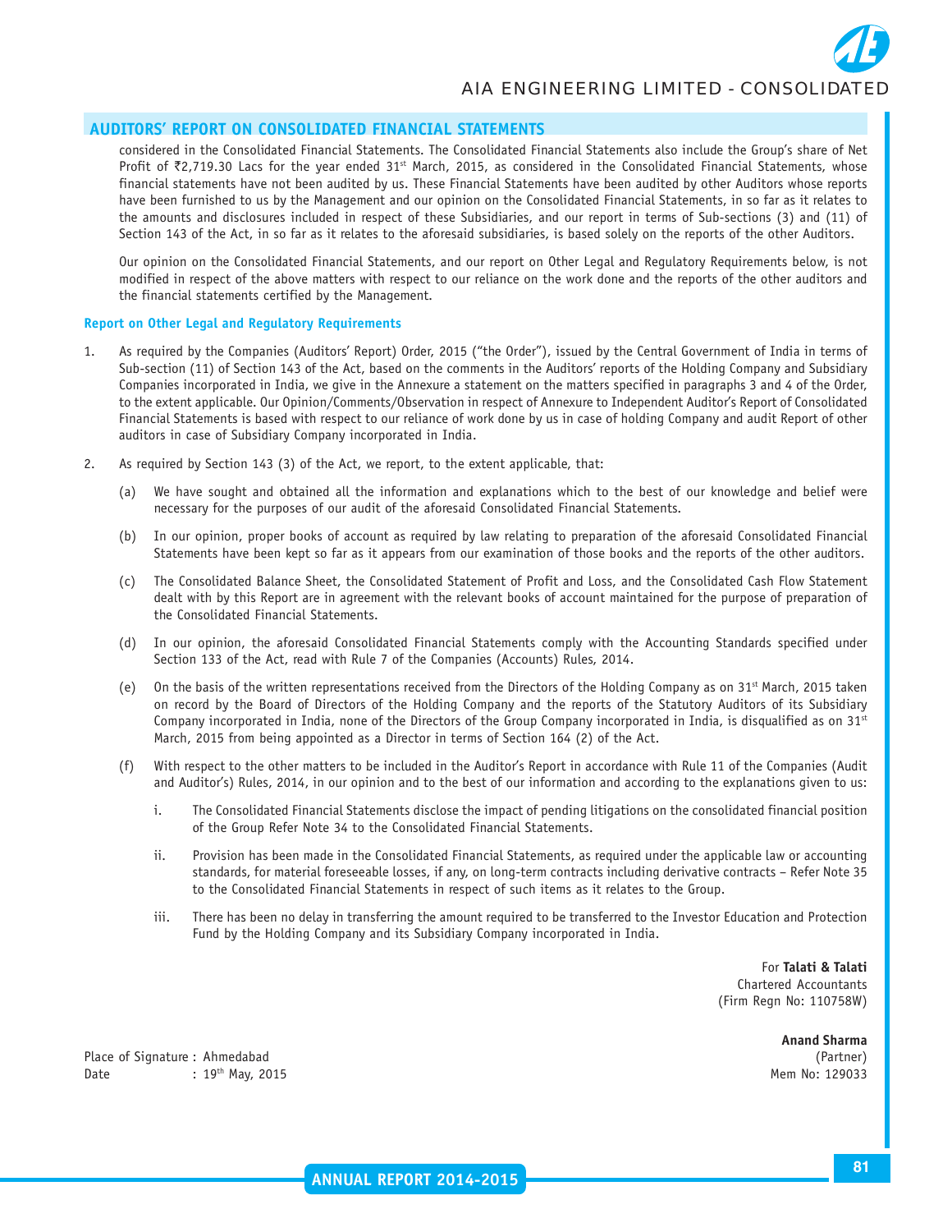## AUDITORS' REPORT ON CONSOLIDATED FINANCIAL STATEMENTS

considered in the Consolidated Financial Statements. The Consolidated Financial Statements also include the Group's share of Net Profit of ₹2,719.30 Lacs for the year ended 31st March, 2015, as considered in the Consolidated Financial Statements, whose financial statements have not been audited by us. These Financial Statements have been audited by other Auditors whose reports have been furnished to us by the Management and our opinion on the Consolidated Financial Statements, in so far as it relates to the amounts and disclosures included in respect of these Subsidiaries, and our report in terms of Sub-sections (3) and (11) of Section 143 of the Act, in so far as it relates to the aforesaid subsidiaries, is based solely on the reports of the other Auditors.

Our opinion on the Consolidated Financial Statements, and our report on Other Legal and Regulatory Requirements below, is not modified in respect of the above matters with respect to our reliance on the work done and the reports of the other auditors and the financial statements certified by the Management.

### Report on Other Legal and Regulatory Requirements

1. As required by the Companies (Auditors' Report) Order, 2015 ("the Order"), issued by the Central Government of India in terms of Sub-section (11) of Section 143 of the Act, based on the comments in the Auditors' reports of the Holding Company and Subsidiary Companies incorporated in India, we give in the Annexure a statement on the matters specified in paragraphs 3 and 4 of the Order, to the extent applicable. Our Opinion/Comments/Observation in respect of Annexure to Independent Auditor's Report of Consolidated Financial Statements is based with respect to our reliance of work done by us in case of holding Company and audit Report of other auditors in case of Subsidiary Company incorporated in India.

2. As required by Section 143 (3) of the Act, we report, to the extent applicable, that:

   (a) We have sought and obtained all the information and explanations which to the best of our knowledge and belief were necessary for the purposes of our audit of the aforesaid Consolidated Financial Statements.

   (b) In our opinion, proper books of account as required by law relating to preparation of the aforesaid Consolidated Financial Statements have been kept so far as it appears from our examination of those books and the reports of the other auditors.

   (c) The Consolidated Balance Sheet, the Consolidated Statement of Profit and Loss, and the Consolidated Cash Flow Statement dealt with by this Report are in agreement with the relevant books of account maintained for the purpose of preparation of the Consolidated Financial Statements.

   (d) In our opinion, the aforesaid Consolidated Financial Statements comply with the Accounting Standards specified under Section 133 of the Act, read with Rule 7 of the Companies (Accounts) Rules, 2014.

   (e) On the basis of the written representations received from the Directors of the Holding Company as on 31st March, 2015 taken on record by the Board of Directors of the Holding Company and the reports of the Statutory Auditors of its Subsidiary Company incorporated in India, none of the Directors of the Group Company incorporated in India, is disqualified as on 31st March, 2015 from being appointed as a Director in terms of Section 164 (2) of the Act.

   (f) With respect to the other matters to be included in the Auditor's Report in accordance with Rule 11 of the Companies (Audit and Auditor's) Rules, 2014, in our opinion and to the best of our information and according to the explanations given to us:

      i. The Consolidated Financial Statements disclose the impact of pending litigations on the consolidated financial position of the Group Refer Note 34 to the Consolidated Financial Statements.

      ii. Provision has been made in the Consolidated Financial Statements, as required under the applicable law or accounting standards, for material foreseeable losses, if any, on long-term contracts including derivative contracts – Refer Note 35 to the Consolidated Financial Statements in respect of such items as it relates to the Group.

      iii. There has been no delay in transferring the amount required to be transferred to the Investor Education and Protection Fund by the Holding Company and its Subsidiary Company incorporated in India.

For **Talati & Talati**
Chartered Accountants
(Firm Regn No: 110758W)

**Anand Sharma**
(Partner)
Mem No: 129033

Place of Signature : Ahmedabad
Date : 19th May, 2015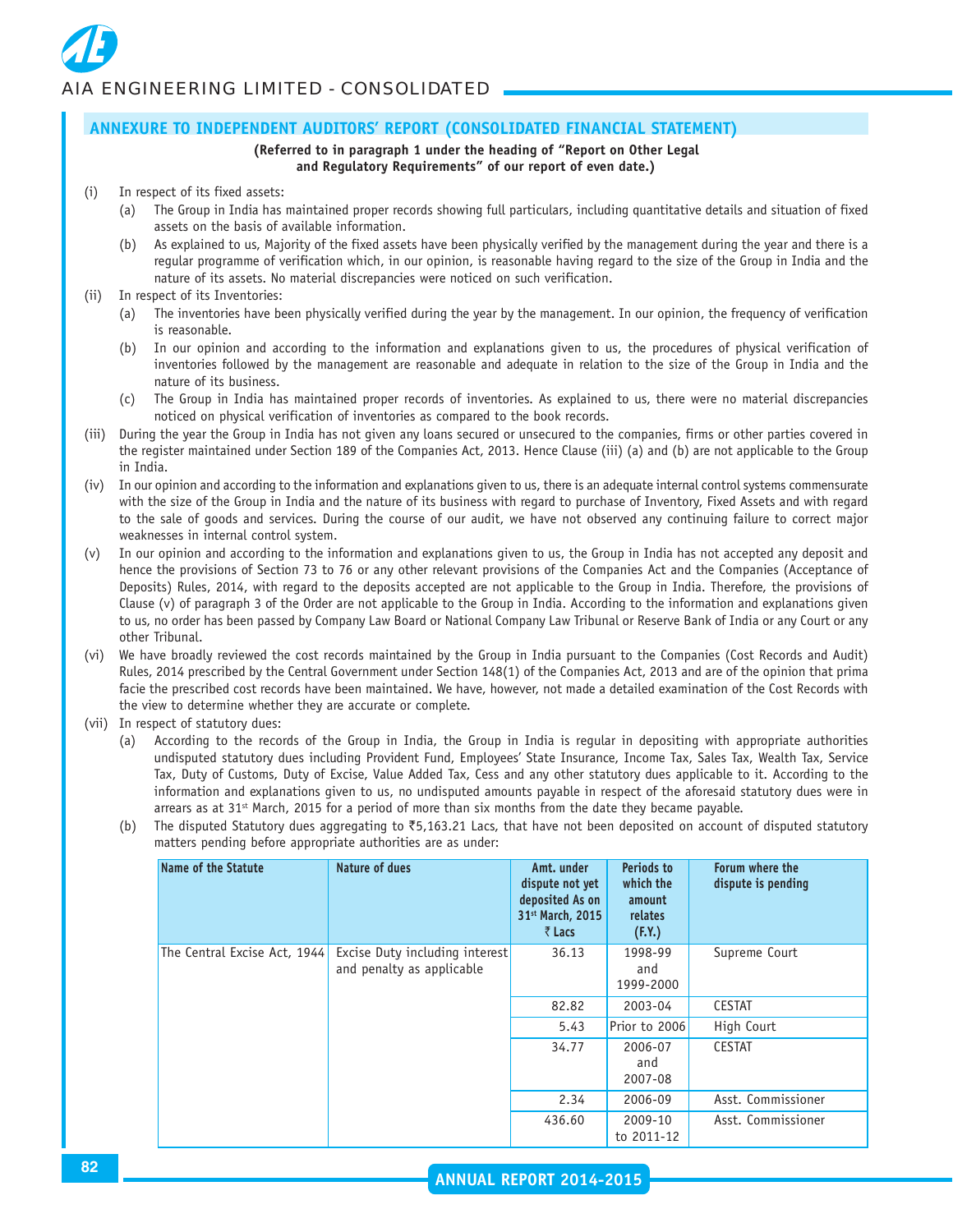## ANNEXURE TO INDEPENDENT AUDITORS' REPORT (CONSOLIDATED FINANCIAL STATEMENT)

**(Referred to in paragraph 1 under the heading of "Report on Other Legal and Regulatory Requirements" of our report of even date.)**

(i) In respect of its fixed assets:

(a) The Group in India has maintained proper records showing full particulars, including quantitative details and situation of fixed assets on the basis of available information.

(b) As explained to us, Majority of the fixed assets have been physically verified by the management during the year and there is a regular programme of verification which, in our opinion, is reasonable having regard to the size of the Group in India and the nature of its assets. No material discrepancies were noticed on such verification.

(ii) In respect of its Inventories:

(a) The inventories have been physically verified during the year by the management. In our opinion, the frequency of verification is reasonable.

(b) In our opinion and according to the information and explanations given to us, the procedures of physical verification of inventories followed by the management are reasonable and adequate in relation to the size of the Group in India and the nature of its business.

(c) The Group in India has maintained proper records of inventories. As explained to us, there were no material discrepancies noticed on physical verification of inventories as compared to the book records.

(iii) During the year the Group in India has not given any loans secured or unsecured to the companies, firms or other parties covered in the register maintained under Section 189 of the Companies Act, 2013. Hence Clause (iii) (a) and (b) are not applicable to the Group in India.

(iv) In our opinion and according to the information and explanations given to us, there is an adequate internal control systems commensurate with the size of the Group in India and the nature of its business with regard to purchase of Inventory, Fixed Assets and with regard to the sale of goods and services. During the course of our audit, we have not observed any continuing failure to correct major weaknesses in internal control system.

(v) In our opinion and according to the information and explanations given to us, the Group in India has not accepted any deposit and hence the provisions of Section 73 to 76 or any other relevant provisions of the Companies Act and the Companies (Acceptance of Deposits) Rules, 2014, with regard to the deposits accepted are not applicable to the Group in India. Therefore, the provisions of Clause (v) of paragraph 3 of the Order are not applicable to the Group in India. According to the information and explanations given to us, no order has been passed by Company Law Board or National Company Law Tribunal or Reserve Bank of India or any Court or any other Tribunal.

(vi) We have broadly reviewed the cost records maintained by the Group in India pursuant to the Companies (Cost Records and Audit) Rules, 2014 prescribed by the Central Government under Section 148(1) of the Companies Act, 2013 and are of the opinion that prima facie the prescribed cost records have been maintained. We have, however, not made a detailed examination of the Cost Records with the view to determine whether they are accurate or complete.

(vii) In respect of statutory dues:

(a) According to the records of the Group in India, the Group in India is regular in depositing with appropriate authorities undisputed statutory dues including Provident Fund, Employees' State Insurance, Income Tax, Sales Tax, Wealth Tax, Service Tax, Duty of Customs, Duty of Excise, Value Added Tax, Cess and any other statutory dues applicable to it. According to the information and explanations given to us, no undisputed amounts payable in respect of the aforesaid statutory dues were in arrears as at 31st March, 2015 for a period of more than six months from the date they became payable.

(b) The disputed Statutory dues aggregating to ₹5,163.21 Lacs, that have not been deposited on account of disputed statutory matters pending before appropriate authorities are as under:

| Name of the Statute | Nature of dues | Amt. under dispute not yet deposited As on 31st March, 2015 ₹ Lacs | Periods to which the amount relates (F.Y.) | Forum where the dispute is pending |
|---|---|---|---|---|
| The Central Excise Act, 1944 | Excise Duty including interest and penalty as applicable | 36.13 | 1998-99 and 1999-2000 | Supreme Court |
| | | 82.82 | 2003-04 | CESTAT |
| | | 5.43 | Prior to 2006 | High Court |
| | | 34.77 | 2006-07 and 2007-08 | CESTAT |
| | | 2.34 | 2006-09 | Asst. Commissioner |
| | | 436.60 | 2009-10 to 2011-12 | Asst. Commissioner |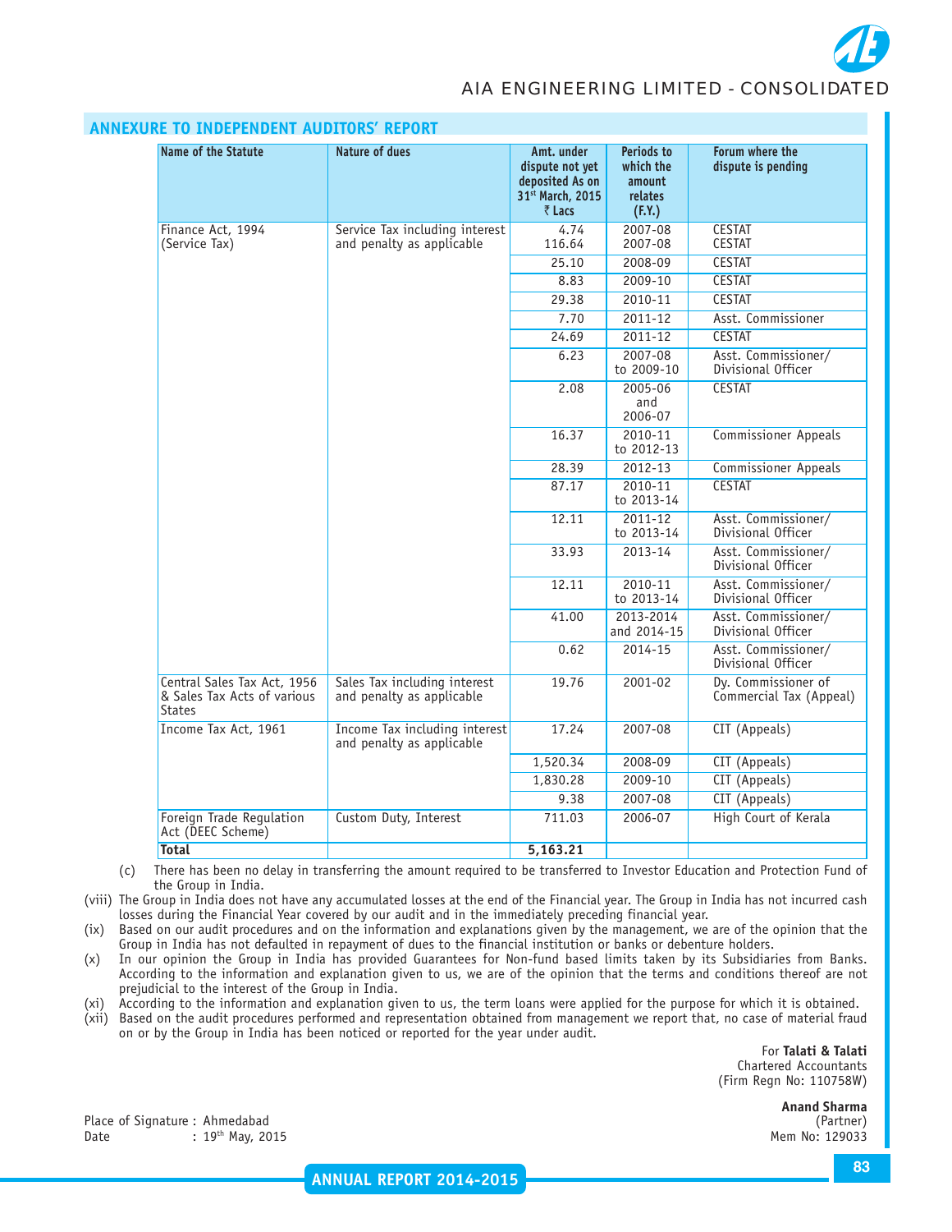## ANNEXURE TO INDEPENDENT AUDITORS' REPORT

| Name of the Statute | Nature of dues | Amt. under dispute not yet deposited As on 31st March, 2015 ₹ Lacs | Periods to which the amount relates (F.Y.) | Forum where the dispute is pending |
|---|---|---|---|---|
| Finance Act, 1994 (Service Tax) | Service Tax including interest and penalty as applicable | 4.74<br>116.64 | 2007-08<br>2007-08 | CESTAT<br>CESTAT |
| | | 25.10 | 2008-09 | CESTAT |
| | | 8.83 | 2009-10 | CESTAT |
| | | 29.38 | 2010-11 | CESTAT |
| | | 7.70 | 2011-12 | Asst. Commissioner |
| | | 24.69 | 2011-12 | CESTAT |
| | | 6.23 | 2007-08 to 2009-10 | Asst. Commissioner/ Divisional Officer |
| | | 2.08 | 2005-06 and 2006-07 | CESTAT |
| | | 16.37 | 2010-11 to 2012-13 | Commissioner Appeals |
| | | 28.39 | 2012-13 | Commissioner Appeals |
| | | 87.17 | 2010-11 to 2013-14 | CESTAT |
| | | 12.11 | 2011-12 to 2013-14 | Asst. Commissioner/ Divisional Officer |
| | | 33.93 | 2013-14 | Asst. Commissioner/ Divisional Officer |
| | | 12.11 | 2010-11 to 2013-14 | Asst. Commissioner/ Divisional Officer |
| | | 41.00 | 2013-2014 and 2014-15 | Asst. Commissioner/ Divisional Officer |
| | | 0.62 | 2014-15 | Asst. Commissioner/ Divisional Officer |
| Central Sales Tax Act, 1956 & Sales Tax Acts of various States | Sales Tax including interest and penalty as applicable | 19.76 | 2001-02 | Dy. Commissioner of Commercial Tax (Appeal) |
| Income Tax Act, 1961 | Income Tax including interest and penalty as applicable | 17.24 | 2007-08 | CIT (Appeals) |
| | | 1,520.34 | 2008-09 | CIT (Appeals) |
| | | 1,830.28 | 2009-10 | CIT (Appeals) |
| | | 9.38 | 2007-08 | CIT (Appeals) |
| Foreign Trade Regulation Act (DEEC Scheme) | Custom Duty, Interest | 711.03 | 2006-07 | High Court of Kerala |
| **Total** | | **5,163.21** | | |

(c) There has been no delay in transferring the amount required to be transferred to Investor Education and Protection Fund of the Group in India.

(viii) The Group in India does not have any accumulated losses at the end of the Financial year. The Group in India has not incurred cash losses during the Financial Year covered by our audit and in the immediately preceding financial year.

(ix) Based on our audit procedures and on the information and explanations given by the management, we are of the opinion that the Group in India has not defaulted in repayment of dues to the financial institution or banks or debenture holders.

(x) In our opinion the Group in India has provided Guarantees for Non-fund based limits taken by its Subsidiaries from Banks. According to the information and explanation given to us, we are of the opinion that the terms and conditions thereof are not prejudicial to the interest of the Group in India.

(xi) According to the information and explanation given to us, the term loans were applied for the purpose for which it is obtained.

(xii) Based on the audit procedures performed and representation obtained from management we report that, no case of material fraud on or by the Group in India has been noticed or reported for the year under audit.

For **Talati & Talati**
Chartered Accountants
(Firm Regn No: 110758W)

**Anand Sharma**
(Partner)
Mem No: 129033

Place of Signature : Ahmedabad
Date : 19th May, 2015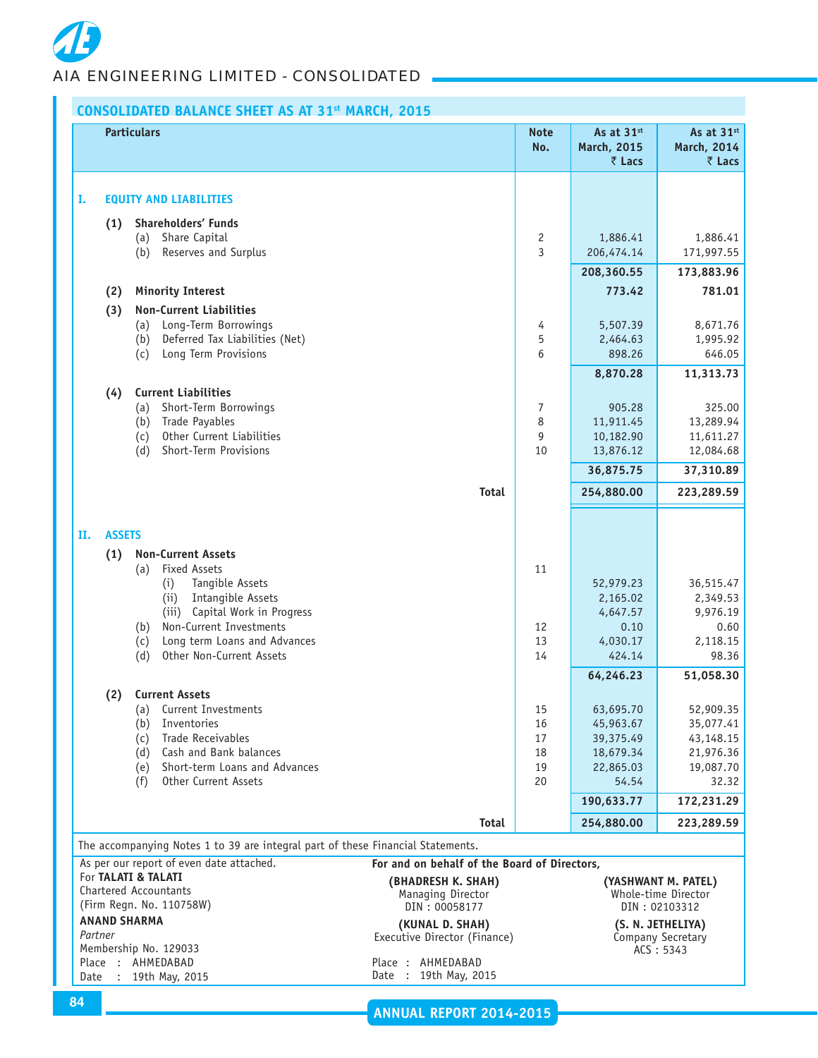## CONSOLIDATED BALANCE SHEET AS AT 31st MARCH, 2015

| Particulars | Note No. | As at 31st March, 2015 ₹ Lacs | As at 31st March, 2014 ₹ Lacs |
|---|---|---|---|
| **I. EQUITY AND LIABILITIES** | | | |
| **(1) Shareholders' Funds** | | | |
| (a) Share Capital | 2 | 1,886.41 | 1,886.41 |
| (b) Reserves and Surplus | 3 | 206,474.14 | 171,997.55 |
| | | **208,360.55** | **173,883.96** |
| **(2) Minority Interest** | | **773.42** | **781.01** |
| **(3) Non-Current Liabilities** | | | |
| (a) Long-Term Borrowings | 4 | 5,507.39 | 8,671.76 |
| (b) Deferred Tax Liabilities (Net) | 5 | 2,464.63 | 1,995.92 |
| (c) Long Term Provisions | 6 | 898.26 | 646.05 |
| | | **8,870.28** | **11,313.73** |
| **(4) Current Liabilities** | | | |
| (a) Short-Term Borrowings | 7 | 905.28 | 325.00 |
| (b) Trade Payables | 8 | 11,911.45 | 13,289.94 |
| (c) Other Current Liabilities | 9 | 10,182.90 | 11,611.27 |
| (d) Short-Term Provisions | 10 | 13,876.12 | 12,084.68 |
| | | **36,875.75** | **37,310.89** |
| **Total** | | **254,880.00** | **223,289.59** |
| **II. ASSETS** | | | |
| **(1) Non-Current Assets** | | | |
| (a) Fixed Assets | 11 | | |
| (i) Tangible Assets | | 52,979.23 | 36,515.47 |
| (ii) Intangible Assets | | 2,165.02 | 2,349.53 |
| (iii) Capital Work in Progress | | 4,647.57 | 9,976.19 |
| (b) Non-Current Investments | 12 | 0.10 | 0.60 |
| (c) Long term Loans and Advances | 13 | 4,030.17 | 2,118.15 |
| (d) Other Non-Current Assets | 14 | 424.14 | 98.36 |
| | | **64,246.23** | **51,058.30** |
| **(2) Current Assets** | | | |
| (a) Current Investments | 15 | 63,695.70 | 52,909.35 |
| (b) Inventories | 16 | 45,963.67 | 35,077.41 |
| (c) Trade Receivables | 17 | 39,375.49 | 43,148.15 |
| (d) Cash and Bank balances | 18 | 18,679.34 | 21,976.36 |
| (e) Short-term Loans and Advances | 19 | 22,865.03 | 19,087.70 |
| (f) Other Current Assets | 20 | 54.54 | 32.32 |
| | | **190,633.77** | **172,231.29** |
| **Total** | | **254,880.00** | **223,289.59** |

The accompanying Notes 1 to 39 are integral part of these Financial Statements.

As per our report of even date attached.
For **TALATI & TALATI**
Chartered Accountants
(Firm Regn. No. 110758W)

**ANAND SHARMA**
*Partner*
Membership No. 129033
Place : AHMEDABAD
Date : 19th May, 2015

**For and on behalf of the Board of Directors,**

**(BHADRESH K. SHAH)**
Managing Director
DIN : 00058177

**(YASHWANT M. PATEL)**
Whole-time Director
DIN : 02103312

**(KUNAL D. SHAH)**
Executive Director (Finance)

**(S. N. JETHELIYA)**
Company Secretary
ACS : 5343

Place : AHMEDABAD
Date : 19th May, 2015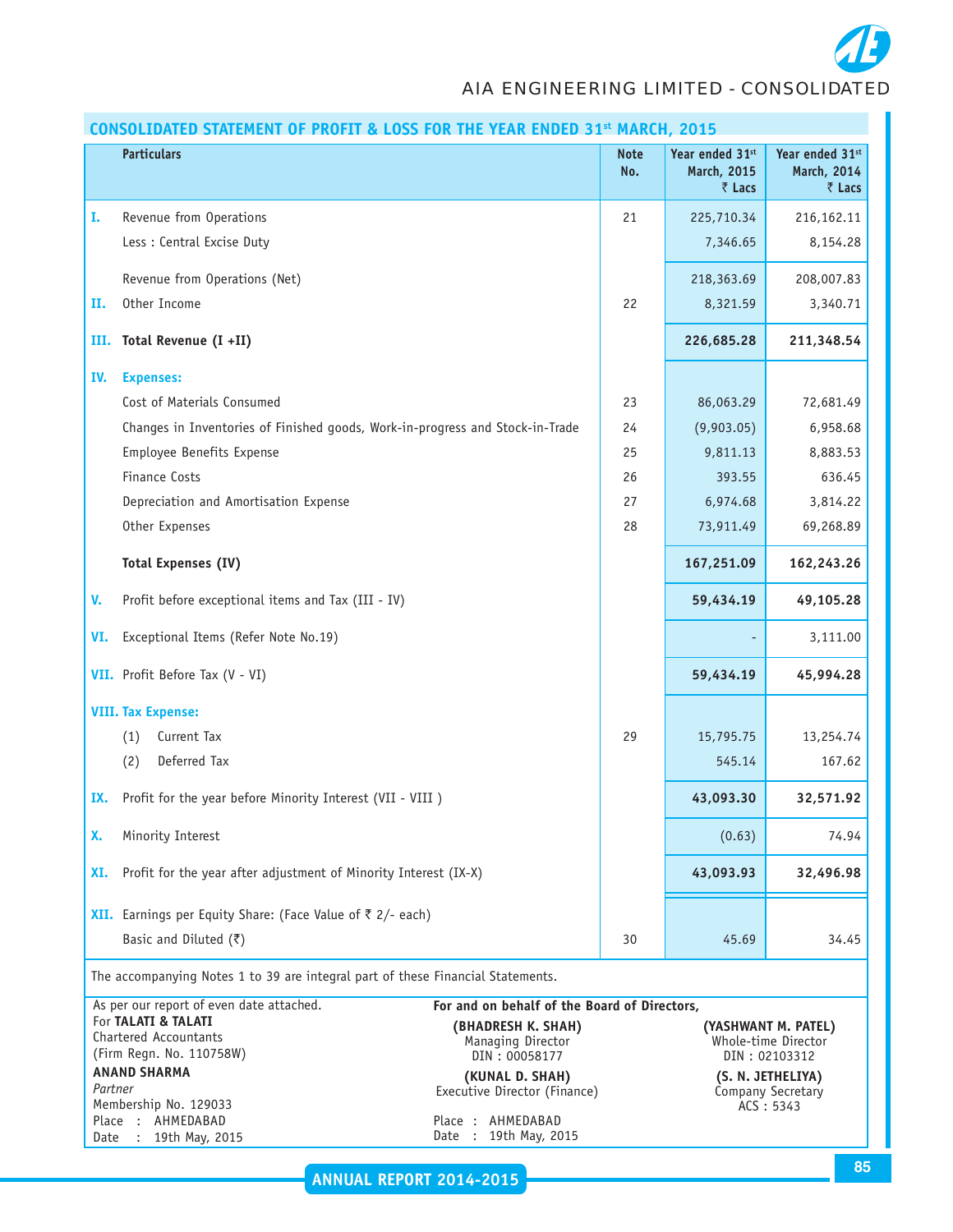## CONSOLIDATED STATEMENT OF PROFIT & LOSS FOR THE YEAR ENDED 31st MARCH, 2015

| | Particulars | Note No. | Year ended 31st March, 2015 ₹ Lacs | Year ended 31st March, 2014 ₹ Lacs |
|---|---|---|---|---|
| I. | Revenue from Operations | 21 | 225,710.34 | 216,162.11 |
| | Less : Central Excise Duty | | 7,346.65 | 8,154.28 |
| | Revenue from Operations (Net) | | 218,363.69 | 208,007.83 |
| II. | Other Income | 22 | 8,321.59 | 3,340.71 |
| III. | **Total Revenue (I +II)** | | **226,685.28** | **211,348.54** |
| IV. | **Expenses:** | | | |
| | Cost of Materials Consumed | 23 | 86,063.29 | 72,681.49 |
| | Changes in Inventories of Finished goods, Work-in-progress and Stock-in-Trade | 24 | (9,903.05) | 6,958.68 |
| | Employee Benefits Expense | 25 | 9,811.13 | 8,883.53 |
| | Finance Costs | 26 | 393.55 | 636.45 |
| | Depreciation and Amortisation Expense | 27 | 6,974.68 | 3,814.22 |
| | Other Expenses | 28 | 73,911.49 | 69,268.89 |
| | **Total Expenses (IV)** | | **167,251.09** | **162,243.26** |
| V. | Profit before exceptional items and Tax (III - IV) | | **59,434.19** | **49,105.28** |
| VI. | Exceptional Items (Refer Note No.19) | | - | 3,111.00 |
| VII. | Profit Before Tax (V - VI) | | **59,434.19** | **45,994.28** |
| VIII. | **Tax Expense:** | | | |
| | (1) Current Tax | 29 | 15,795.75 | 13,254.74 |
| | (2) Deferred Tax | | 545.14 | 167.62 |
| IX. | Profit for the year before Minority Interest (VII - VIII ) | | **43,093.30** | **32,571.92** |
| X. | Minority Interest | | (0.63) | 74.94 |
| XI. | Profit for the year after adjustment of Minority Interest (IX-X) | | **43,093.93** | **32,496.98** |
| XII. | Earnings per Equity Share: (Face Value of ₹ 2/- each) | | | |
| | Basic and Diluted (₹) | 30 | 45.69 | 34.45 |

The accompanying Notes 1 to 39 are integral part of these Financial Statements.

As per our report of even date attached.
For **TALATI & TALATI**
Chartered Accountants
(Firm Regn. No. 110758W)

**ANAND SHARMA**
*Partner*
Membership No. 129033
Place : AHMEDABAD
Date : 19th May, 2015

**For and on behalf of the Board of Directors,**

**(BHADRESH K. SHAH)**
Managing Director
DIN : 00058177

**(YASHWANT M. PATEL)**
Whole-time Director
DIN : 02103312

**(KUNAL D. SHAH)**
Executive Director (Finance)

**(S. N. JETHELIYA)**
Company Secretary
ACS : 5343

Place : AHMEDABAD
Date : 19th May, 2015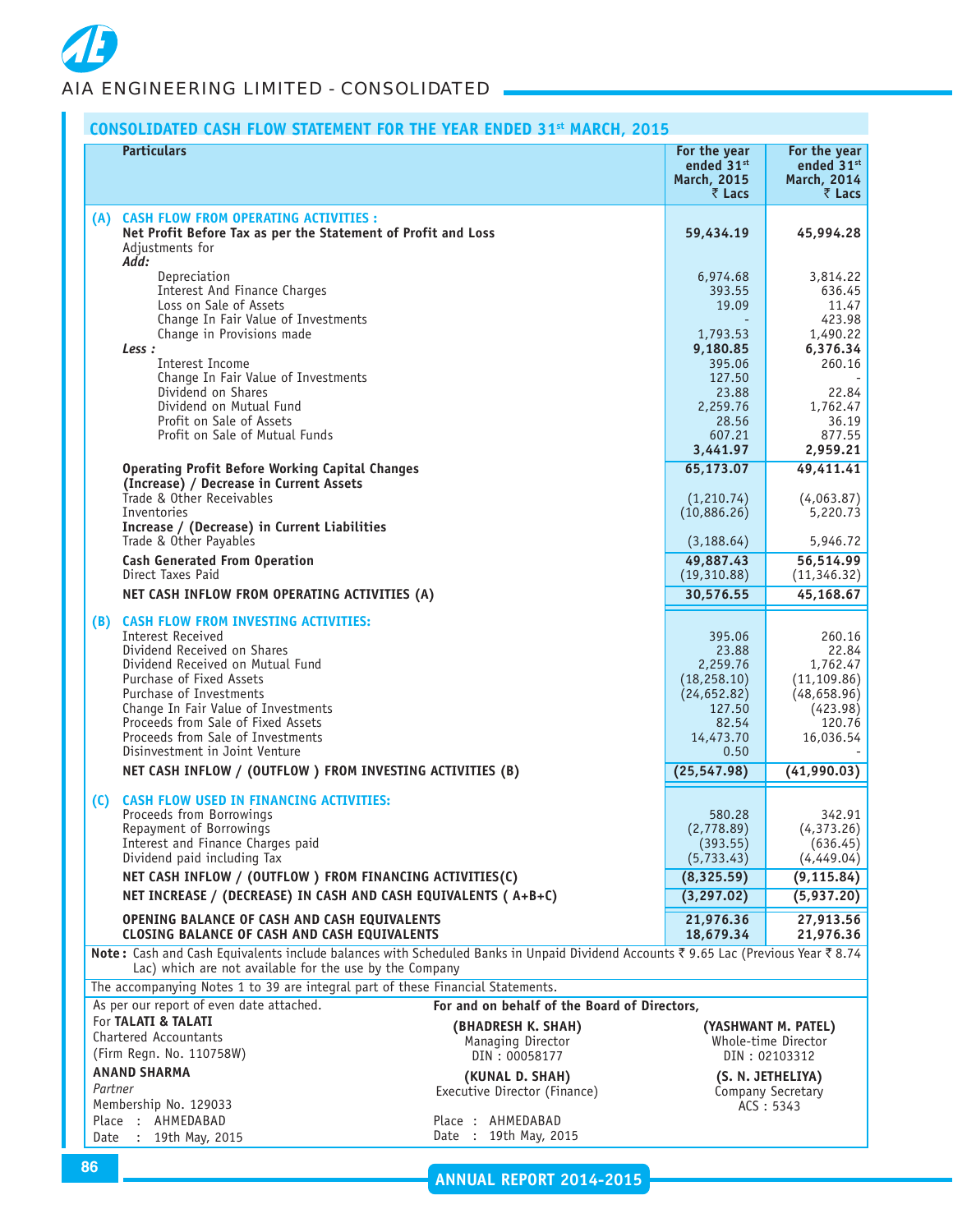## CONSOLIDATED CASH FLOW STATEMENT FOR THE YEAR ENDED 31st MARCH, 2015

| Particulars | For the year ended 31st March, 2015 ₹ Lacs | For the year ended 31st March, 2014 ₹ Lacs |
|---|---|---|
| **(A) CASH FLOW FROM OPERATING ACTIVITIES :** | | |
| **Net Profit Before Tax as per the Statement of Profit and Loss** | **59,434.19** | **45,994.28** |
| Adjustments for | | |
| ***Add:*** | | |
| Depreciation | 6,974.68 | 3,814.22 |
| Interest And Finance Charges | 393.55 | 636.45 |
| Loss on Sale of Assets | 19.09 | 11.47 |
| Change In Fair Value of Investments | - | 423.98 |
| Change in Provisions made | 1,793.53 | 1,490.22 |
| | **9,180.85** | **6,376.34** |
| ***Less :*** | | |
| Interest Income | 395.06 | 260.16 |
| Change In Fair Value of Investments | 127.50 | - |
| Dividend on Shares | 23.88 | 22.84 |
| Dividend on Mutual Fund | 2,259.76 | 1,762.47 |
| Profit on Sale of Assets | 28.56 | 36.19 |
| Profit on Sale of Mutual Funds | 607.21 | 877.55 |
| | **3,441.97** | **2,959.21** |
| **Operating Profit Before Working Capital Changes** | **65,173.07** | **49,411.41** |
| **(Increase) / Decrease in Current Assets** | | |
| Trade & Other Receivables | (1,210.74) | (4,063.87) |
| Inventories | (10,886.26) | 5,220.73 |
| **Increase / (Decrease) in Current Liabilities** | | |
| Trade & Other Payables | (3,188.64) | 5,946.72 |
| **Cash Generated From Operation** | **49,887.43** | **56,514.99** |
| Direct Taxes Paid | (19,310.88) | (11,346.32) |
| **NET CASH INFLOW FROM OPERATING ACTIVITIES (A)** | **30,576.55** | **45,168.67** |
| **(B) CASH FLOW FROM INVESTING ACTIVITIES:** | | |
| Interest Received | 395.06 | 260.16 |
| Dividend Received on Shares | 23.88 | 22.84 |
| Dividend Received on Mutual Fund | 2,259.76 | 1,762.47 |
| Purchase of Fixed Assets | (18,258.10) | (11,109.86) |
| Purchase of Investments | (24,652.82) | (48,658.96) |
| Change In Fair Value of Investments | 127.50 | (423.98) |
| Proceeds from Sale of Fixed Assets | 82.54 | 120.76 |
| Proceeds from Sale of Investments | 14,473.70 | 16,036.54 |
| Disinvestment in Joint Venture | 0.50 | - |
| **NET CASH INFLOW / (OUTFLOW ) FROM INVESTING ACTIVITIES (B)** | **(25,547.98)** | **(41,990.03)** |
| **(C) CASH FLOW USED IN FINANCING ACTIVITIES:** | | |
| Proceeds from Borrowings | 580.28 | 342.91 |
| Repayment of Borrowings | (2,778.89) | (4,373.26) |
| Interest and Finance Charges paid | (393.55) | (636.45) |
| Dividend paid including Tax | (5,733.43) | (4,449.04) |
| **NET CASH INFLOW / (OUTFLOW ) FROM FINANCING ACTIVITIES(C)** | **(8,325.59)** | **(9,115.84)** |
| **NET INCREASE / (DECREASE) IN CASH AND CASH EQUIVALENTS ( A+B+C)** | **(3,297.02)** | **(5,937.20)** |
| **OPENING BALANCE OF CASH AND CASH EQUIVALENTS** | **21,976.36** | **27,913.56** |
| **CLOSING BALANCE OF CASH AND CASH EQUIVALENTS** | **18,679.34** | **21,976.36** |

**Note :** Cash and Cash Equivalents include balances with Scheduled Banks in Unpaid Dividend Accounts ₹ 9.65 Lac (Previous Year ₹ 8.74 Lac) which are not available for the use by the Company

The accompanying Notes 1 to 39 are integral part of these Financial Statements.

As per our report of even date attached.
For **TALATI & TALATI**
Chartered Accountants
(Firm Regn. No. 110758W)

**ANAND SHARMA**
*Partner*
Membership No. 129033
Place : AHMEDABAD
Date : 19th May, 2015

**For and on behalf of the Board of Directors,**

**(BHADRESH K. SHAH)**
Managing Director
DIN : 00058177

**(YASHWANT M. PATEL)**
Whole-time Director
DIN : 02103312

**(KUNAL D. SHAH)**
Executive Director (Finance)

**(S. N. JETHELIYA)**
Company Secretary
ACS : 5343

Place : AHMEDABAD
Date : 19th May, 2015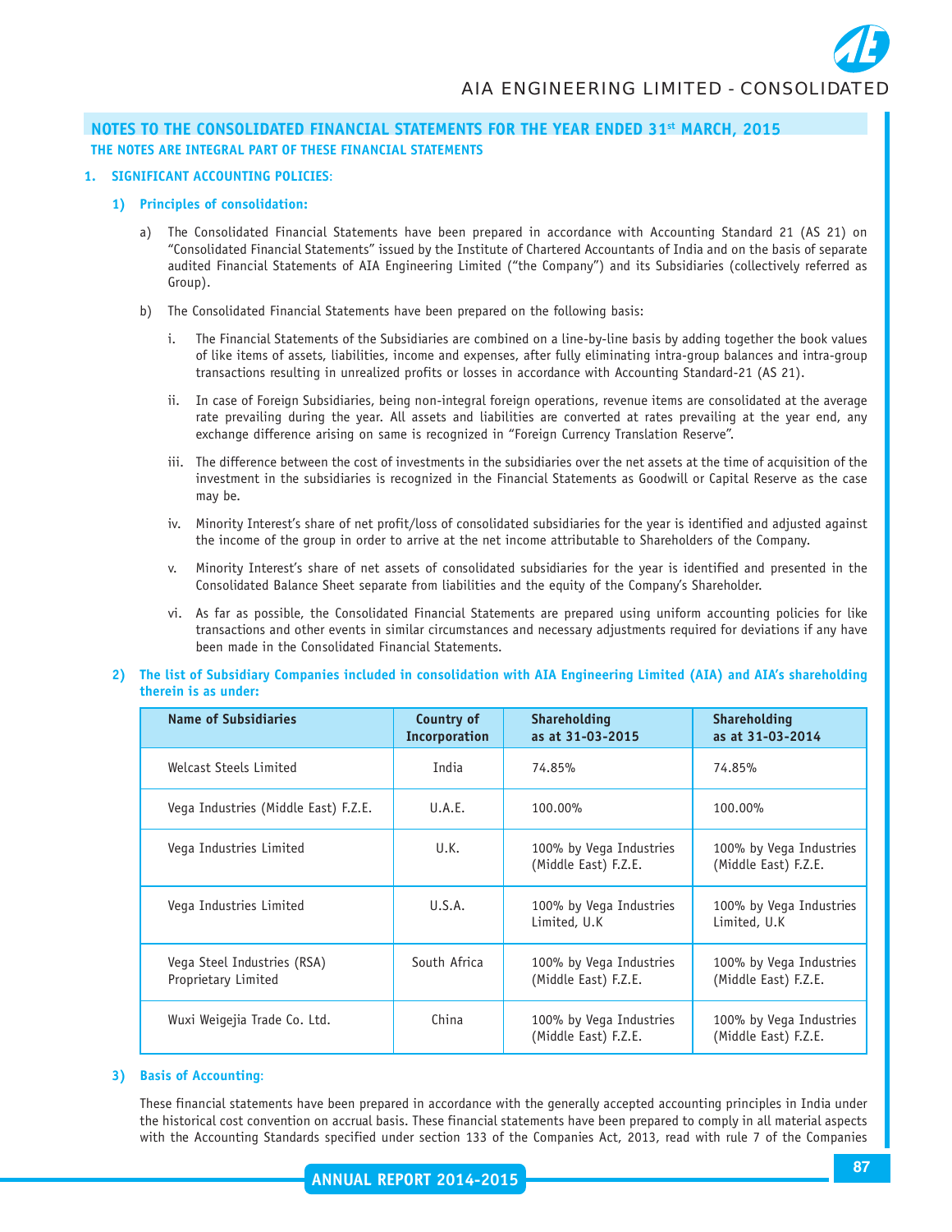## NOTES TO THE CONSOLIDATED FINANCIAL STATEMENTS FOR THE YEAR ENDED 31st MARCH, 2015

**THE NOTES ARE INTEGRAL PART OF THESE FINANCIAL STATEMENTS**

### 1. SIGNIFICANT ACCOUNTING POLICIES:

#### 1) Principles of consolidation:

a) The Consolidated Financial Statements have been prepared in accordance with Accounting Standard 21 (AS 21) on "Consolidated Financial Statements" issued by the Institute of Chartered Accountants of India and on the basis of separate audited Financial Statements of AIA Engineering Limited ("the Company") and its Subsidiaries (collectively referred as Group).

b) The Consolidated Financial Statements have been prepared on the following basis:

i. The Financial Statements of the Subsidiaries are combined on a line-by-line basis by adding together the book values of like items of assets, liabilities, income and expenses, after fully eliminating intra-group balances and intra-group transactions resulting in unrealized profits or losses in accordance with Accounting Standard-21 (AS 21).

ii. In case of Foreign Subsidiaries, being non-integral foreign operations, revenue items are consolidated at the average rate prevailing during the year. All assets and liabilities are converted at rates prevailing at the year end, any exchange difference arising on same is recognized in "Foreign Currency Translation Reserve".

iii. The difference between the cost of investments in the subsidiaries over the net assets at the time of acquisition of the investment in the subsidiaries is recognized in the Financial Statements as Goodwill or Capital Reserve as the case may be.

iv. Minority Interest's share of net profit/loss of consolidated subsidiaries for the year is identified and adjusted against the income of the group in order to arrive at the net income attributable to Shareholders of the Company.

v. Minority Interest's share of net assets of consolidated subsidiaries for the year is identified and presented in the Consolidated Balance Sheet separate from liabilities and the equity of the Company's Shareholder.

vi. As far as possible, the Consolidated Financial Statements are prepared using uniform accounting policies for like transactions and other events in similar circumstances and necessary adjustments required for deviations if any have been made in the Consolidated Financial Statements.

#### 2) The list of Subsidiary Companies included in consolidation with AIA Engineering Limited (AIA) and AIA's shareholding therein is as under:

| Name of Subsidiaries | Country of Incorporation | Shareholding as at 31-03-2015 | Shareholding as at 31-03-2014 |
|---|---|---|---|
| Welcast Steels Limited | India | 74.85% | 74.85% |
| Vega Industries (Middle East) F.Z.E. | U.A.E. | 100.00% | 100.00% |
| Vega Industries Limited | U.K. | 100% by Vega Industries (Middle East) F.Z.E. | 100% by Vega Industries (Middle East) F.Z.E. |
| Vega Industries Limited | U.S.A. | 100% by Vega Industries Limited, U.K | 100% by Vega Industries Limited, U.K |
| Vega Steel Industries (RSA) Proprietary Limited | South Africa | 100% by Vega Industries (Middle East) F.Z.E. | 100% by Vega Industries (Middle East) F.Z.E. |
| Wuxi Weigejia Trade Co. Ltd. | China | 100% by Vega Industries (Middle East) F.Z.E. | 100% by Vega Industries (Middle East) F.Z.E. |

#### 3) Basis of Accounting:

These financial statements have been prepared in accordance with the generally accepted accounting principles in India under the historical cost convention on accrual basis. These financial statements have been prepared to comply in all material aspects with the Accounting Standards specified under section 133 of the Companies Act, 2013, read with rule 7 of the Companies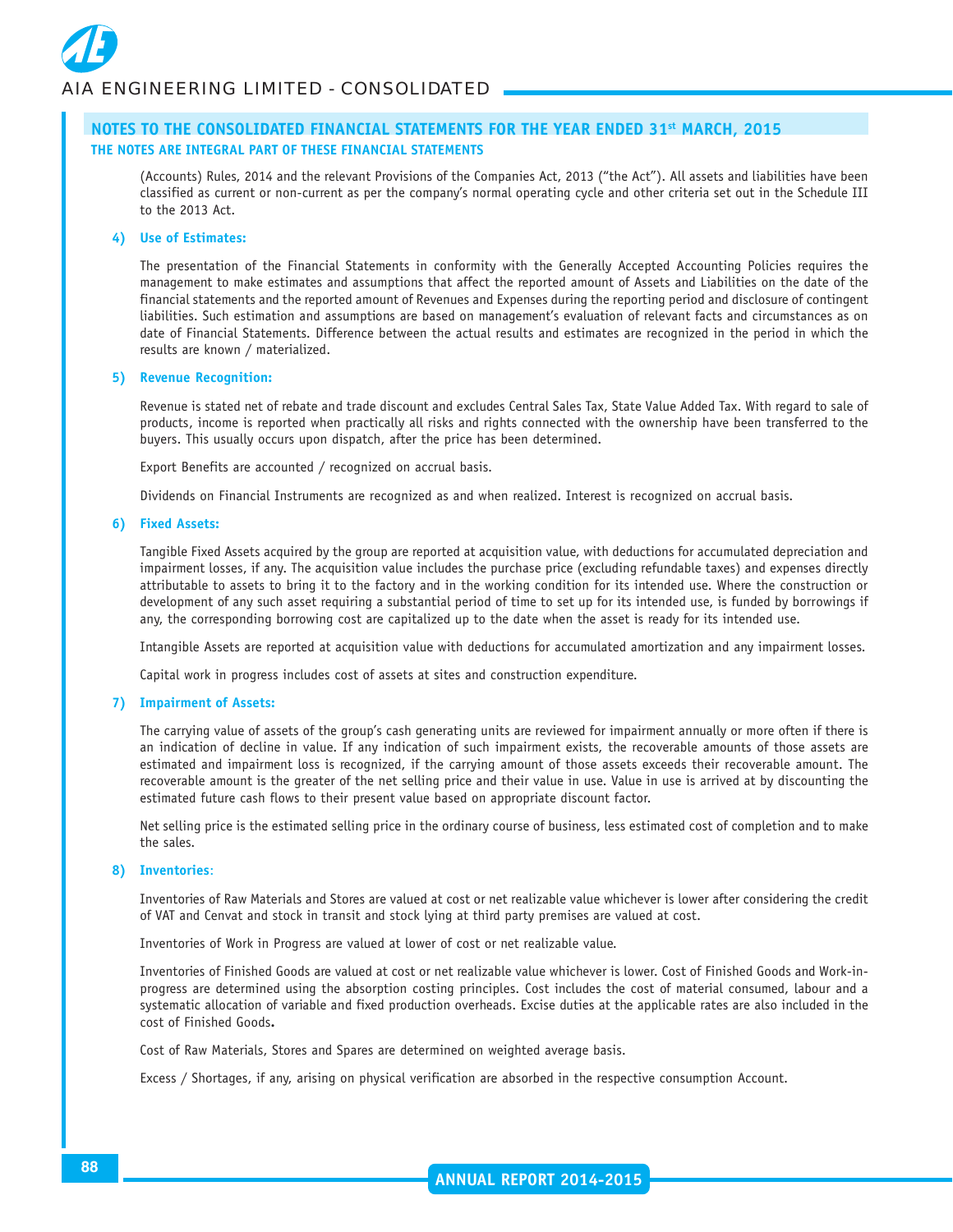## NOTES TO THE CONSOLIDATED FINANCIAL STATEMENTS FOR THE YEAR ENDED 31st MARCH, 2015

**THE NOTES ARE INTEGRAL PART OF THESE FINANCIAL STATEMENTS**

(Accounts) Rules, 2014 and the relevant Provisions of the Companies Act, 2013 ("the Act"). All assets and liabilities have been classified as current or non-current as per the company's normal operating cycle and other criteria set out in the Schedule III to the 2013 Act.

### 4) Use of Estimates:

The presentation of the Financial Statements in conformity with the Generally Accepted Accounting Policies requires the management to make estimates and assumptions that affect the reported amount of Assets and Liabilities on the date of the financial statements and the reported amount of Revenues and Expenses during the reporting period and disclosure of contingent liabilities. Such estimation and assumptions are based on management's evaluation of relevant facts and circumstances as on date of Financial Statements. Difference between the actual results and estimates are recognized in the period in which the results are known / materialized.

### 5) Revenue Recognition:

Revenue is stated net of rebate and trade discount and excludes Central Sales Tax, State Value Added Tax. With regard to sale of products, income is reported when practically all risks and rights connected with the ownership have been transferred to the buyers. This usually occurs upon dispatch, after the price has been determined.

Export Benefits are accounted / recognized on accrual basis.

Dividends on Financial Instruments are recognized as and when realized. Interest is recognized on accrual basis.

### 6) Fixed Assets:

Tangible Fixed Assets acquired by the group are reported at acquisition value, with deductions for accumulated depreciation and impairment losses, if any. The acquisition value includes the purchase price (excluding refundable taxes) and expenses directly attributable to assets to bring it to the factory and in the working condition for its intended use. Where the construction or development of any such asset requiring a substantial period of time to set up for its intended use, is funded by borrowings if any, the corresponding borrowing cost are capitalized up to the date when the asset is ready for its intended use.

Intangible Assets are reported at acquisition value with deductions for accumulated amortization and any impairment losses.

Capital work in progress includes cost of assets at sites and construction expenditure.

### 7) Impairment of Assets:

The carrying value of assets of the group's cash generating units are reviewed for impairment annually or more often if there is an indication of decline in value. If any indication of such impairment exists, the recoverable amounts of those assets are estimated and impairment loss is recognized, if the carrying amount of those assets exceeds their recoverable amount. The recoverable amount is the greater of the net selling price and their value in use. Value in use is arrived at by discounting the estimated future cash flows to their present value based on appropriate discount factor.

Net selling price is the estimated selling price in the ordinary course of business, less estimated cost of completion and to make the sales.

### 8) Inventories:

Inventories of Raw Materials and Stores are valued at cost or net realizable value whichever is lower after considering the credit of VAT and Cenvat and stock in transit and stock lying at third party premises are valued at cost.

Inventories of Work in Progress are valued at lower of cost or net realizable value.

Inventories of Finished Goods are valued at cost or net realizable value whichever is lower. Cost of Finished Goods and Work-in-progress are determined using the absorption costing principles. Cost includes the cost of material consumed, labour and a systematic allocation of variable and fixed production overheads. Excise duties at the applicable rates are also included in the cost of Finished Goods**.**

Cost of Raw Materials, Stores and Spares are determined on weighted average basis.

Excess / Shortages, if any, arising on physical verification are absorbed in the respective consumption Account.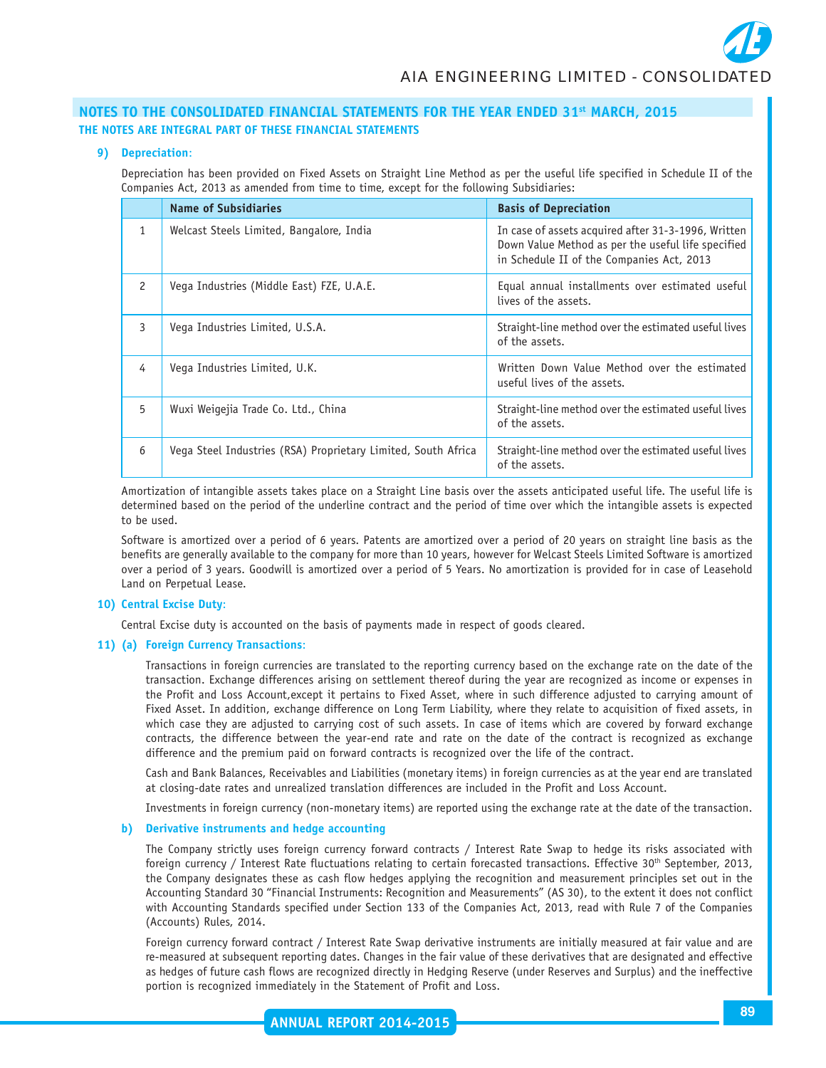## NOTES TO THE CONSOLIDATED FINANCIAL STATEMENTS FOR THE YEAR ENDED 31st MARCH, 2015

### THE NOTES ARE INTEGRAL PART OF THESE FINANCIAL STATEMENTS

**9) Depreciation:**

Depreciation has been provided on Fixed Assets on Straight Line Method as per the useful life specified in Schedule II of the Companies Act, 2013 as amended from time to time, except for the following Subsidiaries:

| | Name of Subsidiaries | Basis of Depreciation |
|---|---|---|
| 1 | Welcast Steels Limited, Bangalore, India | In case of assets acquired after 31-3-1996, Written Down Value Method as per the useful life specified in Schedule II of the Companies Act, 2013 |
| 2 | Vega Industries (Middle East) FZE, U.A.E. | Equal annual installments over estimated useful lives of the assets. |
| 3 | Vega Industries Limited, U.S.A. | Straight-line method over the estimated useful lives of the assets. |
| 4 | Vega Industries Limited, U.K. | Written Down Value Method over the estimated useful lives of the assets. |
| 5 | Wuxi Weigejia Trade Co. Ltd., China | Straight-line method over the estimated useful lives of the assets. |
| 6 | Vega Steel Industries (RSA) Proprietary Limited, South Africa | Straight-line method over the estimated useful lives of the assets. |

Amortization of intangible assets takes place on a Straight Line basis over the assets anticipated useful life. The useful life is determined based on the period of the underline contract and the period of time over which the intangible assets is expected to be used.

Software is amortized over a period of 6 years. Patents are amortized over a period of 20 years on straight line basis as the benefits are generally available to the company for more than 10 years, however for Welcast Steels Limited Software is amortized over a period of 3 years. Goodwill is amortized over a period of 5 Years. No amortization is provided for in case of Leasehold Land on Perpetual Lease.

**10) Central Excise Duty:**

Central Excise duty is accounted on the basis of payments made in respect of goods cleared.

**11) (a) Foreign Currency Transactions:**

Transactions in foreign currencies are translated to the reporting currency based on the exchange rate on the date of the transaction. Exchange differences arising on settlement thereof during the year are recognized as income or expenses in the Profit and Loss Account,except it pertains to Fixed Asset, where in such difference adjusted to carrying amount of Fixed Asset. In addition, exchange difference on Long Term Liability, where they relate to acquisition of fixed assets, in which case they are adjusted to carrying cost of such assets. In case of items which are covered by forward exchange contracts, the difference between the year-end rate and rate on the date of the contract is recognized as exchange difference and the premium paid on forward contracts is recognized over the life of the contract.

Cash and Bank Balances, Receivables and Liabilities (monetary items) in foreign currencies as at the year end are translated at closing-date rates and unrealized translation differences are included in the Profit and Loss Account.

Investments in foreign currency (non-monetary items) are reported using the exchange rate at the date of the transaction.

**b) Derivative instruments and hedge accounting**

The Company strictly uses foreign currency forward contracts / Interest Rate Swap to hedge its risks associated with foreign currency / Interest Rate fluctuations relating to certain forecasted transactions. Effective 30th September, 2013, the Company designates these as cash flow hedges applying the recognition and measurement principles set out in the Accounting Standard 30 "Financial Instruments: Recognition and Measurements" (AS 30), to the extent it does not conflict with Accounting Standards specified under Section 133 of the Companies Act, 2013, read with Rule 7 of the Companies (Accounts) Rules, 2014.

Foreign currency forward contract / Interest Rate Swap derivative instruments are initially measured at fair value and are re-measured at subsequent reporting dates. Changes in the fair value of these derivatives that are designated and effective as hedges of future cash flows are recognized directly in Hedging Reserve (under Reserves and Surplus) and the ineffective portion is recognized immediately in the Statement of Profit and Loss.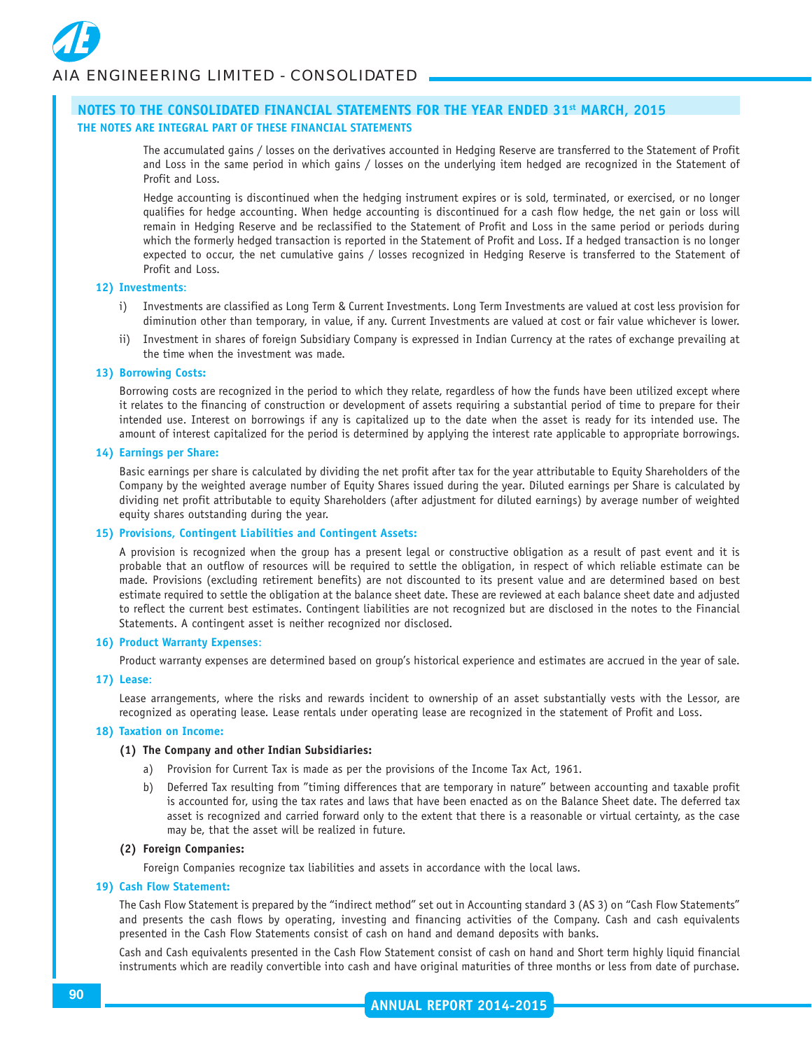## NOTES TO THE CONSOLIDATED FINANCIAL STATEMENTS FOR THE YEAR ENDED 31st MARCH, 2015

### THE NOTES ARE INTEGRAL PART OF THESE FINANCIAL STATEMENTS

The accumulated gains / losses on the derivatives accounted in Hedging Reserve are transferred to the Statement of Profit and Loss in the same period in which gains / losses on the underlying item hedged are recognized in the Statement of Profit and Loss.

Hedge accounting is discontinued when the hedging instrument expires or is sold, terminated, or exercised, or no longer qualifies for hedge accounting. When hedge accounting is discontinued for a cash flow hedge, the net gain or loss will remain in Hedging Reserve and be reclassified to the Statement of Profit and Loss in the same period or periods during which the formerly hedged transaction is reported in the Statement of Profit and Loss. If a hedged transaction is no longer expected to occur, the net cumulative gains / losses recognized in Hedging Reserve is transferred to the Statement of Profit and Loss.

**12) Investments:**

i) Investments are classified as Long Term & Current Investments. Long Term Investments are valued at cost less provision for diminution other than temporary, in value, if any. Current Investments are valued at cost or fair value whichever is lower.

ii) Investment in shares of foreign Subsidiary Company is expressed in Indian Currency at the rates of exchange prevailing at the time when the investment was made.

**13) Borrowing Costs:**

Borrowing costs are recognized in the period to which they relate, regardless of how the funds have been utilized except where it relates to the financing of construction or development of assets requiring a substantial period of time to prepare for their intended use. Interest on borrowings if any is capitalized up to the date when the asset is ready for its intended use. The amount of interest capitalized for the period is determined by applying the interest rate applicable to appropriate borrowings.

**14) Earnings per Share:**

Basic earnings per share is calculated by dividing the net profit after tax for the year attributable to Equity Shareholders of the Company by the weighted average number of Equity Shares issued during the year. Diluted earnings per Share is calculated by dividing net profit attributable to equity Shareholders (after adjustment for diluted earnings) by average number of weighted equity shares outstanding during the year.

**15) Provisions, Contingent Liabilities and Contingent Assets:**

A provision is recognized when the group has a present legal or constructive obligation as a result of past event and it is probable that an outflow of resources will be required to settle the obligation, in respect of which reliable estimate can be made. Provisions (excluding retirement benefits) are not discounted to its present value and are determined based on best estimate required to settle the obligation at the balance sheet date. These are reviewed at each balance sheet date and adjusted to reflect the current best estimates. Contingent liabilities are not recognized but are disclosed in the notes to the Financial Statements. A contingent asset is neither recognized nor disclosed.

**16) Product Warranty Expenses:**

Product warranty expenses are determined based on group's historical experience and estimates are accrued in the year of sale.

**17) Lease:**

Lease arrangements, where the risks and rewards incident to ownership of an asset substantially vests with the Lessor, are recognized as operating lease. Lease rentals under operating lease are recognized in the statement of Profit and Loss.

**18) Taxation on Income:**

**(1) The Company and other Indian Subsidiaries:**

a) Provision for Current Tax is made as per the provisions of the Income Tax Act, 1961.

b) Deferred Tax resulting from "timing differences that are temporary in nature" between accounting and taxable profit is accounted for, using the tax rates and laws that have been enacted as on the Balance Sheet date. The deferred tax asset is recognized and carried forward only to the extent that there is a reasonable or virtual certainty, as the case may be, that the asset will be realized in future.

**(2) Foreign Companies:**

Foreign Companies recognize tax liabilities and assets in accordance with the local laws.

**19) Cash Flow Statement:**

The Cash Flow Statement is prepared by the "indirect method" set out in Accounting standard 3 (AS 3) on "Cash Flow Statements" and presents the cash flows by operating, investing and financing activities of the Company. Cash and cash equivalents presented in the Cash Flow Statements consist of cash on hand and demand deposits with banks.

Cash and Cash equivalents presented in the Cash Flow Statement consist of cash on hand and Short term highly liquid financial instruments which are readily convertible into cash and have original maturities of three months or less from date of purchase.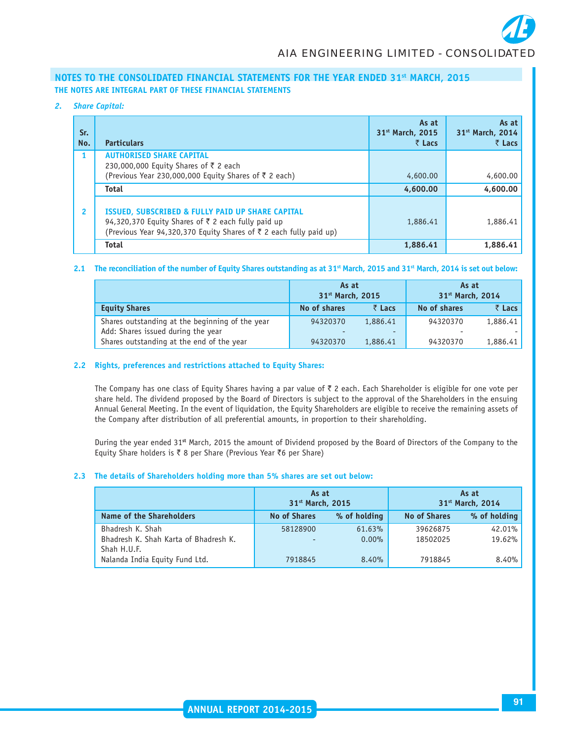## NOTES TO THE CONSOLIDATED FINANCIAL STATEMENTS FOR THE YEAR ENDED 31st MARCH, 2015

**THE NOTES ARE INTEGRAL PART OF THESE FINANCIAL STATEMENTS**

### *2. Share Capital:*

| Sr. No. | Particulars | As at 31st March, 2015 ₹ Lacs | As at 31st March, 2014 ₹ Lacs |
|---|---|---|---|
| 1 | **AUTHORISED SHARE CAPITAL**<br>230,000,000 Equity Shares of ₹ 2 each<br>(Previous Year 230,000,000 Equity Shares of ₹ 2 each) | 4,600.00 | 4,600.00 |
| | **Total** | **4,600.00** | **4,600.00** |
| 2 | **ISSUED, SUBSCRIBED & FULLY PAID UP SHARE CAPITAL**<br>94,320,370 Equity Shares of ₹ 2 each fully paid up<br>(Previous Year 94,320,370 Equity Shares of ₹ 2 each fully paid up) | 1,886.41 | 1,886.41 |
| | **Total** | **1,886.41** | **1,886.41** |

### 2.1 The reconciliation of the number of Equity Shares outstanding as at 31st March, 2015 and 31st March, 2014 is set out below:

| | As at 31st March, 2015 | | As at 31st March, 2014 | |
|---|---|---|---|---|
| **Equity Shares** | **No of shares** | **₹ Lacs** | **No of shares** | **₹ Lacs** |
| Shares outstanding at the beginning of the year | 94320370 | 1,886.41 | 94320370 | 1,886.41 |
| Add: Shares issued during the year | - | - | - | - |
| Shares outstanding at the end of the year | 94320370 | 1,886.41 | 94320370 | 1,886.41 |

### 2.2 Rights, preferences and restrictions attached to Equity Shares:

The Company has one class of Equity Shares having a par value of ₹ 2 each. Each Shareholder is eligible for one vote per share held. The dividend proposed by the Board of Directors is subject to the approval of the Shareholders in the ensuing Annual General Meeting. In the event of liquidation, the Equity Shareholders are eligible to receive the remaining assets of the Company after distribution of all preferential amounts, in proportion to their shareholding.

During the year ended 31st March, 2015 the amount of Dividend proposed by the Board of Directors of the Company to the Equity Share holders is ₹ 8 per Share (Previous Year ₹6 per Share)

### 2.3 The details of Shareholders holding more than 5% shares are set out below:

| | As at 31st March, 2015 | | As at 31st March, 2014 | |
|---|---|---|---|---|
| **Name of the Shareholders** | **No of Shares** | **% of holding** | **No of Shares** | **% of holding** |
| Bhadresh K. Shah | 58128900 | 61.63% | 39626875 | 42.01% |
| Bhadresh K. Shah Karta of Bhadresh K. Shah H.U.F. | - | 0.00% | 18502025 | 19.62% |
| Nalanda India Equity Fund Ltd. | 7918845 | 8.40% | 7918845 | 8.40% |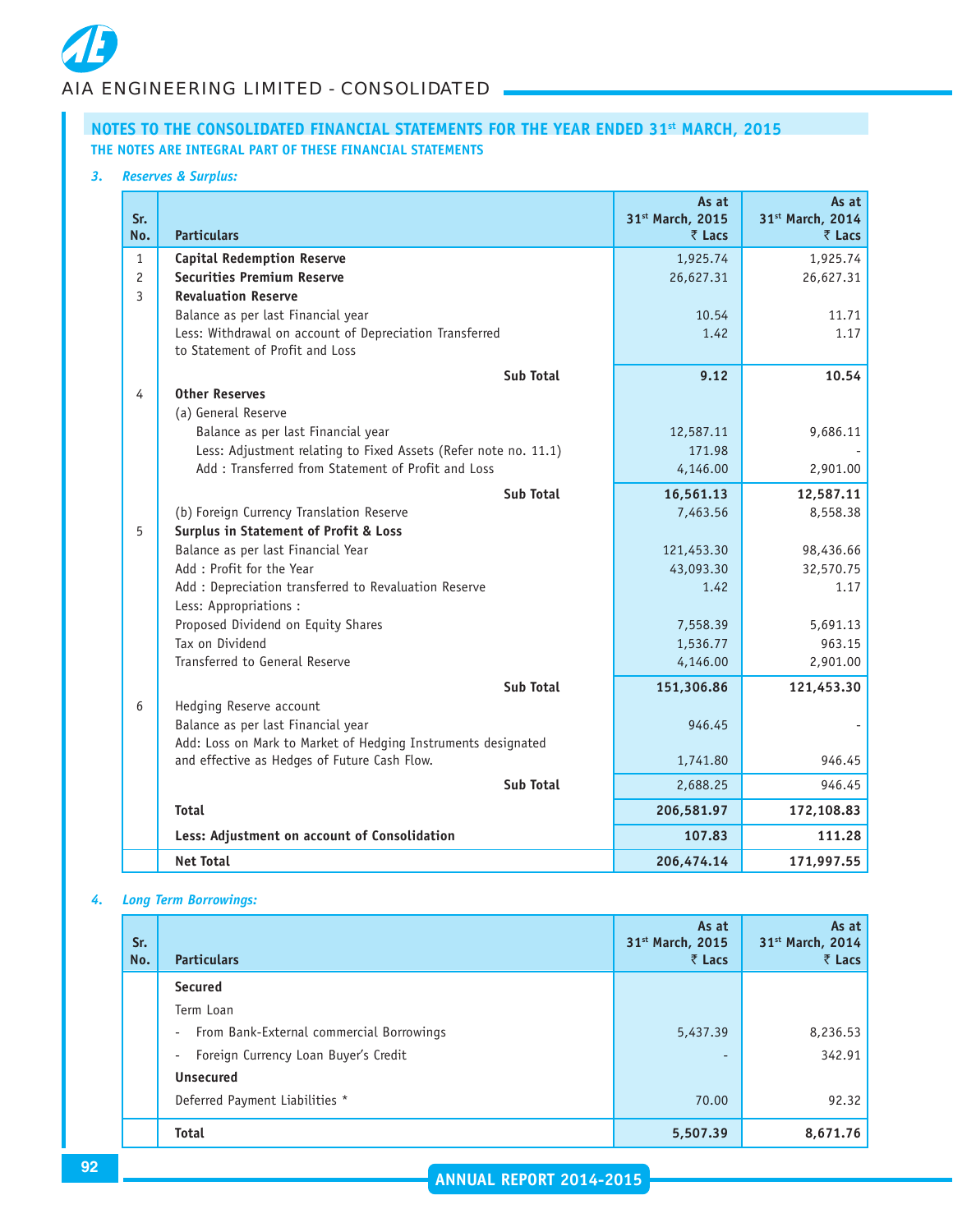## NOTES TO THE CONSOLIDATED FINANCIAL STATEMENTS FOR THE YEAR ENDED 31st MARCH, 2015

**THE NOTES ARE INTEGRAL PART OF THESE FINANCIAL STATEMENTS**

### *3. Reserves & Surplus:*

| Sr. No. | Particulars | As at 31st March, 2015 ₹ Lacs | As at 31st March, 2014 ₹ Lacs |
|---|---|---|---|
| 1 | **Capital Redemption Reserve** | 1,925.74 | 1,925.74 |
| 2 | **Securities Premium Reserve** | 26,627.31 | 26,627.31 |
| 3 | **Revaluation Reserve** | | |
| | Balance as per last Financial year | 10.54 | 11.71 |
| | Less: Withdrawal on account of Depreciation Transferred to Statement of Profit and Loss | 1.42 | 1.17 |
| | **Sub Total** | **9.12** | **10.54** |
| 4 | **Other Reserves** | | |
| | (a) General Reserve | | |
| | Balance as per last Financial year | 12,587.11 | 9,686.11 |
| | Less: Adjustment relating to Fixed Assets (Refer note no. 11.1) | 171.98 | - |
| | Add : Transferred from Statement of Profit and Loss | 4,146.00 | 2,901.00 |
| | **Sub Total** | **16,561.13** | **12,587.11** |
| | (b) Foreign Currency Translation Reserve | 7,463.56 | 8,558.38 |
| 5 | **Surplus in Statement of Profit & Loss** | | |
| | Balance as per last Financial Year | 121,453.30 | 98,436.66 |
| | Add : Profit for the Year | 43,093.30 | 32,570.75 |
| | Add : Depreciation transferred to Revaluation Reserve | 1.42 | 1.17 |
| | Less: Appropriations : | | |
| | Proposed Dividend on Equity Shares | 7,558.39 | 5,691.13 |
| | Tax on Dividend | 1,536.77 | 963.15 |
| | Transferred to General Reserve | 4,146.00 | 2,901.00 |
| | **Sub Total** | **151,306.86** | **121,453.30** |
| 6 | Hedging Reserve account | | |
| | Balance as per last Financial year | 946.45 | - |
| | Add: Loss on Mark to Market of Hedging Instruments designated and effective as Hedges of Future Cash Flow. | 1,741.80 | 946.45 |
| | **Sub Total** | 2,688.25 | 946.45 |
| | **Total** | **206,581.97** | **172,108.83** |
| | **Less: Adjustment on account of Consolidation** | **107.83** | **111.28** |
| | **Net Total** | **206,474.14** | **171,997.55** |

### *4. Long Term Borrowings:*

| Sr. No. | Particulars | As at 31st March, 2015 ₹ Lacs | As at 31st March, 2014 ₹ Lacs |
|---|---|---|---|
| | **Secured** | | |
| | Term Loan | | |
| | - From Bank-External commercial Borrowings | 5,437.39 | 8,236.53 |
| | - Foreign Currency Loan Buyer's Credit | - | 342.91 |
| | **Unsecured** | | |
| | Deferred Payment Liabilities * | 70.00 | 92.32 |
| | **Total** | **5,507.39** | **8,671.76** |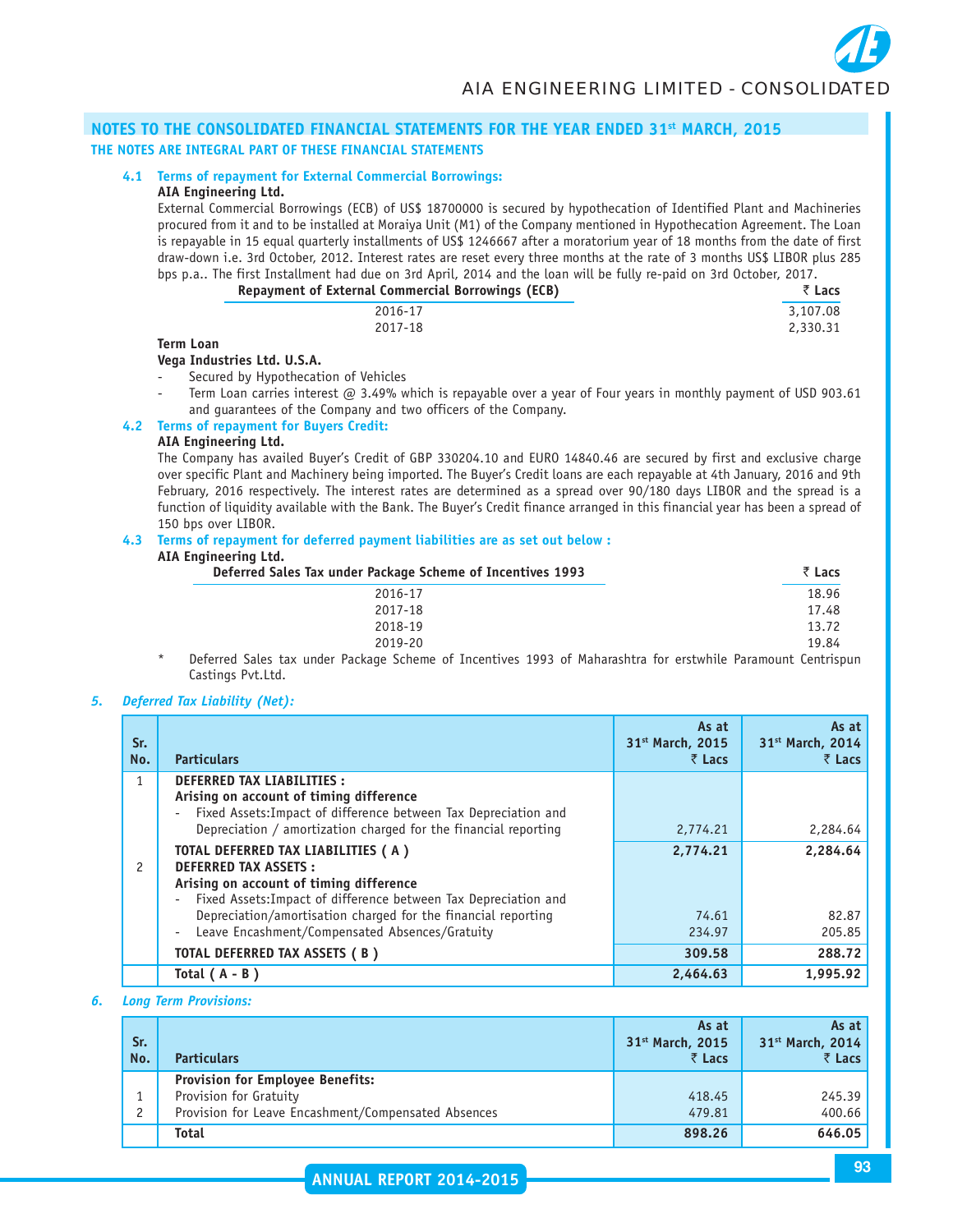## NOTES TO THE CONSOLIDATED FINANCIAL STATEMENTS FOR THE YEAR ENDED 31st MARCH, 2015

**THE NOTES ARE INTEGRAL PART OF THESE FINANCIAL STATEMENTS**

**4.1 Terms of repayment for External Commercial Borrowings:**

**AIA Engineering Ltd.**

External Commercial Borrowings (ECB) of US$ 18700000 is secured by hypothecation of Identified Plant and Machineries procured from it and to be installed at Moraiya Unit (M1) of the Company mentioned in Hypothecation Agreement. The Loan is repayable in 15 equal quarterly installments of US$ 1246667 after a moratorium year of 18 months from the date of first draw-down i.e. 3rd October, 2012. Interest rates are reset every three months at the rate of 3 months US$ LIBOR plus 285 bps p.a.. The first Installment had due on 3rd April, 2014 and the loan will be fully re-paid on 3rd October, 2017.

| Repayment of External Commercial Borrowings (ECB) | ₹ Lacs |
|---|---|
| 2016-17 | 3,107.08 |
| 2017-18 | 2,330.31 |

**Term Loan**

**Vega Industries Ltd. U.S.A.**

- Secured by Hypothecation of Vehicles
- Term Loan carries interest @ 3.49% which is repayable over a year of Four years in monthly payment of USD 903.61 and guarantees of the Company and two officers of the Company.

**4.2 Terms of repayment for Buyers Credit:**

**AIA Engineering Ltd.**

The Company has availed Buyer's Credit of GBP 330204.10 and EURO 14840.46 are secured by first and exclusive charge over specific Plant and Machinery being imported. The Buyer's Credit loans are each repayable at 4th January, 2016 and 9th February, 2016 respectively. The interest rates are determined as a spread over 90/180 days LIBOR and the spread is a function of liquidity available with the Bank. The Buyer's Credit finance arranged in this financial year has been a spread of 150 bps over LIBOR.

**4.3 Terms of repayment for deferred payment liabilities are as set out below :**

**AIA Engineering Ltd.**

| Deferred Sales Tax under Package Scheme of Incentives 1993 | ₹ Lacs |
|---|---|
| 2016-17 | 18.96 |
| 2017-18 | 17.48 |
| 2018-19 | 13.72 |
| 2019-20 | 19.84 |

\* Deferred Sales tax under Package Scheme of Incentives 1993 of Maharashtra for erstwhile Paramount Centrispun Castings Pvt.Ltd.

### *5. Deferred Tax Liability (Net):*

| Sr. No. | Particulars | As at 31st March, 2015 ₹ Lacs | As at 31st March, 2014 ₹ Lacs |
|---|---|---|---|
| 1 | **DEFERRED TAX LIABILITIES :** | | |
| | **Arising on account of timing difference** | | |
| | - Fixed Assets:Impact of difference between Tax Depreciation and Depreciation / amortization charged for the financial reporting | 2,774.21 | 2,284.64 |
| | **TOTAL DEFERRED TAX LIABILITIES ( A )** | **2,774.21** | **2,284.64** |
| 2 | **DEFERRED TAX ASSETS :** | | |
| | **Arising on account of timing difference** | | |
| | - Fixed Assets:Impact of difference between Tax Depreciation and Depreciation/amortisation charged for the financial reporting | 74.61 | 82.87 |
| | - Leave Encashment/Compensated Absences/Gratuity | 234.97 | 205.85 |
| | **TOTAL DEFERRED TAX ASSETS ( B )** | **309.58** | **288.72** |
| | **Total ( A - B )** | **2,464.63** | **1,995.92** |

### *6. Long Term Provisions:*

| Sr. No. | Particulars | As at 31st March, 2015 ₹ Lacs | As at 31st March, 2014 ₹ Lacs |
|---|---|---|---|
| | **Provision for Employee Benefits:** | | |
| 1 | Provision for Gratuity | 418.45 | 245.39 |
| 2 | Provision for Leave Encashment/Compensated Absences | 479.81 | 400.66 |
| | **Total** | **898.26** | **646.05** |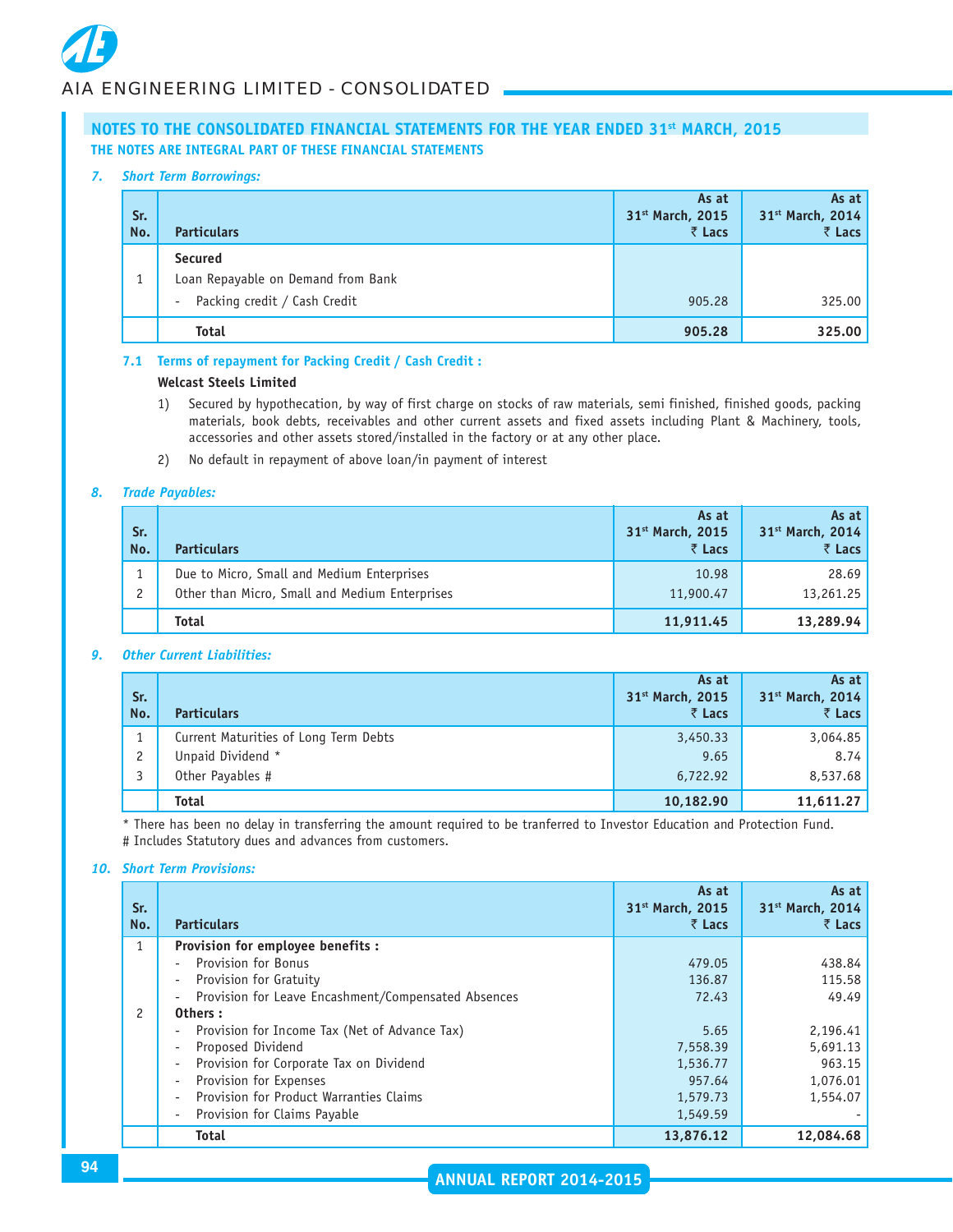## NOTES TO THE CONSOLIDATED FINANCIAL STATEMENTS FOR THE YEAR ENDED 31st MARCH, 2015

**THE NOTES ARE INTEGRAL PART OF THESE FINANCIAL STATEMENTS**

### 7. *Short Term Borrowings:*

| Sr. No. | Particulars | As at 31st March, 2015 ₹ Lacs | As at 31st March, 2014 ₹ Lacs |
|---|---|---|---|
| | **Secured** | | |
| 1 | Loan Repayable on Demand from Bank | | |
| | - Packing credit / Cash Credit | 905.28 | 325.00 |
| | **Total** | **905.28** | **325.00** |

**7.1 Terms of repayment for Packing Credit / Cash Credit :**

**Welcast Steels Limited**

1) Secured by hypothecation, by way of first charge on stocks of raw materials, semi finished, finished goods, packing materials, book debts, receivables and other current assets and fixed assets including Plant & Machinery, tools, accessories and other assets stored/installed in the factory or at any other place.

2) No default in repayment of above loan/in payment of interest

### 8. *Trade Payables:*

| Sr. No. | Particulars | As at 31st March, 2015 ₹ Lacs | As at 31st March, 2014 ₹ Lacs |
|---|---|---|---|
| 1 | Due to Micro, Small and Medium Enterprises | 10.98 | 28.69 |
| 2 | Other than Micro, Small and Medium Enterprises | 11,900.47 | 13,261.25 |
| | **Total** | **11,911.45** | **13,289.94** |

### 9. *Other Current Liabilities:*

| Sr. No. | Particulars | As at 31st March, 2015 ₹ Lacs | As at 31st March, 2014 ₹ Lacs |
|---|---|---|---|
| 1 | Current Maturities of Long Term Debts | 3,450.33 | 3,064.85 |
| 2 | Unpaid Dividend * | 9.65 | 8.74 |
| 3 | Other Payables # | 6,722.92 | 8,537.68 |
| | **Total** | **10,182.90** | **11,611.27** |

* There has been no delay in transferring the amount required to be tranferred to Investor Education and Protection Fund.
# Includes Statutory dues and advances from customers.

### 10. *Short Term Provisions:*

| Sr. No. | Particulars | As at 31st March, 2015 ₹ Lacs | As at 31st March, 2014 ₹ Lacs |
|---|---|---|---|
| 1 | **Provision for employee benefits :** | | |
| | - Provision for Bonus | 479.05 | 438.84 |
| | - Provision for Gratuity | 136.87 | 115.58 |
| | - Provision for Leave Encashment/Compensated Absences | 72.43 | 49.49 |
| 2 | **Others :** | | |
| | - Provision for Income Tax (Net of Advance Tax) | 5.65 | 2,196.41 |
| | - Proposed Dividend | 7,558.39 | 5,691.13 |
| | - Provision for Corporate Tax on Dividend | 1,536.77 | 963.15 |
| | - Provision for Expenses | 957.64 | 1,076.01 |
| | - Provision for Product Warranties Claims | 1,579.73 | 1,554.07 |
| | - Provision for Claims Payable | 1,549.59 | - |
| | **Total** | **13,876.12** | **12,084.68** |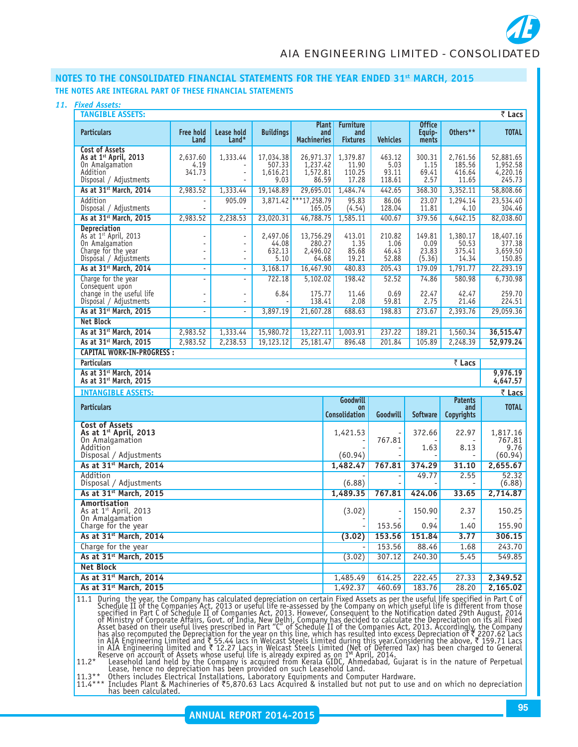## NOTES TO THE CONSOLIDATED FINANCIAL STATEMENTS FOR THE YEAR ENDED 31st MARCH, 2015

**THE NOTES ARE INTEGRAL PART OF THESE FINANCIAL STATEMENTS**

### 11. *Fixed Assets:*

**TANGIBLE ASSETS:** ₹ Lacs

| Particulars | Free hold Land | Lease hold Land* | Buildings | Plant and Machineries | Furniture and Fixtures | Vehicles | Office Equip-ments | Others** | TOTAL |
|---|---|---|---|---|---|---|---|---|---|
| **Cost of Assets** | | | | | | | | | |
| **As at 1st April, 2013** | 2,637.60 | 1,333.44 | 17,034.38 | 26,971.37 | 1,379.87 | 463.12 | 300.31 | 2,761.56 | 52,881.65 |
| On Amalgamation | 4.19 | - | 507.33 | 1,237.42 | 11.90 | 5.03 | 1.15 | 185.56 | 1,952.58 |
| Addition | 341.73 | - | 1,616.21 | 1,572.81 | 110.25 | 93.11 | 69.41 | 416.64 | 4,220.16 |
| Disposal / Adjustments | - | - | 9.03 | 86.59 | 17.28 | 118.61 | 2.57 | 11.65 | 245.73 |
| **As at 31st March, 2014** | 2,983.52 | 1,333.44 | 19,148.89 | 29,695.01 | 1,484.74 | 442.65 | 368.30 | 3,352.11 | 58,808.66 |
| Addition | - | 905.09 | 3,871.42 | ***17,258.79 | 95.83 | 86.06 | 23.07 | 1,294.14 | 23,534.40 |
| Disposal / Adjustments | - | - | - | 165.05 | (4.54) | 128.04 | 11.81 | 4.10 | 304.46 |
| **As at 31st March, 2015** | 2,983.52 | 2,238.53 | 23,020.31 | 46,788.75 | 1,585.11 | 400.67 | 379.56 | 4,642.15 | 82,038.60 |
| **Depreciation** | | | | | | | | | |
| As at 1st April, 2013 | - | - | 2,497.06 | 13,756.29 | 413.01 | 210.82 | 149.81 | 1,380.17 | 18,407.16 |
| On Amalgamation | - | - | 44.08 | 280.27 | 1.35 | 1.06 | 0.09 | 50.53 | 377.38 |
| Charge for the year | - | - | 632.13 | 2,496.02 | 85.68 | 46.43 | 23.83 | 375.41 | 3,659.50 |
| Disposal / Adjustments | - | - | 5.10 | 64.68 | 19.21 | 52.88 | (5.36) | 14.34 | 150.85 |
| **As at 31st March, 2014** | - | - | 3,168.17 | 16,467.90 | 480.83 | 205.43 | 179.09 | 1,791.77 | 22,293.19 |
| Charge for the year | - | - | 722.18 | 5,102.02 | 198.42 | 52.52 | 74.86 | 580.98 | 6,730.98 |
| Consequent upon change in the useful life | - | - | 6.84 | 175.77 | 11.46 | 0.69 | 22.47 | 42.47 | 259.70 |
| Disposal / Adjustments | - | - | - | 138.41 | 2.08 | 59.81 | 2.75 | 21.46 | 224.51 |
| **As at 31st March, 2015** | - | - | 3,897.19 | 21,607.28 | 688.63 | 198.83 | 273.67 | 2,393.76 | 29,059.36 |
| **Net Block** | | | | | | | | | |
| **As at 31st March, 2014** | 2,983.52 | 1,333.44 | 15,980.72 | 13,227.11 | 1,003.91 | 237.22 | 189.21 | 1,560.34 | **36,515.47** |
| **As at 31st March, 2015** | 2,983.52 | 2,238.53 | 19,123.12 | 25,181.47 | 896.48 | 201.84 | 105.89 | 2,248.39 | **52,979.24** |

**CAPITAL WORK-IN-PROGRESS :**

| Particulars | ₹ Lacs |
|---|---|
| **As at 31st March, 2014** | **9,976.19** |
| **As at 31st March, 2015** | **4,647.57** |

**INTANGIBLE ASSETS:** ₹ Lacs

| Particulars | Goodwill on Consolidation | Goodwill | Software | Patents and Copyrights | TOTAL |
|---|---|---|---|---|---|
| **Cost of Assets** | | | | | |
| **As at 1st April, 2013** | 1,421.53 | - | 372.66 | 22.97 | 1,817.16 |
| On Amalgamation | - | 767.81 | - | - | 767.81 |
| Addition | - | - | 1.63 | 8.13 | 9.76 |
| Disposal / Adjustments | (60.94) | - | - | - | (60.94) |
| **As at 31st March, 2014** | **1,482.47** | **767.81** | **374.29** | **31.10** | **2,655.67** |
| Addition | - | - | 49.77 | 2.55 | 52.32 |
| Disposal / Adjustments | (6.88) | - | - | - | (6.88) |
| **As at 31st March, 2015** | **1,489.35** | **767.81** | **424.06** | **33.65** | **2,714.87** |
| **Amortisation** | | | | | |
| As at 1st April, 2013 | (3.02) | - | 150.90 | 2.37 | 150.25 |
| On Amalgamation | - | - | - | - | - |
| Charge for the year | - | 153.56 | 0.94 | 1.40 | 155.90 |
| **As at 31st March, 2014** | **(3.02)** | **153.56** | **151.84** | **3.77** | **306.15** |
| Charge for the year | - | 153.56 | 88.46 | 1.68 | 243.70 |
| **As at 31st March, 2015** | (3.02) | 307.12 | 240.30 | 5.45 | 549.85 |
| **Net Block** | | | | | |
| **As at 31st March, 2014** | 1,485.49 | 614.25 | 222.45 | 27.33 | **2,349.52** |
| **As at 31st March, 2015** | 1,492.37 | 460.69 | 183.76 | 28.20 | **2,165.02** |

11.1 During the year, the Company has calculated depreciation on certain Fixed Assets as per the useful life specified in Part C of Schedule II of the Companies Act, 2013 or useful life re-assessed by the Company on which useful life is different from those specified in Part C of Schedule II of Companies Act, 2013. However, Consequent to the Notification dated 29th August, 2014 of Ministry of Corporate Affairs, Govt. of India, New Delhi, Company has decided to calculate the Depreciation on its all Fixed Asset based on their useful lives prescribed in Part "C" of Schedule II of the Companies Act, 2013. Accordingly, the Company has also recomputed the Depreciation for the year on this line, which has resulted into excess Depreciation of ₹ 2207.62 Lacs in AIA Engineering Limited and ₹ 55.44 lacs in Welcast Steels Limited during this year.Considering the above, ₹ 159.71 Lacs in AIA Engineering limited and ₹ 12.27 Lacs in Welcast Steels Limited (Net of Deferred Tax) has been charged to General Reserve on account of Assets whose useful life is already expired as on 1st April, 2014.

11.2* Leasehold land held by the Company is acquired from Kerala GIDC, Ahmedabad, Gujarat is in the nature of Perpetual Lease, hence no depreciation has been provided on such Leasehold Land.

11.3** Others includes Electrical Installations, Laboratory Equipments and Computer Hardware.

11.4*** Includes Plant & Machineries of ₹5,870.63 Lacs Acquired & installed but not put to use and on which no depreciation has been calculated.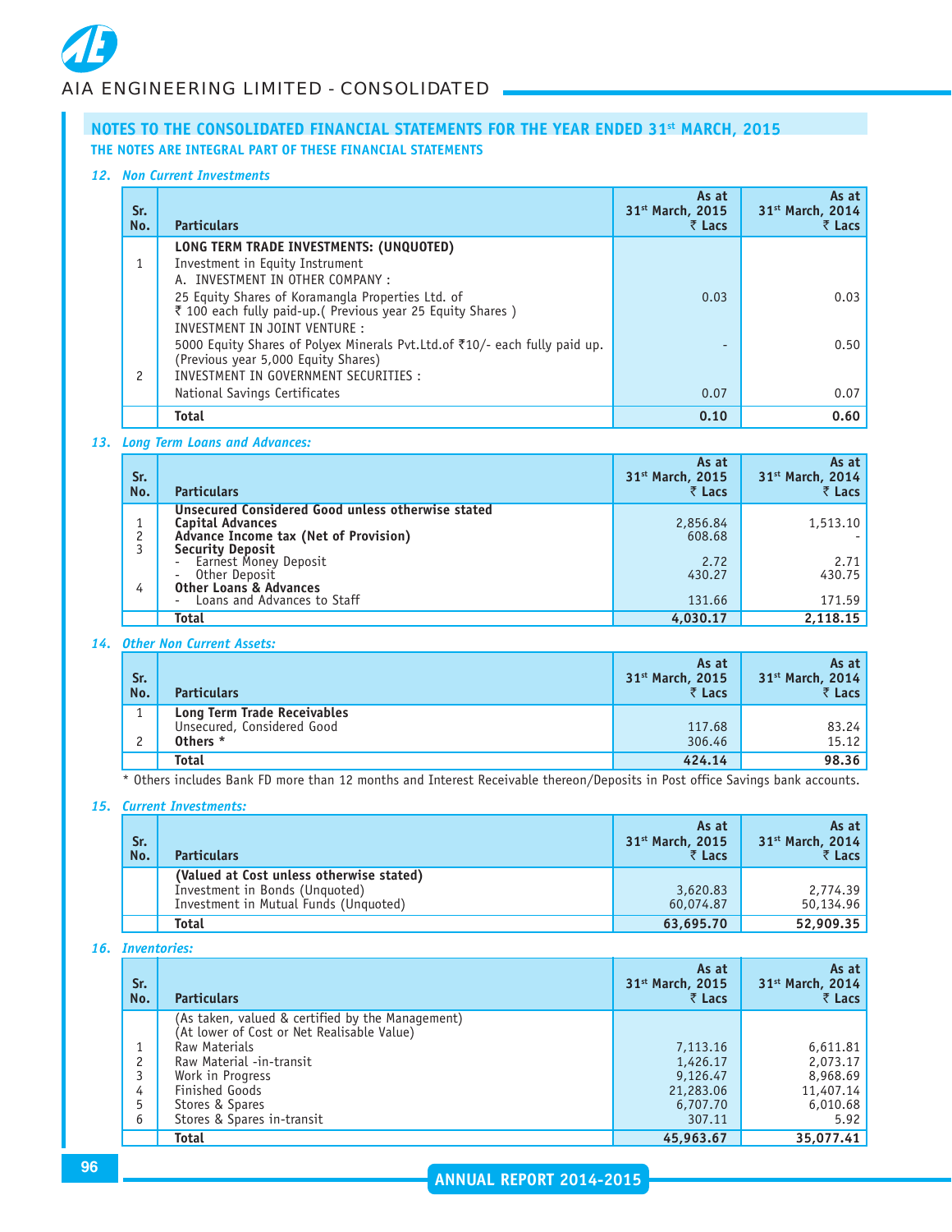## NOTES TO THE CONSOLIDATED FINANCIAL STATEMENTS FOR THE YEAR ENDED 31st MARCH, 2015

**THE NOTES ARE INTEGRAL PART OF THESE FINANCIAL STATEMENTS**

### *12. Non Current Investments*

| Sr. No. | Particulars | As at 31st March, 2015 ₹ Lacs | As at 31st March, 2014 ₹ Lacs |
|---|---|---|---|
| | **LONG TERM TRADE INVESTMENTS: (UNQUOTED)** | | |
| 1 | Investment in Equity Instrument | | |
| | A. INVESTMENT IN OTHER COMPANY : | | |
| | 25 Equity Shares of Koramangla Properties Ltd. of ₹ 100 each fully paid-up.( Previous year 25 Equity Shares ) | 0.03 | 0.03 |
| | INVESTMENT IN JOINT VENTURE : | | |
| | 5000 Equity Shares of Polyex Minerals Pvt.Ltd.of ₹10/- each fully paid up. (Previous year 5,000 Equity Shares) | - | 0.50 |
| 2 | INVESTMENT IN GOVERNMENT SECURITIES : | | |
| | National Savings Certificates | 0.07 | 0.07 |
| | **Total** | **0.10** | **0.60** |

### *13. Long Term Loans and Advances:*

| Sr. No. | Particulars | As at 31st March, 2015 ₹ Lacs | As at 31st March, 2014 ₹ Lacs |
|---|---|---|---|
| | **Unsecured Considered Good unless otherwise stated** | | |
| 1 | **Capital Advances** | 2,856.84 | 1,513.10 |
| 2 | **Advance Income tax (Net of Provision)** | 608.68 | - |
| 3 | **Security Deposit** | | |
| | - Earnest Money Deposit | 2.72 | 2.71 |
| | - Other Deposit | 430.27 | 430.75 |
| 4 | **Other Loans & Advances** | | |
| | - Loans and Advances to Staff | 131.66 | 171.59 |
| | **Total** | **4,030.17** | **2,118.15** |

### *14. Other Non Current Assets:*

| Sr. No. | Particulars | As at 31st March, 2015 ₹ Lacs | As at 31st March, 2014 ₹ Lacs |
|---|---|---|---|
| 1 | **Long Term Trade Receivables** | | |
| | Unsecured, Considered Good | 117.68 | 83.24 |
| 2 | **Others *** | 306.46 | 15.12 |
| | **Total** | **424.14** | **98.36** |

* Others includes Bank FD more than 12 months and Interest Receivable thereon/Deposits in Post office Savings bank accounts.

### *15. Current Investments:*

| Sr. No. | Particulars | As at 31st March, 2015 ₹ Lacs | As at 31st March, 2014 ₹ Lacs |
|---|---|---|---|
| | **(Valued at Cost unless otherwise stated)** | | |
| | Investment in Bonds (Unquoted) | 3,620.83 | 2,774.39 |
| | Investment in Mutual Funds (Unquoted) | 60,074.87 | 50,134.96 |
| | **Total** | **63,695.70** | **52,909.35** |

### *16. Inventories:*

| Sr. No. | Particulars | As at 31st March, 2015 ₹ Lacs | As at 31st March, 2014 ₹ Lacs |
|---|---|---|---|
| | (As taken, valued & certified by the Management) (At lower of Cost or Net Realisable Value) | | |
| 1 | Raw Materials | 7,113.16 | 6,611.81 |
| 2 | Raw Material -in-transit | 1,426.17 | 2,073.17 |
| 3 | Work in Progress | 9,126.47 | 8,968.69 |
| 4 | Finished Goods | 21,283.06 | 11,407.14 |
| 5 | Stores & Spares | 6,707.70 | 6,010.68 |
| 6 | Stores & Spares in-transit | 307.11 | 5.92 |
| | **Total** | **45,963.67** | **35,077.41** |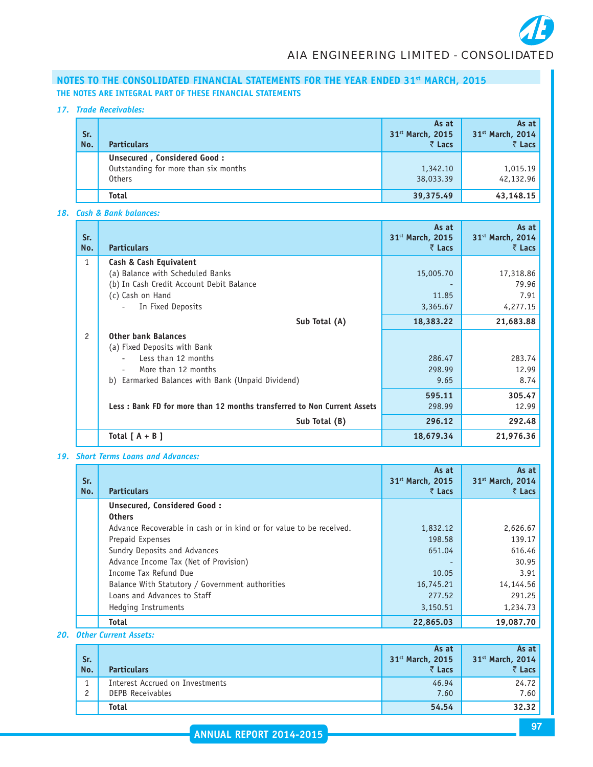## NOTES TO THE CONSOLIDATED FINANCIAL STATEMENTS FOR THE YEAR ENDED 31st MARCH, 2015

**THE NOTES ARE INTEGRAL PART OF THESE FINANCIAL STATEMENTS**

### *17. Trade Receivables:*

| Sr. No. | Particulars | As at 31st March, 2015 ₹ Lacs | As at 31st March, 2014 ₹ Lacs |
|---|---|---|---|
| | **Unsecured , Considered Good :** | | |
| | Outstanding for more than six months | 1,342.10 | 1,015.19 |
| | Others | 38,033.39 | 42,132.96 |
| | **Total** | **39,375.49** | **43,148.15** |

### *18. Cash & Bank balances:*

| Sr. No. | Particulars | As at 31st March, 2015 ₹ Lacs | As at 31st March, 2014 ₹ Lacs |
|---|---|---|---|
| 1 | **Cash & Cash Equivalent** | | |
| | (a) Balance with Scheduled Banks | 15,005.70 | 17,318.86 |
| | (b) In Cash Credit Account Debit Balance | - | 79.96 |
| | (c) Cash on Hand | 11.85 | 7.91 |
| | - In Fixed Deposits | 3,365.67 | 4,277.15 |
| | **Sub Total (A)** | **18,383.22** | **21,683.88** |
| 2 | **Other bank Balances** | | |
| | (a) Fixed Deposits with Bank | | |
| | - Less than 12 months | 286.47 | 283.74 |
| | - More than 12 months | 298.99 | 12.99 |
| | b) Earmarked Balances with Bank (Unpaid Dividend) | 9.65 | 8.74 |
| | | **595.11** | **305.47** |
| | **Less : Bank FD for more than 12 months transferred to Non Current Assets** | 298.99 | 12.99 |
| | **Sub Total (B)** | **296.12** | **292.48** |
| | **Total [ A + B ]** | **18,679.34** | **21,976.36** |

### *19. Short Terms Loans and Advances:*

| Sr. No. | Particulars | As at 31st March, 2015 ₹ Lacs | As at 31st March, 2014 ₹ Lacs |
|---|---|---|---|
| | **Unsecured, Considered Good :** | | |
| | **Others** | | |
| | Advance Recoverable in cash or in kind or for value to be received. | 1,832.12 | 2,626.67 |
| | Prepaid Expenses | 198.58 | 139.17 |
| | Sundry Deposits and Advances | 651.04 | 616.46 |
| | Advance Income Tax (Net of Provision) | - | 30.95 |
| | Income Tax Refund Due | 10.05 | 3.91 |
| | Balance With Statutory / Government authorities | 16,745.21 | 14,144.56 |
| | Loans and Advances to Staff | 277.52 | 291.25 |
| | Hedging Instruments | 3,150.51 | 1,234.73 |
| | **Total** | **22,865.03** | **19,087.70** |

### *20. Other Current Assets:*

| Sr. No. | Particulars | As at 31st March, 2015 ₹ Lacs | As at 31st March, 2014 ₹ Lacs |
|---|---|---|---|
| 1 | Interest Accrued on Investments | 46.94 | 24.72 |
| 2 | DEPB Receivables | 7.60 | 7.60 |
| | **Total** | **54.54** | **32.32** |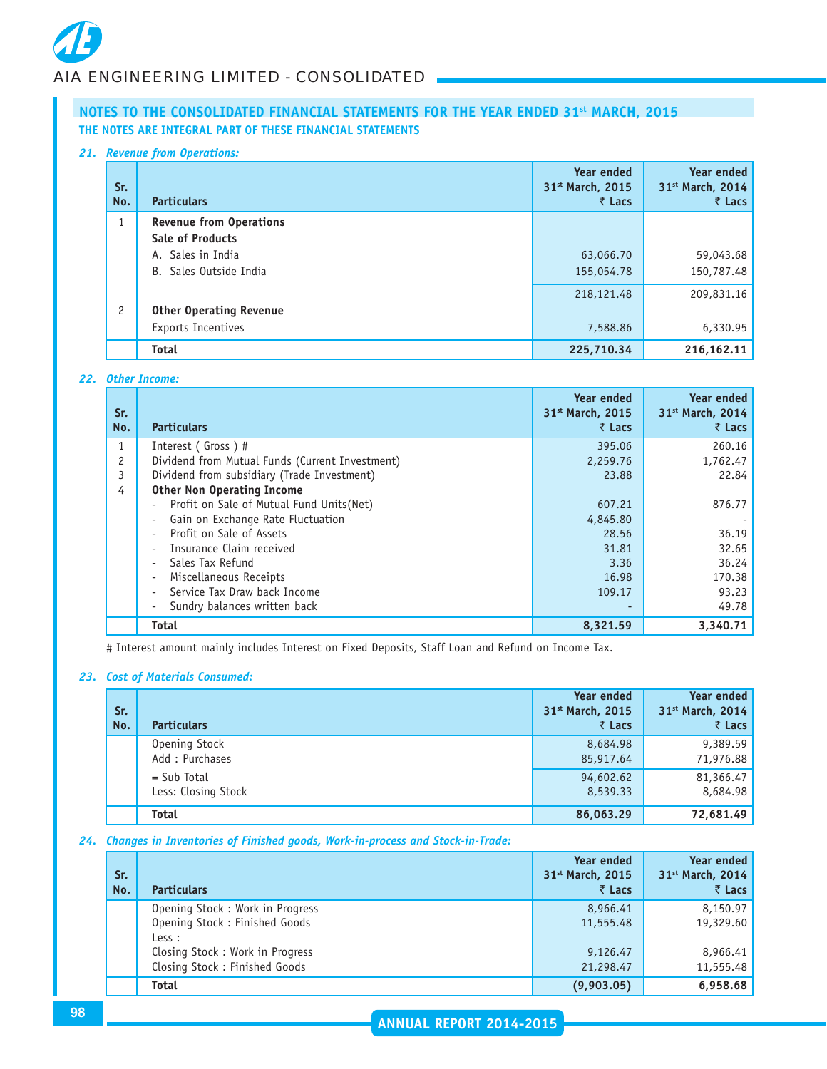## NOTES TO THE CONSOLIDATED FINANCIAL STATEMENTS FOR THE YEAR ENDED 31st MARCH, 2015

**THE NOTES ARE INTEGRAL PART OF THESE FINANCIAL STATEMENTS**

### *21. Revenue from Operations:*

| Sr. No. | Particulars | Year ended 31st March, 2015 ₹ Lacs | Year ended 31st March, 2014 ₹ Lacs |
|---|---|---|---|
| 1 | **Revenue from Operations** | | |
| | **Sale of Products** | | |
| | A. Sales in India | 63,066.70 | 59,043.68 |
| | B. Sales Outside India | 155,054.78 | 150,787.48 |
| | | 218,121.48 | 209,831.16 |
| 2 | **Other Operating Revenue** | | |
| | Exports Incentives | 7,588.86 | 6,330.95 |
| | **Total** | **225,710.34** | **216,162.11** |

### *22. Other Income:*

| Sr. No. | Particulars | Year ended 31st March, 2015 ₹ Lacs | Year ended 31st March, 2014 ₹ Lacs |
|---|---|---|---|
| 1 | Interest ( Gross ) # | 395.06 | 260.16 |
| 2 | Dividend from Mutual Funds (Current Investment) | 2,259.76 | 1,762.47 |
| 3 | Dividend from subsidiary (Trade Investment) | 23.88 | 22.84 |
| 4 | **Other Non Operating Income** | | |
| | - Profit on Sale of Mutual Fund Units(Net) | 607.21 | 876.77 |
| | - Gain on Exchange Rate Fluctuation | 4,845.80 | - |
| | - Profit on Sale of Assets | 28.56 | 36.19 |
| | - Insurance Claim received | 31.81 | 32.65 |
| | - Sales Tax Refund | 3.36 | 36.24 |
| | - Miscellaneous Receipts | 16.98 | 170.38 |
| | - Service Tax Draw back Income | 109.17 | 93.23 |
| | - Sundry balances written back | - | 49.78 |
| | **Total** | **8,321.59** | **3,340.71** |

# Interest amount mainly includes Interest on Fixed Deposits, Staff Loan and Refund on Income Tax.

### *23. Cost of Materials Consumed:*

| Sr. No. | Particulars | Year ended 31st March, 2015 ₹ Lacs | Year ended 31st March, 2014 ₹ Lacs |
|---|---|---|---|
| | Opening Stock | 8,684.98 | 9,389.59 |
| | Add : Purchases | 85,917.64 | 71,976.88 |
| | = Sub Total | 94,602.62 | 81,366.47 |
| | Less: Closing Stock | 8,539.33 | 8,684.98 |
| | **Total** | **86,063.29** | **72,681.49** |

### *24. Changes in Inventories of Finished goods, Work-in-process and Stock-in-Trade:*

| Sr. No. | Particulars | Year ended 31st March, 2015 ₹ Lacs | Year ended 31st March, 2014 ₹ Lacs |
|---|---|---|---|
| | Opening Stock : Work in Progress | 8,966.41 | 8,150.97 |
| | Opening Stock : Finished Goods | 11,555.48 | 19,329.60 |
| | Less : | | |
| | Closing Stock : Work in Progress | 9,126.47 | 8,966.41 |
| | Closing Stock : Finished Goods | 21,298.47 | 11,555.48 |
| | **Total** | **(9,903.05)** | **6,958.68** |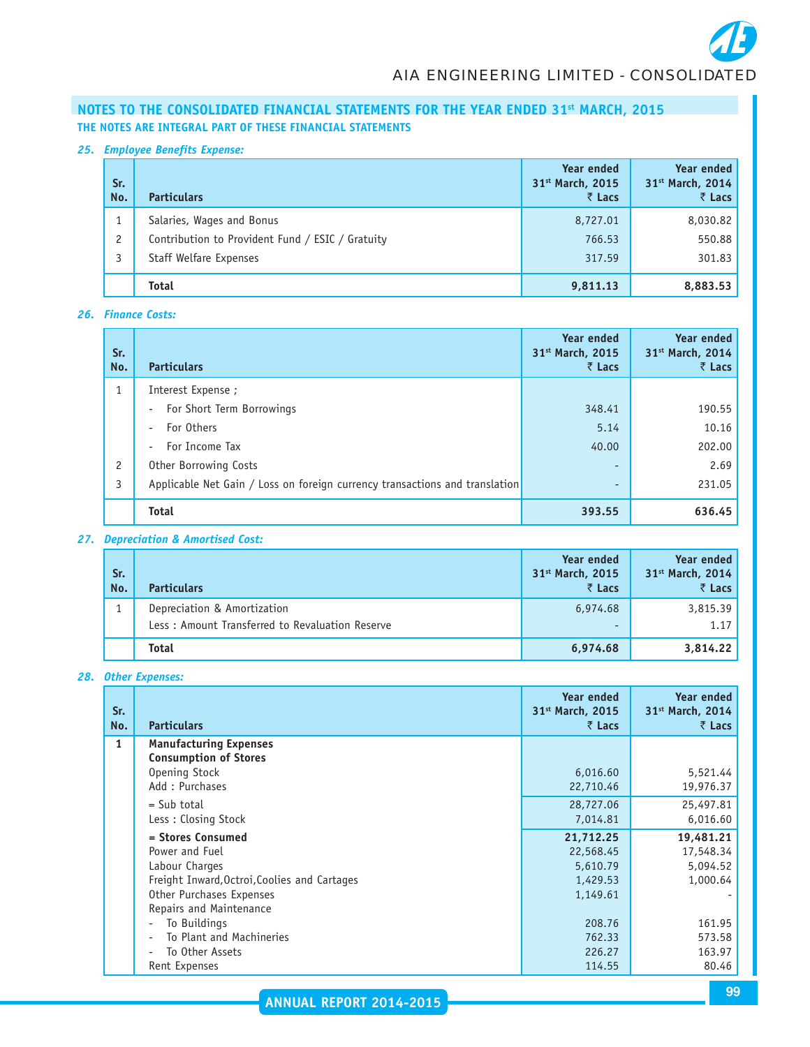## NOTES TO THE CONSOLIDATED FINANCIAL STATEMENTS FOR THE YEAR ENDED 31st MARCH, 2015

**THE NOTES ARE INTEGRAL PART OF THESE FINANCIAL STATEMENTS**

### *25. Employee Benefits Expense:*

| Sr. No. | Particulars | Year ended 31st March, 2015 ₹ Lacs | Year ended 31st March, 2014 ₹ Lacs |
|---|---|---|---|
| 1 | Salaries, Wages and Bonus | 8,727.01 | 8,030.82 |
| 2 | Contribution to Provident Fund / ESIC / Gratuity | 766.53 | 550.88 |
| 3 | Staff Welfare Expenses | 317.59 | 301.83 |
| | **Total** | **9,811.13** | **8,883.53** |

### *26. Finance Costs:*

| Sr. No. | Particulars | Year ended 31st March, 2015 ₹ Lacs | Year ended 31st March, 2014 ₹ Lacs |
|---|---|---|---|
| 1 | Interest Expense ; | | |
| | - For Short Term Borrowings | 348.41 | 190.55 |
| | - For Others | 5.14 | 10.16 |
| | - For Income Tax | 40.00 | 202.00 |
| 2 | Other Borrowing Costs | - | 2.69 |
| 3 | Applicable Net Gain / Loss on foreign currency transactions and translation | - | 231.05 |
| | **Total** | **393.55** | **636.45** |

### *27. Depreciation & Amortised Cost:*

| Sr. No. | Particulars | Year ended 31st March, 2015 ₹ Lacs | Year ended 31st March, 2014 ₹ Lacs |
|---|---|---|---|
| 1 | Depreciation & Amortization | 6,974.68 | 3,815.39 |
| | Less : Amount Transferred to Revaluation Reserve | - | 1.17 |
| | **Total** | **6,974.68** | **3,814.22** |

### *28. Other Expenses:*

| Sr. No. | Particulars | Year ended 31st March, 2015 ₹ Lacs | Year ended 31st March, 2014 ₹ Lacs |
|---|---|---|---|
| **1** | **Manufacturing Expenses** | | |
| | **Consumption of Stores** | | |
| | Opening Stock | 6,016.60 | 5,521.44 |
| | Add : Purchases | 22,710.46 | 19,976.37 |
| | = Sub total | 28,727.06 | 25,497.81 |
| | Less : Closing Stock | 7,014.81 | 6,016.60 |
| | **= Stores Consumed** | **21,712.25** | **19,481.21** |
| | Power and Fuel | 22,568.45 | 17,548.34 |
| | Labour Charges | 5,610.79 | 5,094.52 |
| | Freight Inward,Octroi,Coolies and Cartages | 1,429.53 | 1,000.64 |
| | Other Purchases Expenses | 1,149.61 | - |
| | Repairs and Maintenance | | |
| | - To Buildings | 208.76 | 161.95 |
| | - To Plant and Machineries | 762.33 | 573.58 |
| | - To Other Assets | 226.27 | 163.97 |
| | Rent Expenses | 114.55 | 80.46 |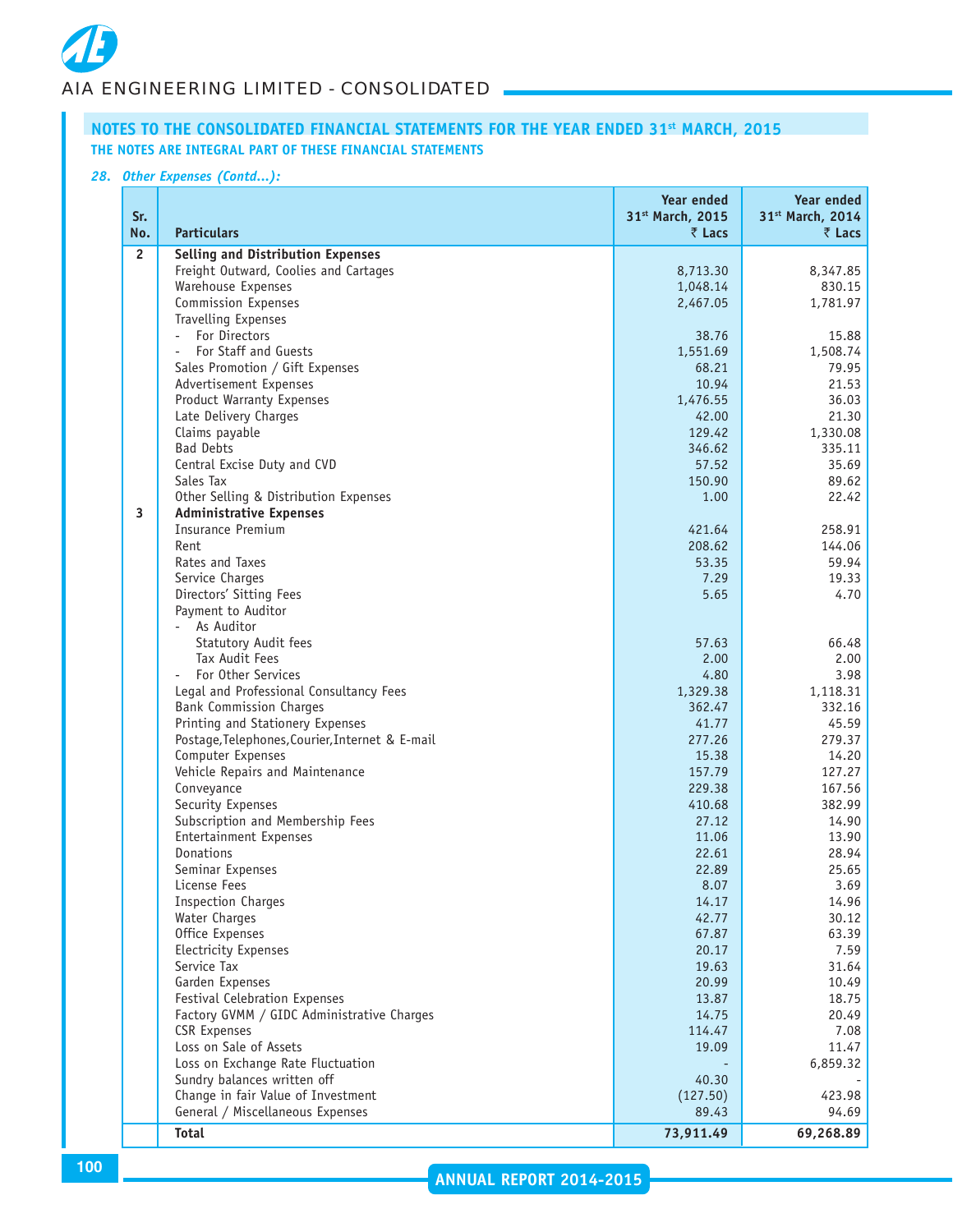## NOTES TO THE CONSOLIDATED FINANCIAL STATEMENTS FOR THE YEAR ENDED 31st MARCH, 2015

**THE NOTES ARE INTEGRAL PART OF THESE FINANCIAL STATEMENTS**

***28. Other Expenses (Contd...):***

| Sr. No. | Particulars | Year ended 31st March, 2015 ₹ Lacs | Year ended 31st March, 2014 ₹ Lacs |
|---|---|---|---|
| 2 | **Selling and Distribution Expenses** | | |
| | Freight Outward, Coolies and Cartages | 8,713.30 | 8,347.85 |
| | Warehouse Expenses | 1,048.14 | 830.15 |
| | Commission Expenses | 2,467.05 | 1,781.97 |
| | Travelling Expenses | | |
| | - For Directors | 38.76 | 15.88 |
| | - For Staff and Guests | 1,551.69 | 1,508.74 |
| | Sales Promotion / Gift Expenses | 68.21 | 79.95 |
| | Advertisement Expenses | 10.94 | 21.53 |
| | Product Warranty Expenses | 1,476.55 | 36.03 |
| | Late Delivery Charges | 42.00 | 21.30 |
| | Claims payable | 129.42 | 1,330.08 |
| | Bad Debts | 346.62 | 335.11 |
| | Central Excise Duty and CVD | 57.52 | 35.69 |
| | Sales Tax | 150.90 | 89.62 |
| | Other Selling & Distribution Expenses | 1.00 | 22.42 |
| 3 | **Administrative Expenses** | | |
| | Insurance Premium | 421.64 | 258.91 |
| | Rent | 208.62 | 144.06 |
| | Rates and Taxes | 53.35 | 59.94 |
| | Service Charges | 7.29 | 19.33 |
| | Directors' Sitting Fees | 5.65 | 4.70 |
| | Payment to Auditor | | |
| | - As Auditor | | |
| | Statutory Audit fees | 57.63 | 66.48 |
| | Tax Audit Fees | 2.00 | 2.00 |
| | - For Other Services | 4.80 | 3.98 |
| | Legal and Professional Consultancy Fees | 1,329.38 | 1,118.31 |
| | Bank Commission Charges | 362.47 | 332.16 |
| | Printing and Stationery Expenses | 41.77 | 45.59 |
| | Postage,Telephones,Courier,Internet & E-mail | 277.26 | 279.37 |
| | Computer Expenses | 15.38 | 14.20 |
| | Vehicle Repairs and Maintenance | 157.79 | 127.27 |
| | Conveyance | 229.38 | 167.56 |
| | Security Expenses | 410.68 | 382.99 |
| | Subscription and Membership Fees | 27.12 | 14.90 |
| | Entertainment Expenses | 11.06 | 13.90 |
| | Donations | 22.61 | 28.94 |
| | Seminar Expenses | 22.89 | 25.65 |
| | License Fees | 8.07 | 3.69 |
| | Inspection Charges | 14.17 | 14.96 |
| | Water Charges | 42.77 | 30.12 |
| | Office Expenses | 67.87 | 63.39 |
| | Electricity Expenses | 20.17 | 7.59 |
| | Service Tax | 19.63 | 31.64 |
| | Garden Expenses | 20.99 | 10.49 |
| | Festival Celebration Expenses | 13.87 | 18.75 |
| | Factory GVMM / GIDC Administrative Charges | 14.75 | 20.49 |
| | CSR Expenses | 114.47 | 7.08 |
| | Loss on Sale of Assets | 19.09 | 11.47 |
| | Loss on Exchange Rate Fluctuation | - | 6,859.32 |
| | Sundry balances written off | 40.30 | - |
| | Change in fair Value of Investment | (127.50) | 423.98 |
| | General / Miscellaneous Expenses | 89.43 | 94.69 |
| | **Total** | **73,911.49** | **69,268.89** |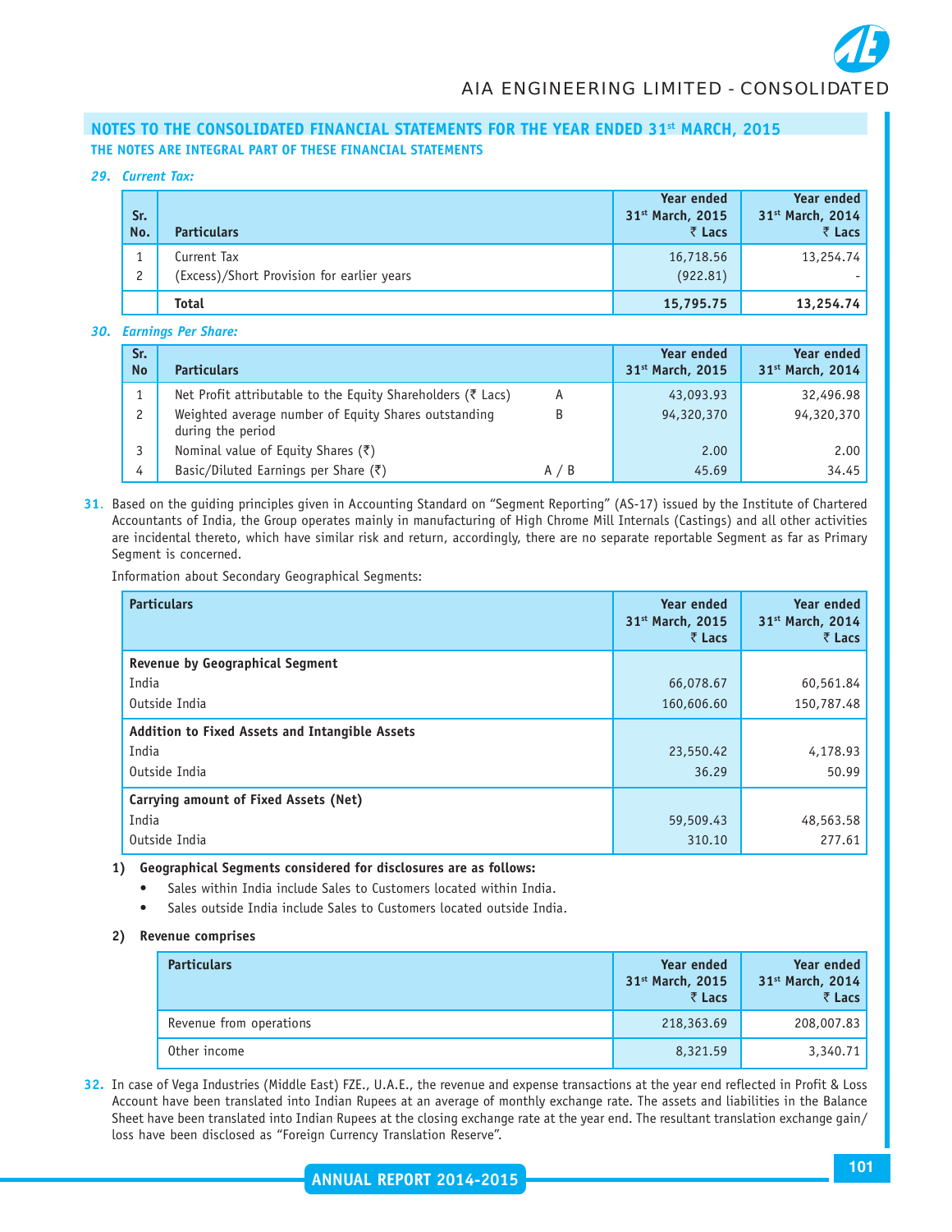## NOTES TO THE CONSOLIDATED FINANCIAL STATEMENTS FOR THE YEAR ENDED 31st MARCH, 2015

**THE NOTES ARE INTEGRAL PART OF THESE FINANCIAL STATEMENTS**

***29. Current Tax:***

| Sr. No. | Particulars | Year ended 31st March, 2015 ₹ Lacs | Year ended 31st March, 2014 ₹ Lacs |
|---|---|---|---|
| 1 | Current Tax | 16,718.56 | 13,254.74 |
| 2 | (Excess)/Short Provision for earlier years | (922.81) | - |
| | **Total** | **15,795.75** | **13,254.74** |

***30. Earnings Per Share:***

| Sr. No | Particulars | | Year ended 31st March, 2015 | Year ended 31st March, 2014 |
|---|---|---|---|---|
| 1 | Net Profit attributable to the Equity Shareholders (₹ Lacs) | A | 43,093.93 | 32,496.98 |
| 2 | Weighted average number of Equity Shares outstanding during the period | B | 94,320,370 | 94,320,370 |
| 3 | Nominal value of Equity Shares (₹) | | 2.00 | 2.00 |
| 4 | Basic/Diluted Earnings per Share (₹) | A / B | 45.69 | 34.45 |

**31.** Based on the guiding principles given in Accounting Standard on "Segment Reporting" (AS-17) issued by the Institute of Chartered Accountants of India, the Group operates mainly in manufacturing of High Chrome Mill Internals (Castings) and all other activities are incidental thereto, which have similar risk and return, accordingly, there are no separate reportable Segment as far as Primary Segment is concerned.

Information about Secondary Geographical Segments:

| Particulars | Year ended 31st March, 2015 ₹ Lacs | Year ended 31st March, 2014 ₹ Lacs |
|---|---|---|
| **Revenue by Geographical Segment** | | |
| India | 66,078.67 | 60,561.84 |
| Outside India | 160,606.60 | 150,787.48 |
| **Addition to Fixed Assets and Intangible Assets** | | |
| India | 23,550.42 | 4,178.93 |
| Outside India | 36.29 | 50.99 |
| **Carrying amount of Fixed Assets (Net)** | | |
| India | 59,509.43 | 48,563.58 |
| Outside India | 310.10 | 277.61 |

**1) Geographical Segments considered for disclosures are as follows:**

- Sales within India include Sales to Customers located within India.
- Sales outside India include Sales to Customers located outside India.

**2) Revenue comprises**

| Particulars | Year ended 31st March, 2015 ₹ Lacs | Year ended 31st March, 2014 ₹ Lacs |
|---|---|---|
| Revenue from operations | 218,363.69 | 208,007.83 |
| Other income | 8,321.59 | 3,340.71 |

**32.** In case of Vega Industries (Middle East) FZE., U.A.E., the revenue and expense transactions at the year end reflected in Profit & Loss Account have been translated into Indian Rupees at an average of monthly exchange rate. The assets and liabilities in the Balance Sheet have been translated into Indian Rupees at the closing exchange rate at the year end. The resultant translation exchange gain/loss have been disclosed as "Foreign Currency Translation Reserve".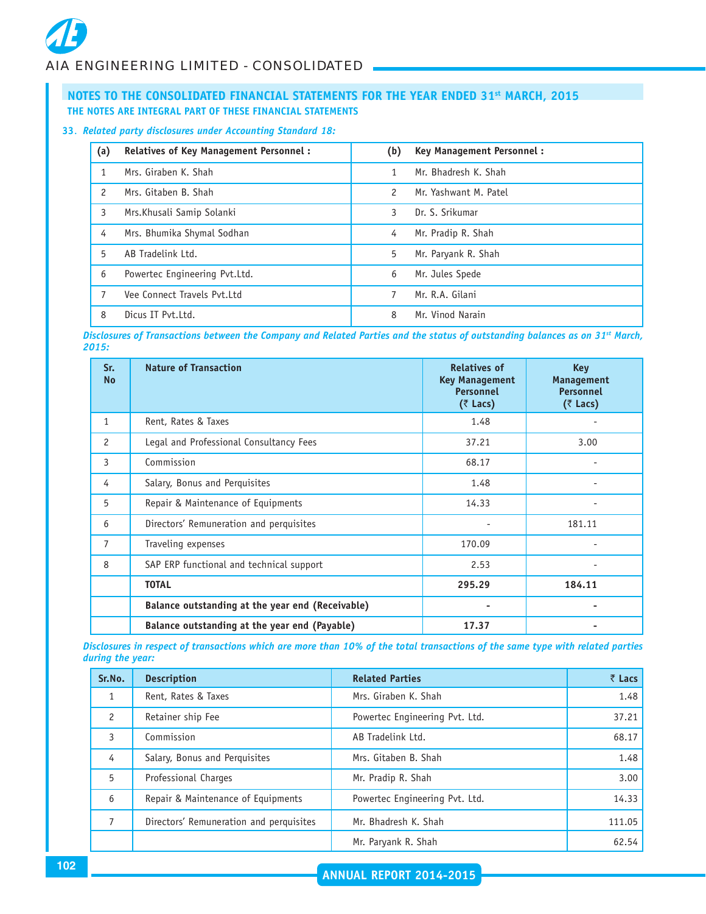## NOTES TO THE CONSOLIDATED FINANCIAL STATEMENTS FOR THE YEAR ENDED 31st MARCH, 2015

**THE NOTES ARE INTEGRAL PART OF THESE FINANCIAL STATEMENTS**

**33.** ***Related party disclosures under Accounting Standard 18:***

| (a) | Relatives of Key Management Personnel : | (b) | Key Management Personnel : |
|---|---|---|---|
| 1 | Mrs. Giraben K. Shah | 1 | Mr. Bhadresh K. Shah |
| 2 | Mrs. Gitaben B. Shah | 2 | Mr. Yashwant M. Patel |
| 3 | Mrs.Khusali Samip Solanki | 3 | Dr. S. Srikumar |
| 4 | Mrs. Bhumika Shymal Sodhan | 4 | Mr. Pradip R. Shah |
| 5 | AB Tradelink Ltd. | 5 | Mr. Paryank R. Shah |
| 6 | Powertec Engineering Pvt.Ltd. | 6 | Mr. Jules Spede |
| 7 | Vee Connect Travels Pvt.Ltd | 7 | Mr. R.A. Gilani |
| 8 | Dicus IT Pvt.Ltd. | 8 | Mr. Vinod Narain |

***Disclosures of Transactions between the Company and Related Parties and the status of outstanding balances as on 31st March, 2015:***

| Sr. No | Nature of Transaction | Relatives of Key Management Personnel (₹ Lacs) | Key Management Personnel (₹ Lacs) |
|---|---|---|---|
| 1 | Rent, Rates & Taxes | 1.48 | - |
| 2 | Legal and Professional Consultancy Fees | 37.21 | 3.00 |
| 3 | Commission | 68.17 | - |
| 4 | Salary, Bonus and Perquisites | 1.48 | - |
| 5 | Repair & Maintenance of Equipments | 14.33 | - |
| 6 | Directors' Remuneration and perquisites | - | 181.11 |
| 7 | Traveling expenses | 170.09 | - |
| 8 | SAP ERP functional and technical support | 2.53 | - |
| | **TOTAL** | **295.29** | **184.11** |
| | **Balance outstanding at the year end (Receivable)** | **-** | **-** |
| | **Balance outstanding at the year end (Payable)** | **17.37** | **-** |

***Disclosures in respect of transactions which are more than 10% of the total transactions of the same type with related parties during the year:***

| Sr.No. | Description | Related Parties | ₹ Lacs |
|---|---|---|---|
| 1 | Rent, Rates & Taxes | Mrs. Giraben K. Shah | 1.48 |
| 2 | Retainer ship Fee | Powertec Engineering Pvt. Ltd. | 37.21 |
| 3 | Commission | AB Tradelink Ltd. | 68.17 |
| 4 | Salary, Bonus and Perquisites | Mrs. Gitaben B. Shah | 1.48 |
| 5 | Professional Charges | Mr. Pradip R. Shah | 3.00 |
| 6 | Repair & Maintenance of Equipments | Powertec Engineering Pvt. Ltd. | 14.33 |
| 7 | Directors' Remuneration and perquisites | Mr. Bhadresh K. Shah | 111.05 |
| | | Mr. Paryank R. Shah | 62.54 |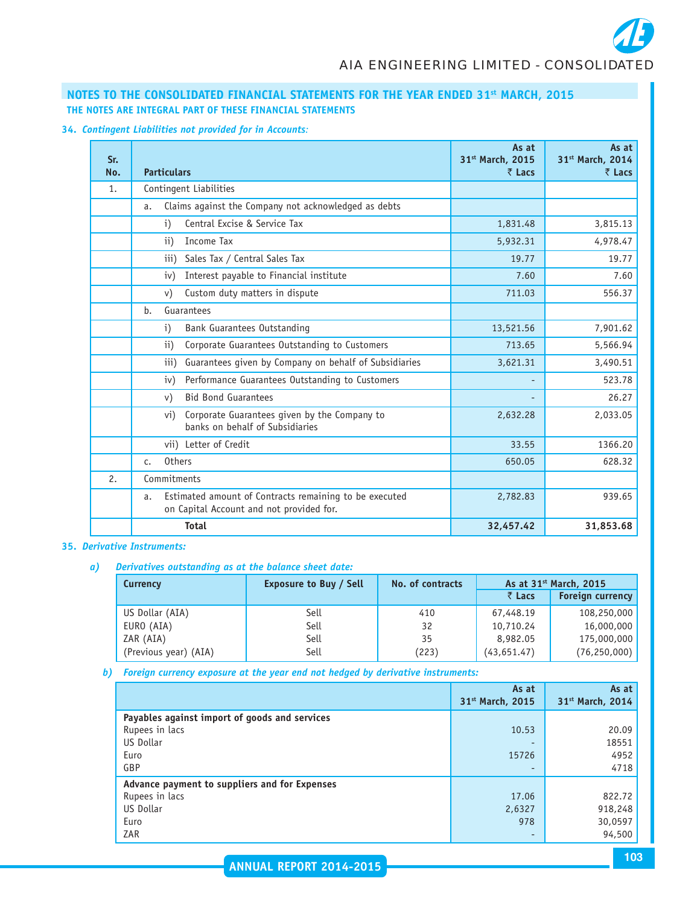## NOTES TO THE CONSOLIDATED FINANCIAL STATEMENTS FOR THE YEAR ENDED 31st MARCH, 2015

**THE NOTES ARE INTEGRAL PART OF THESE FINANCIAL STATEMENTS**

**34.** ***Contingent Liabilities not provided for in Accounts:***

| Sr. No. | Particulars | As at 31st March, 2015 ₹ Lacs | As at 31st March, 2014 ₹ Lacs |
|---|---|---|---|
| 1. | Contingent Liabilities | | |
| | a. Claims against the Company not acknowledged as debts | | |
| | i) Central Excise & Service Tax | 1,831.48 | 3,815.13 |
| | ii) Income Tax | 5,932.31 | 4,978.47 |
| | iii) Sales Tax / Central Sales Tax | 19.77 | 19.77 |
| | iv) Interest payable to Financial institute | 7.60 | 7.60 |
| | v) Custom duty matters in dispute | 711.03 | 556.37 |
| | b. Guarantees | | |
| | i) Bank Guarantees Outstanding | 13,521.56 | 7,901.62 |
| | ii) Corporate Guarantees Outstanding to Customers | 713.65 | 5,566.94 |
| | iii) Guarantees given by Company on behalf of Subsidiaries | 3,621.31 | 3,490.51 |
| | iv) Performance Guarantees Outstanding to Customers | - | 523.78 |
| | v) Bid Bond Guarantees | - | 26.27 |
| | vi) Corporate Guarantees given by the Company to banks on behalf of Subsidiaries | 2,632.28 | 2,033.05 |
| | vii) Letter of Credit | 33.55 | 1366.20 |
| | c. Others | 650.05 | 628.32 |
| 2. | Commitments | | |
| | a. Estimated amount of Contracts remaining to be executed on Capital Account and not provided for. | 2,782.83 | 939.65 |
| | **Total** | **32,457.42** | **31,853.68** |

**35.** ***Derivative Instruments:***

***a) Derivatives outstanding as at the balance sheet date:***

| Currency | Exposure to Buy / Sell | No. of contracts | As at 31st March, 2015 | |
|---|---|---|---|---|
| | | | ₹ Lacs | Foreign currency |
| US Dollar (AIA) | Sell | 410 | 67,448.19 | 108,250,000 |
| EURO (AIA) | Sell | 32 | 10,710.24 | 16,000,000 |
| ZAR (AIA) | Sell | 35 | 8,982.05 | 175,000,000 |
| (Previous year) (AIA) | Sell | (223) | (43,651.47) | (76,250,000) |

***b) Foreign currency exposure at the year end not hedged by derivative instruments:***

| | As at 31st March, 2015 | As at 31st March, 2014 |
|---|---|---|
| **Payables against import of goods and services** | | |
| Rupees in lacs | 10.53 | 20.09 |
| US Dollar | - | 18551 |
| Euro | 15726 | 4952 |
| GBP | - | 4718 |
| **Advance payment to suppliers and for Expenses** | | |
| Rupees in lacs | 17.06 | 822.72 |
| US Dollar | 2,6327 | 918,248 |
| Euro | 978 | 30,0597 |
| ZAR | - | 94,500 |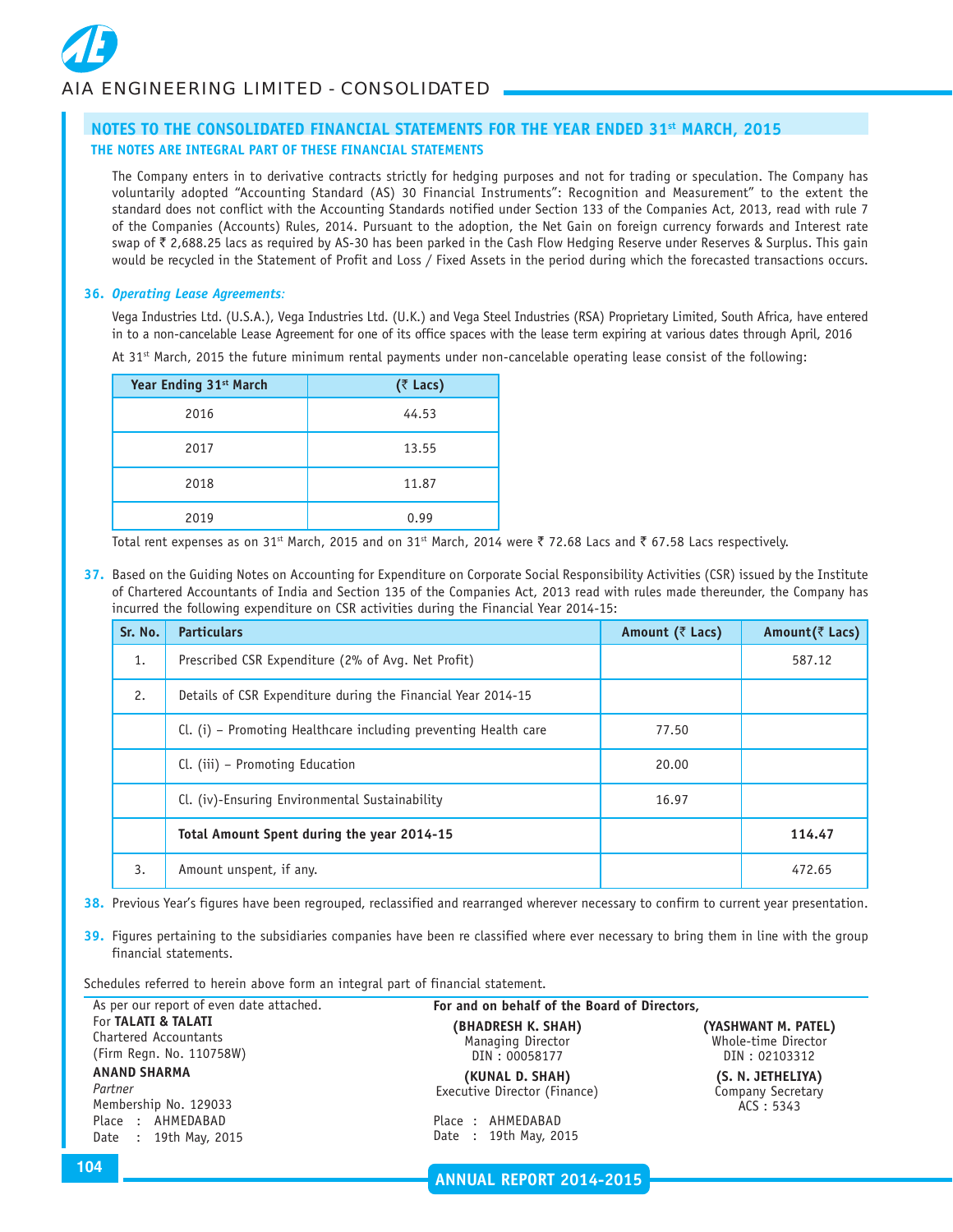## NOTES TO THE CONSOLIDATED FINANCIAL STATEMENTS FOR THE YEAR ENDED 31st MARCH, 2015

### THE NOTES ARE INTEGRAL PART OF THESE FINANCIAL STATEMENTS

The Company enters in to derivative contracts strictly for hedging purposes and not for trading or speculation. The Company has voluntarily adopted "Accounting Standard (AS) 30 Financial Instruments": Recognition and Measurement" to the extent the standard does not conflict with the Accounting Standards notified under Section 133 of the Companies Act, 2013, read with rule 7 of the Companies (Accounts) Rules, 2014. Pursuant to the adoption, the Net Gain on foreign currency forwards and Interest rate swap of ₹ 2,688.25 lacs as required by AS-30 has been parked in the Cash Flow Hedging Reserve under Reserves & Surplus. This gain would be recycled in the Statement of Profit and Loss / Fixed Assets in the period during which the forecasted transactions occurs.

**36.** ***Operating Lease Agreements:***

Vega Industries Ltd. (U.S.A.), Vega Industries Ltd. (U.K.) and Vega Steel Industries (RSA) Proprietary Limited, South Africa, have entered in to a non-cancelable Lease Agreement for one of its office spaces with the lease term expiring at various dates through April, 2016

At 31st March, 2015 the future minimum rental payments under non-cancelable operating lease consist of the following:

| Year Ending 31st March | (₹ Lacs) |
|---|---|
| 2016 | 44.53 |
| 2017 | 13.55 |
| 2018 | 11.87 |
| 2019 | 0.99 |

Total rent expenses as on 31st March, 2015 and on 31st March, 2014 were ₹ 72.68 Lacs and ₹ 67.58 Lacs respectively.

**37.** Based on the Guiding Notes on Accounting for Expenditure on Corporate Social Responsibility Activities (CSR) issued by the Institute of Chartered Accountants of India and Section 135 of the Companies Act, 2013 read with rules made thereunder, the Company has incurred the following expenditure on CSR activities during the Financial Year 2014-15:

| Sr. No. | Particulars | Amount (₹ Lacs) | Amount(₹ Lacs) |
|---|---|---|---|
| 1. | Prescribed CSR Expenditure (2% of Avg. Net Profit) | | 587.12 |
| 2. | Details of CSR Expenditure during the Financial Year 2014-15 | | |
| | Cl. (i) – Promoting Healthcare including preventing Health care | 77.50 | |
| | Cl. (iii) – Promoting Education | 20.00 | |
| | Cl. (iv)-Ensuring Environmental Sustainability | 16.97 | |
| | **Total Amount Spent during the year 2014-15** | | **114.47** |
| 3. | Amount unspent, if any. | | 472.65 |

**38.** Previous Year's figures have been regrouped, reclassified and rearranged wherever necessary to confirm to current year presentation.

**39.** Figures pertaining to the subsidiaries companies have been re classified where ever necessary to bring them in line with the group financial statements.

Schedules referred to herein above form an integral part of financial statement.

As per our report of even date attached.
For **TALATI & TALATI**
Chartered Accountants
(Firm Regn. No. 110758W)

**ANAND SHARMA**
*Partner*
Membership No. 129033
Place : AHMEDABAD
Date : 19th May, 2015

**For and on behalf of the Board of Directors,**

**(BHADRESH K. SHAH)**
Managing Director
DIN : 00058177

**(YASHWANT M. PATEL)**
Whole-time Director
DIN : 02103312

**(KUNAL D. SHAH)**
Executive Director (Finance)

**(S. N. JETHELIYA)**
Company Secretary
ACS : 5343

Place : AHMEDABAD
Date : 19th May, 2015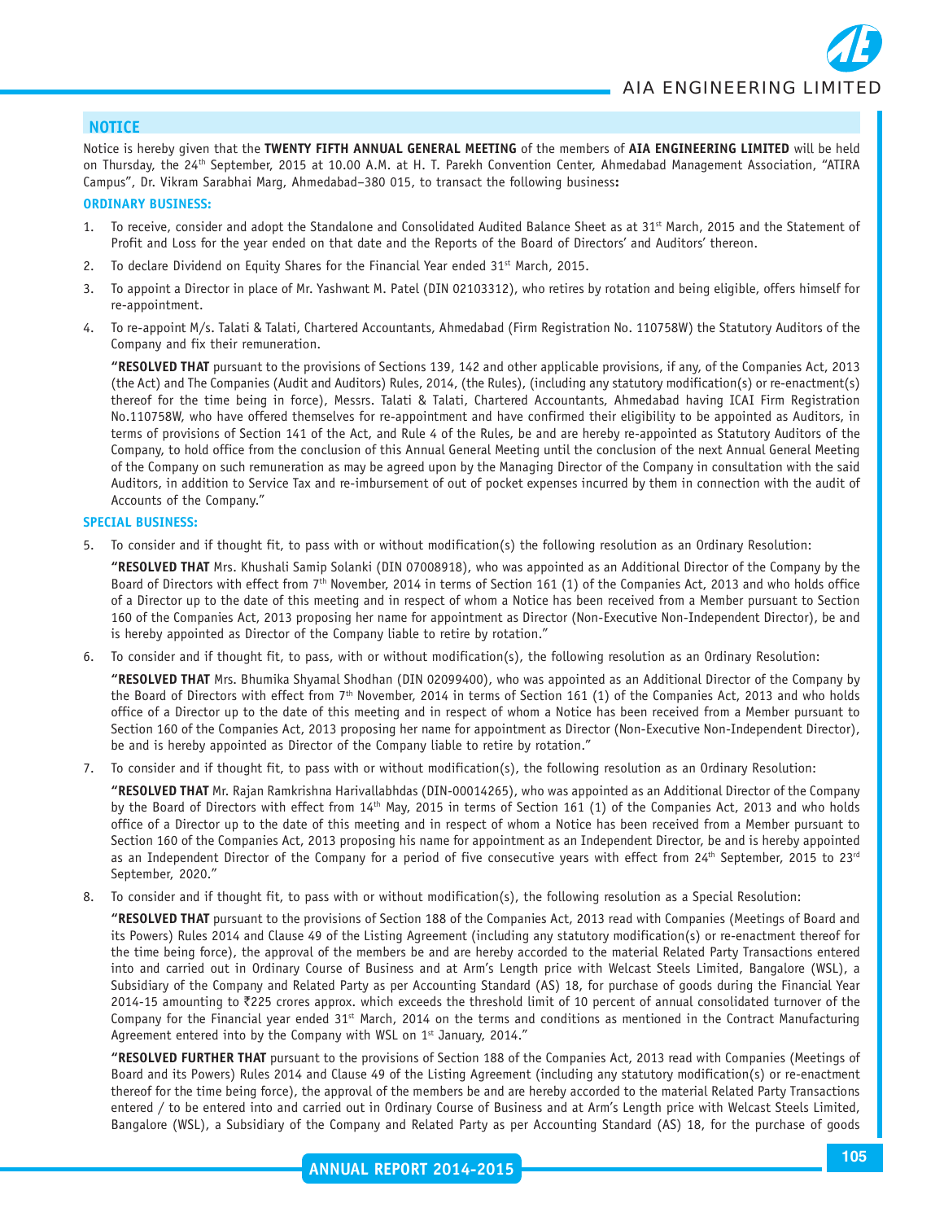## NOTICE

Notice is hereby given that the **TWENTY FIFTH ANNUAL GENERAL MEETING** of the members of **AIA ENGINEERING LIMITED** will be held on Thursday, the 24th September, 2015 at 10.00 A.M. at H. T. Parekh Convention Center, Ahmedabad Management Association, "ATIRA Campus", Dr. Vikram Sarabhai Marg, Ahmedabad–380 015, to transact the following business**:**

### ORDINARY BUSINESS:

1. To receive, consider and adopt the Standalone and Consolidated Audited Balance Sheet as at 31st March, 2015 and the Statement of Profit and Loss for the year ended on that date and the Reports of the Board of Directors' and Auditors' thereon.

2. To declare Dividend on Equity Shares for the Financial Year ended 31st March, 2015.

3. To appoint a Director in place of Mr. Yashwant M. Patel (DIN 02103312), who retires by rotation and being eligible, offers himself for re-appointment.

4. To re-appoint M/s. Talati & Talati, Chartered Accountants, Ahmedabad (Firm Registration No. 110758W) the Statutory Auditors of the Company and fix their remuneration.

   **"RESOLVED THAT** pursuant to the provisions of Sections 139, 142 and other applicable provisions, if any, of the Companies Act, 2013 (the Act) and The Companies (Audit and Auditors) Rules, 2014, (the Rules), (including any statutory modification(s) or re-enactment(s) thereof for the time being in force), Messrs. Talati & Talati, Chartered Accountants, Ahmedabad having ICAI Firm Registration No.110758W, who have offered themselves for re-appointment and have confirmed their eligibility to be appointed as Auditors, in terms of provisions of Section 141 of the Act, and Rule 4 of the Rules, be and are hereby re-appointed as Statutory Auditors of the Company, to hold office from the conclusion of this Annual General Meeting until the conclusion of the next Annual General Meeting of the Company on such remuneration as may be agreed upon by the Managing Director of the Company in consultation with the said Auditors, in addition to Service Tax and re-imbursement of out of pocket expenses incurred by them in connection with the audit of Accounts of the Company."

### SPECIAL BUSINESS:

5. To consider and if thought fit, to pass with or without modification(s) the following resolution as an Ordinary Resolution:

   **"RESOLVED THAT** Mrs. Khushali Samip Solanki (DIN 07008918), who was appointed as an Additional Director of the Company by the Board of Directors with effect from 7th November, 2014 in terms of Section 161 (1) of the Companies Act, 2013 and who holds office of a Director up to the date of this meeting and in respect of whom a Notice has been received from a Member pursuant to Section 160 of the Companies Act, 2013 proposing her name for appointment as Director (Non-Executive Non-Independent Director), be and is hereby appointed as Director of the Company liable to retire by rotation."

6. To consider and if thought fit, to pass, with or without modification(s), the following resolution as an Ordinary Resolution:

   **"RESOLVED THAT** Mrs. Bhumika Shyamal Shodhan (DIN 02099400), who was appointed as an Additional Director of the Company by the Board of Directors with effect from 7th November, 2014 in terms of Section 161 (1) of the Companies Act, 2013 and who holds office of a Director up to the date of this meeting and in respect of whom a Notice has been received from a Member pursuant to Section 160 of the Companies Act, 2013 proposing her name for appointment as Director (Non-Executive Non-Independent Director), be and is hereby appointed as Director of the Company liable to retire by rotation."

7. To consider and if thought fit, to pass with or without modification(s), the following resolution as an Ordinary Resolution:

   **"RESOLVED THAT** Mr. Rajan Ramkrishna Harivallabhdas (DIN-00014265), who was appointed as an Additional Director of the Company by the Board of Directors with effect from 14th May, 2015 in terms of Section 161 (1) of the Companies Act, 2013 and who holds office of a Director up to the date of this meeting and in respect of whom a Notice has been received from a Member pursuant to Section 160 of the Companies Act, 2013 proposing his name for appointment as an Independent Director, be and is hereby appointed as an Independent Director of the Company for a period of five consecutive years with effect from 24th September, 2015 to 23rd September, 2020."

8. To consider and if thought fit, to pass with or without modification(s), the following resolution as a Special Resolution:

   **"RESOLVED THAT** pursuant to the provisions of Section 188 of the Companies Act, 2013 read with Companies (Meetings of Board and its Powers) Rules 2014 and Clause 49 of the Listing Agreement (including any statutory modification(s) or re-enactment thereof for the time being force), the approval of the members be and are hereby accorded to the material Related Party Transactions entered into and carried out in Ordinary Course of Business and at Arm's Length price with Welcast Steels Limited, Bangalore (WSL), a Subsidiary of the Company and Related Party as per Accounting Standard (AS) 18, for purchase of goods during the Financial Year 2014-15 amounting to ₹225 crores approx. which exceeds the threshold limit of 10 percent of annual consolidated turnover of the Company for the Financial year ended 31st March, 2014 on the terms and conditions as mentioned in the Contract Manufacturing Agreement entered into by the Company with WSL on 1st January, 2014."

   **"RESOLVED FURTHER THAT** pursuant to the provisions of Section 188 of the Companies Act, 2013 read with Companies (Meetings of Board and its Powers) Rules 2014 and Clause 49 of the Listing Agreement (including any statutory modification(s) or re-enactment thereof for the time being force), the approval of the members be and are hereby accorded to the material Related Party Transactions entered / to be entered into and carried out in Ordinary Course of Business and at Arm's Length price with Welcast Steels Limited, Bangalore (WSL), a Subsidiary of the Company and Related Party as per Accounting Standard (AS) 18, for the purchase of goods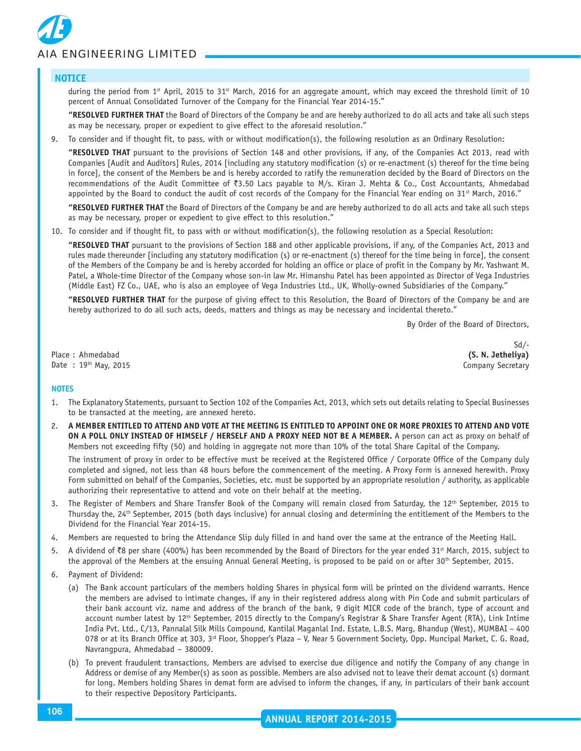## NOTICE

during the period from 1st April, 2015 to 31st March, 2016 for an aggregate amount, which may exceed the threshold limit of 10 percent of Annual Consolidated Turnover of the Company for the Financial Year 2014-15."

**"RESOLVED FURTHER THAT** the Board of Directors of the Company be and are hereby authorized to do all acts and take all such steps as may be necessary, proper or expedient to give effect to the aforesaid resolution."

9. To consider and if thought fit, to pass, with or without modification(s), the following resolution as an Ordinary Resolution:

   **"RESOLVED THAT** pursuant to the provisions of Section 148 and other provisions, if any, of the Companies Act 2013, read with Companies [Audit and Auditors] Rules, 2014 [including any statutory modification (s) or re-enactment (s) thereof for the time being in force], the consent of the Members be and is hereby accorded to ratify the remuneration decided by the Board of Directors on the recommendations of the Audit Committee of ₹3.50 Lacs payable to M/s. Kiran J. Mehta & Co., Cost Accountants, Ahmedabad appointed by the Board to conduct the audit of cost records of the Company for the Financial Year ending on 31st March, 2016."

   **"RESOLVED FURTHER THAT** the Board of Directors of the Company be and are hereby authorized to do all acts and take all such steps as may be necessary, proper or expedient to give effect to this resolution."

10. To consider and if thought fit, to pass with or without modification(s), the following resolution as a Special Resolution:

    **"RESOLVED THAT** pursuant to the provisions of Section 188 and other applicable provisions, if any, of the Companies Act, 2013 and rules made thereunder [including any statutory modification (s) or re-enactment (s) thereof for the time being in force], the consent of the Members of the Company be and is hereby accorded for holding an office or place of profit in the Company by Mr. Yashwant M. Patel, a Whole-time Director of the Company whose son-in law Mr. Himanshu Patel has been appointed as Director of Vega Industries (Middle East) FZ Co., UAE, who is also an employee of Vega Industries Ltd., UK, Wholly-owned Subsidiaries of the Company."

    **"RESOLVED FURTHER THAT** for the purpose of giving effect to this Resolution, the Board of Directors of the Company be and are hereby authorized to do all such acts, deeds, matters and things as may be necessary and incidental thereto."

By Order of the Board of Directors,

Sd/-
**(S. N. Jetheliya)**
Company Secretary

Place : Ahmedabad
Date : 19th May, 2015

### NOTES

1. The Explanatory Statements, pursuant to Section 102 of the Companies Act, 2013, which sets out details relating to Special Businesses to be transacted at the meeting, are annexed hereto.

2. **A MEMBER ENTITLED TO ATTEND AND VOTE AT THE MEETING IS ENTITLED TO APPOINT ONE OR MORE PROXIES TO ATTEND AND VOTE ON A POLL ONLY INSTEAD OF HIMSELF / HERSELF AND A PROXY NEED NOT BE A MEMBER.** A person can act as proxy on behalf of Members not exceeding fifty (50) and holding in aggregate not more than 10% of the total Share Capital of the Company.

   The instrument of proxy in order to be effective must be received at the Registered Office / Corporate Office of the Company duly completed and signed, not less than 48 hours before the commencement of the meeting. A Proxy Form is annexed herewith. Proxy Form submitted on behalf of the Companies, Societies, etc. must be supported by an appropriate resolution / authority, as applicable authorizing their representative to attend and vote on their behalf at the meeting.

3. The Register of Members and Share Transfer Book of the Company will remain closed from Saturday, the 12th September, 2015 to Thursday the, 24th September, 2015 (both days inclusive) for annual closing and determining the entitlement of the Members to the Dividend for the Financial Year 2014-15.

4. Members are requested to bring the Attendance Slip duly filled in and hand over the same at the entrance of the Meeting Hall.

5. A dividend of ₹8 per share (400%) has been recommended by the Board of Directors for the year ended 31st March, 2015, subject to the approval of the Members at the ensuing Annual General Meeting, is proposed to be paid on or after 30th September, 2015.

6. Payment of Dividend:

   (a) The Bank account particulars of the members holding Shares in physical form will be printed on the dividend warrants. Hence the members are advised to intimate changes, if any in their registered address along with Pin Code and submit particulars of their bank account viz. name and address of the branch of the bank, 9 digit MICR code of the branch, type of account and account number latest by 12th September, 2015 directly to the Company's Registrar & Share Transfer Agent (RTA), Link Intime India Pvt. Ltd., C/13, Pannalal Silk Mills Compound, Kantilal Maganlal Ind. Estate, L.B.S. Marg, Bhandup (West), MUMBAI – 400 078 or at its Branch Office at 303, 3rd Floor, Shopper's Plaza – V, Near 5 Government Society, Opp. Muncipal Market, C. G. Road, Navrangpura, Ahmedabad – 380009.

   (b) To prevent fraudulent transactions, Members are advised to exercise due diligence and notify the Company of any change in Address or demise of any Member(s) as soon as possible. Members are also advised not to leave their demat account (s) dormant for long. Members holding Shares in demat form are advised to inform the changes, if any, in particulars of their bank account to their respective Depository Participants.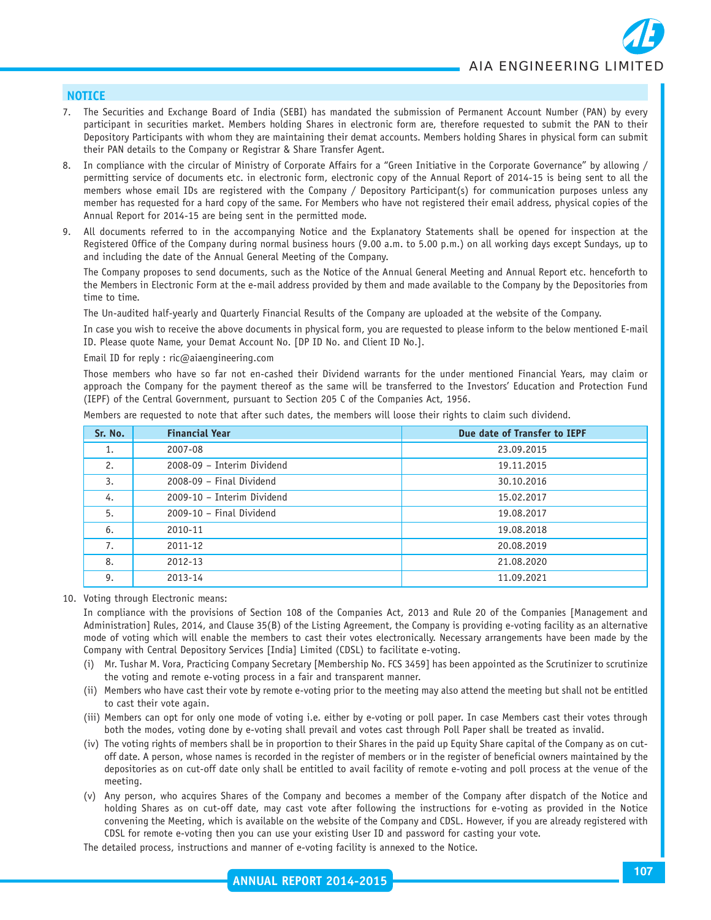## NOTICE

7. The Securities and Exchange Board of India (SEBI) has mandated the submission of Permanent Account Number (PAN) by every participant in securities market. Members holding Shares in electronic form are, therefore requested to submit the PAN to their Depository Participants with whom they are maintaining their demat accounts. Members holding Shares in physical form can submit their PAN details to the Company or Registrar & Share Transfer Agent.

8. In compliance with the circular of Ministry of Corporate Affairs for a "Green Initiative in the Corporate Governance" by allowing / permitting service of documents etc. in electronic form, electronic copy of the Annual Report of 2014-15 is being sent to all the members whose email IDs are registered with the Company / Depository Participant(s) for communication purposes unless any member has requested for a hard copy of the same. For Members who have not registered their email address, physical copies of the Annual Report for 2014-15 are being sent in the permitted mode.

9. All documents referred to in the accompanying Notice and the Explanatory Statements shall be opened for inspection at the Registered Office of the Company during normal business hours (9.00 a.m. to 5.00 p.m.) on all working days except Sundays, up to and including the date of the Annual General Meeting of the Company.

   The Company proposes to send documents, such as the Notice of the Annual General Meeting and Annual Report etc. henceforth to the Members in Electronic Form at the e-mail address provided by them and made available to the Company by the Depositories from time to time.

   The Un-audited half-yearly and Quarterly Financial Results of the Company are uploaded at the website of the Company.

   In case you wish to receive the above documents in physical form, you are requested to please inform to the below mentioned E-mail ID. Please quote Name, your Demat Account No. [DP ID No. and Client ID No.].

   Email ID for reply : ric@aiaengineering.com

   Those members who have so far not en-cashed their Dividend warrants for the under mentioned Financial Years, may claim or approach the Company for the payment thereof as the same will be transferred to the Investors' Education and Protection Fund (IEPF) of the Central Government, pursuant to Section 205 C of the Companies Act, 1956.

   Members are requested to note that after such dates, the members will loose their rights to claim such dividend.

| Sr. No. | Financial Year | Due date of Transfer to IEPF |
|---|---|---|
| 1. | 2007-08 | 23.09.2015 |
| 2. | 2008-09 – Interim Dividend | 19.11.2015 |
| 3. | 2008-09 – Final Dividend | 30.10.2016 |
| 4. | 2009-10 – Interim Dividend | 15.02.2017 |
| 5. | 2009-10 – Final Dividend | 19.08.2017 |
| 6. | 2010-11 | 19.08.2018 |
| 7. | 2011-12 | 20.08.2019 |
| 8. | 2012-13 | 21.08.2020 |
| 9. | 2013-14 | 11.09.2021 |

10. Voting through Electronic means:

    In compliance with the provisions of Section 108 of the Companies Act, 2013 and Rule 20 of the Companies [Management and Administration] Rules, 2014, and Clause 35(B) of the Listing Agreement, the Company is providing e-voting facility as an alternative mode of voting which will enable the members to cast their votes electronically. Necessary arrangements have been made by the Company with Central Depository Services [India] Limited (CDSL) to facilitate e-voting.

    (i) Mr. Tushar M. Vora, Practicing Company Secretary [Membership No. FCS 3459] has been appointed as the Scrutinizer to scrutinize the voting and remote e-voting process in a fair and transparent manner.

    (ii) Members who have cast their vote by remote e-voting prior to the meeting may also attend the meeting but shall not be entitled to cast their vote again.

    (iii) Members can opt for only one mode of voting i.e. either by e-voting or poll paper. In case Members cast their votes through both the modes, voting done by e-voting shall prevail and votes cast through Poll Paper shall be treated as invalid.

    (iv) The voting rights of members shall be in proportion to their Shares in the paid up Equity Share capital of the Company as on cut-off date. A person, whose names is recorded in the register of members or in the register of beneficial owners maintained by the depositories as on cut-off date only shall be entitled to avail facility of remote e-voting and poll process at the venue of the meeting.

    (v) Any person, who acquires Shares of the Company and becomes a member of the Company after dispatch of the Notice and holding Shares as on cut-off date, may cast vote after following the instructions for e-voting as provided in the Notice convening the Meeting, which is available on the website of the Company and CDSL. However, if you are already registered with CDSL for remote e-voting then you can use your existing User ID and password for casting your vote.

    The detailed process, instructions and manner of e-voting facility is annexed to the Notice.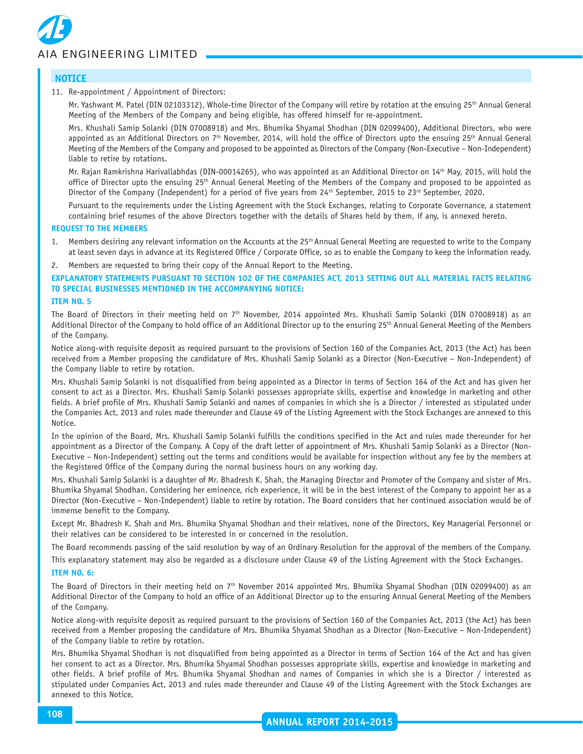## NOTICE

11. Re-appointment / Appointment of Directors:

    Mr. Yashwant M. Patel (DIN 02103312), Whole-time Director of the Company will retire by rotation at the ensuing 25th Annual General Meeting of the Members of the Company and being eligible, has offered himself for re-appointment.

    Mrs. Khushali Samip Solanki (DIN 07008918) and Mrs. Bhumika Shyamal Shodhan (DIN 02099400), Additional Directors, who were appointed as an Additional Directors on 7th November, 2014, will hold the office of Directors upto the ensuing 25th Annual General Meeting of the Members of the Company and proposed to be appointed as Directors of the Company (Non-Executive – Non-Independent) liable to retire by rotations.

    Mr. Rajan Ramkrishna Harivallabhdas (DIN-00014265), who was appointed as an Additional Director on 14th May, 2015, will hold the office of Director upto the ensuing 25th Annual General Meeting of the Members of the Company and proposed to be appointed as Director of the Company (Independent) for a period of five years from 24th September, 2015 to 23rd September, 2020.

    Pursuant to the requirements under the Listing Agreement with the Stock Exchanges, relating to Corporate Governance, a statement containing brief resumes of the above Directors together with the details of Shares held by them, if any, is annexed hereto.

### REQUEST TO THE MEMBERS

1. Members desiring any relevant information on the Accounts at the 25th Annual General Meeting are requested to write to the Company at least seven days in advance at its Registered Office / Corporate Office, so as to enable the Company to keep the information ready.
2. Members are requested to bring their copy of the Annual Report to the Meeting.

### EXPLANATORY STATEMENTS PURSUANT TO SECTION 102 OF THE COMPANIES ACT, 2013 SETTING OUT ALL MATERIAL FACTS RELATING TO SPECIAL BUSINESSES MENTIONED IN THE ACCOMPANYING NOTICE:

### ITEM NO. 5

The Board of Directors in their meeting held on 7th November, 2014 appointed Mrs. Khushali Samip Solanki (DIN 07008918) as an Additional Director of the Company to hold office of an Additional Director up to the ensuring 25th Annual General Meeting of the Members of the Company.

Notice along-with requisite deposit as required pursuant to the provisions of Section 160 of the Companies Act, 2013 (the Act) has been received from a Member proposing the candidature of Mrs. Khushali Samip Solanki as a Director (Non-Executive – Non-Independent) of the Company liable to retire by rotation.

Mrs. Khushali Samip Solanki is not disqualified from being appointed as a Director in terms of Section 164 of the Act and has given her consent to act as a Director. Mrs. Khushali Samip Solanki possesses appropriate skills, expertise and knowledge in marketing and other fields. A brief profile of Mrs. Khushali Samip Solanki and names of companies in which she is a Director / interested as stipulated under the Companies Act, 2013 and rules made thereunder and Clause 49 of the Listing Agreement with the Stock Exchanges are annexed to this Notice.

In the opinion of the Board, Mrs. Khushali Samip Solanki fulfills the conditions specified in the Act and rules made thereunder for her appointment as a Director of the Company. A Copy of the draft letter of appointment of Mrs. Khushali Samip Solanki as a Director (Non-Executive – Non-Independent) setting out the terms and conditions would be available for inspection without any fee by the members at the Registered Office of the Company during the normal business hours on any working day.

Mrs. Khushali Samip Solanki is a daughter of Mr. Bhadresh K. Shah, the Managing Director and Promoter of the Company and sister of Mrs. Bhumika Shyamal Shodhan. Considering her eminence, rich experience, it will be in the best interest of the Company to appoint her as a Director (Non-Executive – Non-Independent) liable to retire by rotation. The Board considers that her continued association would be of immense benefit to the Company.

Except Mr. Bhadresh K. Shah and Mrs. Bhumika Shyamal Shodhan and their relatives, none of the Directors, Key Managerial Personnel or their relatives can be considered to be interested in or concerned in the resolution.

The Board recommends passing of the said resolution by way of an Ordinary Resolution for the approval of the members of the Company.

This explanatory statement may also be regarded as a disclosure under Clause 49 of the Listing Agreement with the Stock Exchanges.

### ITEM NO. 6:

The Board of Directors in their meeting held on 7th November 2014 appointed Mrs. Bhumika Shyamal Shodhan (DIN 02099400) as an Additional Director of the Company to hold an office of an Additional Director up to the ensuring Annual General Meeting of the Members of the Company.

Notice along-with requisite deposit as required pursuant to the provisions of Section 160 of the Companies Act, 2013 (the Act) has been received from a Member proposing the candidature of Mrs. Bhumika Shyamal Shodhan as a Director (Non-Executive – Non-Independent) of the Company liable to retire by rotation.

Mrs. Bhumika Shyamal Shodhan is not disqualified from being appointed as a Director in terms of Section 164 of the Act and has given her consent to act as a Director. Mrs. Bhumika Shyamal Shodhan possesses appropriate skills, expertise and knowledge in marketing and other fields. A brief profile of Mrs. Bhumika Shyamal Shodhan and names of Companies in which she is a Director / interested as stipulated under Companies Act, 2013 and rules made thereunder and Clause 49 of the Listing Agreement with the Stock Exchanges are annexed to this Notice.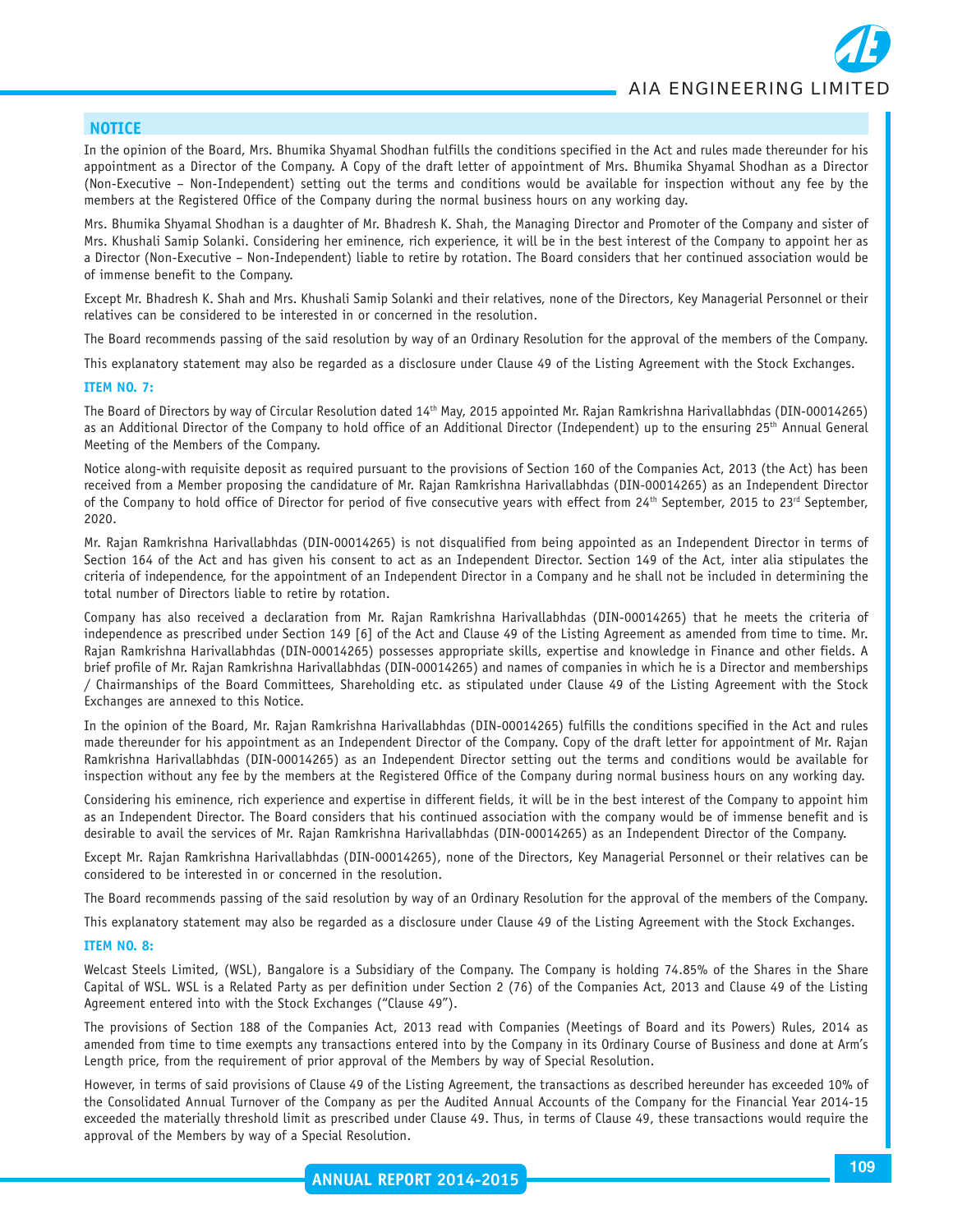## NOTICE

In the opinion of the Board, Mrs. Bhumika Shyamal Shodhan fulfills the conditions specified in the Act and rules made thereunder for his appointment as a Director of the Company. A Copy of the draft letter of appointment of Mrs. Bhumika Shyamal Shodhan as a Director (Non-Executive – Non-Independent) setting out the terms and conditions would be available for inspection without any fee by the members at the Registered Office of the Company during the normal business hours on any working day.

Mrs. Bhumika Shyamal Shodhan is a daughter of Mr. Bhadresh K. Shah, the Managing Director and Promoter of the Company and sister of Mrs. Khushali Samip Solanki. Considering her eminence, rich experience, it will be in the best interest of the Company to appoint her as a Director (Non-Executive – Non-Independent) liable to retire by rotation. The Board considers that her continued association would be of immense benefit to the Company.

Except Mr. Bhadresh K. Shah and Mrs. Khushali Samip Solanki and their relatives, none of the Directors, Key Managerial Personnel or their relatives can be considered to be interested in or concerned in the resolution.

The Board recommends passing of the said resolution by way of an Ordinary Resolution for the approval of the members of the Company.

This explanatory statement may also be regarded as a disclosure under Clause 49 of the Listing Agreement with the Stock Exchanges.

### ITEM NO. 7:

The Board of Directors by way of Circular Resolution dated 14th May, 2015 appointed Mr. Rajan Ramkrishna Harivallabhdas (DIN-00014265) as an Additional Director of the Company to hold office of an Additional Director (Independent) up to the ensuring 25th Annual General Meeting of the Members of the Company.

Notice along-with requisite deposit as required pursuant to the provisions of Section 160 of the Companies Act, 2013 (the Act) has been received from a Member proposing the candidature of Mr. Rajan Ramkrishna Harivallabhdas (DIN-00014265) as an Independent Director of the Company to hold office of Director for period of five consecutive years with effect from 24th September, 2015 to 23rd September, 2020.

Mr. Rajan Ramkrishna Harivallabhdas (DIN-00014265) is not disqualified from being appointed as an Independent Director in terms of Section 164 of the Act and has given his consent to act as an Independent Director. Section 149 of the Act, inter alia stipulates the criteria of independence, for the appointment of an Independent Director in a Company and he shall not be included in determining the total number of Directors liable to retire by rotation.

Company has also received a declaration from Mr. Rajan Ramkrishna Harivallabhdas (DIN-00014265) that he meets the criteria of independence as prescribed under Section 149 [6] of the Act and Clause 49 of the Listing Agreement as amended from time to time. Mr. Rajan Ramkrishna Harivallabhdas (DIN-00014265) possesses appropriate skills, expertise and knowledge in Finance and other fields. A brief profile of Mr. Rajan Ramkrishna Harivallabhdas (DIN-00014265) and names of companies in which he is a Director and memberships / Chairmanships of the Board Committees, Shareholding etc. as stipulated under Clause 49 of the Listing Agreement with the Stock Exchanges are annexed to this Notice.

In the opinion of the Board, Mr. Rajan Ramkrishna Harivallabhdas (DIN-00014265) fulfills the conditions specified in the Act and rules made thereunder for his appointment as an Independent Director of the Company. Copy of the draft letter for appointment of Mr. Rajan Ramkrishna Harivallabhdas (DIN-00014265) as an Independent Director setting out the terms and conditions would be available for inspection without any fee by the members at the Registered Office of the Company during normal business hours on any working day.

Considering his eminence, rich experience and expertise in different fields, it will be in the best interest of the Company to appoint him as an Independent Director. The Board considers that his continued association with the company would be of immense benefit and is desirable to avail the services of Mr. Rajan Ramkrishna Harivallabhdas (DIN-00014265) as an Independent Director of the Company.

Except Mr. Rajan Ramkrishna Harivallabhdas (DIN-00014265), none of the Directors, Key Managerial Personnel or their relatives can be considered to be interested in or concerned in the resolution.

The Board recommends passing of the said resolution by way of an Ordinary Resolution for the approval of the members of the Company.

This explanatory statement may also be regarded as a disclosure under Clause 49 of the Listing Agreement with the Stock Exchanges.

### ITEM NO. 8:

Welcast Steels Limited, (WSL), Bangalore is a Subsidiary of the Company. The Company is holding 74.85% of the Shares in the Share Capital of WSL. WSL is a Related Party as per definition under Section 2 (76) of the Companies Act, 2013 and Clause 49 of the Listing Agreement entered into with the Stock Exchanges ("Clause 49").

The provisions of Section 188 of the Companies Act, 2013 read with Companies (Meetings of Board and its Powers) Rules, 2014 as amended from time to time exempts any transactions entered into by the Company in its Ordinary Course of Business and done at Arm's Length price, from the requirement of prior approval of the Members by way of Special Resolution.

However, in terms of said provisions of Clause 49 of the Listing Agreement, the transactions as described hereunder has exceeded 10% of the Consolidated Annual Turnover of the Company as per the Audited Annual Accounts of the Company for the Financial Year 2014-15 exceeded the materially threshold limit as prescribed under Clause 49. Thus, in terms of Clause 49, these transactions would require the approval of the Members by way of a Special Resolution.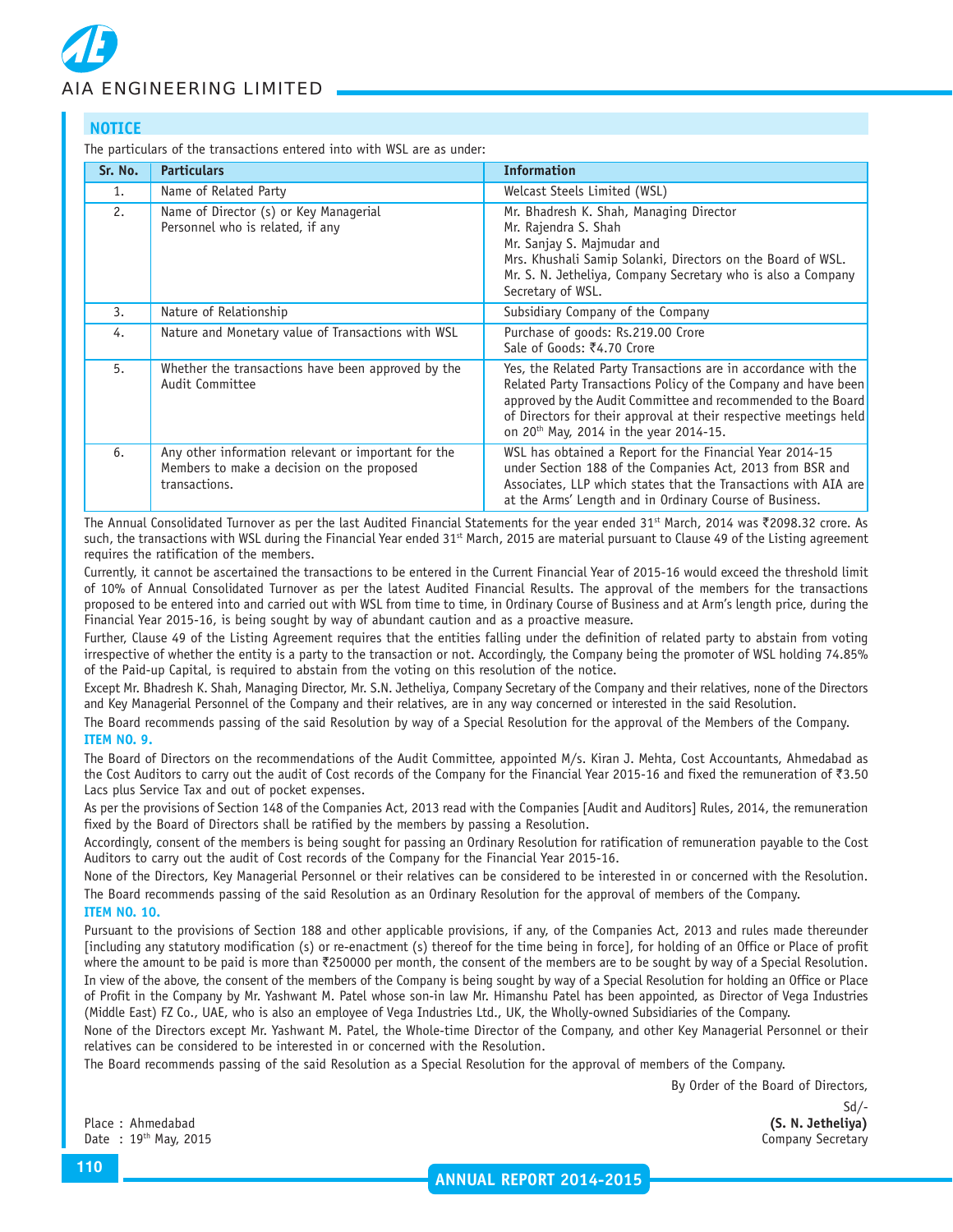## NOTICE

The particulars of the transactions entered into with WSL are as under:

| Sr. No. | Particulars | Information |
|---|---|---|
| 1. | Name of Related Party | Welcast Steels Limited (WSL) |
| 2. | Name of Director (s) or Key Managerial Personnel who is related, if any | Mr. Bhadresh K. Shah, Managing Director<br>Mr. Rajendra S. Shah<br>Mr. Sanjay S. Majmudar and<br>Mrs. Khushali Samip Solanki, Directors on the Board of WSL.<br>Mr. S. N. Jetheliya, Company Secretary who is also a Company Secretary of WSL. |
| 3. | Nature of Relationship | Subsidiary Company of the Company |
| 4. | Nature and Monetary value of Transactions with WSL | Purchase of goods: Rs.219.00 Crore<br>Sale of Goods: ₹4.70 Crore |
| 5. | Whether the transactions have been approved by the Audit Committee | Yes, the Related Party Transactions are in accordance with the Related Party Transactions Policy of the Company and have been approved by the Audit Committee and recommended to the Board of Directors for their approval at their respective meetings held on 20th May, 2014 in the year 2014-15. |
| 6. | Any other information relevant or important for the Members to make a decision on the proposed transactions. | WSL has obtained a Report for the Financial Year 2014-15 under Section 188 of the Companies Act, 2013 from BSR and Associates, LLP which states that the Transactions with AIA are at the Arms' Length and in Ordinary Course of Business. |

The Annual Consolidated Turnover as per the last Audited Financial Statements for the year ended 31st March, 2014 was ₹2098.32 crore. As such, the transactions with WSL during the Financial Year ended 31st March, 2015 are material pursuant to Clause 49 of the Listing agreement requires the ratification of the members.

Currently, it cannot be ascertained the transactions to be entered in the Current Financial Year of 2015-16 would exceed the threshold limit of 10% of Annual Consolidated Turnover as per the latest Audited Financial Results. The approval of the members for the transactions proposed to be entered into and carried out with WSL from time to time, in Ordinary Course of Business and at Arm's length price, during the Financial Year 2015-16, is being sought by way of abundant caution and as a proactive measure.

Further, Clause 49 of the Listing Agreement requires that the entities falling under the definition of related party to abstain from voting irrespective of whether the entity is a party to the transaction or not. Accordingly, the Company being the promoter of WSL holding 74.85% of the Paid-up Capital, is required to abstain from the voting on this resolution of the notice.

Except Mr. Bhadresh K. Shah, Managing Director, Mr. S.N. Jetheliya, Company Secretary of the Company and their relatives, none of the Directors and Key Managerial Personnel of the Company and their relatives, are in any way concerned or interested in the said Resolution.

The Board recommends passing of the said Resolution by way of a Special Resolution for the approval of the Members of the Company.

### ITEM NO. 9.

The Board of Directors on the recommendations of the Audit Committee, appointed M/s. Kiran J. Mehta, Cost Accountants, Ahmedabad as the Cost Auditors to carry out the audit of Cost records of the Company for the Financial Year 2015-16 and fixed the remuneration of ₹3.50 Lacs plus Service Tax and out of pocket expenses.

As per the provisions of Section 148 of the Companies Act, 2013 read with the Companies [Audit and Auditors] Rules, 2014, the remuneration fixed by the Board of Directors shall be ratified by the members by passing a Resolution.

Accordingly, consent of the members is being sought for passing an Ordinary Resolution for ratification of remuneration payable to the Cost Auditors to carry out the audit of Cost records of the Company for the Financial Year 2015-16.

None of the Directors, Key Managerial Personnel or their relatives can be considered to be interested in or concerned with the Resolution.

The Board recommends passing of the said Resolution as an Ordinary Resolution for the approval of members of the Company.

### ITEM NO. 10.

Pursuant to the provisions of Section 188 and other applicable provisions, if any, of the Companies Act, 2013 and rules made thereunder [including any statutory modification (s) or re-enactment (s) thereof for the time being in force], for holding of an Office or Place of profit where the amount to be paid is more than ₹250000 per month, the consent of the members are to be sought by way of a Special Resolution.

In view of the above, the consent of the members of the Company is being sought by way of a Special Resolution for holding an Office or Place of Profit in the Company by Mr. Yashwant M. Patel whose son-in law Mr. Himanshu Patel has been appointed, as Director of Vega Industries (Middle East) FZ Co., UAE, who is also an employee of Vega Industries Ltd., UK, the Wholly-owned Subsidiaries of the Company.

None of the Directors except Mr. Yashwant M. Patel, the Whole-time Director of the Company, and other Key Managerial Personnel or their relatives can be considered to be interested in or concerned with the Resolution.

The Board recommends passing of the said Resolution as a Special Resolution for the approval of members of the Company.

By Order of the Board of Directors,

Sd/-

**(S. N. Jetheliya)**
Company Secretary

Place : Ahmedabad
Date : 19th May, 2015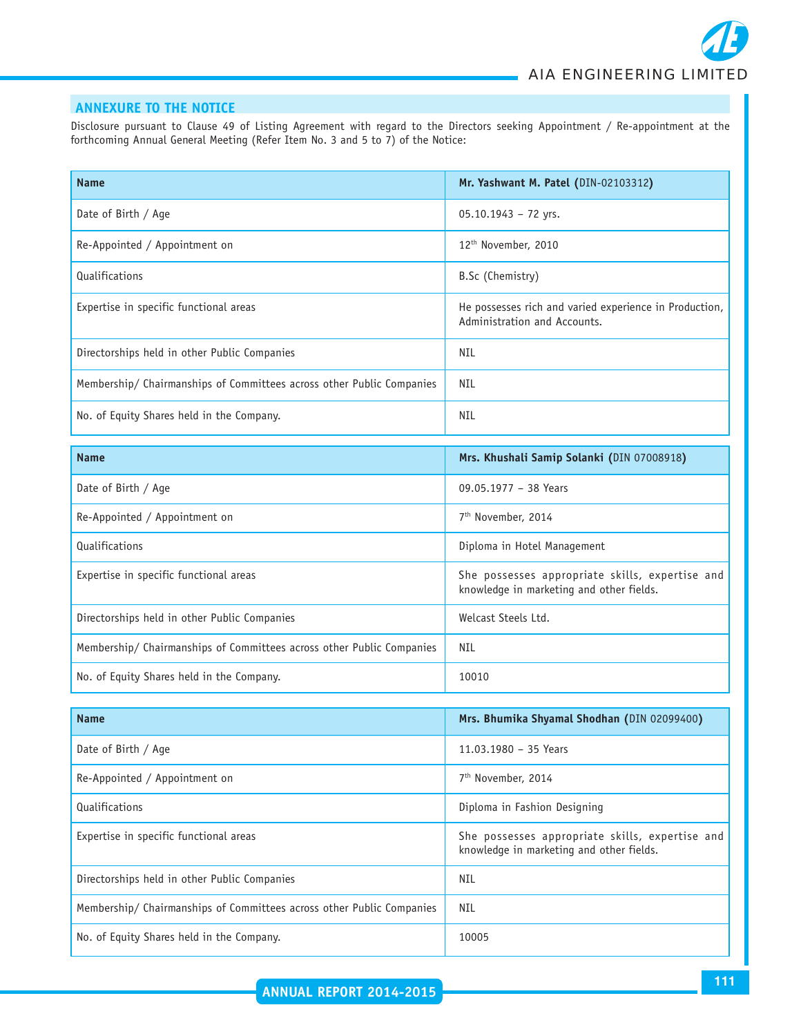## ANNEXURE TO THE NOTICE

Disclosure pursuant to Clause 49 of Listing Agreement with regard to the Directors seeking Appointment / Re-appointment at the forthcoming Annual General Meeting (Refer Item No. 3 and 5 to 7) of the Notice:

| Name | **Mr. Yashwant M. Patel (**DIN-02103312**)** |
|---|---|
| Date of Birth / Age | 05.10.1943 – 72 yrs. |
| Re-Appointed / Appointment on | 12th November, 2010 |
| Qualifications | B.Sc (Chemistry) |
| Expertise in specific functional areas | He possesses rich and varied experience in Production, Administration and Accounts. |
| Directorships held in other Public Companies | NIL |
| Membership/ Chairmanships of Committees across other Public Companies | NIL |
| No. of Equity Shares held in the Company. | NIL |

| Name | **Mrs. Khushali Samip Solanki (**DIN 07008918**)** |
|---|---|
| Date of Birth / Age | 09.05.1977 – 38 Years |
| Re-Appointed / Appointment on | 7th November, 2014 |
| Qualifications | Diploma in Hotel Management |
| Expertise in specific functional areas | She possesses appropriate skills, expertise and knowledge in marketing and other fields. |
| Directorships held in other Public Companies | Welcast Steels Ltd. |
| Membership/ Chairmanships of Committees across other Public Companies | NIL |
| No. of Equity Shares held in the Company. | 10010 |

| Name | **Mrs. Bhumika Shyamal Shodhan (**DIN 02099400**)** |
|---|---|
| Date of Birth / Age | 11.03.1980 – 35 Years |
| Re-Appointed / Appointment on | 7th November, 2014 |
| Qualifications | Diploma in Fashion Designing |
| Expertise in specific functional areas | She possesses appropriate skills, expertise and knowledge in marketing and other fields. |
| Directorships held in other Public Companies | NIL |
| Membership/ Chairmanships of Committees across other Public Companies | NIL |
| No. of Equity Shares held in the Company. | 10005 |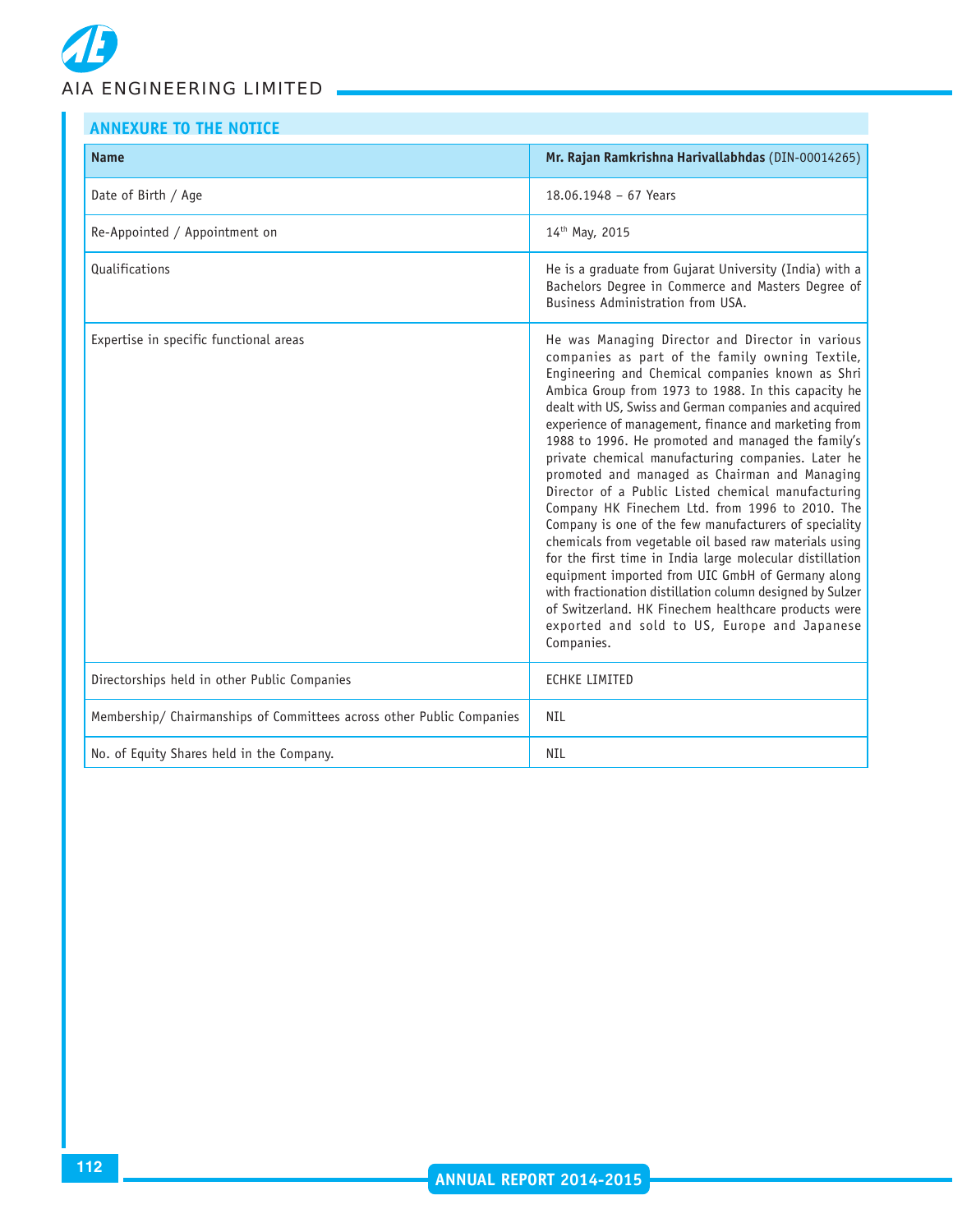## ANNEXURE TO THE NOTICE

| **Name** | **Mr. Rajan Ramkrishna Harivallabhdas** (DIN-00014265) |
|---|---|
| Date of Birth / Age | 18.06.1948 – 67 Years |
| Re-Appointed / Appointment on | 14th May, 2015 |
| Qualifications | He is a graduate from Gujarat University (India) with a Bachelors Degree in Commerce and Masters Degree of Business Administration from USA. |
| Expertise in specific functional areas | He was Managing Director and Director in various companies as part of the family owning Textile, Engineering and Chemical companies known as Shri Ambica Group from 1973 to 1988. In this capacity he dealt with US, Swiss and German companies and acquired experience of management, finance and marketing from 1988 to 1996. He promoted and managed the family's private chemical manufacturing companies. Later he promoted and managed as Chairman and Managing Director of a Public Listed chemical manufacturing Company HK Finechem Ltd. from 1996 to 2010. The Company is one of the few manufacturers of speciality chemicals from vegetable oil based raw materials using for the first time in India large molecular distillation equipment imported from UIC GmbH of Germany along with fractionation distillation column designed by Sulzer of Switzerland. HK Finechem healthcare products were exported and sold to US, Europe and Japanese Companies. |
| Directorships held in other Public Companies | ECHKE LIMITED |
| Membership/ Chairmanships of Committees across other Public Companies | NIL |
| No. of Equity Shares held in the Company. | NIL |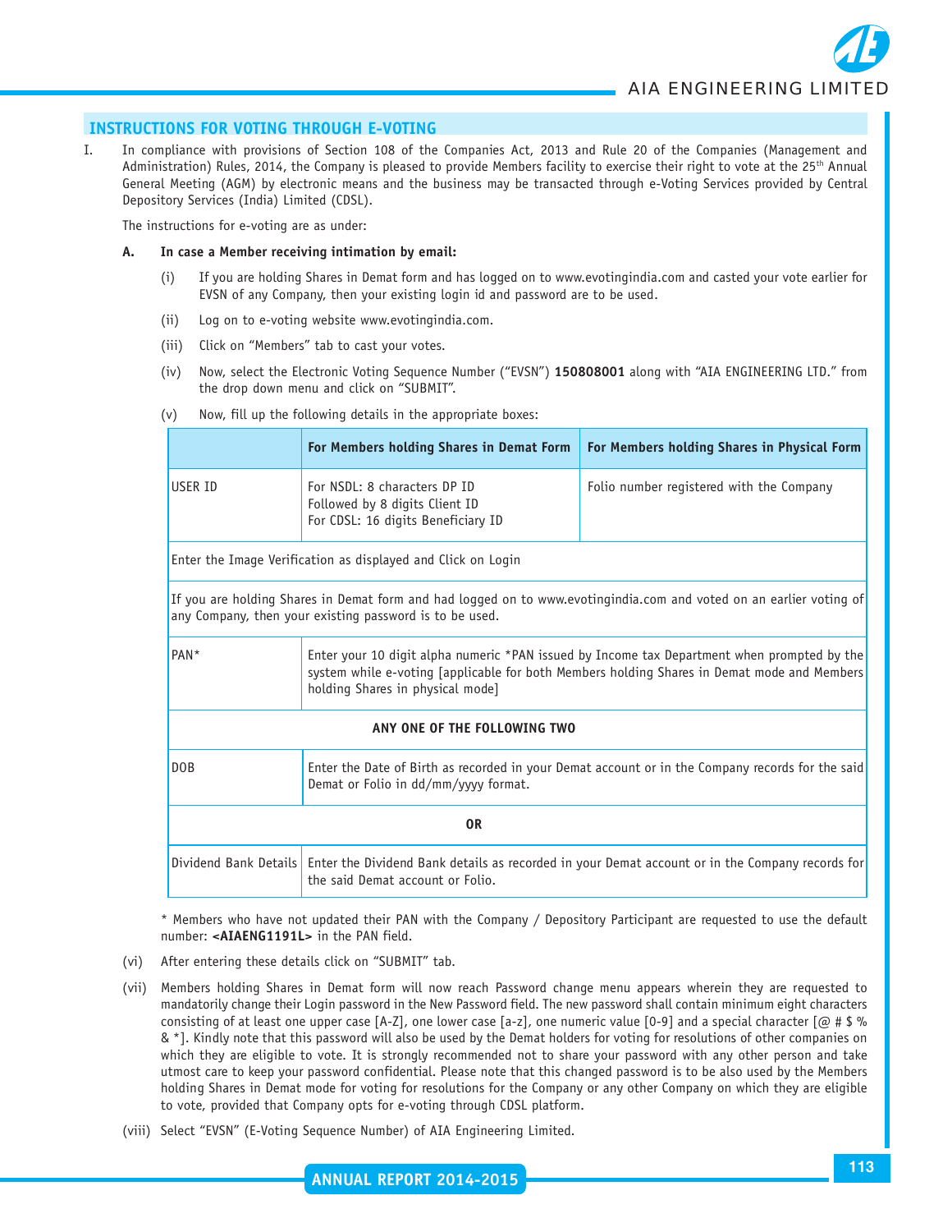## INSTRUCTIONS FOR VOTING THROUGH E-VOTING

I. In compliance with provisions of Section 108 of the Companies Act, 2013 and Rule 20 of the Companies (Management and Administration) Rules, 2014, the Company is pleased to provide Members facility to exercise their right to vote at the 25th Annual General Meeting (AGM) by electronic means and the business may be transacted through e-Voting Services provided by Central Depository Services (India) Limited (CDSL).

The instructions for e-voting are as under:

**A. In case a Member receiving intimation by email:**

(i) If you are holding Shares in Demat form and has logged on to www.evotingindia.com and casted your vote earlier for EVSN of any Company, then your existing login id and password are to be used.

(ii) Log on to e-voting website www.evotingindia.com.

(iii) Click on "Members" tab to cast your votes.

(iv) Now, select the Electronic Voting Sequence Number ("EVSN") **150808001** along with "AIA ENGINEERING LTD." from the drop down menu and click on "SUBMIT".

(v) Now, fill up the following details in the appropriate boxes:

| | For Members holding Shares in Demat Form | For Members holding Shares in Physical Form |
|---|---|---|
| USER ID | For NSDL: 8 characters DP ID Followed by 8 digits Client ID<br>For CDSL: 16 digits Beneficiary ID | Folio number registered with the Company |
| Enter the Image Verification as displayed and Click on Login | | |
| If you are holding Shares in Demat form and had logged on to www.evotingindia.com and voted on an earlier voting of any Company, then your existing password is to be used. | | |
| PAN* | Enter your 10 digit alpha numeric *PAN issued by Income tax Department when prompted by the system while e-voting [applicable for both Members holding Shares in Demat mode and Members holding Shares in physical mode] | |
| **ANY ONE OF THE FOLLOWING TWO** | | |
| DOB | Enter the Date of Birth as recorded in your Demat account or in the Company records for the said Demat or Folio in dd/mm/yyyy format. | |
| **OR** | | |
| Dividend Bank Details | Enter the Dividend Bank details as recorded in your Demat account or in the Company records for the said Demat account or Folio. | |

\* Members who have not updated their PAN with the Company / Depository Participant are requested to use the default number: **<AIAENG1191L>** in the PAN field.

(vi) After entering these details click on "SUBMIT" tab.

(vii) Members holding Shares in Demat form will now reach Password change menu appears wherein they are requested to mandatorily change their Login password in the New Password field. The new password shall contain minimum eight characters consisting of at least one upper case [A-Z], one lower case [a-z], one numeric value [0-9] and a special character [@ # $ % & *]. Kindly note that this password will also be used by the Demat holders for voting for resolutions of other companies on which they are eligible to vote. It is strongly recommended not to share your password with any other person and take utmost care to keep your password confidential. Please note that this changed password is to be also used by the Members holding Shares in Demat mode for voting for resolutions for the Company or any other Company on which they are eligible to vote, provided that Company opts for e-voting through CDSL platform.

(viii) Select "EVSN" (E-Voting Sequence Number) of AIA Engineering Limited.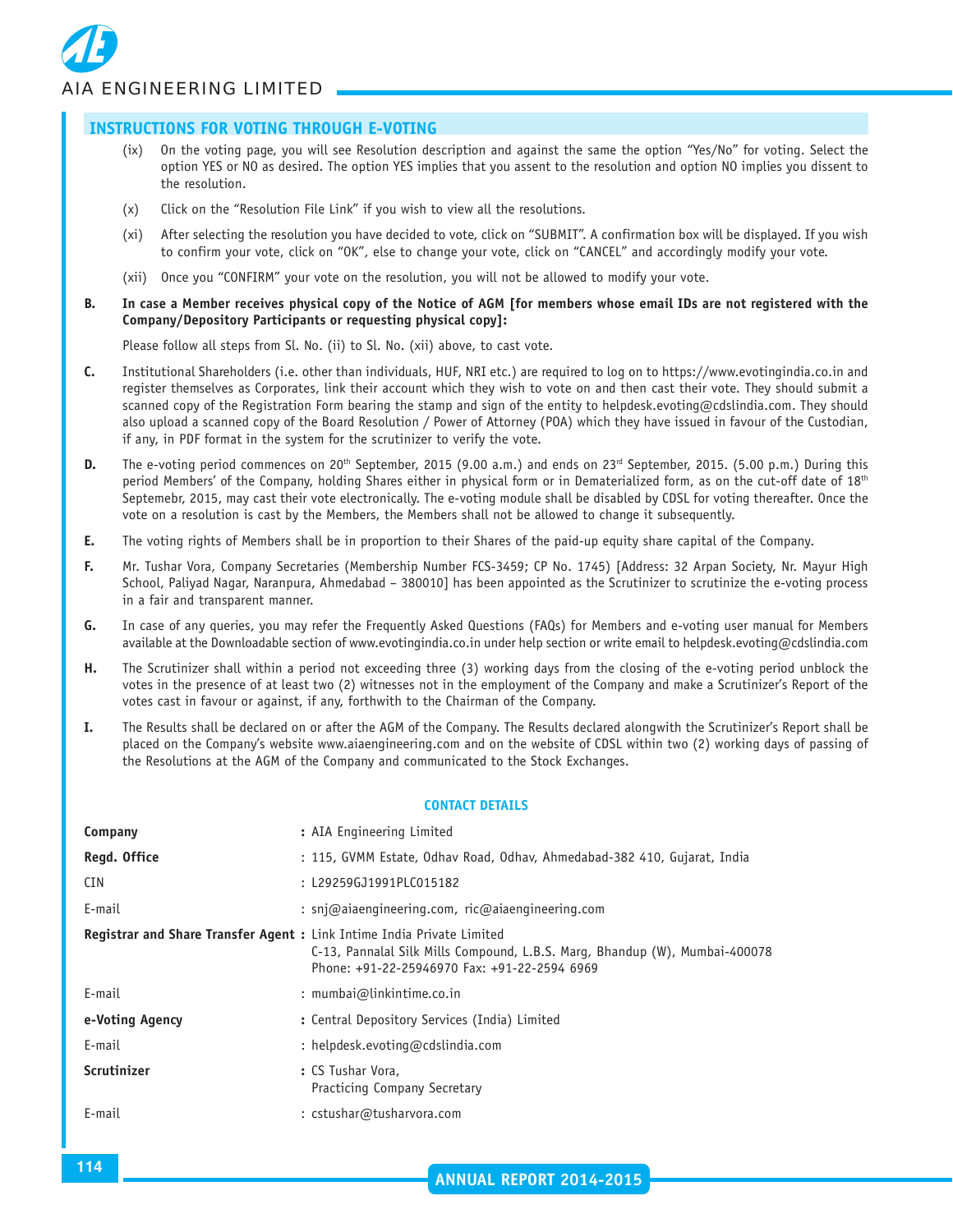## INSTRUCTIONS FOR VOTING THROUGH E-VOTING

(ix) On the voting page, you will see Resolution description and against the same the option "Yes/No" for voting. Select the option YES or NO as desired. The option YES implies that you assent to the resolution and option NO implies you dissent to the resolution.

(x) Click on the "Resolution File Link" if you wish to view all the resolutions.

(xi) After selecting the resolution you have decided to vote, click on "SUBMIT". A confirmation box will be displayed. If you wish to confirm your vote, click on "OK", else to change your vote, click on "CANCEL" and accordingly modify your vote.

(xii) Once you "CONFIRM" your vote on the resolution, you will not be allowed to modify your vote.

**B. In case a Member receives physical copy of the Notice of AGM [for members whose email IDs are not registered with the Company/Depository Participants or requesting physical copy]:**

Please follow all steps from Sl. No. (ii) to Sl. No. (xii) above, to cast vote.

**C.** Institutional Shareholders (i.e. other than individuals, HUF, NRI etc.) are required to log on to https://www.evotingindia.co.in and register themselves as Corporates, link their account which they wish to vote on and then cast their vote. They should submit a scanned copy of the Registration Form bearing the stamp and sign of the entity to helpdesk.evoting@cdslindia.com. They should also upload a scanned copy of the Board Resolution / Power of Attorney (POA) which they have issued in favour of the Custodian, if any, in PDF format in the system for the scrutinizer to verify the vote.

**D.** The e-voting period commences on 20th September, 2015 (9.00 a.m.) and ends on 23rd September, 2015. (5.00 p.m.) During this period Members' of the Company, holding Shares either in physical form or in Dematerialized form, as on the cut-off date of 18th Septemebr, 2015, may cast their vote electronically. The e-voting module shall be disabled by CDSL for voting thereafter. Once the vote on a resolution is cast by the Members, the Members shall not be allowed to change it subsequently.

**E.** The voting rights of Members shall be in proportion to their Shares of the paid-up equity share capital of the Company.

**F.** Mr. Tushar Vora, Company Secretaries (Membership Number FCS-3459; CP No. 1745) [Address: 32 Arpan Society, Nr. Mayur High School, Paliyad Nagar, Naranpura, Ahmedabad – 380010] has been appointed as the Scrutinizer to scrutinize the e-voting process in a fair and transparent manner.

**G.** In case of any queries, you may refer the Frequently Asked Questions (FAQs) for Members and e-voting user manual for Members available at the Downloadable section of www.evotingindia.co.in under help section or write email to helpdesk.evoting@cdslindia.com

**H.** The Scrutinizer shall within a period not exceeding three (3) working days from the closing of the e-voting period unblock the votes in the presence of at least two (2) witnesses not in the employment of the Company and make a Scrutinizer's Report of the votes cast in favour or against, if any, forthwith to the Chairman of the Company.

**I.** The Results shall be declared on or after the AGM of the Company. The Results declared alongwith the Scrutinizer's Report shall be placed on the Company's website www.aiaengineering.com and on the website of CDSL within two (2) working days of passing of the Resolutions at the AGM of the Company and communicated to the Stock Exchanges.

### CONTACT DETAILS

| | |
|---|---|
| **Company** | : AIA Engineering Limited |
| **Regd. Office** | : 115, GVMM Estate, Odhav Road, Odhav, Ahmedabad-382 410, Gujarat, India |
| CIN | : L29259GJ1991PLC015182 |
| E-mail | : snj@aiaengineering.com, ric@aiaengineering.com |
| **Registrar and Share Transfer Agent** | : Link Intime India Private Limited<br>C-13, Pannalal Silk Mills Compound, L.B.S. Marg, Bhandup (W), Mumbai-400078<br>Phone: +91-22-25946970 Fax: +91-22-2594 6969 |
| E-mail | : mumbai@linkintime.co.in |
| **e-Voting Agency** | : Central Depository Services (India) Limited |
| E-mail | : helpdesk.evoting@cdslindia.com |
| **Scrutinizer** | : CS Tushar Vora,<br>Practicing Company Secretary |
| E-mail | : cstushar@tusharvora.com |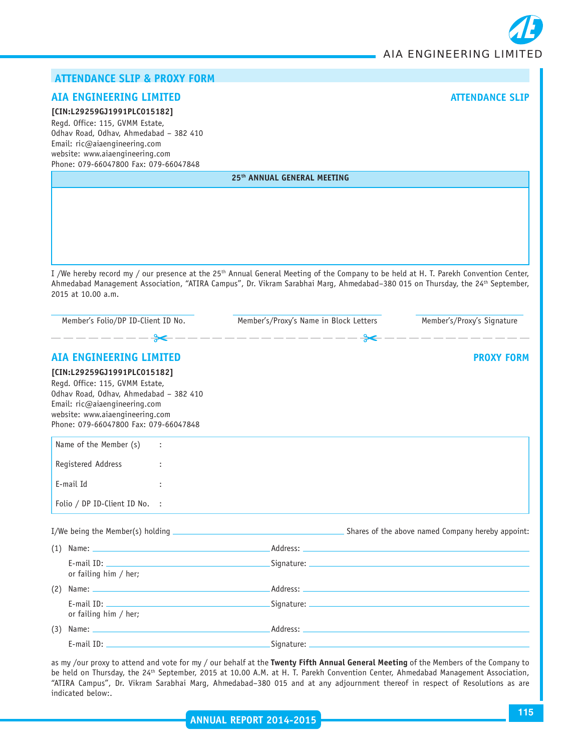## ATTENDANCE SLIP & PROXY FORM

### AIA ENGINEERING LIMITED

**ATTENDANCE SLIP**

**[CIN:L29259GJ1991PLC015182]**
Regd. Office: 115, GVMM Estate,
Odhav Road, Odhav, Ahmedabad – 382 410
Email: ric@aiaengineering.com
website: www.aiaengineering.com
Phone: 079-66047800 Fax: 079-66047848

| 25th ANNUAL GENERAL MEETING |
|---|
| |

I /We hereby record my / our presence at the 25th Annual General Meeting of the Company to be held at H. T. Parekh Convention Center, Ahmedabad Management Association, "ATIRA Campus", Dr. Vikram Sarabhai Marg, Ahmedabad–380 015 on Thursday, the 24th September, 2015 at 10.00 a.m.

| Member's Folio/DP ID-Client ID No. | Member's/Proxy's Name in Block Letters | Member's/Proxy's Signature |
|---|---|---|

---

### AIA ENGINEERING LIMITED

**PROXY FORM**

**[CIN:L29259GJ1991PLC015182]**
Regd. Office: 115, GVMM Estate,
Odhav Road, Odhav, Ahmedabad – 382 410
Email: ric@aiaengineering.com
website: www.aiaengineering.com
Phone: 079-66047800 Fax: 079-66047848

| | |
|---|---|
| Name of the Member (s) | : |
| Registered Address | : |
| E-mail Id | : |
| Folio / DP ID-Client ID No. | : |

I/We being the Member(s) holding ______________________ Shares of the above named Company hereby appoint:

(1) Name: ______________________ Address: ______________________

E-mail ID: ______________________ Signature: ______________________

or failing him / her;

(2) Name: ______________________ Address: ______________________

E-mail ID: ______________________ Signature: ______________________

or failing him / her;

(3) Name: ______________________ Address: ______________________

E-mail ID: ______________________ Signature: ______________________

as my /our proxy to attend and vote for my / our behalf at the **Twenty Fifth Annual General Meeting** of the Members of the Company to be held on Thursday, the 24th September, 2015 at 10.00 A.M. at H. T. Parekh Convention Center, Ahmedabad Management Association, "ATIRA Campus", Dr. Vikram Sarabhai Marg, Ahmedabad–380 015 and at any adjournment thereof in respect of Resolutions as are indicated below:.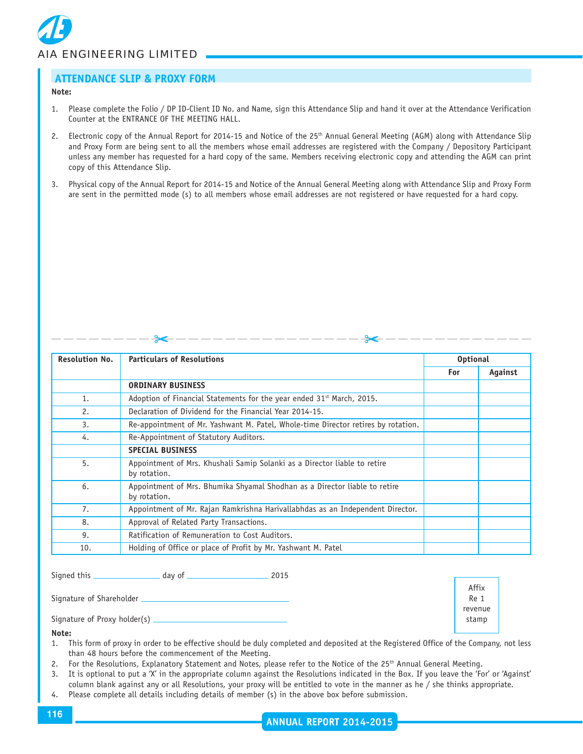## ATTENDANCE SLIP & PROXY FORM

**Note:**

1. Please complete the Folio / DP ID-Client ID No. and Name, sign this Attendance Slip and hand it over at the Attendance Verification Counter at the ENTRANCE OF THE MEETING HALL.
2. Electronic copy of the Annual Report for 2014-15 and Notice of the 25th Annual General Meeting (AGM) along with Attendance Slip and Proxy Form are being sent to all the members whose email addresses are registered with the Company / Depository Participant unless any member has requested for a hard copy of the same. Members receiving electronic copy and attending the AGM can print copy of this Attendance Slip.
3. Physical copy of the Annual Report for 2014-15 and Notice of the Annual General Meeting along with Attendance Slip and Proxy Form are sent in the permitted mode (s) to all members whose email addresses are not registered or have requested for a hard copy.

---

| Resolution No. | Particulars of Resolutions | Optional | |
|---|---|---|---|
| | | For | Against |
| | **ORDINARY BUSINESS** | | |
| 1. | Adoption of Financial Statements for the year ended 31st March, 2015. | | |
| 2. | Declaration of Dividend for the Financial Year 2014-15. | | |
| 3. | Re-appointment of Mr. Yashwant M. Patel, Whole-time Director retires by rotation. | | |
| 4. | Re-Appointment of Statutory Auditors. | | |
| | **SPECIAL BUSINESS** | | |
| 5. | Appointment of Mrs. Khushali Samip Solanki as a Director liable to retire by rotation. | | |
| 6. | Appointment of Mrs. Bhumika Shyamal Shodhan as a Director liable to retire by rotation. | | |
| 7. | Appointment of Mr. Rajan Ramkrishna Harivallabhdas as an Independent Director. | | |
| 8. | Approval of Related Party Transactions. | | |
| 9. | Ratification of Remuneration to Cost Auditors. | | |
| 10. | Holding of Office or place of Profit by Mr. Yashwant M. Patel | | |

Signed this ______________ day of ________________ 2015

Signature of Shareholder ______________________________

Signature of Proxy holder(s) ______________________________

Affix Re 1 revenue stamp

**Note:**

1. This form of proxy in order to be effective should be duly completed and deposited at the Registered Office of the Company, not less than 48 hours before the commencement of the Meeting.
2. For the Resolutions, Explanatory Statement and Notes, please refer to the Notice of the 25th Annual General Meeting.
3. It is optional to put a 'X' in the appropriate column against the Resolutions indicated in the Box. If you leave the 'For' or 'Against' column blank against any or all Resolutions, your proxy will be entitled to vote in the manner as he / she thinks appropriate.
4. Please complete all details including details of member (s) in the above box before submission.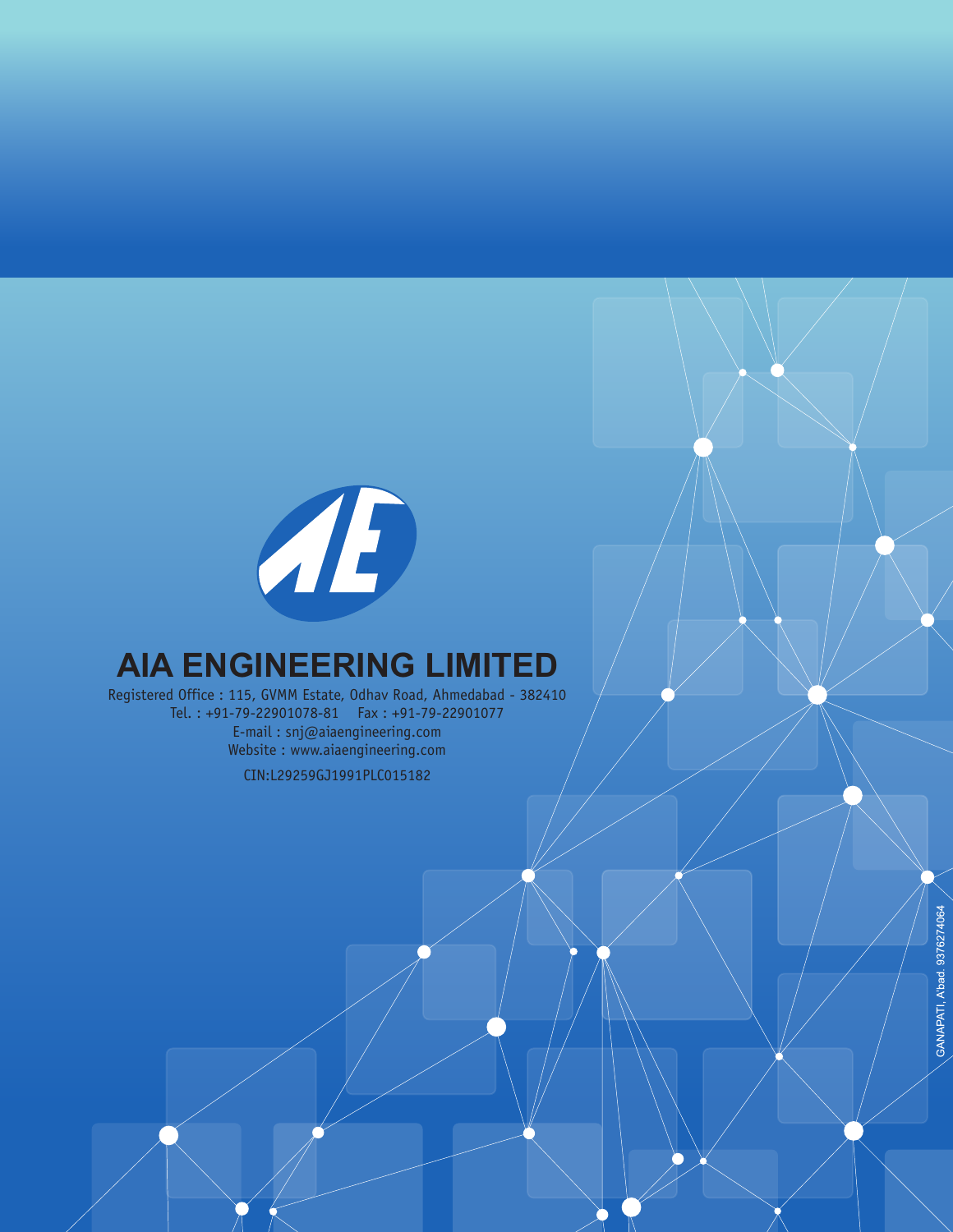# AIA ENGINEERING LIMITED

Registered Office : 115, GVMM Estate, Odhav Road, Ahmedabad - 382410

Tel. : +91-79-22901078-81 Fax : +91-79-22901077

E-mail : snj@aiaengineering.com

Website : www.aiaengineering.com

CIN:L29259GJ1991PLC015182

GANAPATI, A'bad. 9376274064